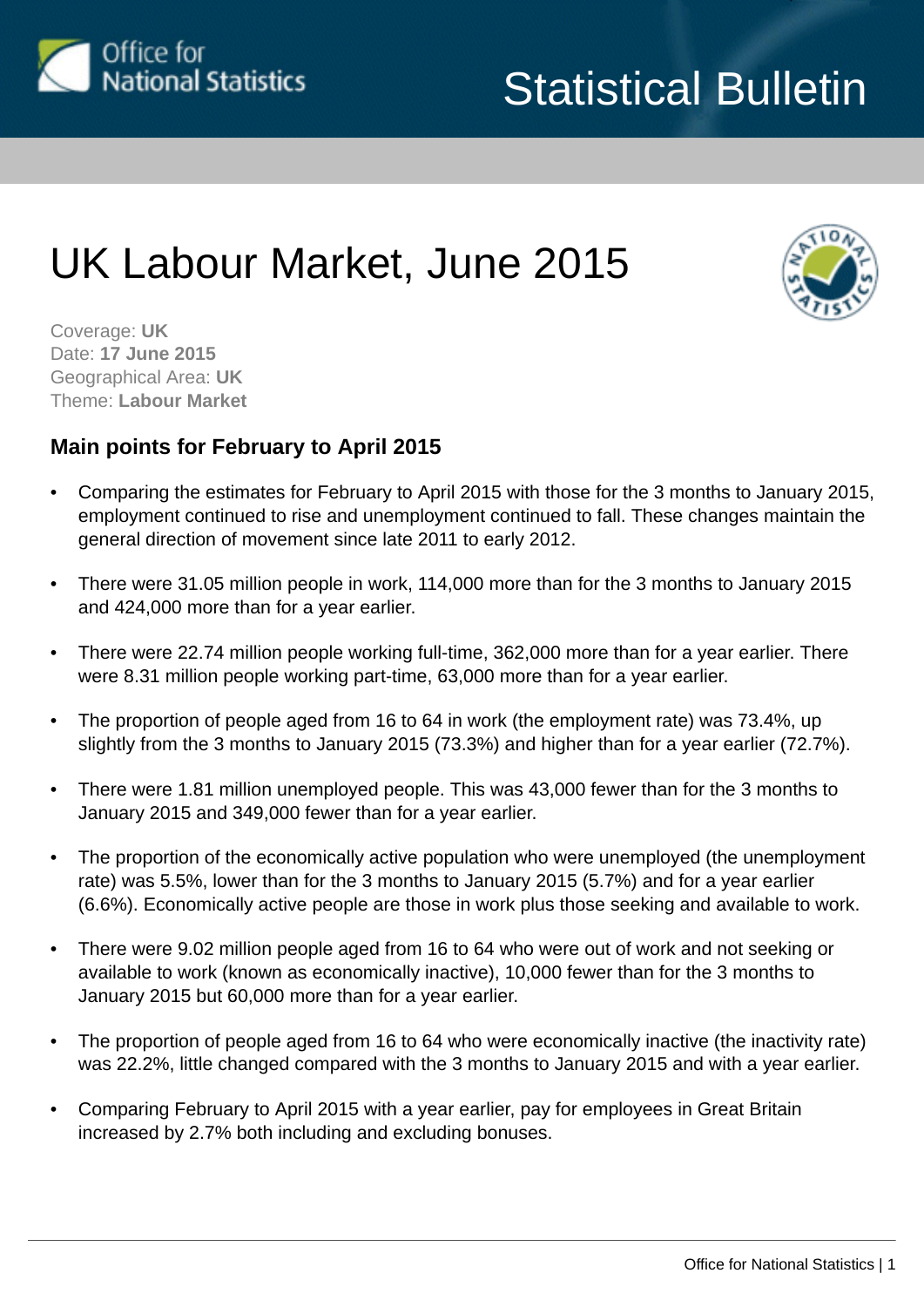Statistical Bulletin

# UK Labour Market, June 2015

Coverage: **UK**
Date: **17 June 2015**
Geographical Area: **UK**
Theme: **Labour Market**

## Main points for February to April 2015

- Comparing the estimates for February to April 2015 with those for the 3 months to January 2015, employment continued to rise and unemployment continued to fall. These changes maintain the general direction of movement since late 2011 to early 2012.
- There were 31.05 million people in work, 114,000 more than for the 3 months to January 2015 and 424,000 more than for a year earlier.
- There were 22.74 million people working full-time, 362,000 more than for a year earlier. There were 8.31 million people working part-time, 63,000 more than for a year earlier.
- The proportion of people aged from 16 to 64 in work (the employment rate) was 73.4%, up slightly from the 3 months to January 2015 (73.3%) and higher than for a year earlier (72.7%).
- There were 1.81 million unemployed people. This was 43,000 fewer than for the 3 months to January 2015 and 349,000 fewer than for a year earlier.
- The proportion of the economically active population who were unemployed (the unemployment rate) was 5.5%, lower than for the 3 months to January 2015 (5.7%) and for a year earlier (6.6%). Economically active people are those in work plus those seeking and available to work.
- There were 9.02 million people aged from 16 to 64 who were out of work and not seeking or available to work (known as economically inactive), 10,000 fewer than for the 3 months to January 2015 but 60,000 more than for a year earlier.
- The proportion of people aged from 16 to 64 who were economically inactive (the inactivity rate) was 22.2%, little changed compared with the 3 months to January 2015 and with a year earlier.
- Comparing February to April 2015 with a year earlier, pay for employees in Great Britain increased by 2.7% both including and excluding bonuses.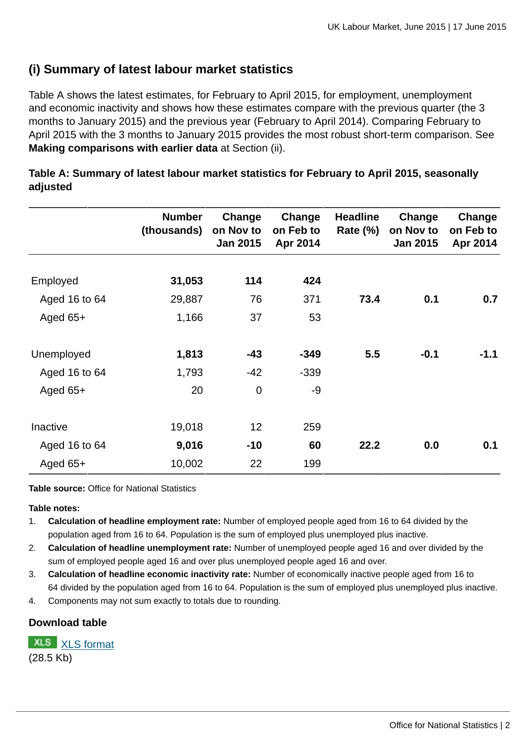## (i) Summary of latest labour market statistics

Table A shows the latest estimates, for February to April 2015, for employment, unemployment and economic inactivity and shows how these estimates compare with the previous quarter (the 3 months to January 2015) and the previous year (February to April 2014). Comparing February to April 2015 with the 3 months to January 2015 provides the most robust short-term comparison. See **Making comparisons with earlier data** at Section (ii).

**Table A: Summary of latest labour market statistics for February to April 2015, seasonally adjusted**

| | Number (thousands) | Change on Nov to Jan 2015 | Change on Feb to Apr 2014 | Headline Rate (%) | Change on Nov to Jan 2015 | Change on Feb to Apr 2014 |
|---|---|---|---|---|---|---|
| Employed | **31,053** | **114** | **424** | | | |
| Aged 16 to 64 | 29,887 | 76 | 371 | **73.4** | **0.1** | **0.7** |
| Aged 65+ | 1,166 | 37 | 53 | | | |
| Unemployed | **1,813** | **-43** | **-349** | **5.5** | **-0.1** | **-1.1** |
| Aged 16 to 64 | 1,793 | -42 | -339 | | | |
| Aged 65+ | 20 | 0 | -9 | | | |
| Inactive | 19,018 | 12 | 259 | | | |
| Aged 16 to 64 | **9,016** | **-10** | **60** | **22.2** | **0.0** | **0.1** |
| Aged 65+ | 10,002 | 22 | 199 | | | |

**Table source:** Office for National Statistics

**Table notes:**

1. **Calculation of headline employment rate:** Number of employed people aged from 16 to 64 divided by the population aged from 16 to 64. Population is the sum of employed plus unemployed plus inactive.
2. **Calculation of headline unemployment rate:** Number of unemployed people aged 16 and over divided by the sum of employed people aged 16 and over plus unemployed people aged 16 and over.
3. **Calculation of headline economic inactivity rate:** Number of economically inactive people aged from 16 to 64 divided by the population aged from 16 to 64. Population is the sum of employed plus unemployed plus inactive.
4. Components may not sum exactly to totals due to rounding.

### Download table

XLS [XLS format](XLS format)
(28.5 Kb)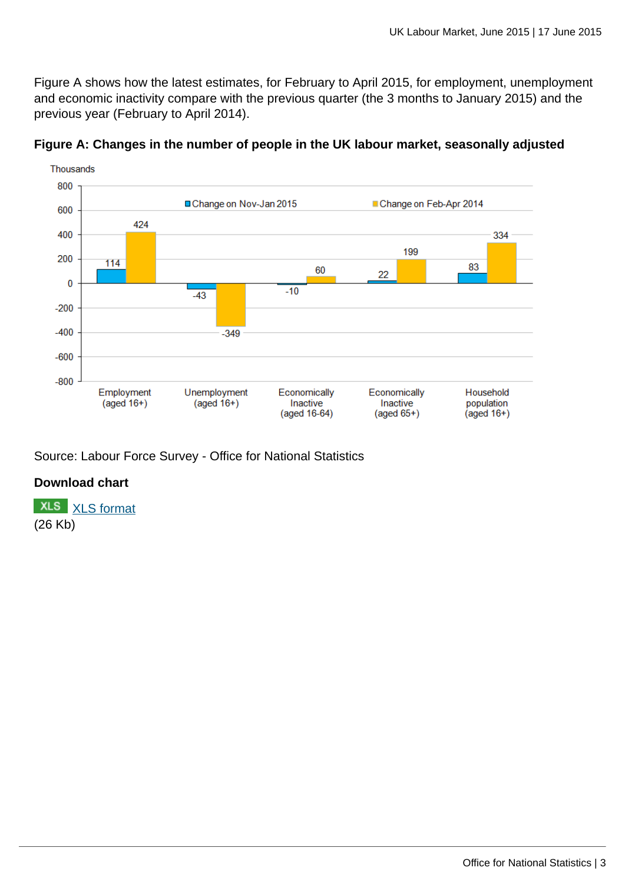Figure A shows how the latest estimates, for February to April 2015, for employment, unemployment and economic inactivity compare with the previous quarter (the 3 months to January 2015) and the previous year (February to April 2014).

**Figure A: Changes in the number of people in the UK labour market, seasonally adjusted**

Thousands

| | Change on Nov-Jan 2015 | Change on Feb-Apr 2014 |
|---|---|---|
| Employment (aged 16+) | 114 | 424 |
| Unemployment (aged 16+) | -43 | -349 |
| Economically Inactive (aged 16-64) | -10 | 60 |
| Economically Inactive (aged 65+) | 22 | 199 |
| Household population (aged 16+) | 83 | 334 |

Source: Labour Force Survey - Office for National Statistics

**Download chart**

XLS XLS format
(26 Kb)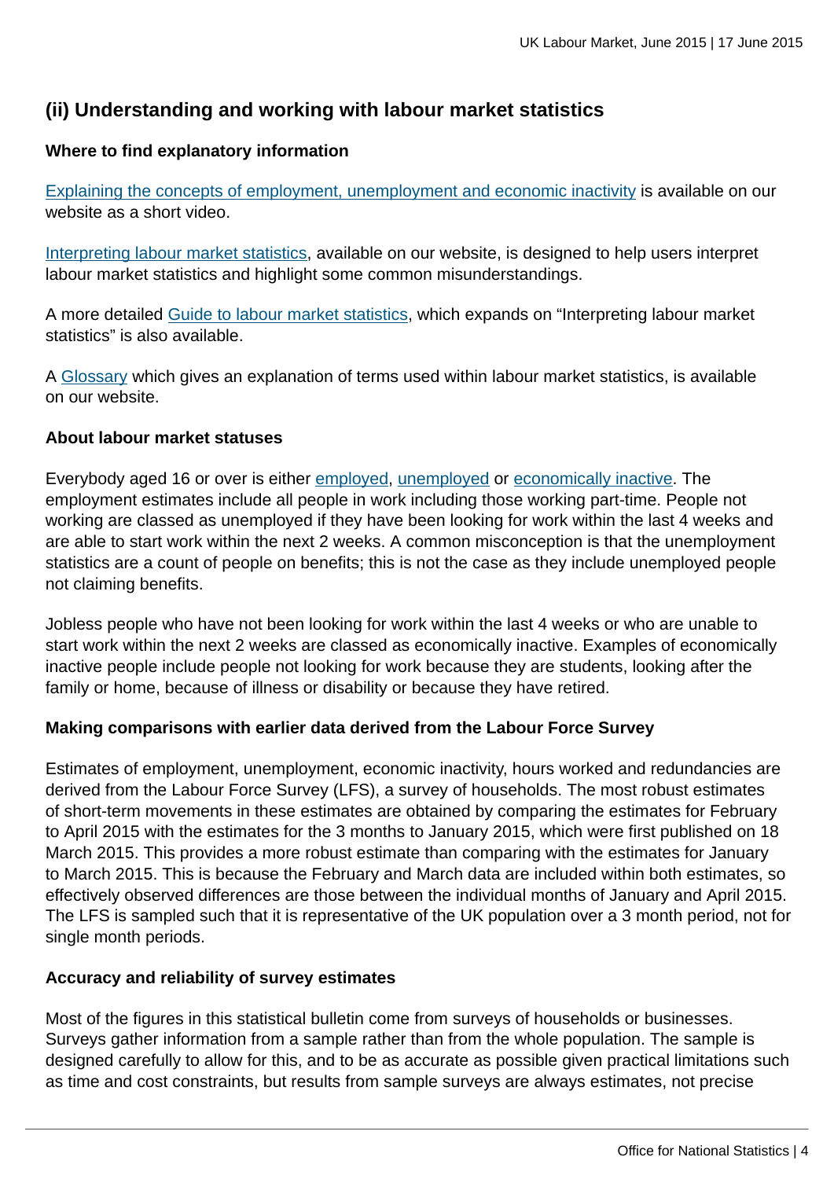## (ii) Understanding and working with labour market statistics

### Where to find explanatory information

[Explaining the concepts of employment, unemployment and economic inactivity](#) is available on our website as a short video.

[Interpreting labour market statistics](#), available on our website, is designed to help users interpret labour market statistics and highlight some common misunderstandings.

A more detailed [Guide to labour market statistics](#), which expands on "Interpreting labour market statistics" is also available.

A [Glossary](#) which gives an explanation of terms used within labour market statistics, is available on our website.

### About labour market statuses

Everybody aged 16 or over is either [employed](#), [unemployed](#) or [economically inactive](#). The employment estimates include all people in work including those working part-time. People not working are classed as unemployed if they have been looking for work within the last 4 weeks and are able to start work within the next 2 weeks. A common misconception is that the unemployment statistics are a count of people on benefits; this is not the case as they include unemployed people not claiming benefits.

Jobless people who have not been looking for work within the last 4 weeks or who are unable to start work within the next 2 weeks are classed as economically inactive. Examples of economically inactive people include people not looking for work because they are students, looking after the family or home, because of illness or disability or because they have retired.

### Making comparisons with earlier data derived from the Labour Force Survey

Estimates of employment, unemployment, economic inactivity, hours worked and redundancies are derived from the Labour Force Survey (LFS), a survey of households. The most robust estimates of short-term movements in these estimates are obtained by comparing the estimates for February to April 2015 with the estimates for the 3 months to January 2015, which were first published on 18 March 2015. This provides a more robust estimate than comparing with the estimates for January to March 2015. This is because the February and March data are included within both estimates, so effectively observed differences are those between the individual months of January and April 2015. The LFS is sampled such that it is representative of the UK population over a 3 month period, not for single month periods.

### Accuracy and reliability of survey estimates

Most of the figures in this statistical bulletin come from surveys of households or businesses. Surveys gather information from a sample rather than from the whole population. The sample is designed carefully to allow for this, and to be as accurate as possible given practical limitations such as time and cost constraints, but results from sample surveys are always estimates, not precise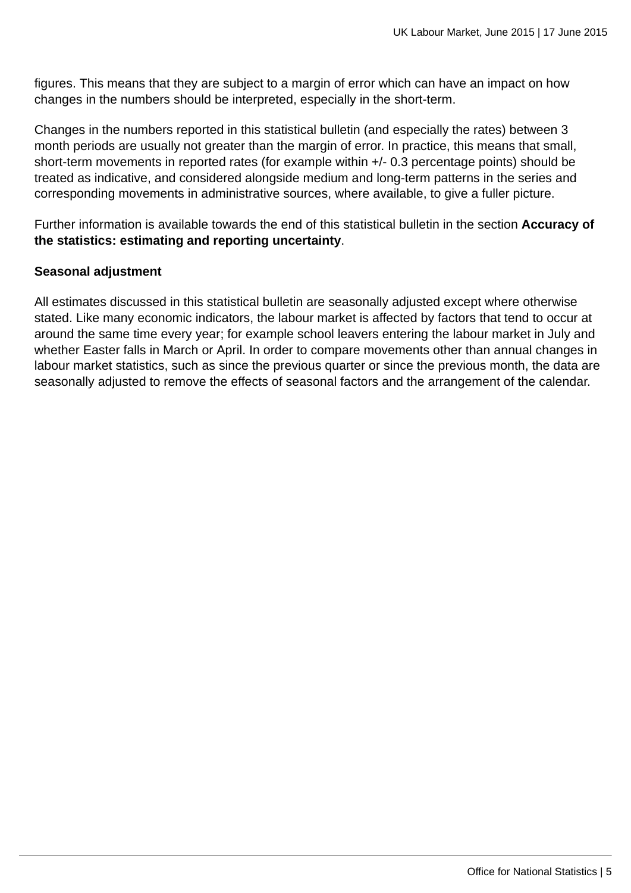figures. This means that they are subject to a margin of error which can have an impact on how changes in the numbers should be interpreted, especially in the short-term.

Changes in the numbers reported in this statistical bulletin (and especially the rates) between 3 month periods are usually not greater than the margin of error. In practice, this means that small, short-term movements in reported rates (for example within +/- 0.3 percentage points) should be treated as indicative, and considered alongside medium and long-term patterns in the series and corresponding movements in administrative sources, where available, to give a fuller picture.

Further information is available towards the end of this statistical bulletin in the section **Accuracy of the statistics: estimating and reporting uncertainty**.

**Seasonal adjustment**

All estimates discussed in this statistical bulletin are seasonally adjusted except where otherwise stated. Like many economic indicators, the labour market is affected by factors that tend to occur at around the same time every year; for example school leavers entering the labour market in July and whether Easter falls in March or April. In order to compare movements other than annual changes in labour market statistics, such as since the previous quarter or since the previous month, the data are seasonally adjusted to remove the effects of seasonal factors and the arrangement of the calendar.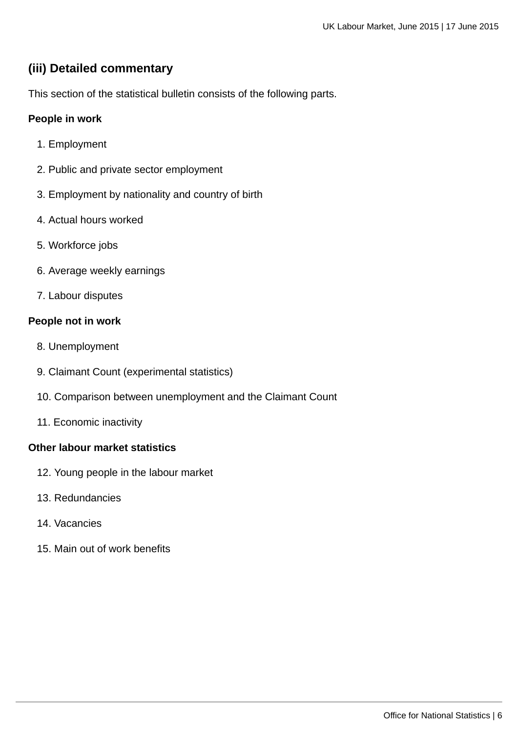## (iii) Detailed commentary

This section of the statistical bulletin consists of the following parts.

**People in work**

1. Employment
2. Public and private sector employment
3. Employment by nationality and country of birth
4. Actual hours worked
5. Workforce jobs
6. Average weekly earnings
7. Labour disputes

**People not in work**

8. Unemployment
9. Claimant Count (experimental statistics)
10. Comparison between unemployment and the Claimant Count
11. Economic inactivity

**Other labour market statistics**

12. Young people in the labour market
13. Redundancies
14. Vacancies
15. Main out of work benefits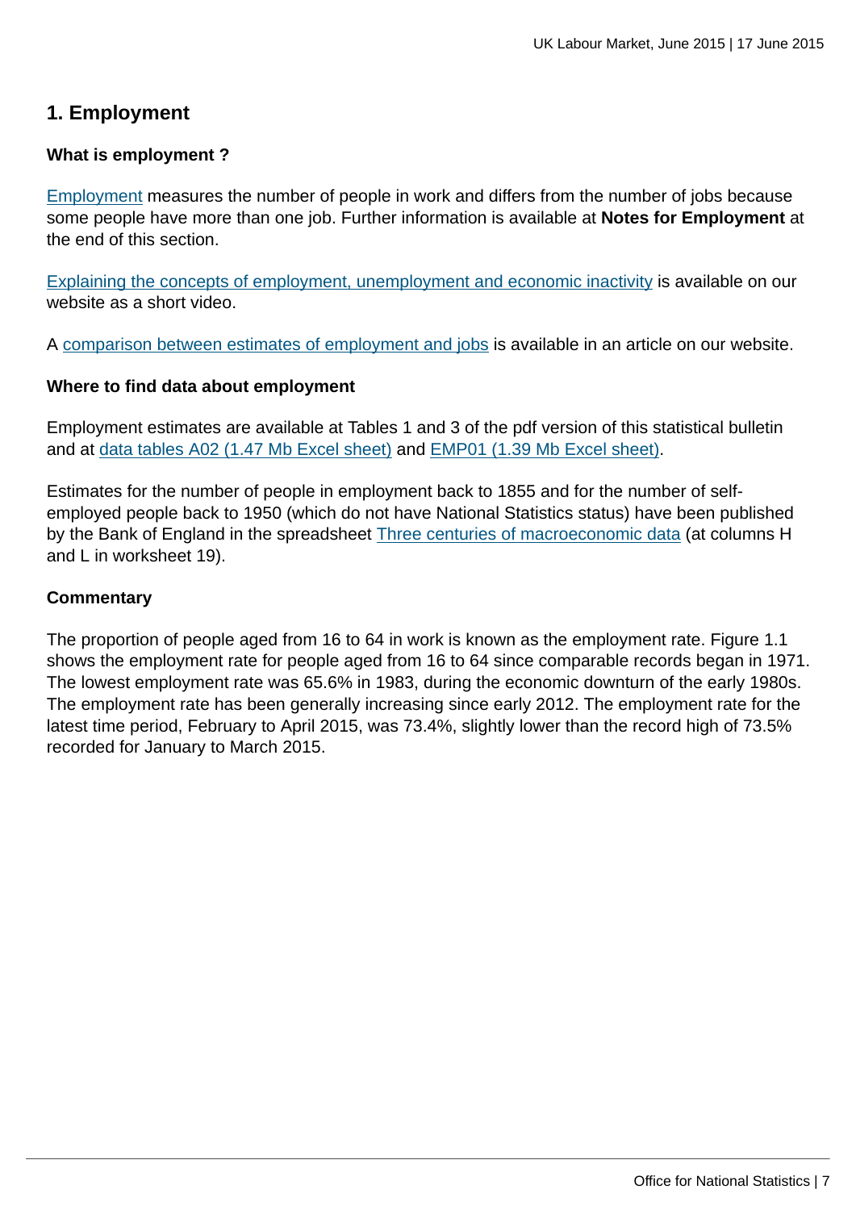## 1. Employment

### What is employment ?

Employment measures the number of people in work and differs from the number of jobs because some people have more than one job. Further information is available at **Notes for Employment** at the end of this section.

Explaining the concepts of employment, unemployment and economic inactivity is available on our website as a short video.

A comparison between estimates of employment and jobs is available in an article on our website.

### Where to find data about employment

Employment estimates are available at Tables 1 and 3 of the pdf version of this statistical bulletin and at data tables A02 (1.47 Mb Excel sheet) and EMP01 (1.39 Mb Excel sheet).

Estimates for the number of people in employment back to 1855 and for the number of self-employed people back to 1950 (which do not have National Statistics status) have been published by the Bank of England in the spreadsheet Three centuries of macroeconomic data (at columns H and L in worksheet 19).

### Commentary

The proportion of people aged from 16 to 64 in work is known as the employment rate. Figure 1.1 shows the employment rate for people aged from 16 to 64 since comparable records began in 1971. The lowest employment rate was 65.6% in 1983, during the economic downturn of the early 1980s. The employment rate has been generally increasing since early 2012. The employment rate for the latest time period, February to April 2015, was 73.4%, slightly lower than the record high of 73.5% recorded for January to March 2015.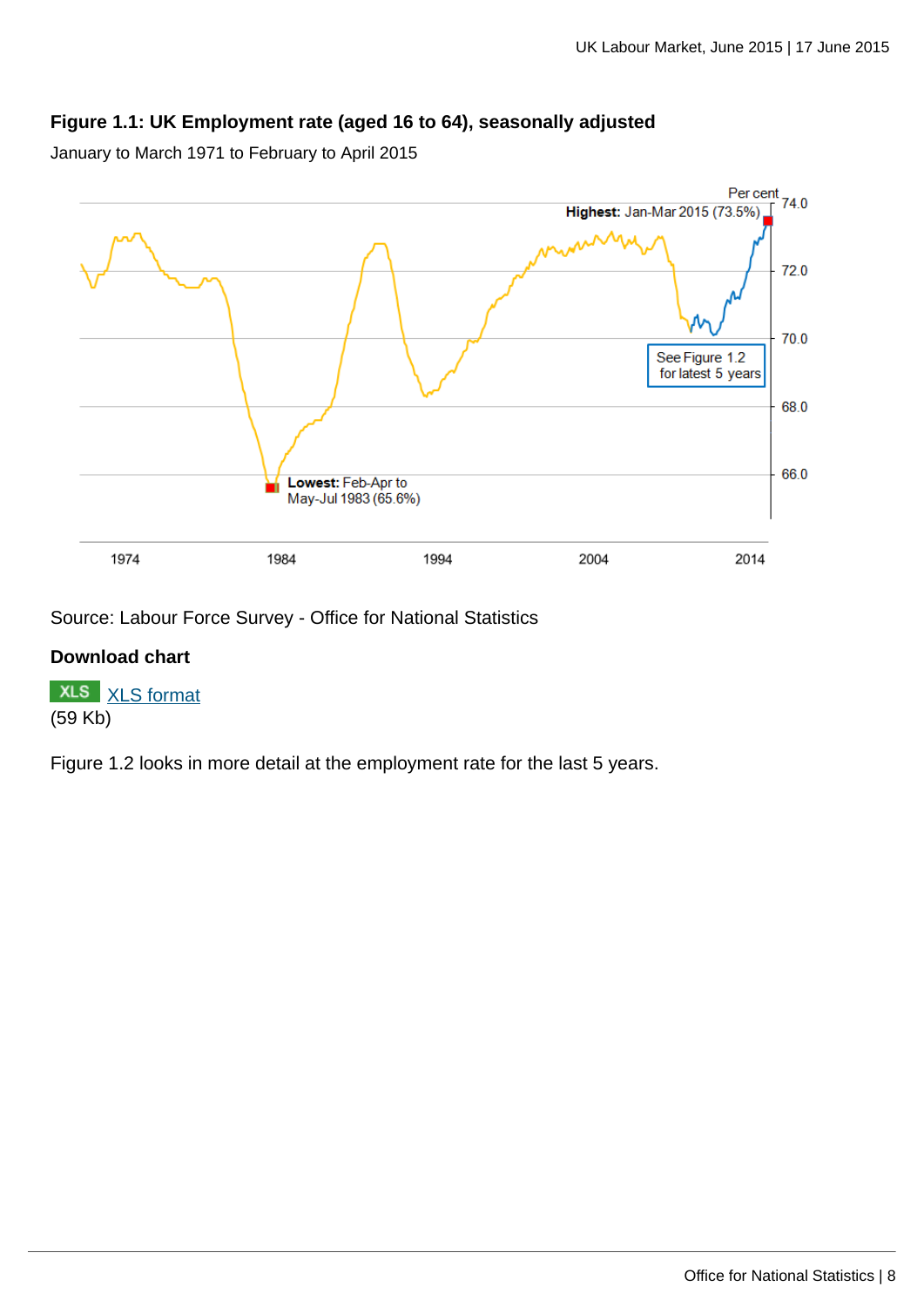**Figure 1.1: UK Employment rate (aged 16 to 64), seasonally adjusted**

January to March 1971 to February to April 2015

Source: Labour Force Survey - Office for National Statistics

**Download chart**

XLS [XLS format](XLS format)
(59 Kb)

Figure 1.2 looks in more detail at the employment rate for the last 5 years.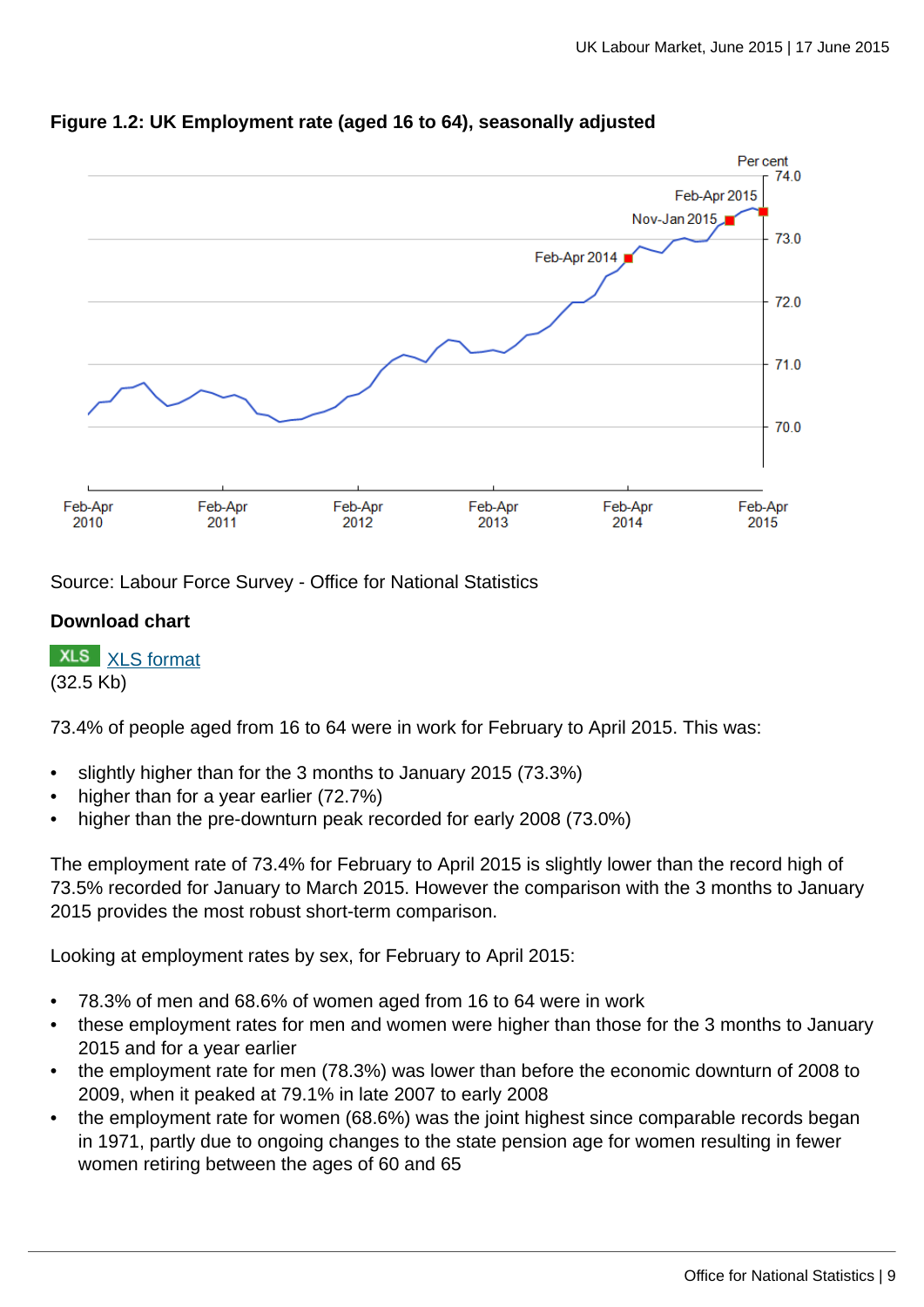**Figure 1.2: UK Employment rate (aged 16 to 64), seasonally adjusted**

Source: Labour Force Survey - Office for National Statistics

**Download chart**

XLS [XLS format](#)
(32.5 Kb)

73.4% of people aged from 16 to 64 were in work for February to April 2015. This was:

- slightly higher than for the 3 months to January 2015 (73.3%)
- higher than for a year earlier (72.7%)
- higher than the pre-downturn peak recorded for early 2008 (73.0%)

The employment rate of 73.4% for February to April 2015 is slightly lower than the record high of 73.5% recorded for January to March 2015. However the comparison with the 3 months to January 2015 provides the most robust short-term comparison.

Looking at employment rates by sex, for February to April 2015:

- 78.3% of men and 68.6% of women aged from 16 to 64 were in work
- these employment rates for men and women were higher than those for the 3 months to January 2015 and for a year earlier
- the employment rate for men (78.3%) was lower than before the economic downturn of 2008 to 2009, when it peaked at 79.1% in late 2007 to early 2008
- the employment rate for women (68.6%) was the joint highest since comparable records began in 1971, partly due to ongoing changes to the state pension age for women resulting in fewer women retiring between the ages of 60 and 65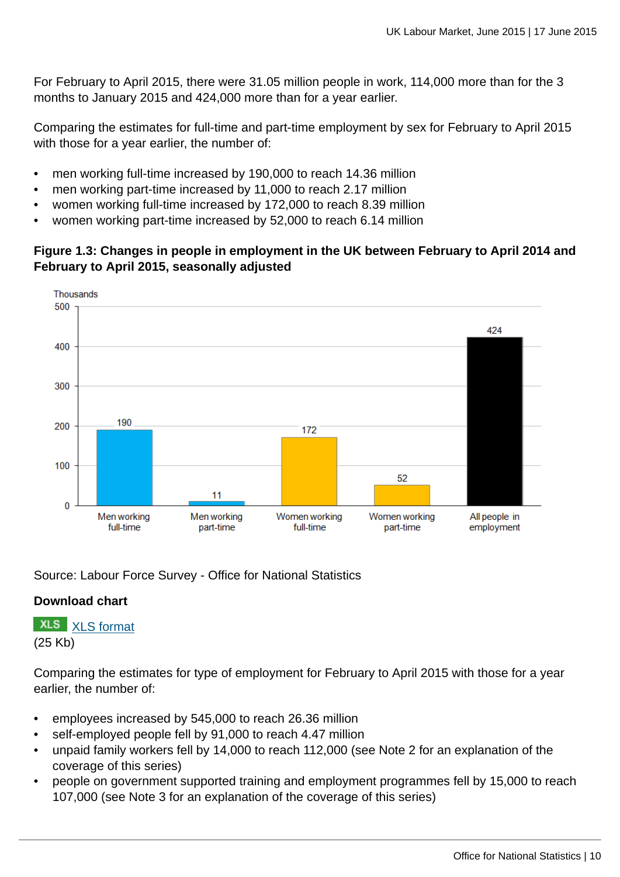For February to April 2015, there were 31.05 million people in work, 114,000 more than for the 3 months to January 2015 and 424,000 more than for a year earlier.

Comparing the estimates for full-time and part-time employment by sex for February to April 2015 with those for a year earlier, the number of:

- men working full-time increased by 190,000 to reach 14.36 million
- men working part-time increased by 11,000 to reach 2.17 million
- women working full-time increased by 172,000 to reach 8.39 million
- women working part-time increased by 52,000 to reach 6.14 million

**Figure 1.3: Changes in people in employment in the UK between February to April 2014 and February to April 2015, seasonally adjusted**

| Category | Thousands |
|---|---|
| Men working full-time | 190 |
| Men working part-time | 11 |
| Women working full-time | 172 |
| Women working part-time | 52 |
| All people in employment | 424 |

Source: Labour Force Survey - Office for National Statistics

**Download chart**

XLS XLS format
(25 Kb)

Comparing the estimates for type of employment for February to April 2015 with those for a year earlier, the number of:

- employees increased by 545,000 to reach 26.36 million
- self-employed people fell by 91,000 to reach 4.47 million
- unpaid family workers fell by 14,000 to reach 112,000 (see Note 2 for an explanation of the coverage of this series)
- people on government supported training and employment programmes fell by 15,000 to reach 107,000 (see Note 3 for an explanation of the coverage of this series)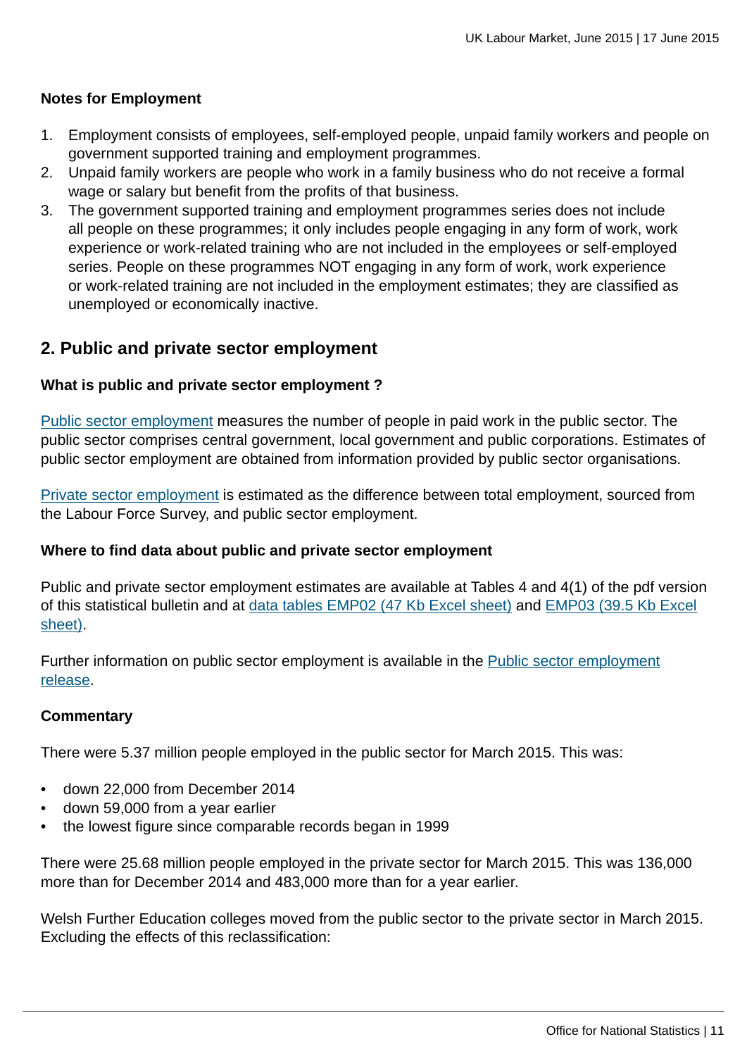**Notes for Employment**

1. Employment consists of employees, self-employed people, unpaid family workers and people on government supported training and employment programmes.
2. Unpaid family workers are people who work in a family business who do not receive a formal wage or salary but benefit from the profits of that business.
3. The government supported training and employment programmes series does not include all people on these programmes; it only includes people engaging in any form of work, work experience or work-related training who are not included in the employees or self-employed series. People on these programmes NOT engaging in any form of work, work experience or work-related training are not included in the employment estimates; they are classified as unemployed or economically inactive.

## 2. Public and private sector employment

**What is public and private sector employment ?**

Public sector employment measures the number of people in paid work in the public sector. The public sector comprises central government, local government and public corporations. Estimates of public sector employment are obtained from information provided by public sector organisations.

Private sector employment is estimated as the difference between total employment, sourced from the Labour Force Survey, and public sector employment.

**Where to find data about public and private sector employment**

Public and private sector employment estimates are available at Tables 4 and 4(1) of the pdf version of this statistical bulletin and at data tables EMP02 (47 Kb Excel sheet) and EMP03 (39.5 Kb Excel sheet).

Further information on public sector employment is available in the Public sector employment release.

**Commentary**

There were 5.37 million people employed in the public sector for March 2015. This was:

- down 22,000 from December 2014
- down 59,000 from a year earlier
- the lowest figure since comparable records began in 1999

There were 25.68 million people employed in the private sector for March 2015. This was 136,000 more than for December 2014 and 483,000 more than for a year earlier.

Welsh Further Education colleges moved from the public sector to the private sector in March 2015. Excluding the effects of this reclassification: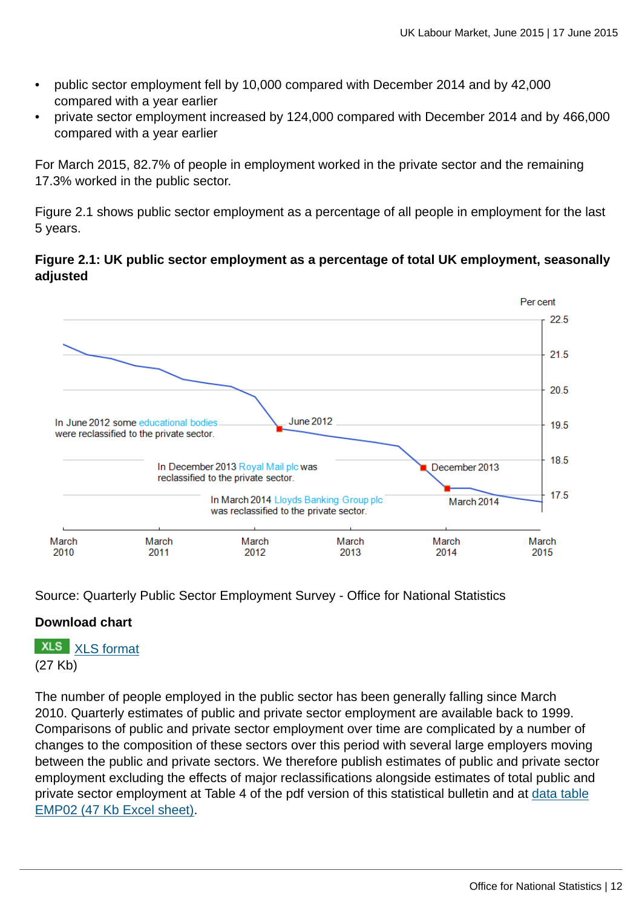- public sector employment fell by 10,000 compared with December 2014 and by 42,000 compared with a year earlier
- private sector employment increased by 124,000 compared with December 2014 and by 466,000 compared with a year earlier

For March 2015, 82.7% of people in employment worked in the private sector and the remaining 17.3% worked in the public sector.

Figure 2.1 shows public sector employment as a percentage of all people in employment for the last 5 years.

**Figure 2.1: UK public sector employment as a percentage of total UK employment, seasonally adjusted**

Per cent

In June 2012 some educational bodies were reclassified to the private sector.

June 2012

In December 2013 Royal Mail plc was reclassified to the private sector.

December 2013

In March 2014 Lloyds Banking Group plc was reclassified to the private sector.

March 2014

Source: Quarterly Public Sector Employment Survey - Office for National Statistics

**Download chart**

XLS XLS format
(27 Kb)

The number of people employed in the public sector has been generally falling since March 2010. Quarterly estimates of public and private sector employment are available back to 1999. Comparisons of public and private sector employment over time are complicated by a number of changes to the composition of these sectors over this period with several large employers moving between the public and private sectors. We therefore publish estimates of public and private sector employment excluding the effects of major reclassifications alongside estimates of total public and private sector employment at Table 4 of the pdf version of this statistical bulletin and at data table EMP02 (47 Kb Excel sheet).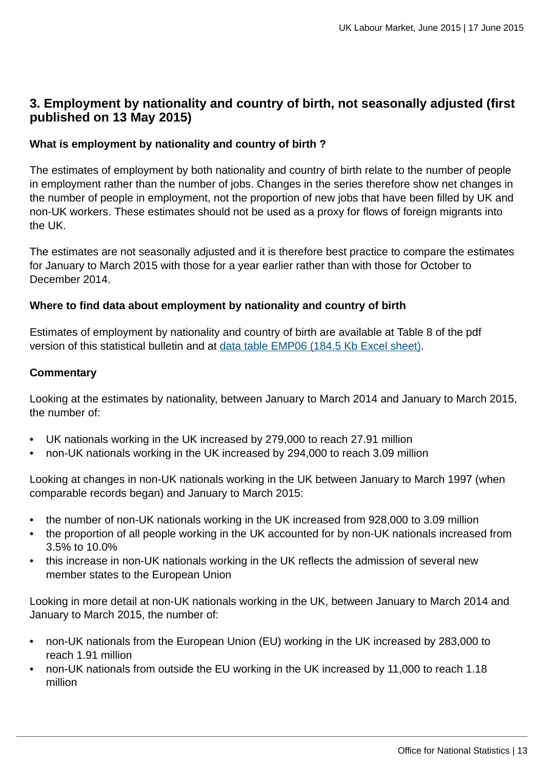## 3. Employment by nationality and country of birth, not seasonally adjusted (first published on 13 May 2015)

**What is employment by nationality and country of birth ?**

The estimates of employment by both nationality and country of birth relate to the number of people in employment rather than the number of jobs. Changes in the series therefore show net changes in the number of people in employment, not the proportion of new jobs that have been filled by UK and non-UK workers. These estimates should not be used as a proxy for flows of foreign migrants into the UK.

The estimates are not seasonally adjusted and it is therefore best practice to compare the estimates for January to March 2015 with those for a year earlier rather than with those for October to December 2014.

**Where to find data about employment by nationality and country of birth**

Estimates of employment by nationality and country of birth are available at Table 8 of the pdf version of this statistical bulletin and at data table EMP06 (184.5 Kb Excel sheet).

**Commentary**

Looking at the estimates by nationality, between January to March 2014 and January to March 2015, the number of:

- UK nationals working in the UK increased by 279,000 to reach 27.91 million
- non-UK nationals working in the UK increased by 294,000 to reach 3.09 million

Looking at changes in non-UK nationals working in the UK between January to March 1997 (when comparable records began) and January to March 2015:

- the number of non-UK nationals working in the UK increased from 928,000 to 3.09 million
- the proportion of all people working in the UK accounted for by non-UK nationals increased from 3.5% to 10.0%
- this increase in non-UK nationals working in the UK reflects the admission of several new member states to the European Union

Looking in more detail at non-UK nationals working in the UK, between January to March 2014 and January to March 2015, the number of:

- non-UK nationals from the European Union (EU) working in the UK increased by 283,000 to reach 1.91 million
- non-UK nationals from outside the EU working in the UK increased by 11,000 to reach 1.18 million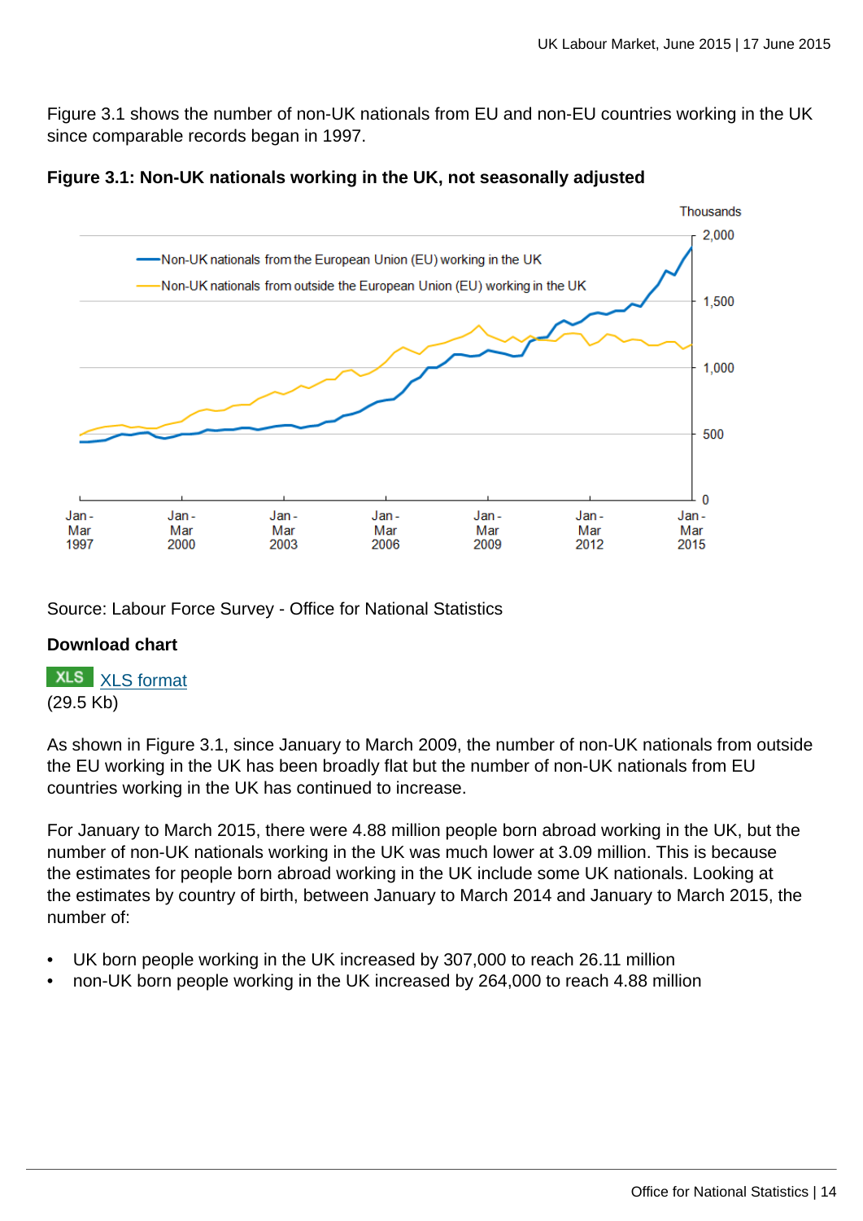Figure 3.1 shows the number of non-UK nationals from EU and non-EU countries working in the UK since comparable records began in 1997.

**Figure 3.1: Non-UK nationals working in the UK, not seasonally adjusted**

Source: Labour Force Survey - Office for National Statistics

**Download chart**

XLS XLS format
(29.5 Kb)

As shown in Figure 3.1, since January to March 2009, the number of non-UK nationals from outside the EU working in the UK has been broadly flat but the number of non-UK nationals from EU countries working in the UK has continued to increase.

For January to March 2015, there were 4.88 million people born abroad working in the UK, but the number of non-UK nationals working in the UK was much lower at 3.09 million. This is because the estimates for people born abroad working in the UK include some UK nationals. Looking at the estimates by country of birth, between January to March 2014 and January to March 2015, the number of:

- UK born people working in the UK increased by 307,000 to reach 26.11 million
- non-UK born people working in the UK increased by 264,000 to reach 4.88 million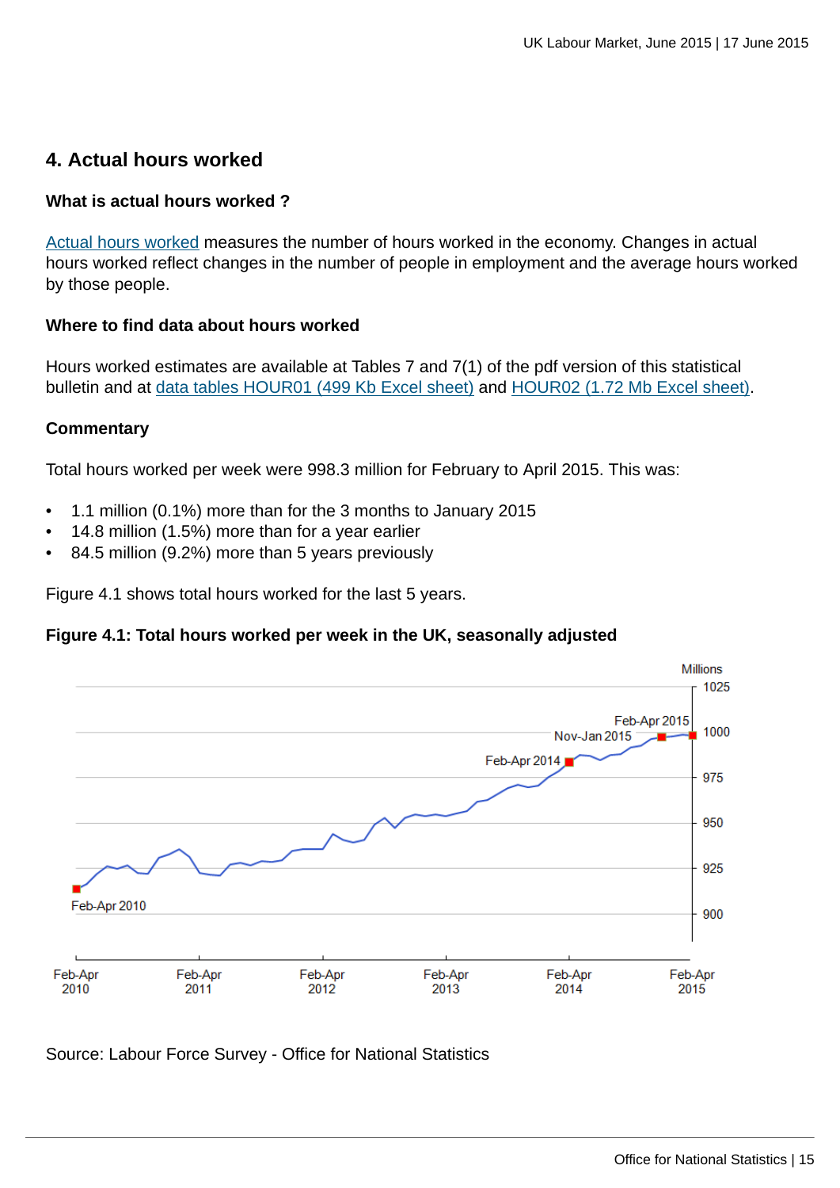## 4. Actual hours worked

### What is actual hours worked ?

Actual hours worked measures the number of hours worked in the economy. Changes in actual hours worked reflect changes in the number of people in employment and the average hours worked by those people.

### Where to find data about hours worked

Hours worked estimates are available at Tables 7 and 7(1) of the pdf version of this statistical bulletin and at data tables HOUR01 (499 Kb Excel sheet) and HOUR02 (1.72 Mb Excel sheet).

### Commentary

Total hours worked per week were 998.3 million for February to April 2015. This was:

- 1.1 million (0.1%) more than for the 3 months to January 2015
- 14.8 million (1.5%) more than for a year earlier
- 84.5 million (9.2%) more than 5 years previously

Figure 4.1 shows total hours worked for the last 5 years.

**Figure 4.1: Total hours worked per week in the UK, seasonally adjusted**

Source: Labour Force Survey - Office for National Statistics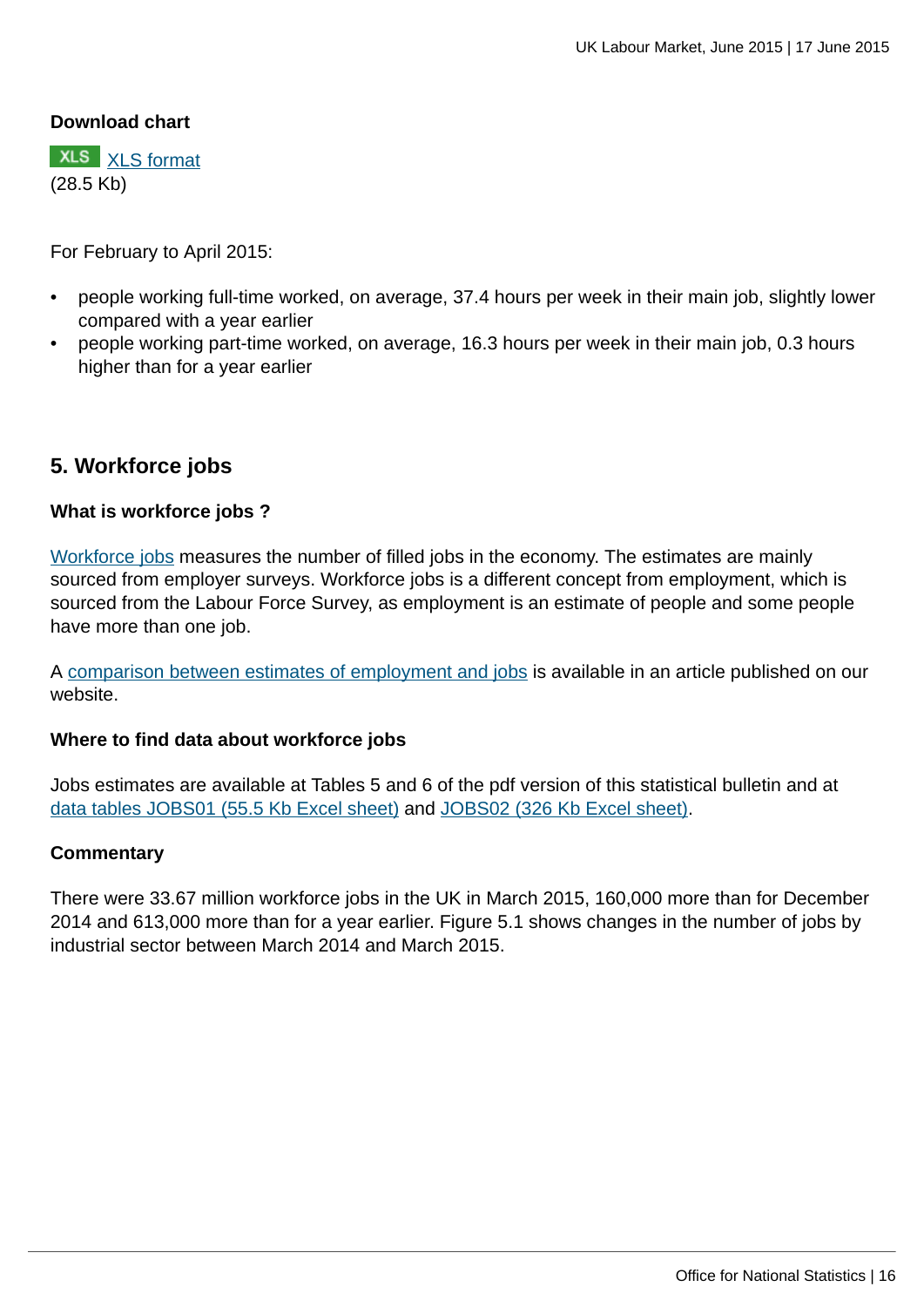**Download chart**

XLS [XLS format](#)
(28.5 Kb)

For February to April 2015:

- people working full-time worked, on average, 37.4 hours per week in their main job, slightly lower compared with a year earlier
- people working part-time worked, on average, 16.3 hours per week in their main job, 0.3 hours higher than for a year earlier

## 5. Workforce jobs

### What is workforce jobs ?

[Workforce jobs](#) measures the number of filled jobs in the economy. The estimates are mainly sourced from employer surveys. Workforce jobs is a different concept from employment, which is sourced from the Labour Force Survey, as employment is an estimate of people and some people have more than one job.

A [comparison between estimates of employment and jobs](#) is available in an article published on our website.

### Where to find data about workforce jobs

Jobs estimates are available at Tables 5 and 6 of the pdf version of this statistical bulletin and at [data tables JOBS01 (55.5 Kb Excel sheet)](#) and [JOBS02 (326 Kb Excel sheet)](#).

### Commentary

There were 33.67 million workforce jobs in the UK in March 2015, 160,000 more than for December 2014 and 613,000 more than for a year earlier. Figure 5.1 shows changes in the number of jobs by industrial sector between March 2014 and March 2015.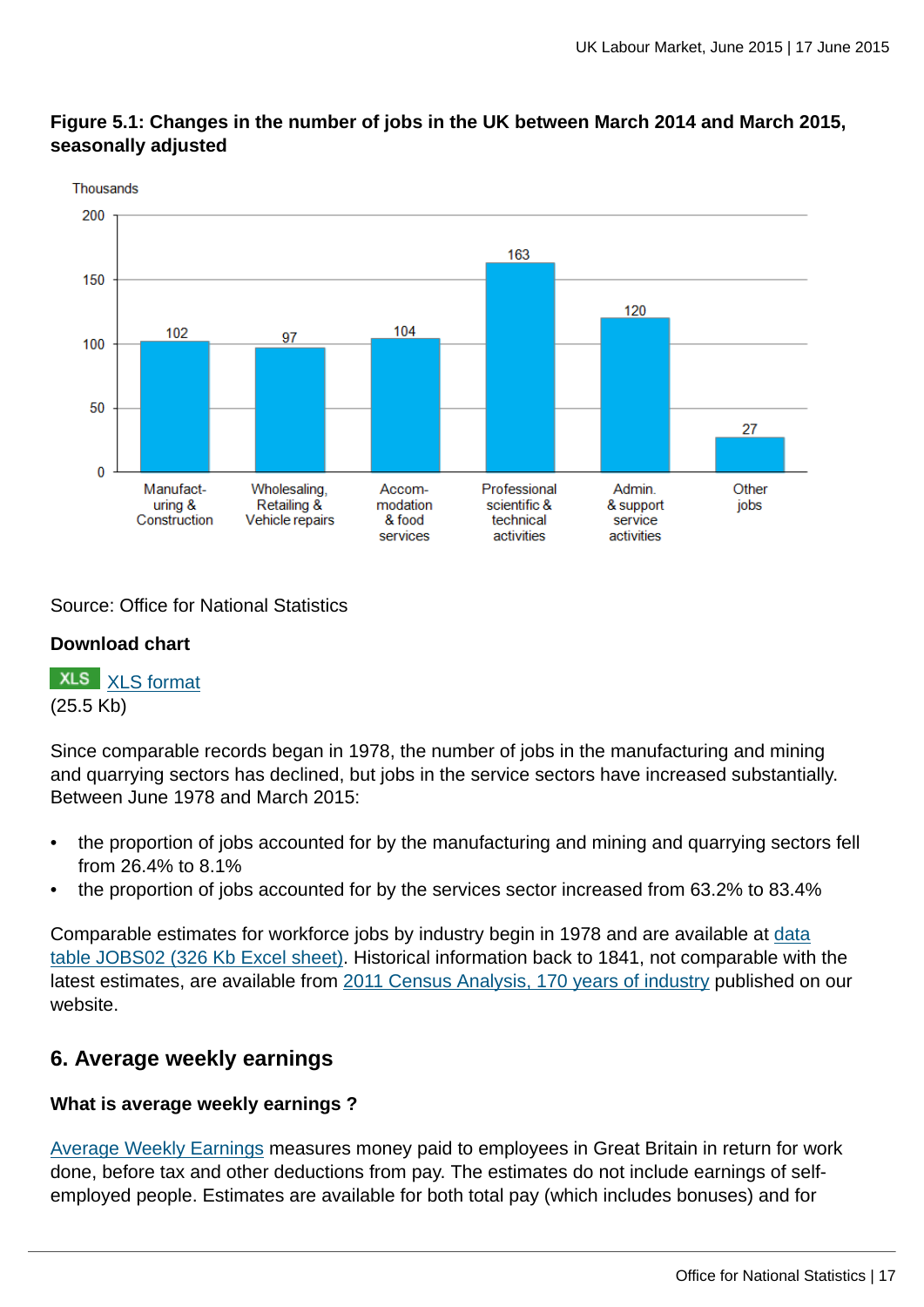**Figure 5.1: Changes in the number of jobs in the UK between March 2014 and March 2015, seasonally adjusted**

| Industry | Thousands |
|---|---|
| Manufacturing & Construction | 102 |
| Wholesaling, Retailing & Vehicle repairs | 97 |
| Accommodation & food services | 104 |
| Professional scientific & technical activities | 163 |
| Admin. & support service activities | 120 |
| Other jobs | 27 |

Source: Office for National Statistics

**Download chart**

XLS [XLS format](#)
(25.5 Kb)

Since comparable records began in 1978, the number of jobs in the manufacturing and mining and quarrying sectors has declined, but jobs in the service sectors have increased substantially. Between June 1978 and March 2015:

- the proportion of jobs accounted for by the manufacturing and mining and quarrying sectors fell from 26.4% to 8.1%
- the proportion of jobs accounted for by the services sector increased from 63.2% to 83.4%

Comparable estimates for workforce jobs by industry begin in 1978 and are available at data table JOBS02 (326 Kb Excel sheet). Historical information back to 1841, not comparable with the latest estimates, are available from 2011 Census Analysis, 170 years of industry published on our website.

## 6. Average weekly earnings

### What is average weekly earnings ?

Average Weekly Earnings measures money paid to employees in Great Britain in return for work done, before tax and other deductions from pay. The estimates do not include earnings of self-employed people. Estimates are available for both total pay (which includes bonuses) and for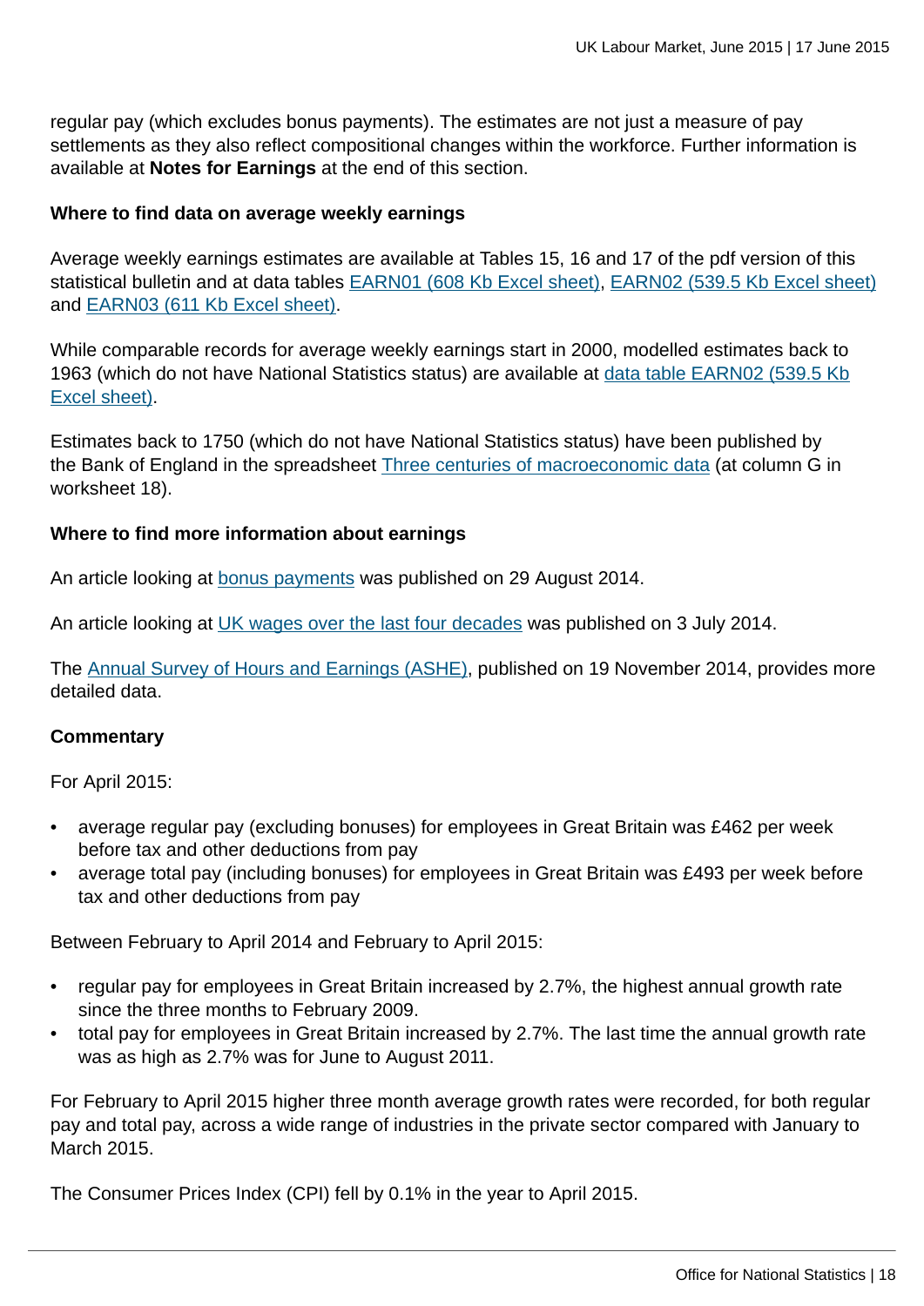regular pay (which excludes bonus payments). The estimates are not just a measure of pay settlements as they also reflect compositional changes within the workforce. Further information is available at **Notes for Earnings** at the end of this section.

**Where to find data on average weekly earnings**

Average weekly earnings estimates are available at Tables 15, 16 and 17 of the pdf version of this statistical bulletin and at data tables EARN01 (608 Kb Excel sheet), EARN02 (539.5 Kb Excel sheet) and EARN03 (611 Kb Excel sheet).

While comparable records for average weekly earnings start in 2000, modelled estimates back to 1963 (which do not have National Statistics status) are available at data table EARN02 (539.5 Kb Excel sheet).

Estimates back to 1750 (which do not have National Statistics status) have been published by the Bank of England in the spreadsheet Three centuries of macroeconomic data (at column G in worksheet 18).

**Where to find more information about earnings**

An article looking at bonus payments was published on 29 August 2014.

An article looking at UK wages over the last four decades was published on 3 July 2014.

The Annual Survey of Hours and Earnings (ASHE), published on 19 November 2014, provides more detailed data.

**Commentary**

For April 2015:

- average regular pay (excluding bonuses) for employees in Great Britain was £462 per week before tax and other deductions from pay
- average total pay (including bonuses) for employees in Great Britain was £493 per week before tax and other deductions from pay

Between February to April 2014 and February to April 2015:

- regular pay for employees in Great Britain increased by 2.7%, the highest annual growth rate since the three months to February 2009.
- total pay for employees in Great Britain increased by 2.7%. The last time the annual growth rate was as high as 2.7% was for June to August 2011.

For February to April 2015 higher three month average growth rates were recorded, for both regular pay and total pay, across a wide range of industries in the private sector compared with January to March 2015.

The Consumer Prices Index (CPI) fell by 0.1% in the year to April 2015.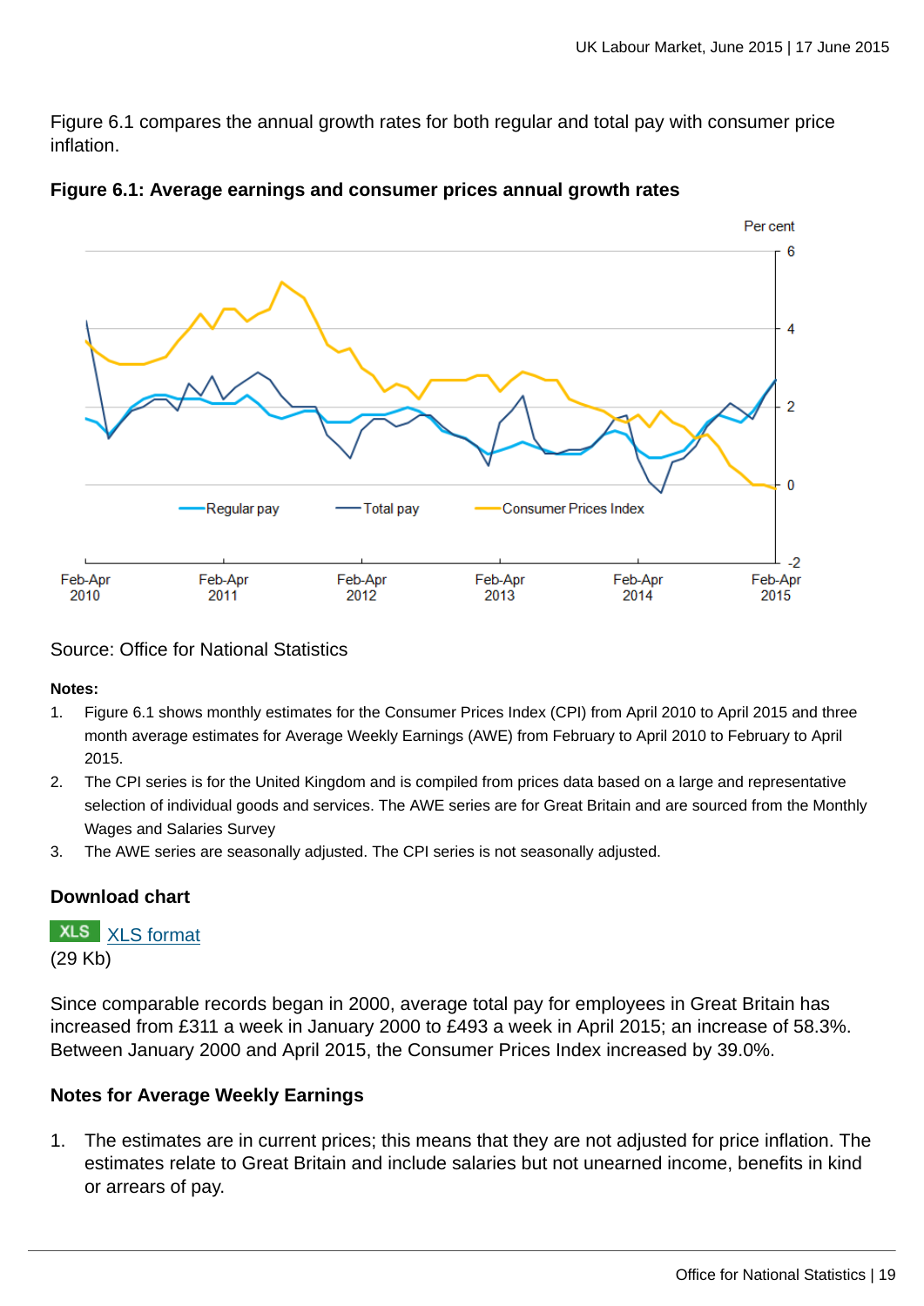Figure 6.1 compares the annual growth rates for both regular and total pay with consumer price inflation.

**Figure 6.1: Average earnings and consumer prices annual growth rates**

Source: Office for National Statistics

**Notes:**

1. Figure 6.1 shows monthly estimates for the Consumer Prices Index (CPI) from April 2010 to April 2015 and three month average estimates for Average Weekly Earnings (AWE) from February to April 2010 to February to April 2015.
2. The CPI series is for the United Kingdom and is compiled from prices data based on a large and representative selection of individual goods and services. The AWE series are for Great Britain and are sourced from the Monthly Wages and Salaries Survey
3. The AWE series are seasonally adjusted. The CPI series is not seasonally adjusted.

### Download chart

XLS [XLS format](#)
(29 Kb)

Since comparable records began in 2000, average total pay for employees in Great Britain has increased from £311 a week in January 2000 to £493 a week in April 2015; an increase of 58.3%. Between January 2000 and April 2015, the Consumer Prices Index increased by 39.0%.

### Notes for Average Weekly Earnings

1. The estimates are in current prices; this means that they are not adjusted for price inflation. The estimates relate to Great Britain and include salaries but not unearned income, benefits in kind or arrears of pay.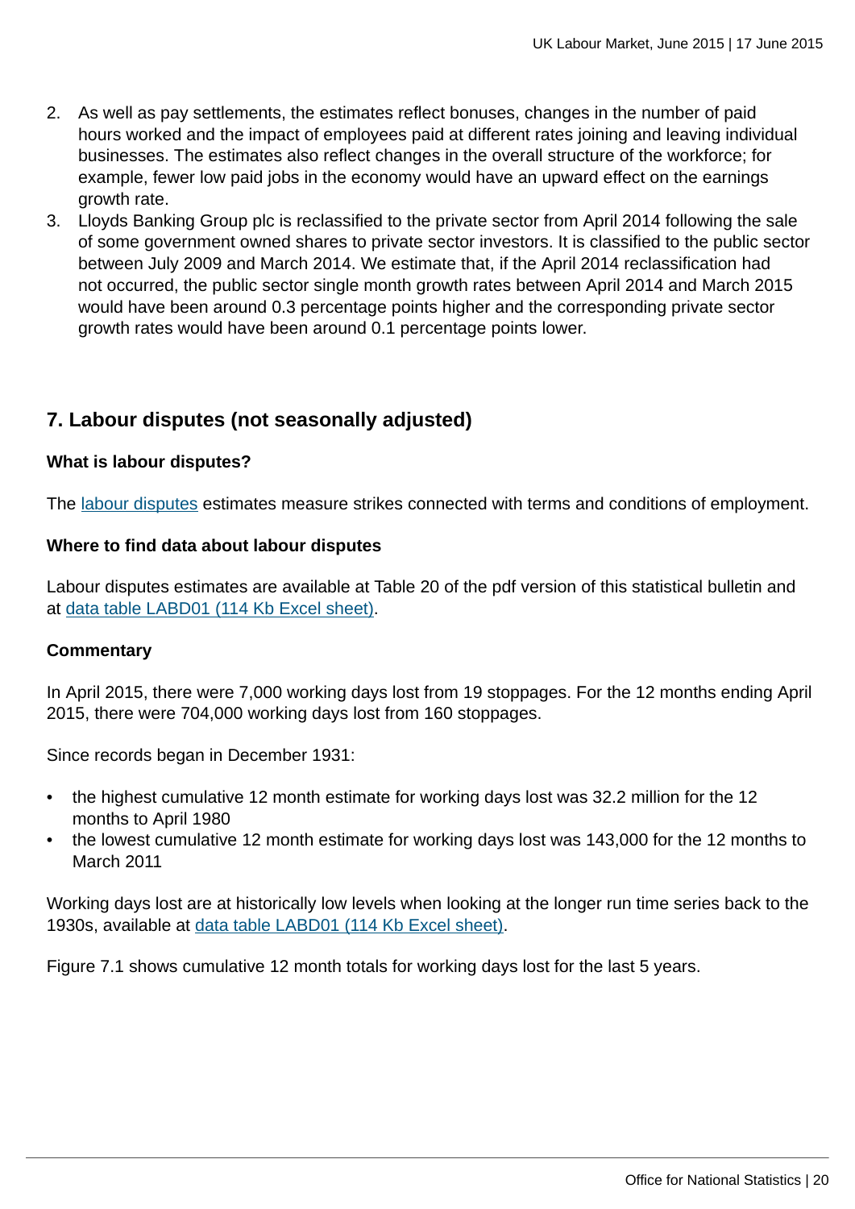2. As well as pay settlements, the estimates reflect bonuses, changes in the number of paid hours worked and the impact of employees paid at different rates joining and leaving individual businesses. The estimates also reflect changes in the overall structure of the workforce; for example, fewer low paid jobs in the economy would have an upward effect on the earnings growth rate.
3. Lloyds Banking Group plc is reclassified to the private sector from April 2014 following the sale of some government owned shares to private sector investors. It is classified to the public sector between July 2009 and March 2014. We estimate that, if the April 2014 reclassification had not occurred, the public sector single month growth rates between April 2014 and March 2015 would have been around 0.3 percentage points higher and the corresponding private sector growth rates would have been around 0.1 percentage points lower.

## 7. Labour disputes (not seasonally adjusted)

### What is labour disputes?

The labour disputes estimates measure strikes connected with terms and conditions of employment.

### Where to find data about labour disputes

Labour disputes estimates are available at Table 20 of the pdf version of this statistical bulletin and at data table LABD01 (114 Kb Excel sheet).

### Commentary

In April 2015, there were 7,000 working days lost from 19 stoppages. For the 12 months ending April 2015, there were 704,000 working days lost from 160 stoppages.

Since records began in December 1931:

- the highest cumulative 12 month estimate for working days lost was 32.2 million for the 12 months to April 1980
- the lowest cumulative 12 month estimate for working days lost was 143,000 for the 12 months to March 2011

Working days lost are at historically low levels when looking at the longer run time series back to the 1930s, available at data table LABD01 (114 Kb Excel sheet).

Figure 7.1 shows cumulative 12 month totals for working days lost for the last 5 years.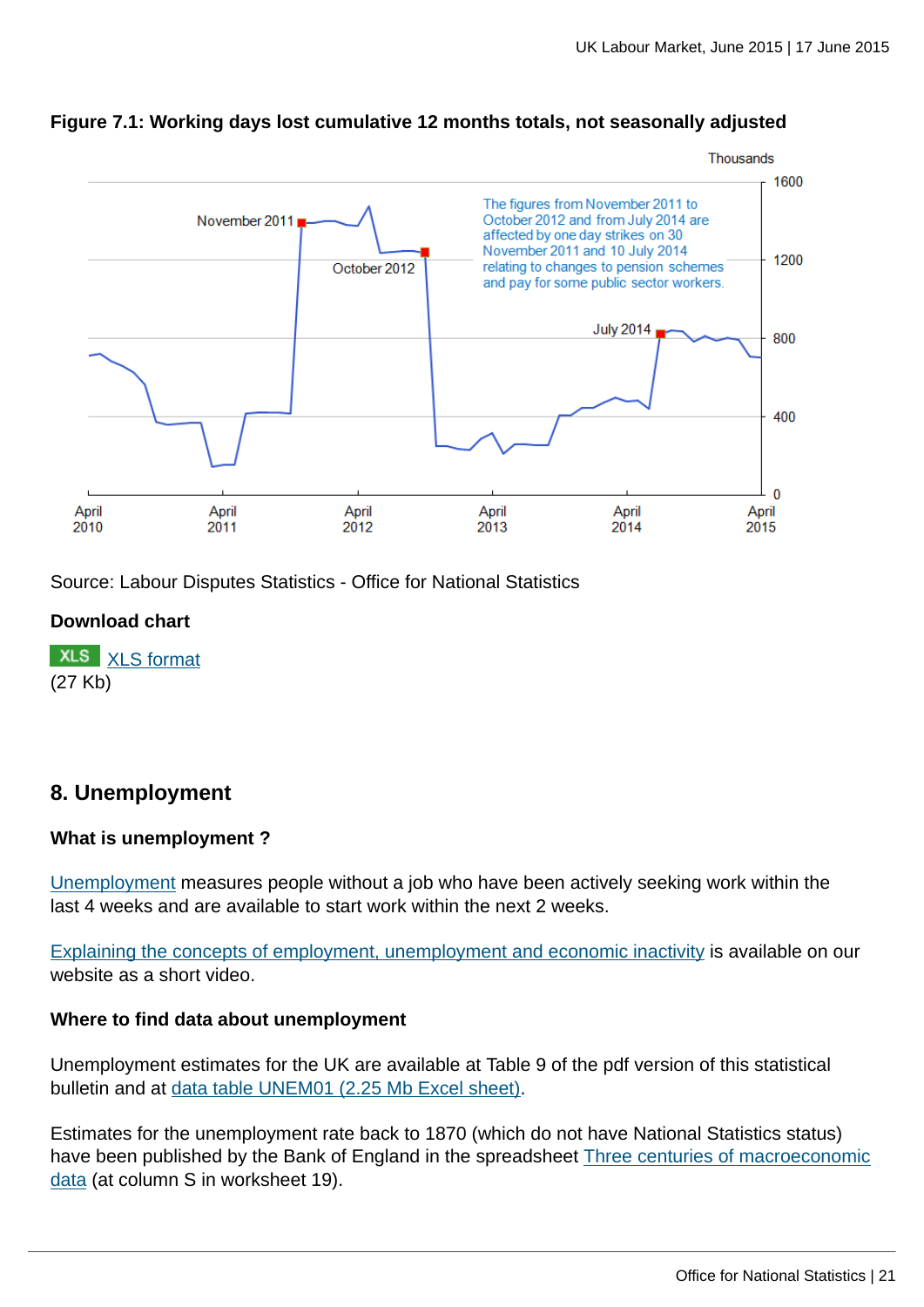**Figure 7.1: Working days lost cumulative 12 months totals, not seasonally adjusted**

Source: Labour Disputes Statistics - Office for National Statistics

**Download chart**

XLS format
(27 Kb)

## 8. Unemployment

### What is unemployment ?

Unemployment measures people without a job who have been actively seeking work within the last 4 weeks and are available to start work within the next 2 weeks.

Explaining the concepts of employment, unemployment and economic inactivity is available on our website as a short video.

### Where to find data about unemployment

Unemployment estimates for the UK are available at Table 9 of the pdf version of this statistical bulletin and at data table UNEM01 (2.25 Mb Excel sheet).

Estimates for the unemployment rate back to 1870 (which do not have National Statistics status) have been published by the Bank of England in the spreadsheet Three centuries of macroeconomic data (at column S in worksheet 19).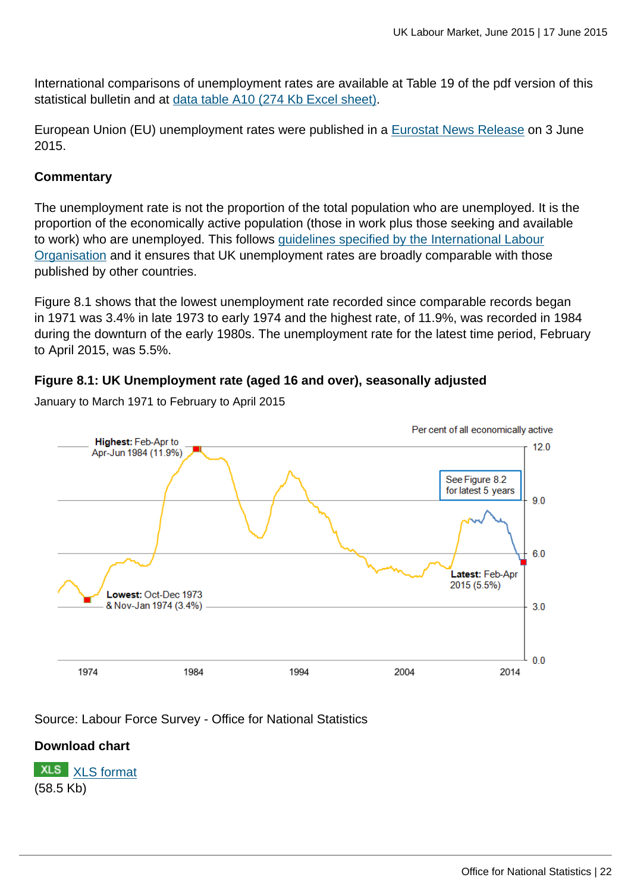International comparisons of unemployment rates are available at Table 19 of the pdf version of this statistical bulletin and at data table A10 (274 Kb Excel sheet).

European Union (EU) unemployment rates were published in a Eurostat News Release on 3 June 2015.

**Commentary**

The unemployment rate is not the proportion of the total population who are unemployed. It is the proportion of the economically active population (those in work plus those seeking and available to work) who are unemployed. This follows guidelines specified by the International Labour Organisation and it ensures that UK unemployment rates are broadly comparable with those published by other countries.

Figure 8.1 shows that the lowest unemployment rate recorded since comparable records began in 1971 was 3.4% in late 1973 to early 1974 and the highest rate, of 11.9%, was recorded in 1984 during the downturn of the early 1980s. The unemployment rate for the latest time period, February to April 2015, was 5.5%.

**Figure 8.1: UK Unemployment rate (aged 16 and over), seasonally adjusted**

January to March 1971 to February to April 2015

Source: Labour Force Survey - Office for National Statistics

**Download chart**

XLS format (58.5 Kb)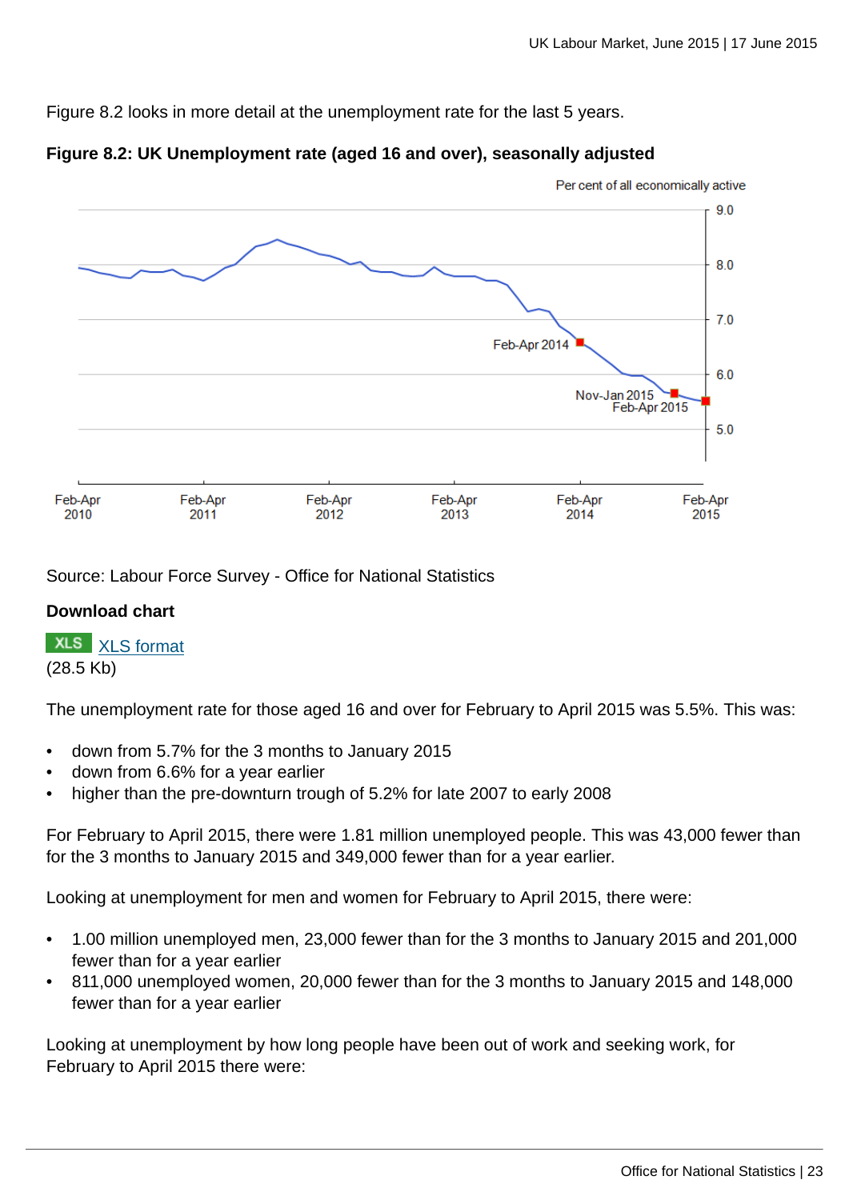Figure 8.2 looks in more detail at the unemployment rate for the last 5 years.

**Figure 8.2: UK Unemployment rate (aged 16 and over), seasonally adjusted**

Source: Labour Force Survey - Office for National Statistics

**Download chart**

XLS XLS format
(28.5 Kb)

The unemployment rate for those aged 16 and over for February to April 2015 was 5.5%. This was:

- down from 5.7% for the 3 months to January 2015
- down from 6.6% for a year earlier
- higher than the pre-downturn trough of 5.2% for late 2007 to early 2008

For February to April 2015, there were 1.81 million unemployed people. This was 43,000 fewer than for the 3 months to January 2015 and 349,000 fewer than for a year earlier.

Looking at unemployment for men and women for February to April 2015, there were:

- 1.00 million unemployed men, 23,000 fewer than for the 3 months to January 2015 and 201,000 fewer than for a year earlier
- 811,000 unemployed women, 20,000 fewer than for the 3 months to January 2015 and 148,000 fewer than for a year earlier

Looking at unemployment by how long people have been out of work and seeking work, for February to April 2015 there were: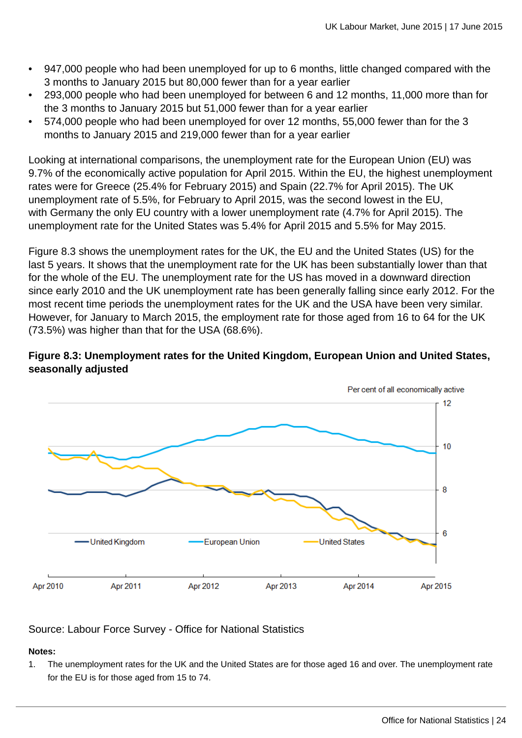- 947,000 people who had been unemployed for up to 6 months, little changed compared with the 3 months to January 2015 but 80,000 fewer than for a year earlier
- 293,000 people who had been unemployed for between 6 and 12 months, 11,000 more than for the 3 months to January 2015 but 51,000 fewer than for a year earlier
- 574,000 people who had been unemployed for over 12 months, 55,000 fewer than for the 3 months to January 2015 and 219,000 fewer than for a year earlier

Looking at international comparisons, the unemployment rate for the European Union (EU) was 9.7% of the economically active population for April 2015. Within the EU, the highest unemployment rates were for Greece (25.4% for February 2015) and Spain (22.7% for April 2015). The UK unemployment rate of 5.5%, for February to April 2015, was the second lowest in the EU, with Germany the only EU country with a lower unemployment rate (4.7% for April 2015). The unemployment rate for the United States was 5.4% for April 2015 and 5.5% for May 2015.

Figure 8.3 shows the unemployment rates for the UK, the EU and the United States (US) for the last 5 years. It shows that the unemployment rate for the UK has been substantially lower than that for the whole of the EU. The unemployment rate for the US has moved in a downward direction since early 2010 and the UK unemployment rate has been generally falling since early 2012. For the most recent time periods the unemployment rates for the UK and the USA have been very similar. However, for January to March 2015, the employment rate for those aged from 16 to 64 for the UK (73.5%) was higher than that for the USA (68.6%).

**Figure 8.3: Unemployment rates for the United Kingdom, European Union and United States, seasonally adjusted**

Source: Labour Force Survey - Office for National Statistics

**Notes:**

1. The unemployment rates for the UK and the United States are for those aged 16 and over. The unemployment rate for the EU is for those aged from 15 to 74.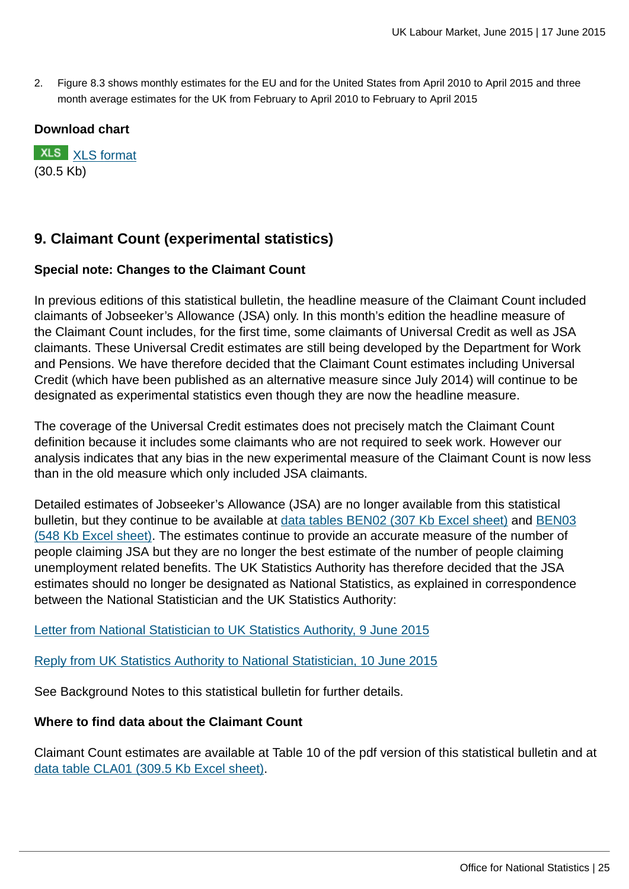2. Figure 8.3 shows monthly estimates for the EU and for the United States from April 2010 to April 2015 and three month average estimates for the UK from February to April 2010 to February to April 2015

**Download chart**

XLS XLS format
(30.5 Kb)

## 9. Claimant Count (experimental statistics)

**Special note: Changes to the Claimant Count**

In previous editions of this statistical bulletin, the headline measure of the Claimant Count included claimants of Jobseeker's Allowance (JSA) only. In this month's edition the headline measure of the Claimant Count includes, for the first time, some claimants of Universal Credit as well as JSA claimants. These Universal Credit estimates are still being developed by the Department for Work and Pensions. We have therefore decided that the Claimant Count estimates including Universal Credit (which have been published as an alternative measure since July 2014) will continue to be designated as experimental statistics even though they are now the headline measure.

The coverage of the Universal Credit estimates does not precisely match the Claimant Count definition because it includes some claimants who are not required to seek work. However our analysis indicates that any bias in the new experimental measure of the Claimant Count is now less than in the old measure which only included JSA claimants.

Detailed estimates of Jobseeker's Allowance (JSA) are no longer available from this statistical bulletin, but they continue to be available at data tables BEN02 (307 Kb Excel sheet) and BEN03 (548 Kb Excel sheet). The estimates continue to provide an accurate measure of the number of people claiming JSA but they are no longer the best estimate of the number of people claiming unemployment related benefits. The UK Statistics Authority has therefore decided that the JSA estimates should no longer be designated as National Statistics, as explained in correspondence between the National Statistician and the UK Statistics Authority:

Letter from National Statistician to UK Statistics Authority, 9 June 2015

Reply from UK Statistics Authority to National Statistician, 10 June 2015

See Background Notes to this statistical bulletin for further details.

**Where to find data about the Claimant Count**

Claimant Count estimates are available at Table 10 of the pdf version of this statistical bulletin and at data table CLA01 (309.5 Kb Excel sheet).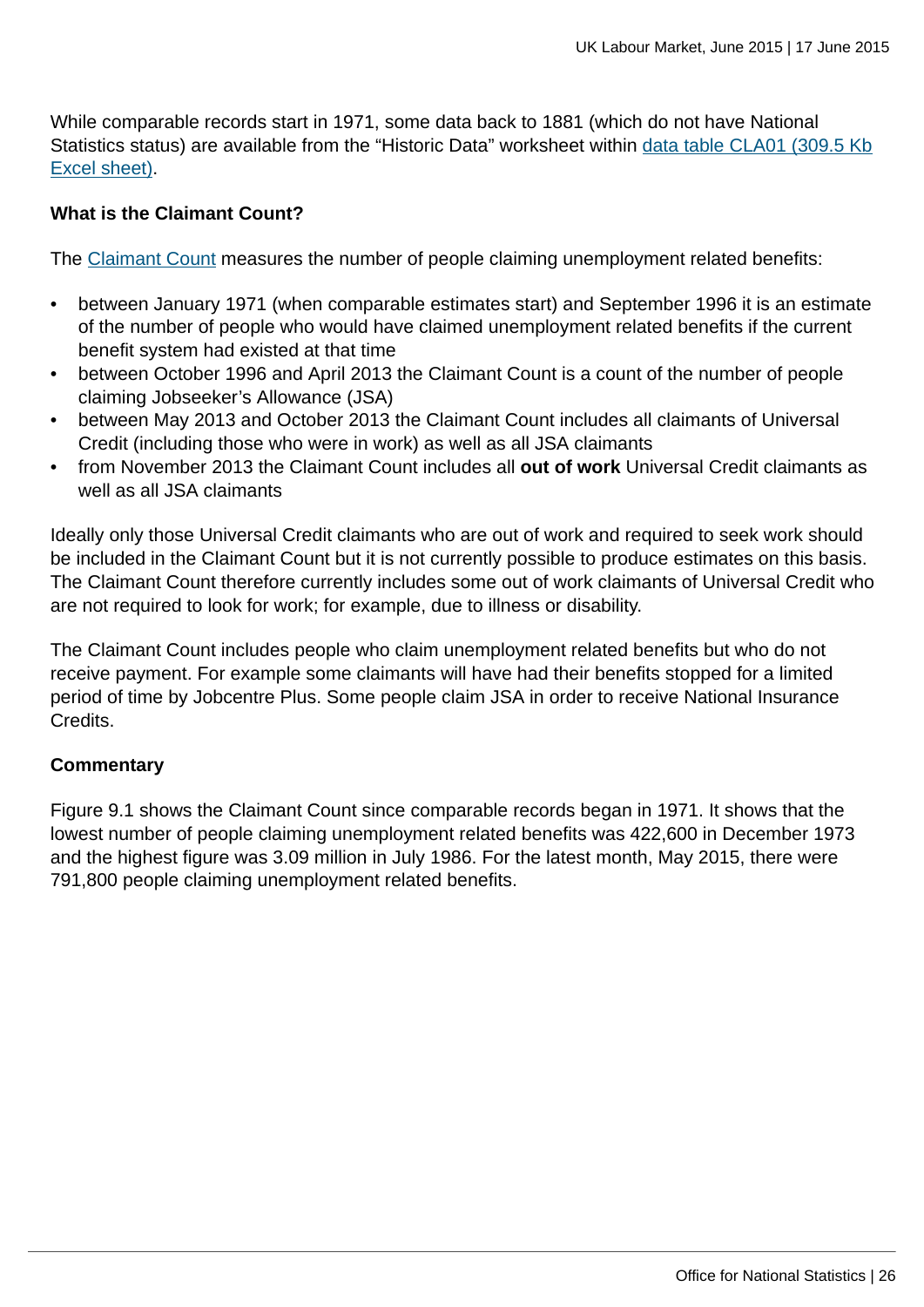While comparable records start in 1971, some data back to 1881 (which do not have National Statistics status) are available from the “Historic Data” worksheet within data table CLA01 (309.5 Kb Excel sheet).

**What is the Claimant Count?**

The Claimant Count measures the number of people claiming unemployment related benefits:

- between January 1971 (when comparable estimates start) and September 1996 it is an estimate of the number of people who would have claimed unemployment related benefits if the current benefit system had existed at that time
- between October 1996 and April 2013 the Claimant Count is a count of the number of people claiming Jobseeker’s Allowance (JSA)
- between May 2013 and October 2013 the Claimant Count includes all claimants of Universal Credit (including those who were in work) as well as all JSA claimants
- from November 2013 the Claimant Count includes all **out of work** Universal Credit claimants as well as all JSA claimants

Ideally only those Universal Credit claimants who are out of work and required to seek work should be included in the Claimant Count but it is not currently possible to produce estimates on this basis. The Claimant Count therefore currently includes some out of work claimants of Universal Credit who are not required to look for work; for example, due to illness or disability.

The Claimant Count includes people who claim unemployment related benefits but who do not receive payment. For example some claimants will have had their benefits stopped for a limited period of time by Jobcentre Plus. Some people claim JSA in order to receive National Insurance Credits.

**Commentary**

Figure 9.1 shows the Claimant Count since comparable records began in 1971. It shows that the lowest number of people claiming unemployment related benefits was 422,600 in December 1973 and the highest figure was 3.09 million in July 1986. For the latest month, May 2015, there were 791,800 people claiming unemployment related benefits.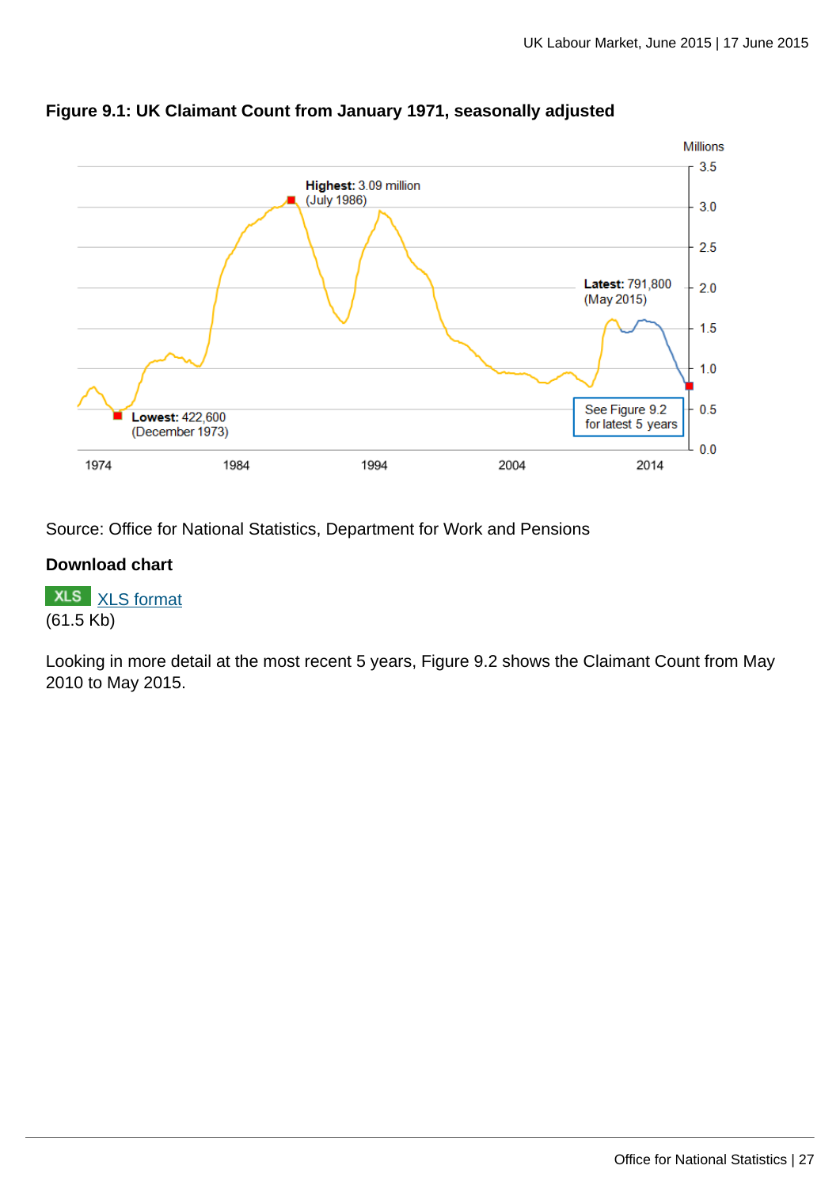**Figure 9.1: UK Claimant Count from January 1971, seasonally adjusted**

Source: Office for National Statistics, Department for Work and Pensions

**Download chart**

XLS [XLS format](#)
(61.5 Kb)

Looking in more detail at the most recent 5 years, Figure 9.2 shows the Claimant Count from May 2010 to May 2015.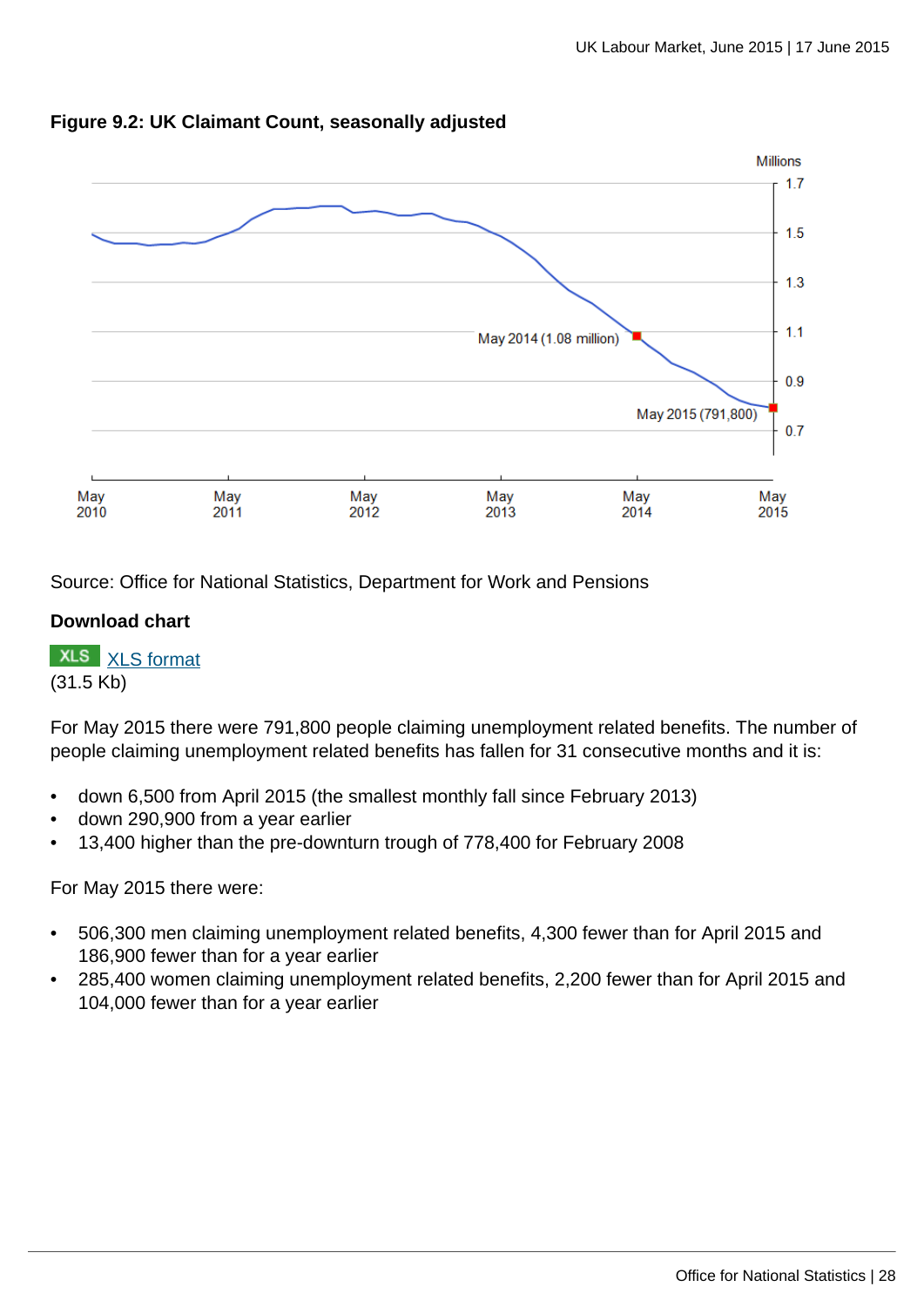**Figure 9.2: UK Claimant Count, seasonally adjusted**

Source: Office for National Statistics, Department for Work and Pensions

**Download chart**

XLS XLS format
(31.5 Kb)

For May 2015 there were 791,800 people claiming unemployment related benefits. The number of people claiming unemployment related benefits has fallen for 31 consecutive months and it is:

- down 6,500 from April 2015 (the smallest monthly fall since February 2013)
- down 290,900 from a year earlier
- 13,400 higher than the pre-downturn trough of 778,400 for February 2008

For May 2015 there were:

- 506,300 men claiming unemployment related benefits, 4,300 fewer than for April 2015 and 186,900 fewer than for a year earlier
- 285,400 women claiming unemployment related benefits, 2,200 fewer than for April 2015 and 104,000 fewer than for a year earlier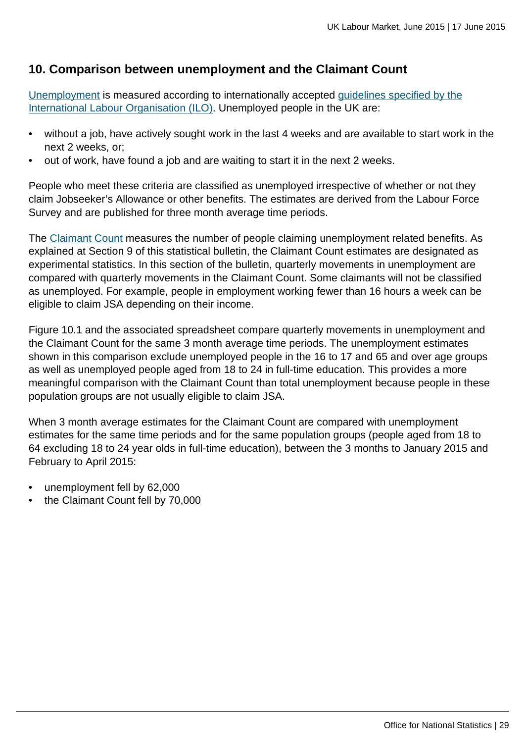## 10. Comparison between unemployment and the Claimant Count

Unemployment is measured according to internationally accepted guidelines specified by the International Labour Organisation (ILO). Unemployed people in the UK are:

- without a job, have actively sought work in the last 4 weeks and are available to start work in the next 2 weeks, or;
- out of work, have found a job and are waiting to start it in the next 2 weeks.

People who meet these criteria are classified as unemployed irrespective of whether or not they claim Jobseeker's Allowance or other benefits. The estimates are derived from the Labour Force Survey and are published for three month average time periods.

The Claimant Count measures the number of people claiming unemployment related benefits. As explained at Section 9 of this statistical bulletin, the Claimant Count estimates are designated as experimental statistics. In this section of the bulletin, quarterly movements in unemployment are compared with quarterly movements in the Claimant Count. Some claimants will not be classified as unemployed. For example, people in employment working fewer than 16 hours a week can be eligible to claim JSA depending on their income.

Figure 10.1 and the associated spreadsheet compare quarterly movements in unemployment and the Claimant Count for the same 3 month average time periods. The unemployment estimates shown in this comparison exclude unemployed people in the 16 to 17 and 65 and over age groups as well as unemployed people aged from 18 to 24 in full-time education. This provides a more meaningful comparison with the Claimant Count than total unemployment because people in these population groups are not usually eligible to claim JSA.

When 3 month average estimates for the Claimant Count are compared with unemployment estimates for the same time periods and for the same population groups (people aged from 18 to 64 excluding 18 to 24 year olds in full-time education), between the 3 months to January 2015 and February to April 2015:

- unemployment fell by 62,000
- the Claimant Count fell by 70,000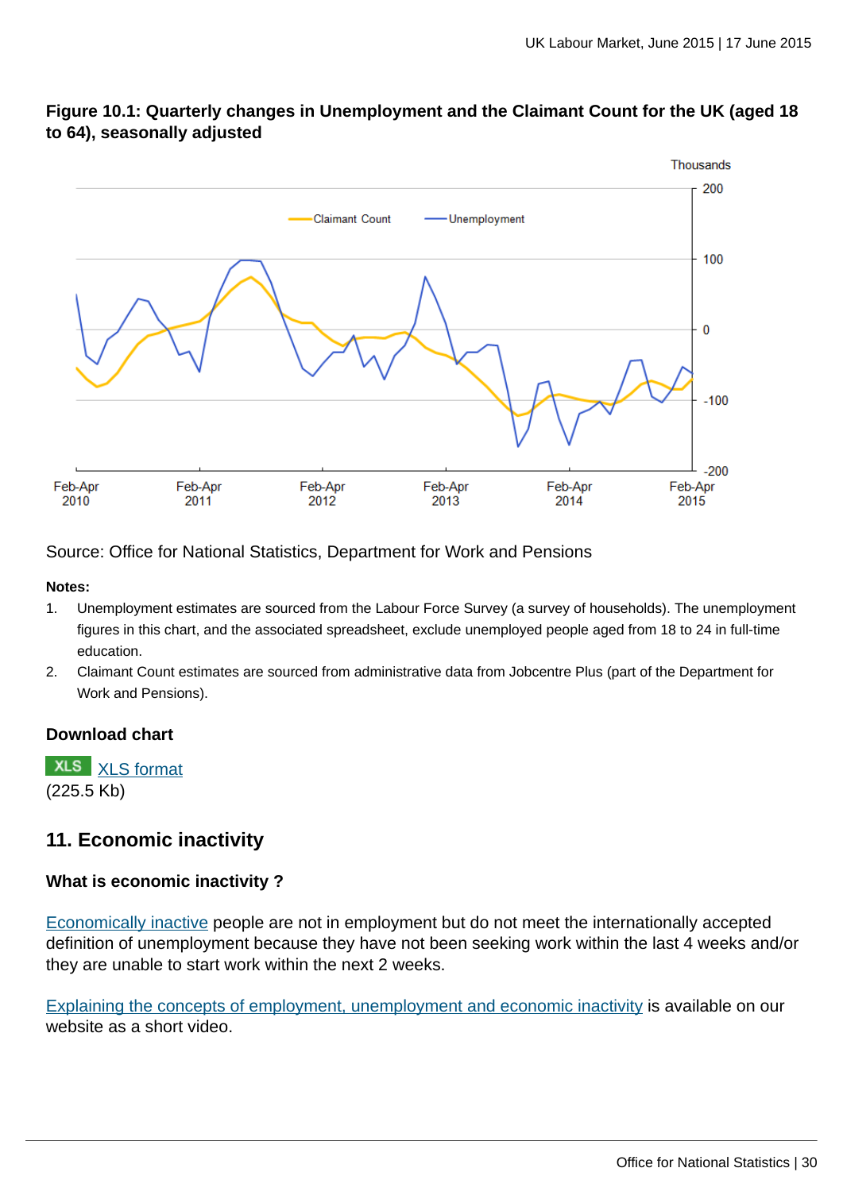**Figure 10.1: Quarterly changes in Unemployment and the Claimant Count for the UK (aged 18 to 64), seasonally adjusted**

Source: Office for National Statistics, Department for Work and Pensions

**Notes:**

1. Unemployment estimates are sourced from the Labour Force Survey (a survey of households). The unemployment figures in this chart, and the associated spreadsheet, exclude unemployed people aged from 18 to 24 in full-time education.
2. Claimant Count estimates are sourced from administrative data from Jobcentre Plus (part of the Department for Work and Pensions).

### Download chart

XLS [XLS format](#)
(225.5 Kb)

## 11. Economic inactivity

### What is economic inactivity ?

[Economically inactive](#) people are not in employment but do not meet the internationally accepted definition of unemployment because they have not been seeking work within the last 4 weeks and/or they are unable to start work within the next 2 weeks.

[Explaining the concepts of employment, unemployment and economic inactivity](#) is available on our website as a short video.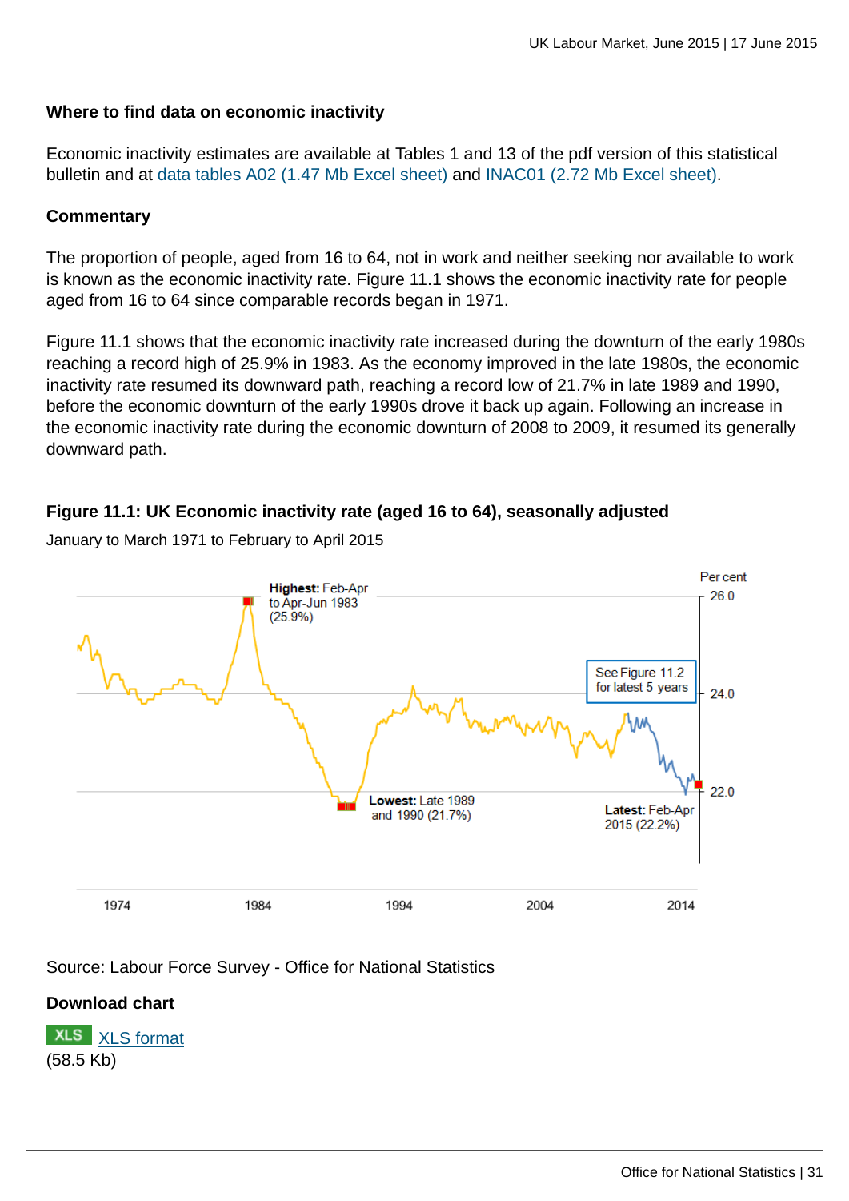### Where to find data on economic inactivity

Economic inactivity estimates are available at Tables 1 and 13 of the pdf version of this statistical bulletin and at data tables A02 (1.47 Mb Excel sheet) and INAC01 (2.72 Mb Excel sheet).

### Commentary

The proportion of people, aged from 16 to 64, not in work and neither seeking nor available to work is known as the economic inactivity rate. Figure 11.1 shows the economic inactivity rate for people aged from 16 to 64 since comparable records began in 1971.

Figure 11.1 shows that the economic inactivity rate increased during the downturn of the early 1980s reaching a record high of 25.9% in 1983. As the economy improved in the late 1980s, the economic inactivity rate resumed its downward path, reaching a record low of 21.7% in late 1989 and 1990, before the economic downturn of the early 1990s drove it back up again. Following an increase in the economic inactivity rate during the economic downturn of 2008 to 2009, it resumed its generally downward path.

#### Figure 11.1: UK Economic inactivity rate (aged 16 to 64), seasonally adjusted

January to March 1971 to February to April 2015

Per cent

**Highest:** Feb-Apr to Apr-Jun 1983 (25.9%)

**Lowest:** Late 1989 and 1990 (21.7%)

**Latest:** Feb-Apr 2015 (22.2%)

See Figure 11.2 for latest 5 years

Source: Labour Force Survey - Office for National Statistics

**Download chart**

XLS XLS format (58.5 Kb)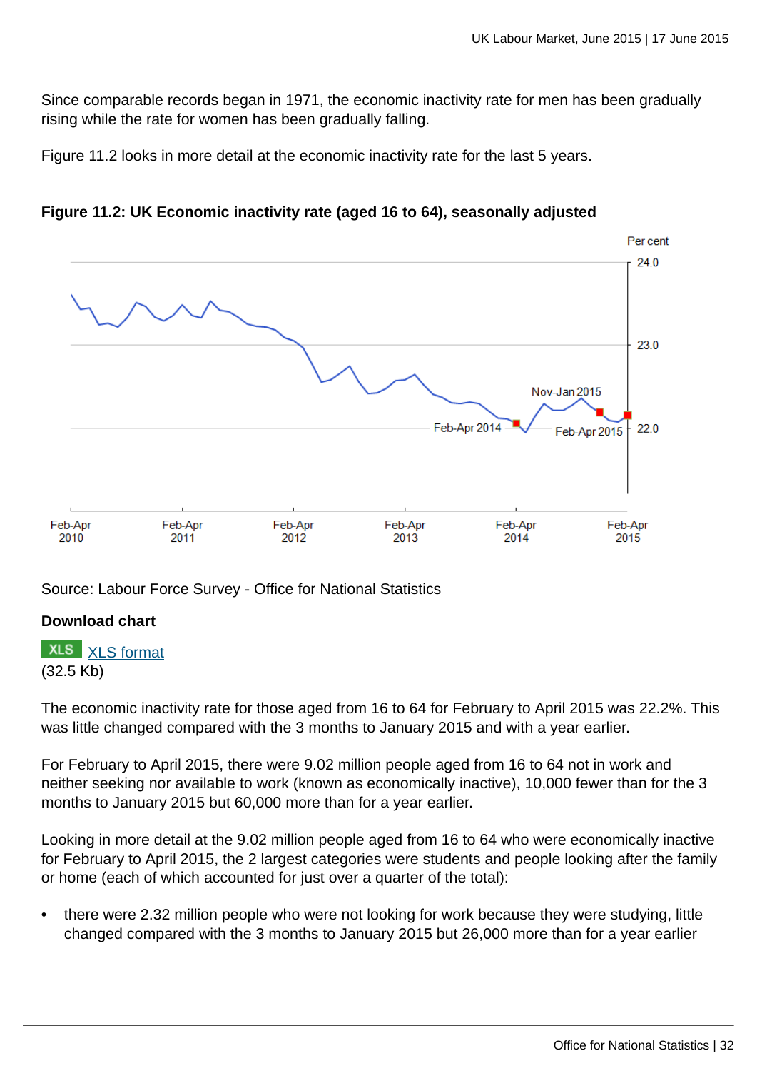Since comparable records began in 1971, the economic inactivity rate for men has been gradually rising while the rate for women has been gradually falling.

Figure 11.2 looks in more detail at the economic inactivity rate for the last 5 years.

**Figure 11.2: UK Economic inactivity rate (aged 16 to 64), seasonally adjusted**

Source: Labour Force Survey - Office for National Statistics

**Download chart**

XLS [XLS format](#)
(32.5 Kb)

The economic inactivity rate for those aged from 16 to 64 for February to April 2015 was 22.2%. This was little changed compared with the 3 months to January 2015 and with a year earlier.

For February to April 2015, there were 9.02 million people aged from 16 to 64 not in work and neither seeking nor available to work (known as economically inactive), 10,000 fewer than for the 3 months to January 2015 but 60,000 more than for a year earlier.

Looking in more detail at the 9.02 million people aged from 16 to 64 who were economically inactive for February to April 2015, the 2 largest categories were students and people looking after the family or home (each of which accounted for just over a quarter of the total):

- there were 2.32 million people who were not looking for work because they were studying, little changed compared with the 3 months to January 2015 but 26,000 more than for a year earlier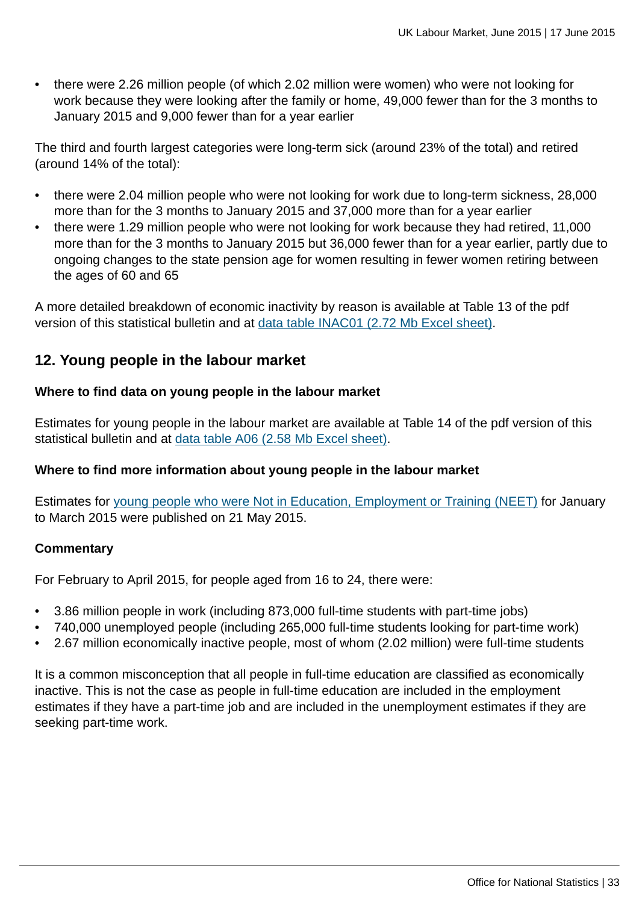- there were 2.26 million people (of which 2.02 million were women) who were not looking for work because they were looking after the family or home, 49,000 fewer than for the 3 months to January 2015 and 9,000 fewer than for a year earlier

The third and fourth largest categories were long-term sick (around 23% of the total) and retired (around 14% of the total):

- there were 2.04 million people who were not looking for work due to long-term sickness, 28,000 more than for the 3 months to January 2015 and 37,000 more than for a year earlier
- there were 1.29 million people who were not looking for work because they had retired, 11,000 more than for the 3 months to January 2015 but 36,000 fewer than for a year earlier, partly due to ongoing changes to the state pension age for women resulting in fewer women retiring between the ages of 60 and 65

A more detailed breakdown of economic inactivity by reason is available at Table 13 of the pdf version of this statistical bulletin and at data table INAC01 (2.72 Mb Excel sheet).

## 12. Young people in the labour market

**Where to find data on young people in the labour market**

Estimates for young people in the labour market are available at Table 14 of the pdf version of this statistical bulletin and at data table A06 (2.58 Mb Excel sheet).

**Where to find more information about young people in the labour market**

Estimates for young people who were Not in Education, Employment or Training (NEET) for January to March 2015 were published on 21 May 2015.

**Commentary**

For February to April 2015, for people aged from 16 to 24, there were:

- 3.86 million people in work (including 873,000 full-time students with part-time jobs)
- 740,000 unemployed people (including 265,000 full-time students looking for part-time work)
- 2.67 million economically inactive people, most of whom (2.02 million) were full-time students

It is a common misconception that all people in full-time education are classified as economically inactive. This is not the case as people in full-time education are included in the employment estimates if they have a part-time job and are included in the unemployment estimates if they are seeking part-time work.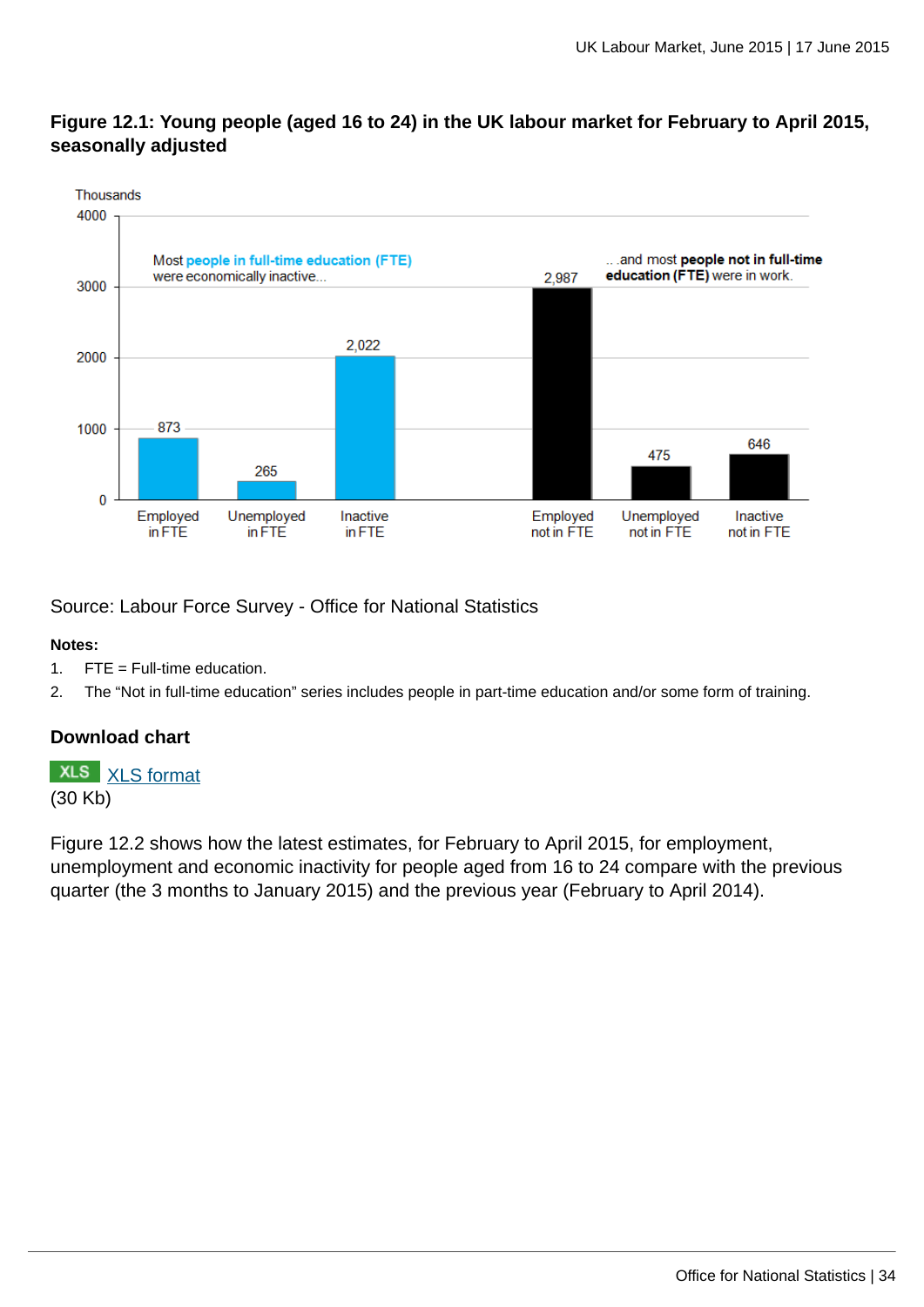**Figure 12.1: Young people (aged 16 to 24) in the UK labour market for February to April 2015, seasonally adjusted**

Thousands

Most people in full-time education (FTE) were economically inactive...

.. .and most people not in full-time education (FTE) were in work.

| Category | Thousands |
|---|---|
| Employed in FTE | 873 |
| Unemployed in FTE | 265 |
| Inactive in FTE | 2,022 |
| Employed not in FTE | 2,987 |
| Unemployed not in FTE | 475 |
| Inactive not in FTE | 646 |

Source: Labour Force Survey - Office for National Statistics

**Notes:**

1. FTE = Full-time education.
2. The “Not in full-time education” series includes people in part-time education and/or some form of training.

**Download chart**

XLS XLS format
(30 Kb)

Figure 12.2 shows how the latest estimates, for February to April 2015, for employment, unemployment and economic inactivity for people aged from 16 to 24 compare with the previous quarter (the 3 months to January 2015) and the previous year (February to April 2014).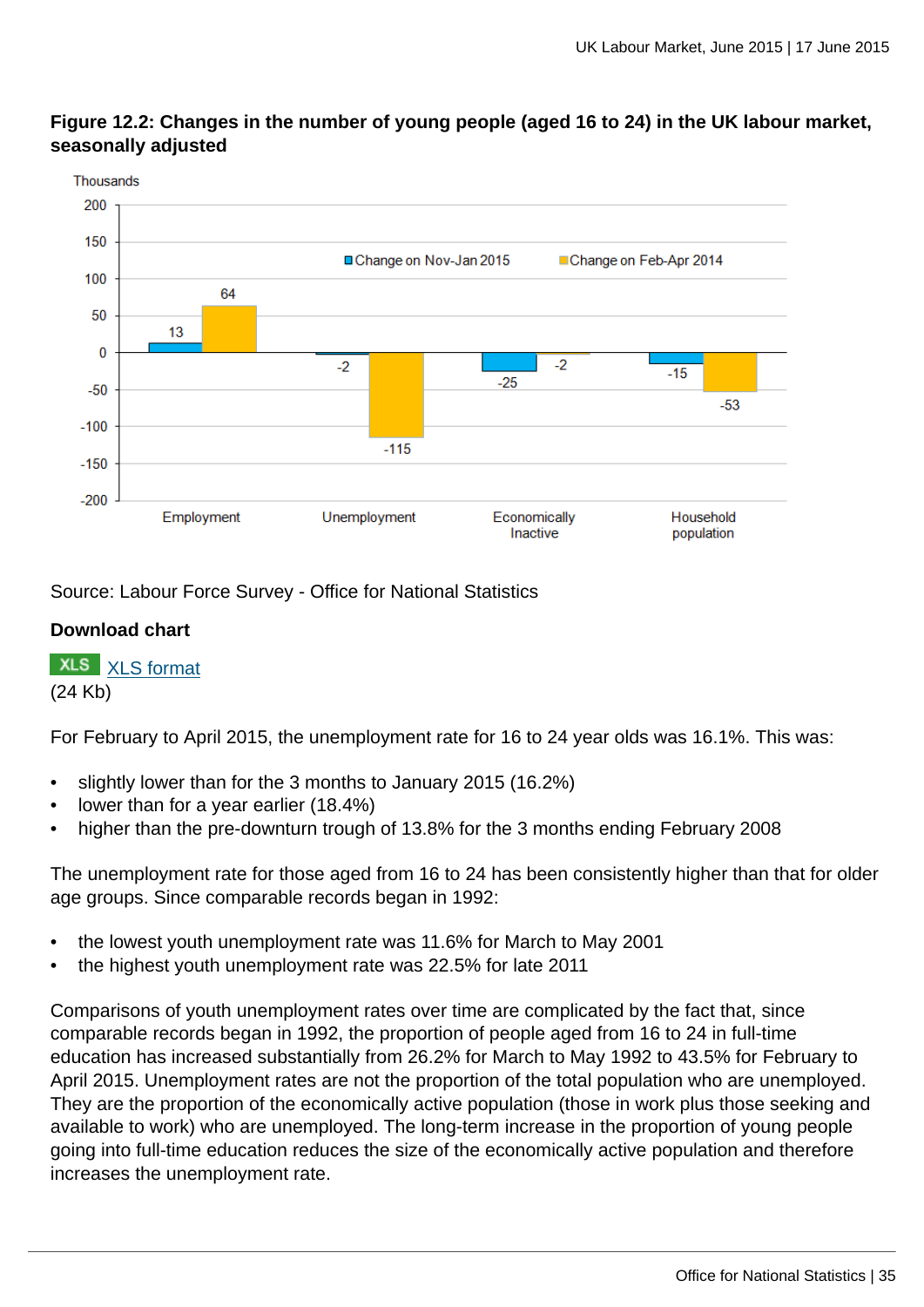**Figure 12.2: Changes in the number of young people (aged 16 to 24) in the UK labour market, seasonally adjusted**

Source: Labour Force Survey - Office for National Statistics

**Download chart**

XLS [XLS format](#)
(24 Kb)

For February to April 2015, the unemployment rate for 16 to 24 year olds was 16.1%. This was:

- slightly lower than for the 3 months to January 2015 (16.2%)
- lower than for a year earlier (18.4%)
- higher than the pre-downturn trough of 13.8% for the 3 months ending February 2008

The unemployment rate for those aged from 16 to 24 has been consistently higher than that for older age groups. Since comparable records began in 1992:

- the lowest youth unemployment rate was 11.6% for March to May 2001
- the highest youth unemployment rate was 22.5% for late 2011

Comparisons of youth unemployment rates over time are complicated by the fact that, since comparable records began in 1992, the proportion of people aged from 16 to 24 in full-time education has increased substantially from 26.2% for March to May 1992 to 43.5% for February to April 2015. Unemployment rates are not the proportion of the total population who are unemployed. They are the proportion of the economically active population (those in work plus those seeking and available to work) who are unemployed. The long-term increase in the proportion of young people going into full-time education reduces the size of the economically active population and therefore increases the unemployment rate.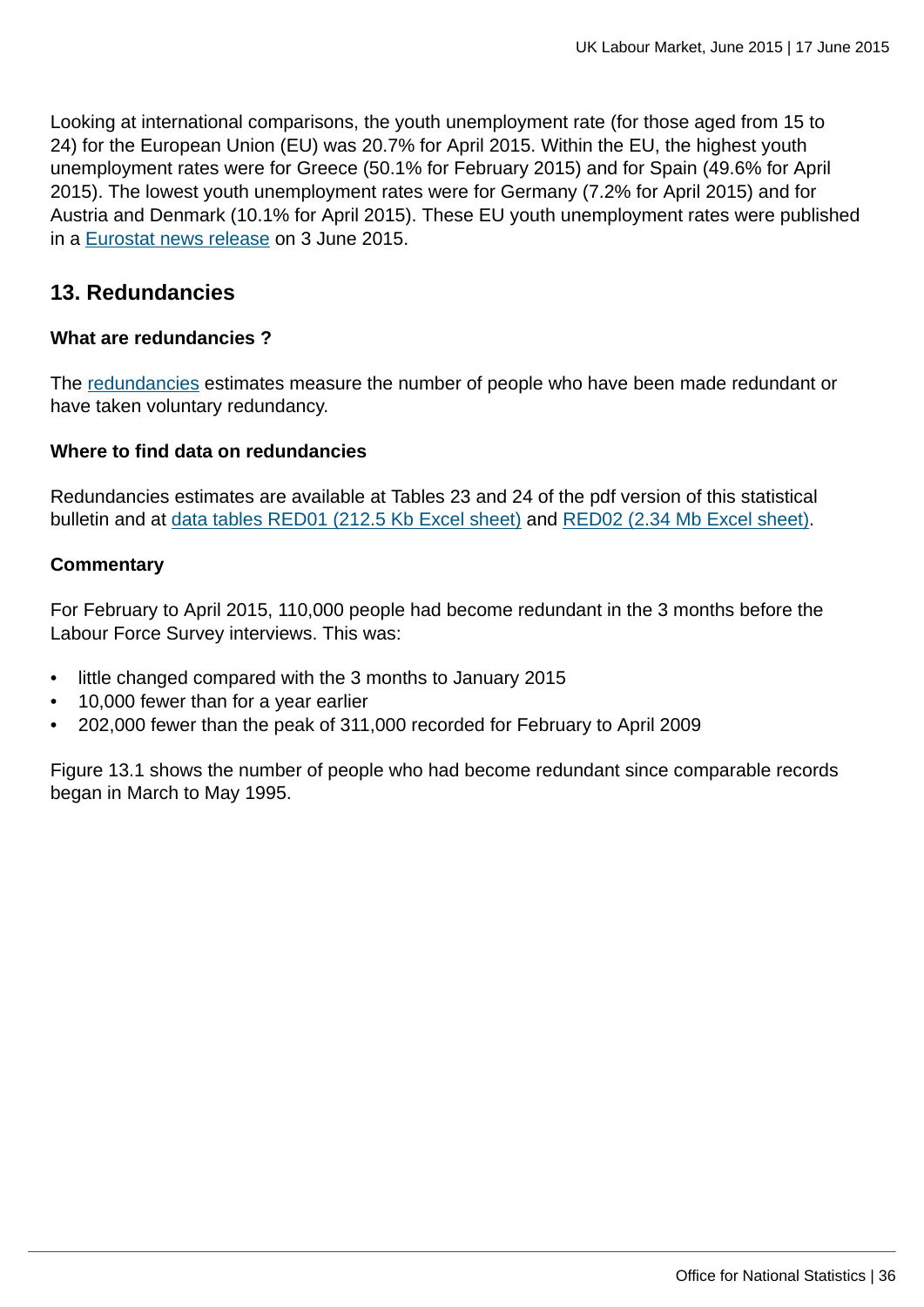Looking at international comparisons, the youth unemployment rate (for those aged from 15 to 24) for the European Union (EU) was 20.7% for April 2015. Within the EU, the highest youth unemployment rates were for Greece (50.1% for February 2015) and for Spain (49.6% for April 2015). The lowest youth unemployment rates were for Germany (7.2% for April 2015) and for Austria and Denmark (10.1% for April 2015). These EU youth unemployment rates were published in a Eurostat news release on 3 June 2015.

## 13. Redundancies

**What are redundancies ?**

The redundancies estimates measure the number of people who have been made redundant or have taken voluntary redundancy.

**Where to find data on redundancies**

Redundancies estimates are available at Tables 23 and 24 of the pdf version of this statistical bulletin and at data tables RED01 (212.5 Kb Excel sheet) and RED02 (2.34 Mb Excel sheet).

**Commentary**

For February to April 2015, 110,000 people had become redundant in the 3 months before the Labour Force Survey interviews. This was:

- little changed compared with the 3 months to January 2015
- 10,000 fewer than for a year earlier
- 202,000 fewer than the peak of 311,000 recorded for February to April 2009

Figure 13.1 shows the number of people who had become redundant since comparable records began in March to May 1995.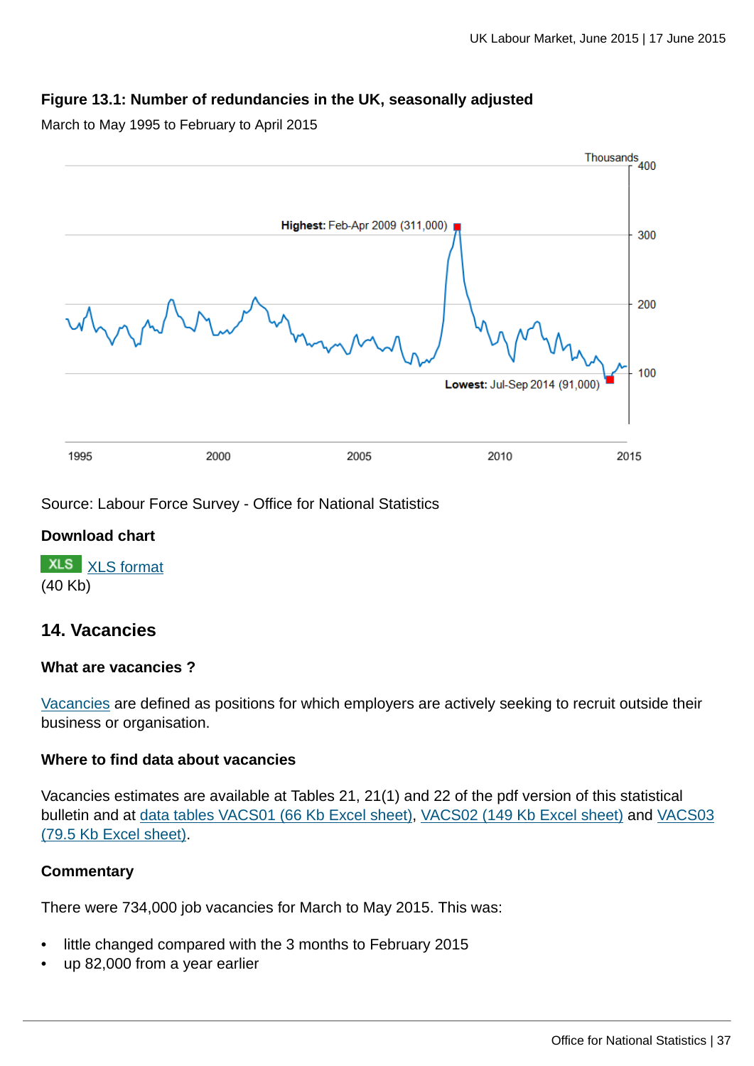**Figure 13.1: Number of redundancies in the UK, seasonally adjusted**

March to May 1995 to February to April 2015

Source: Labour Force Survey - Office for National Statistics

**Download chart**

XLS [XLS format](#)
(40 Kb)

## 14. Vacancies

### What are vacancies ?

[Vacancies](#) are defined as positions for which employers are actively seeking to recruit outside their business or organisation.

### Where to find data about vacancies

Vacancies estimates are available at Tables 21, 21(1) and 22 of the pdf version of this statistical bulletin and at [data tables VACS01 (66 Kb Excel sheet)](#), [VACS02 (149 Kb Excel sheet)](#) and [VACS03 (79.5 Kb Excel sheet)](#).

### Commentary

There were 734,000 job vacancies for March to May 2015. This was:

- little changed compared with the 3 months to February 2015
- up 82,000 from a year earlier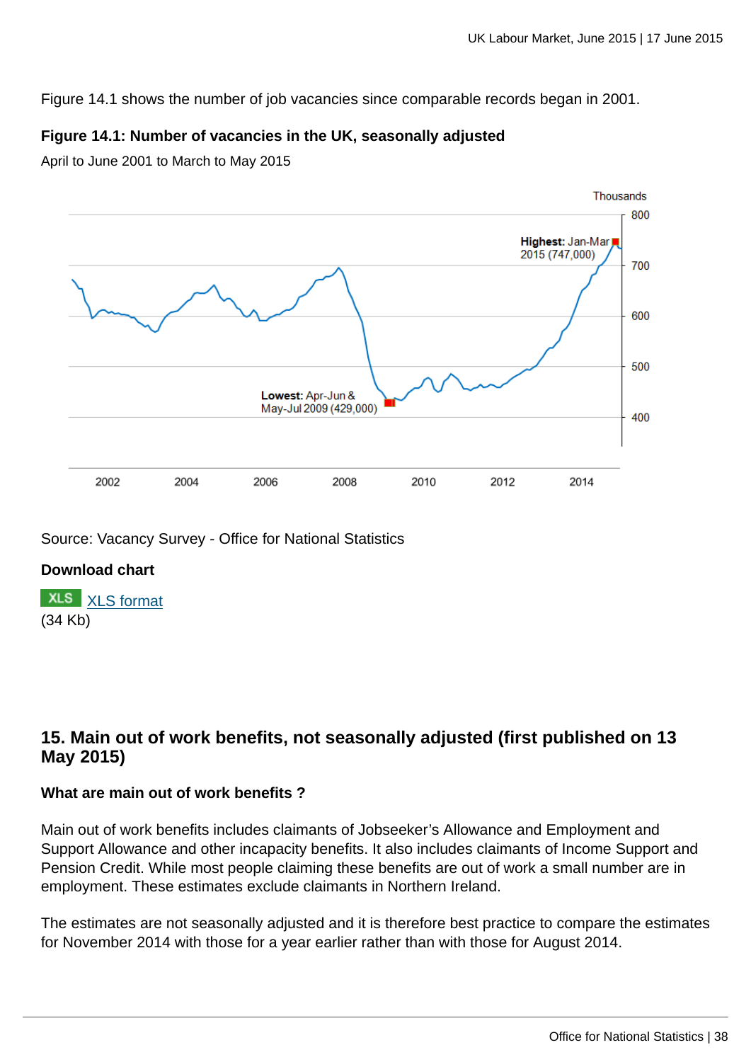Figure 14.1 shows the number of job vacancies since comparable records began in 2001.

**Figure 14.1: Number of vacancies in the UK, seasonally adjusted**

April to June 2001 to March to May 2015

Source: Vacancy Survey - Office for National Statistics

**Download chart**

XLS [XLS format](#)
(34 Kb)

## 15. Main out of work benefits, not seasonally adjusted (first published on 13 May 2015)

**What are main out of work benefits ?**

Main out of work benefits includes claimants of Jobseeker's Allowance and Employment and Support Allowance and other incapacity benefits. It also includes claimants of Income Support and Pension Credit. While most people claiming these benefits are out of work a small number are in employment. These estimates exclude claimants in Northern Ireland.

The estimates are not seasonally adjusted and it is therefore best practice to compare the estimates for November 2014 with those for a year earlier rather than with those for August 2014.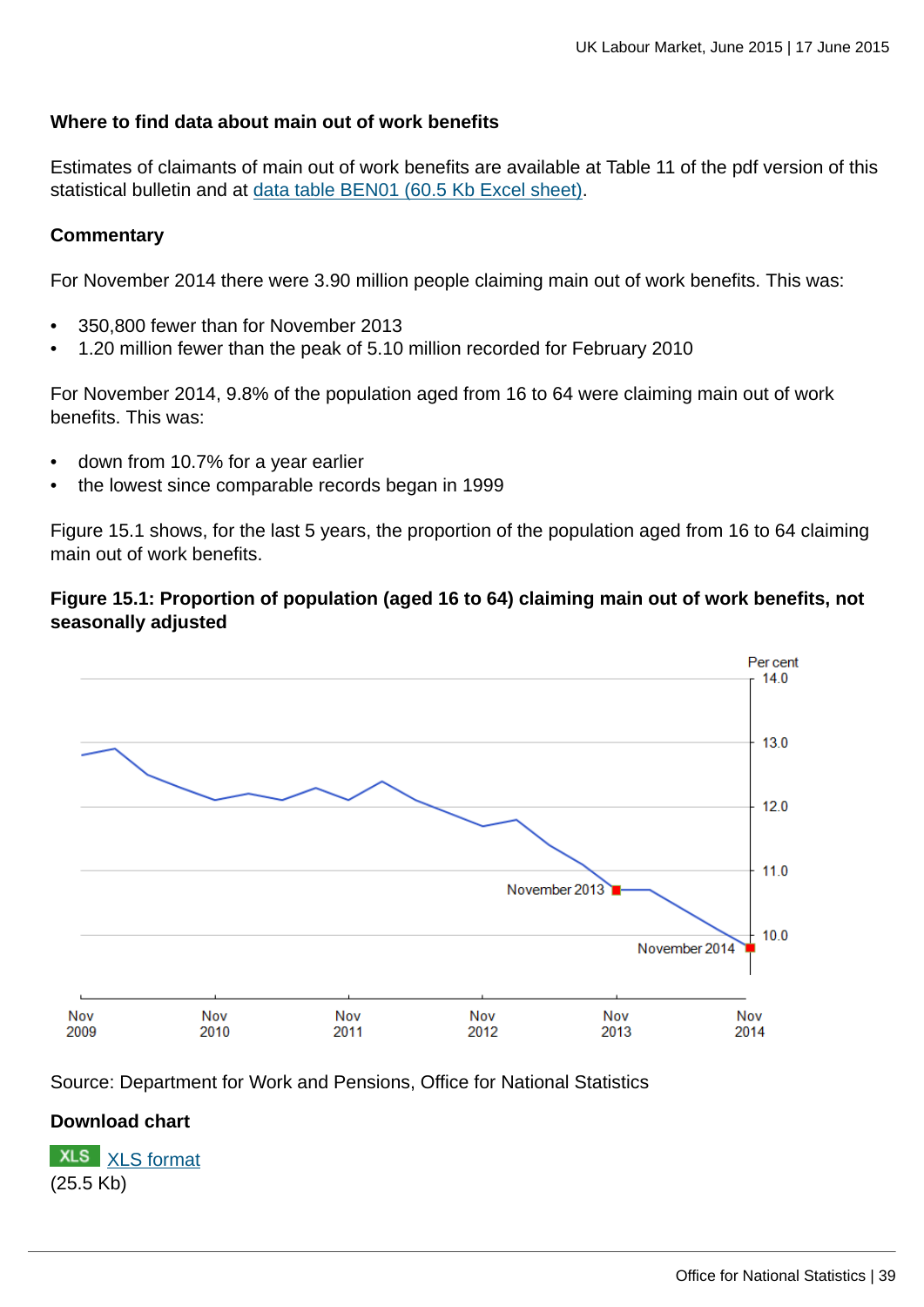### Where to find data about main out of work benefits

Estimates of claimants of main out of work benefits are available at Table 11 of the pdf version of this statistical bulletin and at data table BEN01 (60.5 Kb Excel sheet).

### Commentary

For November 2014 there were 3.90 million people claiming main out of work benefits. This was:

- 350,800 fewer than for November 2013
- 1.20 million fewer than the peak of 5.10 million recorded for February 2010

For November 2014, 9.8% of the population aged from 16 to 64 were claiming main out of work benefits. This was:

- down from 10.7% for a year earlier
- the lowest since comparable records began in 1999

Figure 15.1 shows, for the last 5 years, the proportion of the population aged from 16 to 64 claiming main out of work benefits.

**Figure 15.1: Proportion of population (aged 16 to 64) claiming main out of work benefits, not seasonally adjusted**

Source: Department for Work and Pensions, Office for National Statistics

### Download chart

XLS XLS format
(25.5 Kb)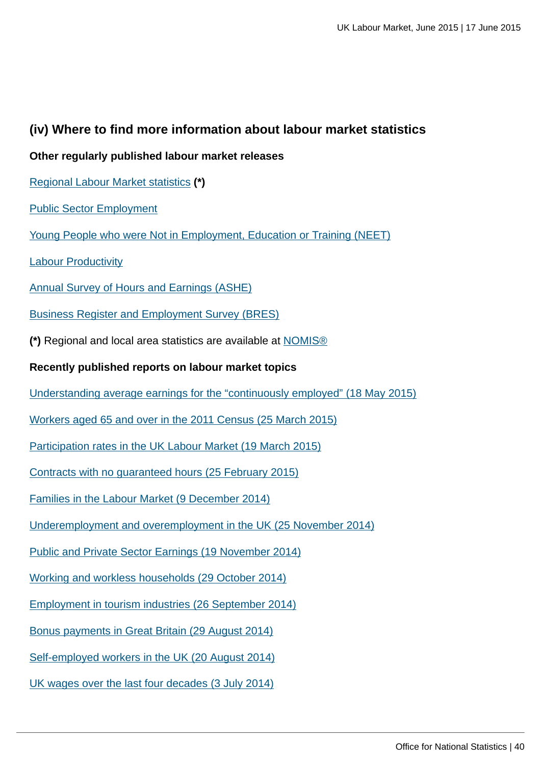## (iv) Where to find more information about labour market statistics

**Other regularly published labour market releases**

Regional Labour Market statistics **(*)**

Public Sector Employment

Young People who were Not in Employment, Education or Training (NEET)

Labour Productivity

Annual Survey of Hours and Earnings (ASHE)

Business Register and Employment Survey (BRES)

**(*)** Regional and local area statistics are available at NOMIS®

**Recently published reports on labour market topics**

Understanding average earnings for the "continuously employed" (18 May 2015)

Workers aged 65 and over in the 2011 Census (25 March 2015)

Participation rates in the UK Labour Market (19 March 2015)

Contracts with no guaranteed hours (25 February 2015)

Families in the Labour Market (9 December 2014)

Underemployment and overemployment in the UK (25 November 2014)

Public and Private Sector Earnings (19 November 2014)

Working and workless households (29 October 2014)

Employment in tourism industries (26 September 2014)

Bonus payments in Great Britain (29 August 2014)

Self-employed workers in the UK (20 August 2014)

UK wages over the last four decades (3 July 2014)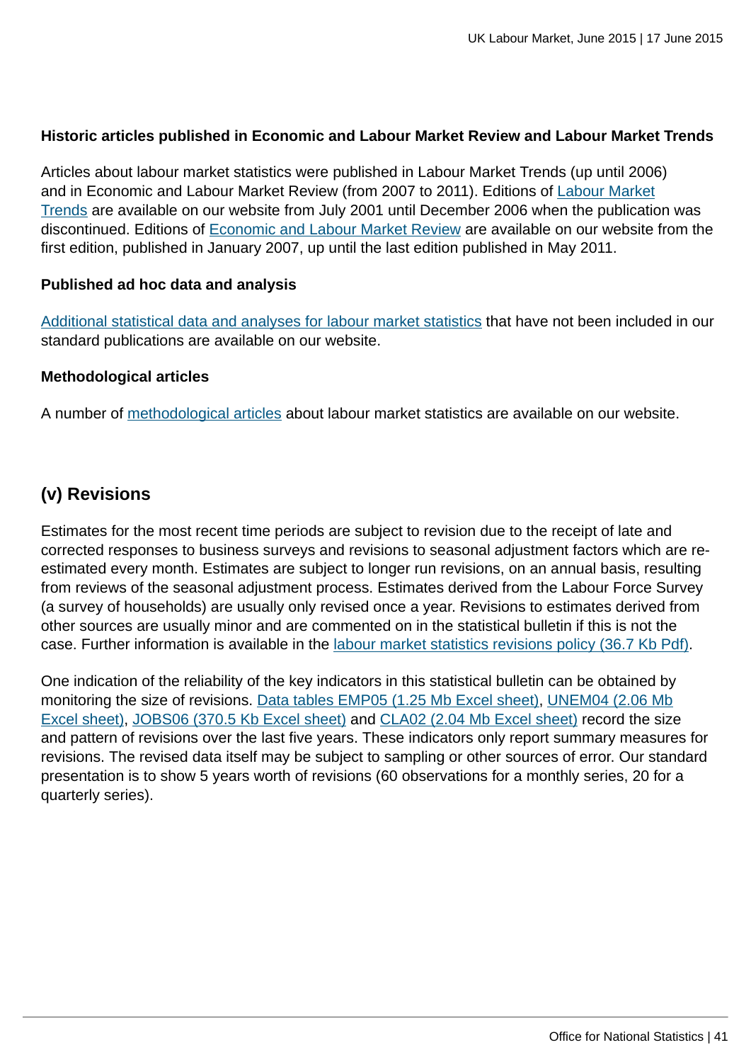### Historic articles published in Economic and Labour Market Review and Labour Market Trends

Articles about labour market statistics were published in Labour Market Trends (up until 2006) and in Economic and Labour Market Review (from 2007 to 2011). Editions of Labour Market Trends are available on our website from July 2001 until December 2006 when the publication was discontinued. Editions of Economic and Labour Market Review are available on our website from the first edition, published in January 2007, up until the last edition published in May 2011.

### Published ad hoc data and analysis

Additional statistical data and analyses for labour market statistics that have not been included in our standard publications are available on our website.

### Methodological articles

A number of methodological articles about labour market statistics are available on our website.

## (v) Revisions

Estimates for the most recent time periods are subject to revision due to the receipt of late and corrected responses to business surveys and revisions to seasonal adjustment factors which are re-estimated every month. Estimates are subject to longer run revisions, on an annual basis, resulting from reviews of the seasonal adjustment process. Estimates derived from the Labour Force Survey (a survey of households) are usually only revised once a year. Revisions to estimates derived from other sources are usually minor and are commented on in the statistical bulletin if this is not the case. Further information is available in the labour market statistics revisions policy (36.7 Kb Pdf).

One indication of the reliability of the key indicators in this statistical bulletin can be obtained by monitoring the size of revisions. Data tables EMP05 (1.25 Mb Excel sheet), UNEM04 (2.06 Mb Excel sheet), JOBS06 (370.5 Kb Excel sheet) and CLA02 (2.04 Mb Excel sheet) record the size and pattern of revisions over the last five years. These indicators only report summary measures for revisions. The revised data itself may be subject to sampling or other sources of error. Our standard presentation is to show 5 years worth of revisions (60 observations for a monthly series, 20 for a quarterly series).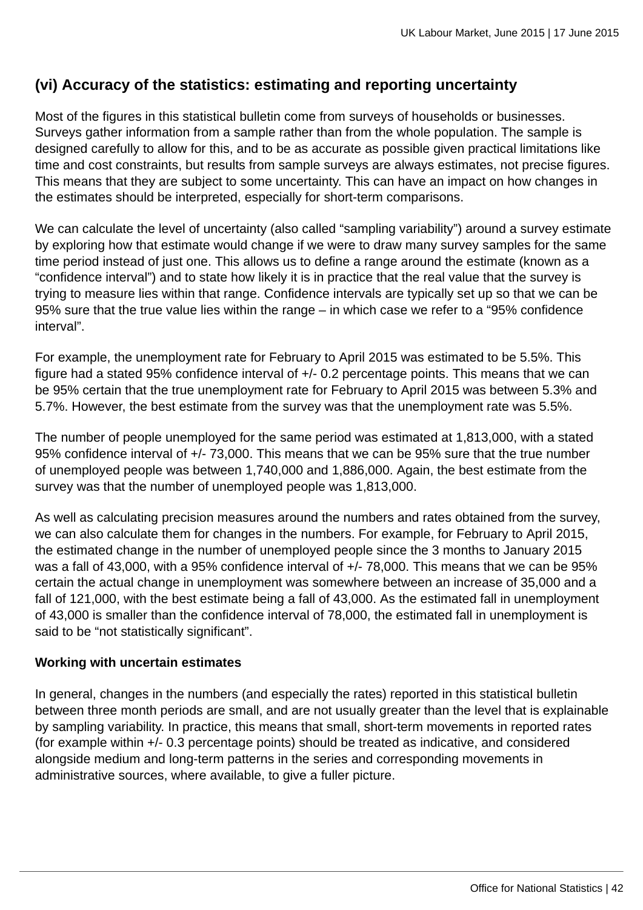### (vi) Accuracy of the statistics: estimating and reporting uncertainty

Most of the figures in this statistical bulletin come from surveys of households or businesses. Surveys gather information from a sample rather than from the whole population. The sample is designed carefully to allow for this, and to be as accurate as possible given practical limitations like time and cost constraints, but results from sample surveys are always estimates, not precise figures. This means that they are subject to some uncertainty. This can have an impact on how changes in the estimates should be interpreted, especially for short-term comparisons.

We can calculate the level of uncertainty (also called "sampling variability") around a survey estimate by exploring how that estimate would change if we were to draw many survey samples for the same time period instead of just one. This allows us to define a range around the estimate (known as a "confidence interval") and to state how likely it is in practice that the real value that the survey is trying to measure lies within that range. Confidence intervals are typically set up so that we can be 95% sure that the true value lies within the range – in which case we refer to a "95% confidence interval".

For example, the unemployment rate for February to April 2015 was estimated to be 5.5%. This figure had a stated 95% confidence interval of +/- 0.2 percentage points. This means that we can be 95% certain that the true unemployment rate for February to April 2015 was between 5.3% and 5.7%. However, the best estimate from the survey was that the unemployment rate was 5.5%.

The number of people unemployed for the same period was estimated at 1,813,000, with a stated 95% confidence interval of +/- 73,000. This means that we can be 95% sure that the true number of unemployed people was between 1,740,000 and 1,886,000. Again, the best estimate from the survey was that the number of unemployed people was 1,813,000.

As well as calculating precision measures around the numbers and rates obtained from the survey, we can also calculate them for changes in the numbers. For example, for February to April 2015, the estimated change in the number of unemployed people since the 3 months to January 2015 was a fall of 43,000, with a 95% confidence interval of +/- 78,000. This means that we can be 95% certain the actual change in unemployment was somewhere between an increase of 35,000 and a fall of 121,000, with the best estimate being a fall of 43,000. As the estimated fall in unemployment of 43,000 is smaller than the confidence interval of 78,000, the estimated fall in unemployment is said to be "not statistically significant".

**Working with uncertain estimates**

In general, changes in the numbers (and especially the rates) reported in this statistical bulletin between three month periods are small, and are not usually greater than the level that is explainable by sampling variability. In practice, this means that small, short-term movements in reported rates (for example within +/- 0.3 percentage points) should be treated as indicative, and considered alongside medium and long-term patterns in the series and corresponding movements in administrative sources, where available, to give a fuller picture.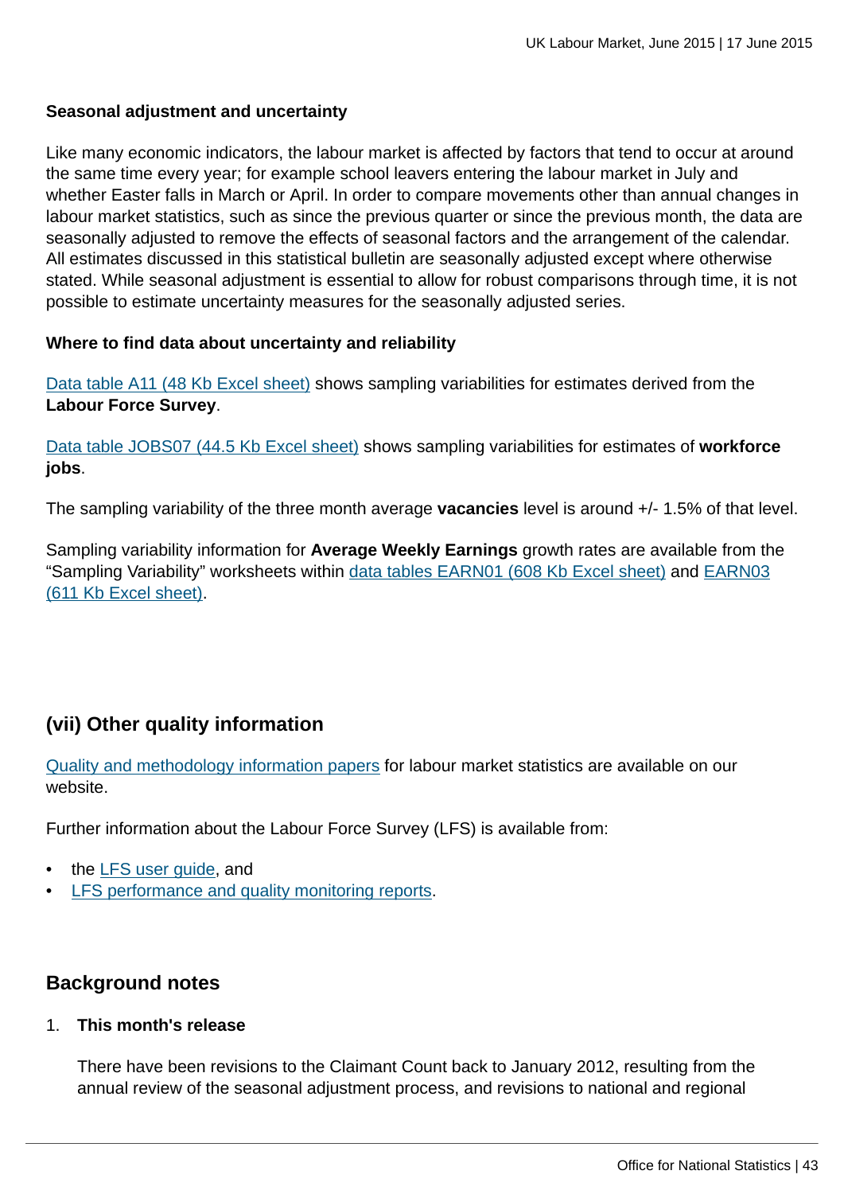**Seasonal adjustment and uncertainty**

Like many economic indicators, the labour market is affected by factors that tend to occur at around the same time every year; for example school leavers entering the labour market in July and whether Easter falls in March or April. In order to compare movements other than annual changes in labour market statistics, such as since the previous quarter or since the previous month, the data are seasonally adjusted to remove the effects of seasonal factors and the arrangement of the calendar. All estimates discussed in this statistical bulletin are seasonally adjusted except where otherwise stated. While seasonal adjustment is essential to allow for robust comparisons through time, it is not possible to estimate uncertainty measures for the seasonally adjusted series.

**Where to find data about uncertainty and reliability**

Data table A11 (48 Kb Excel sheet) shows sampling variabilities for estimates derived from the **Labour Force Survey**.

Data table JOBS07 (44.5 Kb Excel sheet) shows sampling variabilities for estimates of **workforce jobs**.

The sampling variability of the three month average **vacancies** level is around +/- 1.5% of that level.

Sampling variability information for **Average Weekly Earnings** growth rates are available from the "Sampling Variability" worksheets within data tables EARN01 (608 Kb Excel sheet) and EARN03 (611 Kb Excel sheet).

## (vii) Other quality information

Quality and methodology information papers for labour market statistics are available on our website.

Further information about the Labour Force Survey (LFS) is available from:

- the LFS user guide, and
- LFS performance and quality monitoring reports.

## Background notes

1. **This month's release**

   There have been revisions to the Claimant Count back to January 2012, resulting from the annual review of the seasonal adjustment process, and revisions to national and regional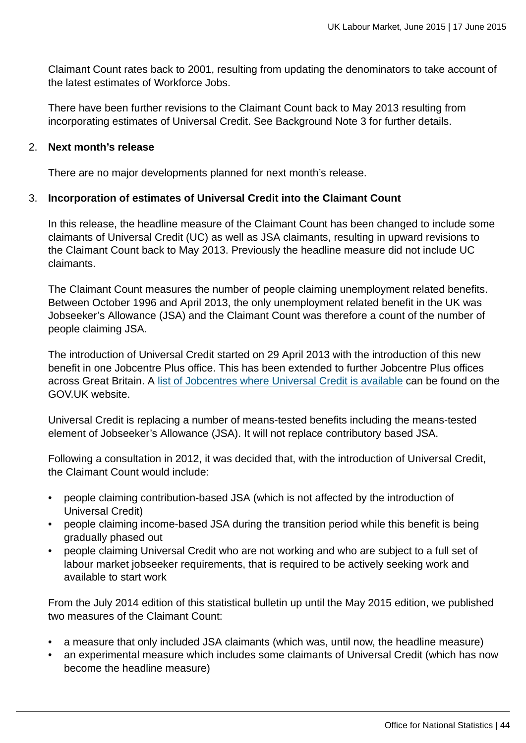Claimant Count rates back to 2001, resulting from updating the denominators to take account of the latest estimates of Workforce Jobs.

There have been further revisions to the Claimant Count back to May 2013 resulting from incorporating estimates of Universal Credit. See Background Note 3 for further details.

2. **Next month's release**

   There are no major developments planned for next month's release.

3. **Incorporation of estimates of Universal Credit into the Claimant Count**

   In this release, the headline measure of the Claimant Count has been changed to include some claimants of Universal Credit (UC) as well as JSA claimants, resulting in upward revisions to the Claimant Count back to May 2013. Previously the headline measure did not include UC claimants.

   The Claimant Count measures the number of people claiming unemployment related benefits. Between October 1996 and April 2013, the only unemployment related benefit in the UK was Jobseeker's Allowance (JSA) and the Claimant Count was therefore a count of the number of people claiming JSA.

   The introduction of Universal Credit started on 29 April 2013 with the introduction of this new benefit in one Jobcentre Plus office. This has been extended to further Jobcentre Plus offices across Great Britain. A list of Jobcentres where Universal Credit is available can be found on the GOV.UK website.

   Universal Credit is replacing a number of means-tested benefits including the means-tested element of Jobseeker's Allowance (JSA). It will not replace contributory based JSA.

   Following a consultation in 2012, it was decided that, with the introduction of Universal Credit, the Claimant Count would include:

   - people claiming contribution-based JSA (which is not affected by the introduction of Universal Credit)
   - people claiming income-based JSA during the transition period while this benefit is being gradually phased out
   - people claiming Universal Credit who are not working and who are subject to a full set of labour market jobseeker requirements, that is required to be actively seeking work and available to start work

   From the July 2014 edition of this statistical bulletin up until the May 2015 edition, we published two measures of the Claimant Count:

   - a measure that only included JSA claimants (which was, until now, the headline measure)
   - an experimental measure which includes some claimants of Universal Credit (which has now become the headline measure)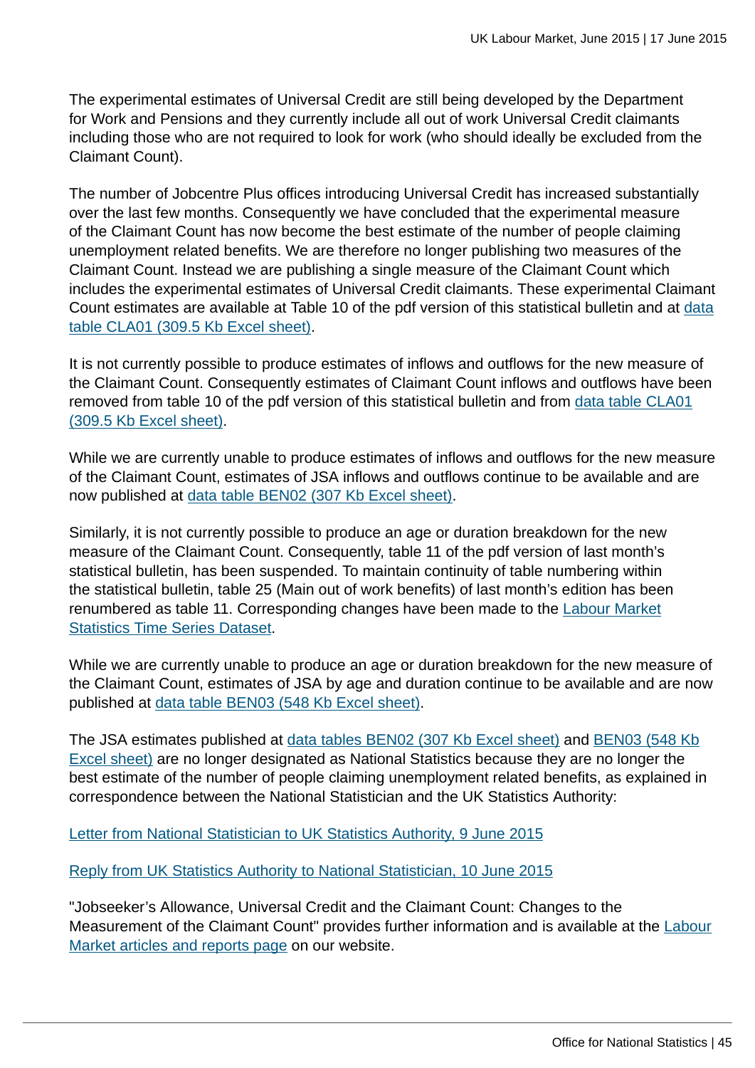The experimental estimates of Universal Credit are still being developed by the Department for Work and Pensions and they currently include all out of work Universal Credit claimants including those who are not required to look for work (who should ideally be excluded from the Claimant Count).

The number of Jobcentre Plus offices introducing Universal Credit has increased substantially over the last few months. Consequently we have concluded that the experimental measure of the Claimant Count has now become the best estimate of the number of people claiming unemployment related benefits. We are therefore no longer publishing two measures of the Claimant Count. Instead we are publishing a single measure of the Claimant Count which includes the experimental estimates of Universal Credit claimants. These experimental Claimant Count estimates are available at Table 10 of the pdf version of this statistical bulletin and at data table CLA01 (309.5 Kb Excel sheet).

It is not currently possible to produce estimates of inflows and outflows for the new measure of the Claimant Count. Consequently estimates of Claimant Count inflows and outflows have been removed from table 10 of the pdf version of this statistical bulletin and from data table CLA01 (309.5 Kb Excel sheet).

While we are currently unable to produce estimates of inflows and outflows for the new measure of the Claimant Count, estimates of JSA inflows and outflows continue to be available and are now published at data table BEN02 (307 Kb Excel sheet).

Similarly, it is not currently possible to produce an age or duration breakdown for the new measure of the Claimant Count. Consequently, table 11 of the pdf version of last month's statistical bulletin, has been suspended. To maintain continuity of table numbering within the statistical bulletin, table 25 (Main out of work benefits) of last month's edition has been renumbered as table 11. Corresponding changes have been made to the Labour Market Statistics Time Series Dataset.

While we are currently unable to produce an age or duration breakdown for the new measure of the Claimant Count, estimates of JSA by age and duration continue to be available and are now published at data table BEN03 (548 Kb Excel sheet).

The JSA estimates published at data tables BEN02 (307 Kb Excel sheet) and BEN03 (548 Kb Excel sheet) are no longer designated as National Statistics because they are no longer the best estimate of the number of people claiming unemployment related benefits, as explained in correspondence between the National Statistician and the UK Statistics Authority:

Letter from National Statistician to UK Statistics Authority, 9 June 2015

Reply from UK Statistics Authority to National Statistician, 10 June 2015

"Jobseeker's Allowance, Universal Credit and the Claimant Count: Changes to the Measurement of the Claimant Count" provides further information and is available at the Labour Market articles and reports page on our website.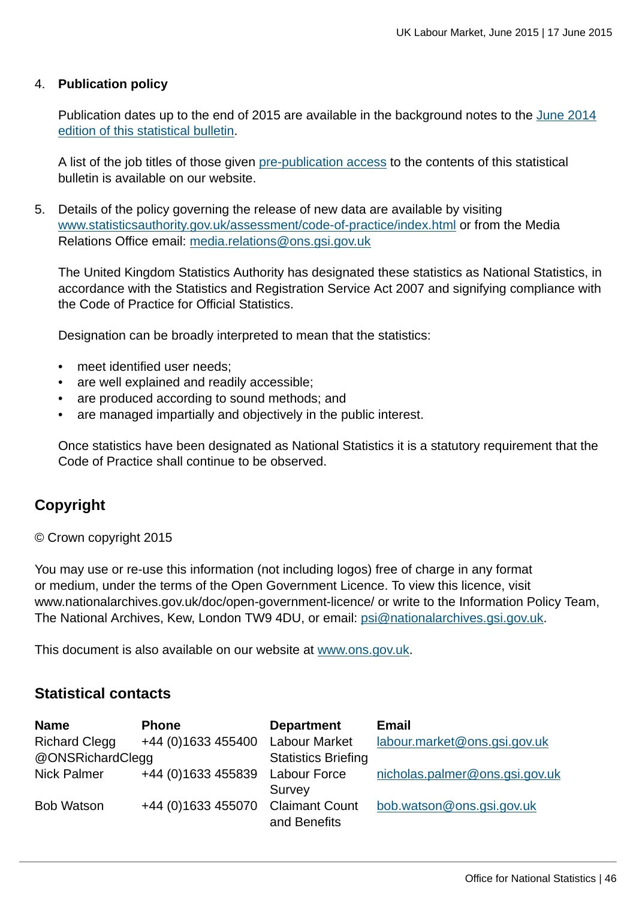4. **Publication policy**

   Publication dates up to the end of 2015 are available in the background notes to the June 2014 edition of this statistical bulletin.

   A list of the job titles of those given pre-publication access to the contents of this statistical bulletin is available on our website.

5. Details of the policy governing the release of new data are available by visiting www.statisticsauthority.gov.uk/assessment/code-of-practice/index.html or from the Media Relations Office email: media.relations@ons.gsi.gov.uk

   The United Kingdom Statistics Authority has designated these statistics as National Statistics, in accordance with the Statistics and Registration Service Act 2007 and signifying compliance with the Code of Practice for Official Statistics.

   Designation can be broadly interpreted to mean that the statistics:

   - meet identified user needs;
   - are well explained and readily accessible;
   - are produced according to sound methods; and
   - are managed impartially and objectively in the public interest.

   Once statistics have been designated as National Statistics it is a statutory requirement that the Code of Practice shall continue to be observed.

## Copyright

© Crown copyright 2015

You may use or re-use this information (not including logos) free of charge in any format or medium, under the terms of the Open Government Licence. To view this licence, visit www.nationalarchives.gov.uk/doc/open-government-licence/ or write to the Information Policy Team, The National Archives, Kew, London TW9 4DU, or email: psi@nationalarchives.gsi.gov.uk.

This document is also available on our website at www.ons.gov.uk.

## Statistical contacts

| Name | Phone | Department | Email |
|---|---|---|---|
| Richard Clegg @ONSRichardClegg | +44 (0)1633 455400 | Labour Market Statistics Briefing | labour.market@ons.gsi.gov.uk |
| Nick Palmer | +44 (0)1633 455839 | Labour Force Survey | nicholas.palmer@ons.gsi.gov.uk |
| Bob Watson | +44 (0)1633 455070 | Claimant Count and Benefits | bob.watson@ons.gsi.gov.uk |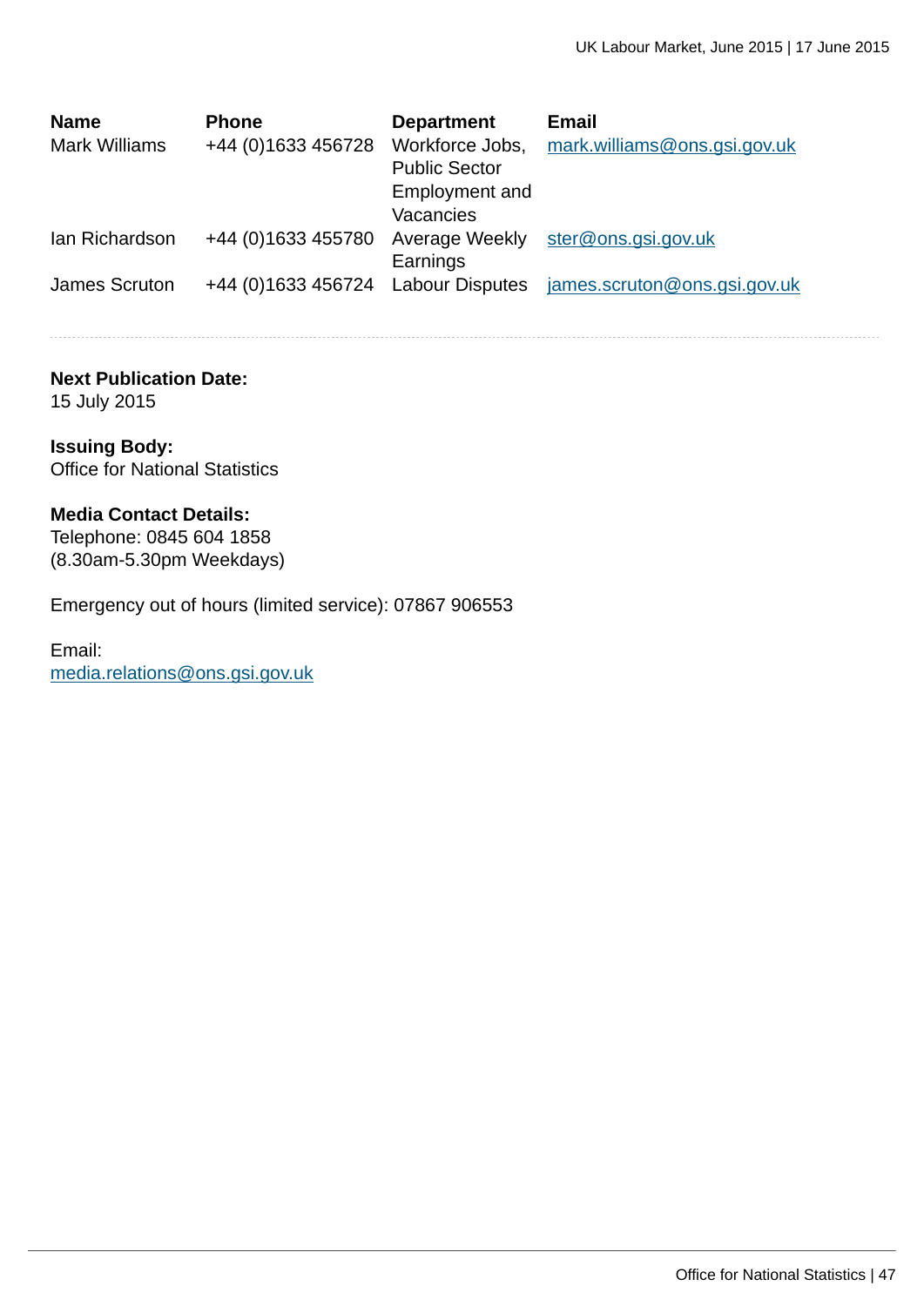| Name | Phone | Department | Email |
| --- | --- | --- | --- |
| Mark Williams | +44 (0)1633 456728 | Workforce Jobs, Public Sector Employment and Vacancies | mark.williams@ons.gsi.gov.uk |
| Ian Richardson | +44 (0)1633 455780 | Average Weekly Earnings | ster@ons.gsi.gov.uk |
| James Scruton | +44 (0)1633 456724 | Labour Disputes | james.scruton@ons.gsi.gov.uk |

**Next Publication Date:**
15 July 2015

**Issuing Body:**
Office for National Statistics

**Media Contact Details:**
Telephone: 0845 604 1858
(8.30am-5.30pm Weekdays)

Emergency out of hours (limited service): 07867 906553

Email:
media.relations@ons.gsi.gov.uk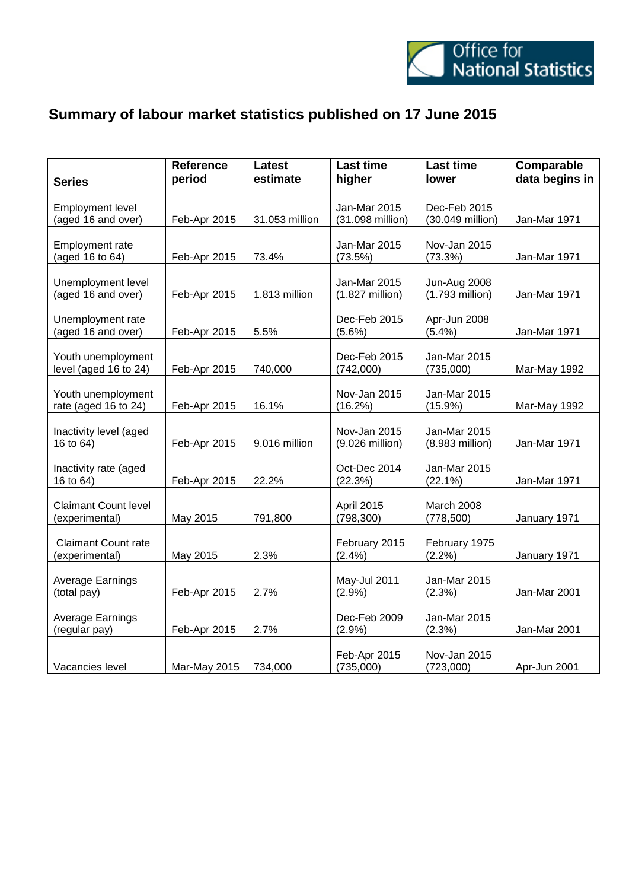# Summary of labour market statistics published on 17 June 2015

| Series | Reference period | Latest estimate | Last time higher | Last time lower | Comparable data begins in |
|---|---|---|---|---|---|
| Employment level (aged 16 and over) | Feb-Apr 2015 | 31.053 million | Jan-Mar 2015 (31.098 million) | Dec-Feb 2015 (30.049 million) | Jan-Mar 1971 |
| Employment rate (aged 16 to 64) | Feb-Apr 2015 | 73.4% | Jan-Mar 2015 (73.5%) | Nov-Jan 2015 (73.3%) | Jan-Mar 1971 |
| Unemployment level (aged 16 and over) | Feb-Apr 2015 | 1.813 million | Jan-Mar 2015 (1.827 million) | Jun-Aug 2008 (1.793 million) | Jan-Mar 1971 |
| Unemployment rate (aged 16 and over) | Feb-Apr 2015 | 5.5% | Dec-Feb 2015 (5.6%) | Apr-Jun 2008 (5.4%) | Jan-Mar 1971 |
| Youth unemployment level (aged 16 to 24) | Feb-Apr 2015 | 740,000 | Dec-Feb 2015 (742,000) | Jan-Mar 2015 (735,000) | Mar-May 1992 |
| Youth unemployment rate (aged 16 to 24) | Feb-Apr 2015 | 16.1% | Nov-Jan 2015 (16.2%) | Jan-Mar 2015 (15.9%) | Mar-May 1992 |
| Inactivity level (aged 16 to 64) | Feb-Apr 2015 | 9.016 million | Nov-Jan 2015 (9.026 million) | Jan-Mar 2015 (8.983 million) | Jan-Mar 1971 |
| Inactivity rate (aged 16 to 64) | Feb-Apr 2015 | 22.2% | Oct-Dec 2014 (22.3%) | Jan-Mar 2015 (22.1%) | Jan-Mar 1971 |
| Claimant Count level (experimental) | May 2015 | 791,800 | April 2015 (798,300) | March 2008 (778,500) | January 1971 |
| Claimant Count rate (experimental) | May 2015 | 2.3% | February 2015 (2.4%) | February 1975 (2.2%) | January 1971 |
| Average Earnings (total pay) | Feb-Apr 2015 | 2.7% | May-Jul 2011 (2.9%) | Jan-Mar 2015 (2.3%) | Jan-Mar 2001 |
| Average Earnings (regular pay) | Feb-Apr 2015 | 2.7% | Dec-Feb 2009 (2.9%) | Jan-Mar 2015 (2.3%) | Jan-Mar 2001 |
| Vacancies level | Mar-May 2015 | 734,000 | Feb-Apr 2015 (735,000) | Nov-Jan 2015 (723,000) | Apr-Jun 2001 |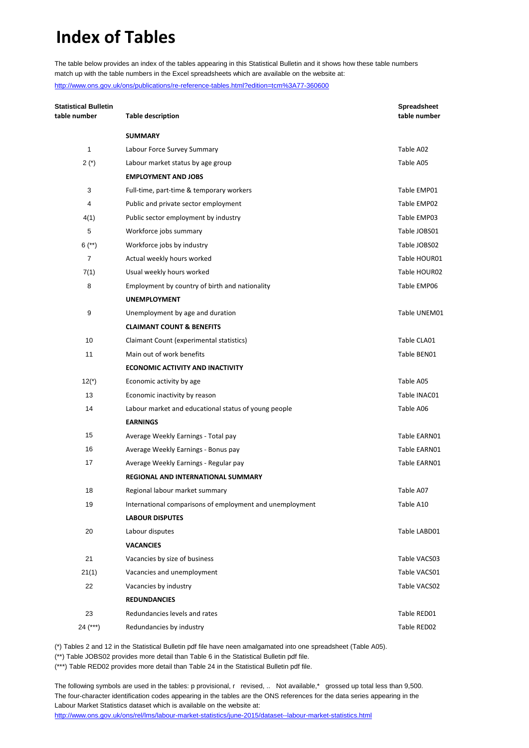# Index of Tables

The table below provides an index of the tables appearing in this Statistical Bulletin and it shows how these table numbers match up with the table numbers in the Excel spreadsheets which are available on the website at:

http://www.ons.gov.uk/ons/publications/re-reference-tables.html?edition=tcm%3A77-360600

| Statistical Bulletin table number | Table description | Spreadsheet table number |
|---|---|---|
| | **SUMMARY** | |
| 1 | Labour Force Survey Summary | Table A02 |
| 2 (*) | Labour market status by age group | Table A05 |
| | **EMPLOYMENT AND JOBS** | |
| 3 | Full-time, part-time & temporary workers | Table EMP01 |
| 4 | Public and private sector employment | Table EMP02 |
| 4(1) | Public sector employment by industry | Table EMP03 |
| 5 | Workforce jobs summary | Table JOBS01 |
| 6 (**) | Workforce jobs by industry | Table JOBS02 |
| 7 | Actual weekly hours worked | Table HOUR01 |
| 7(1) | Usual weekly hours worked | Table HOUR02 |
| 8 | Employment by country of birth and nationality | Table EMP06 |
| | **UNEMPLOYMENT** | |
| 9 | Unemployment by age and duration | Table UNEM01 |
| | **CLAIMANT COUNT & BENEFITS** | |
| 10 | Claimant Count (experimental statistics) | Table CLA01 |
| 11 | Main out of work benefits | Table BEN01 |
| | **ECONOMIC ACTIVITY AND INACTIVITY** | |
| 12(*) | Economic activity by age | Table A05 |
| 13 | Economic inactivity by reason | Table INAC01 |
| 14 | Labour market and educational status of young people | Table A06 |
| | **EARNINGS** | |
| 15 | Average Weekly Earnings - Total pay | Table EARN01 |
| 16 | Average Weekly Earnings - Bonus pay | Table EARN01 |
| 17 | Average Weekly Earnings - Regular pay | Table EARN01 |
| | **REGIONAL AND INTERNATIONAL SUMMARY** | |
| 18 | Regional labour market summary | Table A07 |
| 19 | International comparisons of employment and unemployment | Table A10 |
| | **LABOUR DISPUTES** | |
| 20 | Labour disputes | Table LABD01 |
| | **VACANCIES** | |
| 21 | Vacancies by size of business | Table VACS03 |
| 21(1) | Vacancies and unemployment | Table VACS01 |
| 22 | Vacancies by industry | Table VACS02 |
| | **REDUNDANCIES** | |
| 23 | Redundancies levels and rates | Table RED01 |
| 24 (***) | Redundancies by industry | Table RED02 |

(*) Tables 2 and 12 in the Statistical Bulletin pdf file have neen amalgamated into one spreadsheet (Table A05).

(**) Table JOBS02 provides more detail than Table 6 in the Statistical Bulletin pdf file.

(***) Table RED02 provides more detail than Table 24 in the Statistical Bulletin pdf file.

The following symbols are used in the tables: p provisional, r revised, .. Not available,* grossed up total less than 9,500.
The four-character identification codes appearing in the tables are the ONS references for the data series appearing in the Labour Market Statistics dataset which is available on the website at:

http://www.ons.gov.uk/ons/rel/lms/labour-market-statistics/june-2015/dataset--labour-market-statistics.html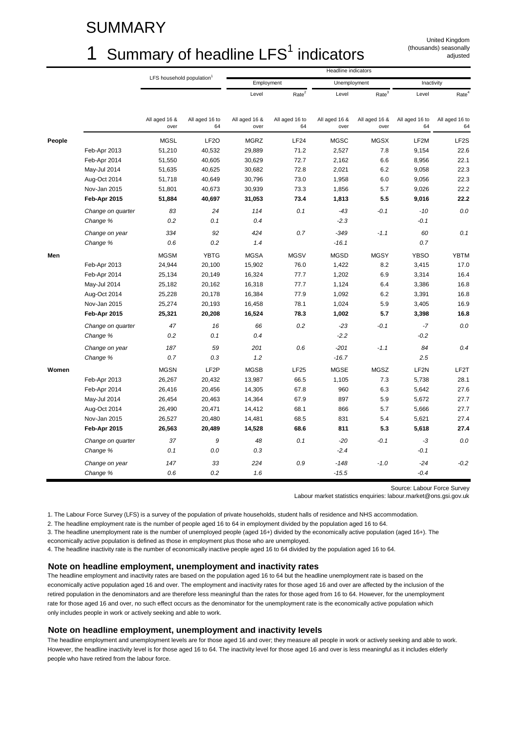# SUMMARY

# 1 Summary of headline LFS[1] indicators

United Kingdom (thousands) seasonally adjusted

| | | LFS household population[1] | | Headline indicators | | | | | |
|---|---|---|---|---|---|---|---|---|---|
| | | | | Employment | | Unemployment | | Inactivity | |
| | | | | Level | Rate[2] | Level | Rate[3] | Level | Rate[4] |
| | | All aged 16 & over | All aged 16 to 64 | All aged 16 & over | All aged 16 to 64 | All aged 16 & over | All aged 16 & over | All aged 16 to 64 | All aged 16 to 64 |
| **People** | | MGSL | LF2O | MGRZ | LF24 | MGSC | MGSX | LF2M | LF2S |
| | Feb-Apr 2013 | 51,210 | 40,532 | 29,889 | 71.2 | 2,527 | 7.8 | 9,154 | 22.6 |
| | Feb-Apr 2014 | 51,550 | 40,605 | 30,629 | 72.7 | 2,162 | 6.6 | 8,956 | 22.1 |
| | May-Jul 2014 | 51,635 | 40,625 | 30,682 | 72.8 | 2,021 | 6.2 | 9,058 | 22.3 |
| | Aug-Oct 2014 | 51,718 | 40,649 | 30,796 | 73.0 | 1,958 | 6.0 | 9,056 | 22.3 |
| | Nov-Jan 2015 | 51,801 | 40,673 | 30,939 | 73.3 | 1,856 | 5.7 | 9,026 | 22.2 |
| | **Feb-Apr 2015** | **51,884** | **40,697** | **31,053** | **73.4** | **1,813** | **5.5** | **9,016** | **22.2** |
| | *Change on quarter* | *83* | *24* | *114* | *0.1* | *-43* | *-0.1* | *-10* | *0.0* |
| | *Change %* | *0.2* | *0.1* | *0.4* | | *-2.3* | | *-0.1* | |
| | *Change on year* | *334* | *92* | *424* | *0.7* | *-349* | *-1.1* | *60* | *0.1* |
| | *Change %* | *0.6* | *0.2* | *1.4* | | *-16.1* | | *0.7* | |
| **Men** | | MGSM | YBTG | MGSA | MGSV | MGSD | MGSY | YBSO | YBTM |
| | Feb-Apr 2013 | 24,944 | 20,100 | 15,902 | 76.0 | 1,422 | 8.2 | 3,415 | 17.0 |
| | Feb-Apr 2014 | 25,134 | 20,149 | 16,324 | 77.7 | 1,202 | 6.9 | 3,314 | 16.4 |
| | May-Jul 2014 | 25,182 | 20,162 | 16,318 | 77.7 | 1,124 | 6.4 | 3,386 | 16.8 |
| | Aug-Oct 2014 | 25,228 | 20,178 | 16,384 | 77.9 | 1,092 | 6.2 | 3,391 | 16.8 |
| | Nov-Jan 2015 | 25,274 | 20,193 | 16,458 | 78.1 | 1,024 | 5.9 | 3,405 | 16.9 |
| | **Feb-Apr 2015** | **25,321** | **20,208** | **16,524** | **78.3** | **1,002** | **5.7** | **3,398** | **16.8** |
| | *Change on quarter* | *47* | *16* | *66* | *0.2* | *-23* | *-0.1* | *-7* | *0.0* |
| | *Change %* | *0.2* | *0.1* | *0.4* | | *-2.2* | | *-0.2* | |
| | *Change on year* | *187* | *59* | *201* | *0.6* | *-201* | *-1.1* | *84* | *0.4* |
| | *Change %* | *0.7* | *0.3* | *1.2* | | *-16.7* | | *2.5* | |
| **Women** | | MGSN | LF2P | MGSB | LF25 | MGSE | MGSZ | LF2N | LF2T |
| | Feb-Apr 2013 | 26,267 | 20,432 | 13,987 | 66.5 | 1,105 | 7.3 | 5,738 | 28.1 |
| | Feb-Apr 2014 | 26,416 | 20,456 | 14,305 | 67.8 | 960 | 6.3 | 5,642 | 27.6 |
| | May-Jul 2014 | 26,454 | 20,463 | 14,364 | 67.9 | 897 | 5.9 | 5,672 | 27.7 |
| | Aug-Oct 2014 | 26,490 | 20,471 | 14,412 | 68.1 | 866 | 5.7 | 5,666 | 27.7 |
| | Nov-Jan 2015 | 26,527 | 20,480 | 14,481 | 68.5 | 831 | 5.4 | 5,621 | 27.4 |
| | **Feb-Apr 2015** | **26,563** | **20,489** | **14,528** | **68.6** | **811** | **5.3** | **5,618** | **27.4** |
| | *Change on quarter* | *37* | *9* | *48* | *0.1* | *-20* | *-0.1* | *-3* | *0.0* |
| | *Change %* | *0.1* | *0.0* | *0.3* | | *-2.4* | | *-0.1* | |
| | *Change on year* | *147* | *33* | *224* | *0.9* | *-148* | *-1.0* | *-24* | *-0.2* |
| | *Change %* | *0.6* | *0.2* | *1.6* | | *-15.5* | | *-0.4* | |

Source: Labour Force Survey

Labour market statistics enquiries: labour.market@ons.gsi.gov.uk

1. The Labour Force Survey (LFS) is a survey of the population of private households, student halls of residence and NHS accommodation.
2. The headline employment rate is the number of people aged 16 to 64 in employment divided by the population aged 16 to 64.
3. The headline unemployment rate is the number of unemployed people (aged 16+) divided by the economically active population (aged 16+). The economically active population is defined as those in employment plus those who are unemployed.
4. The headline inactivity rate is the number of economically inactive people aged 16 to 64 divided by the population aged 16 to 64.

### Note on headline employment, unemployment and inactivity rates

The headline employment and inactivity rates are based on the population aged 16 to 64 but the headline unemployment rate is based on the economically active population aged 16 and over. The employment and inactivity rates for those aged 16 and over are affected by the inclusion of the retired population in the denominators and are therefore less meaningful than the rates for those aged from 16 to 64. However, for the unemployment rate for those aged 16 and over, no such effect occurs as the denominator for the unemployment rate is the economically active population which only includes people in work or actively seeking and able to work.

### Note on headline employment, unemployment and inactivity levels

The headline employment and unemployment levels are for those aged 16 and over; they measure all people in work or actively seeking and able to work. However, the headline inactivity level is for those aged 16 to 64. The inactivity level for those aged 16 and over is less meaningful as it includes elderly people who have retired from the labour force.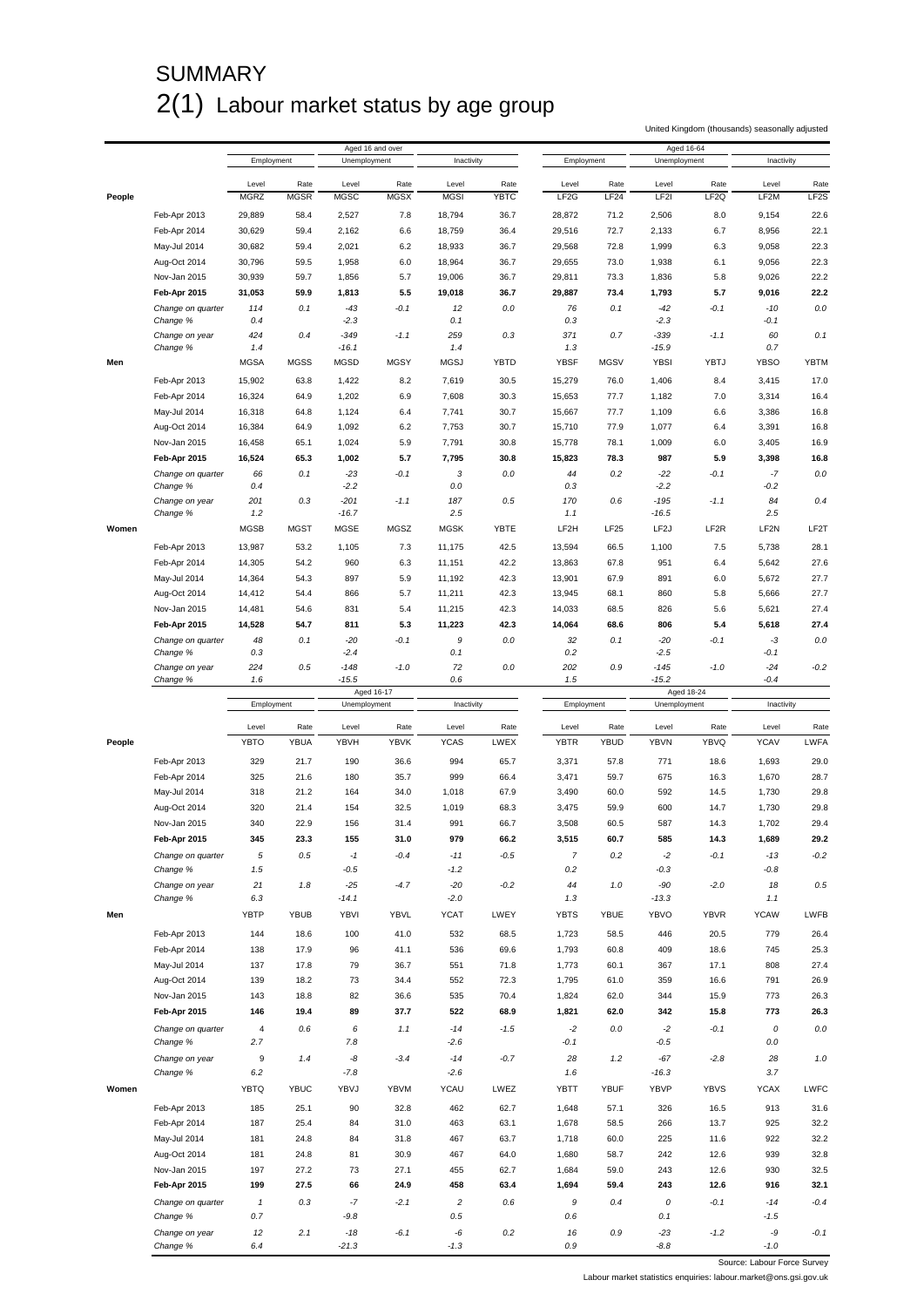# SUMMARY

## 2(1) Labour market status by age group

United Kingdom (thousands) seasonally adjusted

| | Aged 16 and over | | | | | | Aged 16-64 | | | | | |
|---|---|---|---|---|---|---|---|---|---|---|---|---|
| | Employment | | Unemployment | | Inactivity | | Employment | | Unemployment | | Inactivity | |
| | Level | Rate | Level | Rate | Level | Rate | Level | Rate | Level | Rate | Level | Rate |
| **People** | MGRZ | MGSR | MGSC | MGSX | MGSI | YBTC | LF2G | LF24 | LF2I | LF2Q | LF2M | LF2S |
| Feb-Apr 2013 | 29,889 | 58.4 | 2,527 | 7.8 | 18,794 | 36.7 | 28,872 | 71.2 | 2,506 | 8.0 | 9,154 | 22.6 |
| Feb-Apr 2014 | 30,629 | 59.4 | 2,162 | 6.6 | 18,759 | 36.4 | 29,516 | 72.7 | 2,133 | 6.7 | 8,956 | 22.1 |
| May-Jul 2014 | 30,682 | 59.4 | 2,021 | 6.2 | 18,933 | 36.7 | 29,568 | 72.8 | 1,999 | 6.3 | 9,058 | 22.3 |
| Aug-Oct 2014 | 30,796 | 59.5 | 1,958 | 6.0 | 18,964 | 36.7 | 29,655 | 73.0 | 1,938 | 6.1 | 9,056 | 22.3 |
| Nov-Jan 2015 | 30,939 | 59.7 | 1,856 | 5.7 | 19,006 | 36.7 | 29,811 | 73.3 | 1,836 | 5.8 | 9,026 | 22.2 |
| **Feb-Apr 2015** | **31,053** | **59.9** | **1,813** | **5.5** | **19,018** | **36.7** | **29,887** | **73.4** | **1,793** | **5.7** | **9,016** | **22.2** |
| *Change on quarter* | *114* | *0.1* | *-43* | *-0.1* | *12* | *0.0* | *76* | *0.1* | *-42* | *-0.1* | *-10* | *0.0* |
| *Change %* | *0.4* | | *-2.3* | | *0.1* | | *0.3* | | *-2.3* | | *-0.1* | |
| *Change on year* | *424* | *0.4* | *-349* | *-1.1* | *259* | *0.3* | *371* | *0.7* | *-339* | *-1.1* | *60* | *0.1* |
| *Change %* | *1.4* | | *-16.1* | | *1.4* | | *1.3* | | *-15.9* | | *0.7* | |
| **Men** | MGSA | MGSS | MGSD | MGSY | MGSJ | YBTD | YBSF | MGSV | YBSI | YBTJ | YBSO | YBTM |
| Feb-Apr 2013 | 15,902 | 63.8 | 1,422 | 8.2 | 7,619 | 30.5 | 15,279 | 76.0 | 1,406 | 8.4 | 3,415 | 17.0 |
| Feb-Apr 2014 | 16,324 | 64.9 | 1,202 | 6.9 | 7,608 | 30.3 | 15,653 | 77.7 | 1,182 | 7.0 | 3,314 | 16.4 |
| May-Jul 2014 | 16,318 | 64.8 | 1,124 | 6.4 | 7,741 | 30.7 | 15,667 | 77.7 | 1,109 | 6.6 | 3,386 | 16.8 |
| Aug-Oct 2014 | 16,384 | 64.9 | 1,092 | 6.2 | 7,753 | 30.7 | 15,710 | 77.9 | 1,077 | 6.4 | 3,391 | 16.8 |
| Nov-Jan 2015 | 16,458 | 65.1 | 1,024 | 5.9 | 7,791 | 30.8 | 15,778 | 78.1 | 1,009 | 6.0 | 3,405 | 16.9 |
| **Feb-Apr 2015** | **16,524** | **65.3** | **1,002** | **5.7** | **7,795** | **30.8** | **15,823** | **78.3** | **987** | **5.9** | **3,398** | **16.8** |
| *Change on quarter* | *66* | *0.1* | *-23* | *-0.1* | *3* | *0.0* | *44* | *0.2* | *-22* | *-0.1* | *-7* | *0.0* |
| *Change %* | *0.4* | | *-2.2* | | *0.0* | | *0.3* | | *-2.2* | | *-0.2* | |
| *Change on year* | *201* | *0.3* | *-201* | *-1.1* | *187* | *0.5* | *170* | *0.6* | *-195* | *-1.1* | *84* | *0.4* |
| *Change %* | *1.2* | | *-16.7* | | *2.5* | | *1.1* | | *-16.5* | | *2.5* | |
| **Women** | MGSB | MGST | MGSE | MGSZ | MGSK | YBTE | LF2H | LF25 | LF2J | LF2R | LF2N | LF2T |
| Feb-Apr 2013 | 13,987 | 53.2 | 1,105 | 7.3 | 11,175 | 42.5 | 13,594 | 66.5 | 1,100 | 7.5 | 5,738 | 28.1 |
| Feb-Apr 2014 | 14,305 | 54.2 | 960 | 6.3 | 11,151 | 42.2 | 13,863 | 67.8 | 951 | 6.4 | 5,642 | 27.6 |
| May-Jul 2014 | 14,364 | 54.3 | 897 | 5.9 | 11,192 | 42.3 | 13,901 | 67.9 | 891 | 6.0 | 5,672 | 27.7 |
| Aug-Oct 2014 | 14,412 | 54.4 | 866 | 5.7 | 11,211 | 42.3 | 13,945 | 68.1 | 860 | 5.8 | 5,666 | 27.7 |
| Nov-Jan 2015 | 14,481 | 54.6 | 831 | 5.4 | 11,215 | 42.3 | 14,033 | 68.5 | 826 | 5.6 | 5,621 | 27.4 |
| **Feb-Apr 2015** | **14,528** | **54.7** | **811** | **5.3** | **11,223** | **42.3** | **14,064** | **68.6** | **806** | **5.4** | **5,618** | **27.4** |
| *Change on quarter* | *48* | *0.1* | *-20* | *-0.1* | *9* | *0.0* | *32* | *0.1* | *-20* | *-0.1* | *-3* | *0.0* |
| *Change %* | *0.3* | | *-2.4* | | *0.1* | | *0.2* | | *-2.5* | | *-0.1* | |
| *Change on year* | *224* | *0.5* | *-148* | *-1.0* | *72* | *0.0* | *202* | *0.9* | *-145* | *-1.0* | *-24* | *-0.2* |
| *Change %* | *1.6* | | *-15.5* | | *0.6* | | *1.5* | | *-15.2* | | *-0.4* | |

| | Aged 16-17 | | | | | | Aged 18-24 | | | | | |
|---|---|---|---|---|---|---|---|---|---|---|---|---|
| | Employment | | Unemployment | | Inactivity | | Employment | | Unemployment | | Inactivity | |
| | Level | Rate | Level | Rate | Level | Rate | Level | Rate | Level | Rate | Level | Rate |
| **People** | YBTO | YBUA | YBVH | YBVK | YCAS | LWEX | YBTR | YBUD | YBVN | YBVQ | YCAV | LWFA |
| Feb-Apr 2013 | 329 | 21.7 | 190 | 36.6 | 994 | 65.7 | 3,371 | 57.8 | 771 | 18.6 | 1,693 | 29.0 |
| Feb-Apr 2014 | 325 | 21.6 | 180 | 35.7 | 999 | 66.4 | 3,471 | 59.7 | 675 | 16.3 | 1,670 | 28.7 |
| May-Jul 2014 | 318 | 21.2 | 164 | 34.0 | 1,018 | 67.9 | 3,490 | 60.0 | 592 | 14.5 | 1,730 | 29.8 |
| Aug-Oct 2014 | 320 | 21.4 | 154 | 32.5 | 1,019 | 68.3 | 3,475 | 59.9 | 600 | 14.7 | 1,730 | 29.8 |
| Nov-Jan 2015 | 340 | 22.9 | 156 | 31.4 | 991 | 66.7 | 3,508 | 60.5 | 587 | 14.3 | 1,702 | 29.4 |
| **Feb-Apr 2015** | **345** | **23.3** | **155** | **31.0** | **979** | **66.2** | **3,515** | **60.7** | **585** | **14.3** | **1,689** | **29.2** |
| *Change on quarter* | *5* | *0.5* | *-1* | *-0.4* | *-11* | *-0.5* | *7* | *0.2* | *-2* | *-0.1* | *-13* | *-0.2* |
| *Change %* | *1.5* | | *-0.5* | | *-1.2* | | *0.2* | | *-0.3* | | *-0.8* | |
| *Change on year* | *21* | *1.8* | *-25* | *-4.7* | *-20* | *-0.2* | *44* | *1.0* | *-90* | *-2.0* | *18* | *0.5* |
| *Change %* | *6.3* | | *-14.1* | | *-2.0* | | *1.3* | | *-13.3* | | *1.1* | |
| **Men** | YBTP | YBUB | YBVI | YBVL | YCAT | LWEY | YBTS | YBUE | YBVO | YBVR | YCAW | LWFB |
| Feb-Apr 2013 | 144 | 18.6 | 100 | 41.0 | 532 | 68.5 | 1,723 | 58.5 | 446 | 20.5 | 779 | 26.4 |
| Feb-Apr 2014 | 138 | 17.9 | 96 | 41.1 | 536 | 69.6 | 1,793 | 60.8 | 409 | 18.6 | 745 | 25.3 |
| May-Jul 2014 | 137 | 17.8 | 79 | 36.7 | 551 | 71.8 | 1,773 | 60.1 | 367 | 17.1 | 808 | 27.4 |
| Aug-Oct 2014 | 139 | 18.2 | 73 | 34.4 | 552 | 72.3 | 1,795 | 61.0 | 359 | 16.6 | 791 | 26.9 |
| Nov-Jan 2015 | 143 | 18.8 | 82 | 36.6 | 535 | 70.4 | 1,824 | 62.0 | 344 | 15.9 | 773 | 26.3 |
| **Feb-Apr 2015** | **146** | **19.4** | **89** | **37.7** | **522** | **68.9** | **1,821** | **62.0** | **342** | **15.8** | **773** | **26.3** |
| *Change on quarter* | *4* | *0.6* | *6* | *1.1* | *-14* | *-1.5* | *-2* | *0.0* | *-2* | *-0.1* | *0* | *0.0* |
| *Change %* | *2.7* | | *7.8* | | *-2.6* | | *-0.1* | | *-0.5* | | *0.0* | |
| *Change on year* | *9* | *1.4* | *-8* | *-3.4* | *-14* | *-0.7* | *28* | *1.2* | *-67* | *-2.8* | *28* | *1.0* |
| *Change %* | *6.2* | | *-7.8* | | *-2.6* | | *1.6* | | *-16.3* | | *3.7* | |
| **Women** | YBTQ | YBUC | YBVJ | YBVM | YCAU | LWEZ | YBTT | YBUF | YBVP | YBVS | YCAX | LWFC |
| Feb-Apr 2013 | 185 | 25.1 | 90 | 32.8 | 462 | 62.7 | 1,648 | 57.1 | 326 | 16.5 | 913 | 31.6 |
| Feb-Apr 2014 | 187 | 25.4 | 84 | 31.0 | 463 | 63.1 | 1,678 | 58.5 | 266 | 13.7 | 925 | 32.2 |
| May-Jul 2014 | 181 | 24.8 | 84 | 31.8 | 467 | 63.7 | 1,718 | 60.0 | 225 | 11.6 | 922 | 32.2 |
| Aug-Oct 2014 | 181 | 24.8 | 81 | 30.9 | 467 | 64.0 | 1,680 | 58.7 | 242 | 12.6 | 939 | 32.8 |
| Nov-Jan 2015 | 197 | 27.2 | 73 | 27.1 | 455 | 62.7 | 1,684 | 59.0 | 243 | 12.6 | 930 | 32.5 |
| **Feb-Apr 2015** | **199** | **27.5** | **66** | **24.9** | **458** | **63.4** | **1,694** | **59.4** | **243** | **12.6** | **916** | **32.1** |
| *Change on quarter* | *1* | *0.3* | *-7* | *-2.1* | *2* | *0.6* | *9* | *0.4* | *0* | *-0.1* | *-14* | *-0.4* |
| *Change %* | *0.7* | | *-9.8* | | *0.5* | | *0.6* | | *0.1* | | *-1.5* | |
| *Change on year* | *12* | *2.1* | *-18* | *-6.1* | *-6* | *0.2* | *16* | *0.9* | *-23* | *-1.2* | *-9* | *-0.1* |
| *Change %* | *6.4* | | *-21.3* | | *-1.3* | | *0.9* | | *-8.8* | | *-1.0* | |

Source: Labour Force Survey

Labour market statistics enquiries: labour.market@ons.gsi.gov.uk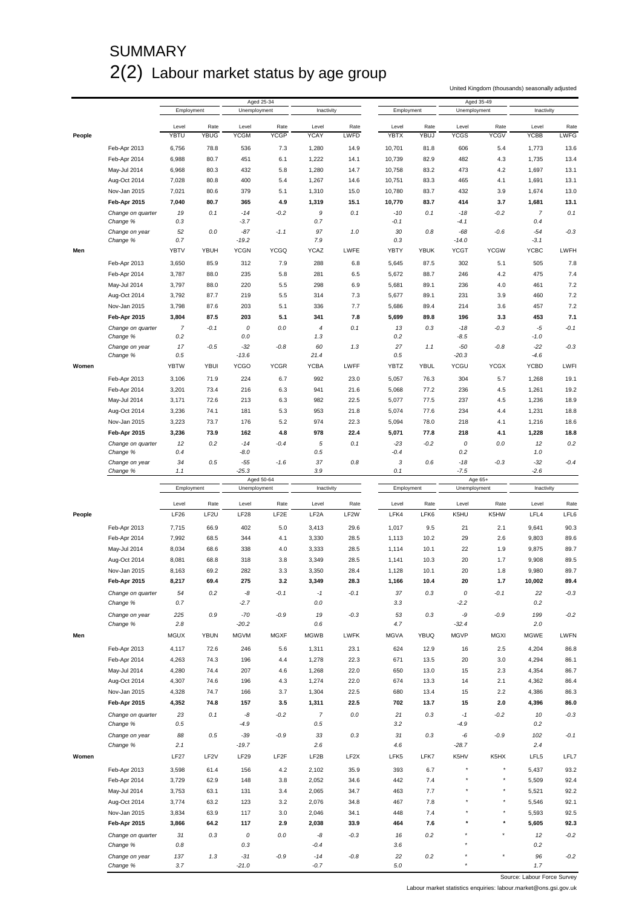# SUMMARY

## 2(2) Labour market status by age group

United Kingdom (thousands) seasonally adjusted

| | | Aged 25-34 | | | | | | Aged 35-49 | | | | | |
|---|---|---|---|---|---|---|---|---|---|---|---|---|---|
| | | Employment | | Unemployment | | Inactivity | | Employment | | Unemployment | | Inactivity | |
| | | Level | Rate | Level | Rate | Level | Rate | Level | Rate | Level | Rate | Level | Rate |
| **People** | | YBTU | YBUG | YCGM | YCGP | YCAY | LWFD | YBTX | YBUJ | YCGS | YCGV | YCBB | LWFG |
| | Feb-Apr 2013 | 6,756 | 78.8 | 536 | 7.3 | 1,280 | 14.9 | 10,701 | 81.8 | 606 | 5.4 | 1,773 | 13.6 |
| | Feb-Apr 2014 | 6,988 | 80.7 | 451 | 6.1 | 1,222 | 14.1 | 10,739 | 82.9 | 482 | 4.3 | 1,735 | 13.4 |
| | May-Jul 2014 | 6,968 | 80.3 | 432 | 5.8 | 1,280 | 14.7 | 10,758 | 83.2 | 473 | 4.2 | 1,697 | 13.1 |
| | Aug-Oct 2014 | 7,028 | 80.8 | 400 | 5.4 | 1,267 | 14.6 | 10,751 | 83.3 | 465 | 4.1 | 1,691 | 13.1 |
| | Nov-Jan 2015 | 7,021 | 80.6 | 379 | 5.1 | 1,310 | 15.0 | 10,780 | 83.7 | 432 | 3.9 | 1,674 | 13.0 |
| | **Feb-Apr 2015** | **7,040** | **80.7** | **365** | **4.9** | **1,319** | **15.1** | **10,770** | **83.7** | **414** | **3.7** | **1,681** | **13.1** |
| | *Change on quarter* | *19* | *0.1* | *-14* | *-0.2* | *9* | *0.1* | *-10* | *0.1* | *-18* | *-0.2* | *7* | *0.1* |
| | *Change %* | *0.3* | | *-3.7* | | *0.7* | | *-0.1* | | *-4.1* | | *0.4* | |
| | *Change on year* | *52* | *0.0* | *-87* | *-1.1* | *97* | *1.0* | *30* | *0.8* | *-68* | *-0.6* | *-54* | *-0.3* |
| | *Change %* | *0.7* | | *-19.2* | | *7.9* | | *0.3* | | *-14.0* | | *-3.1* | |
| **Men** | | YBTV | YBUH | YCGN | YCGQ | YCAZ | LWFE | YBTY | YBUK | YCGT | YCGW | YCBC | LWFH |
| | Feb-Apr 2013 | 3,650 | 85.9 | 312 | 7.9 | 288 | 6.8 | 5,645 | 87.5 | 302 | 5.1 | 505 | 7.8 |
| | Feb-Apr 2014 | 3,787 | 88.0 | 235 | 5.8 | 281 | 6.5 | 5,672 | 88.7 | 246 | 4.2 | 475 | 7.4 |
| | May-Jul 2014 | 3,797 | 88.0 | 220 | 5.5 | 298 | 6.9 | 5,681 | 89.1 | 236 | 4.0 | 461 | 7.2 |
| | Aug-Oct 2014 | 3,792 | 87.7 | 219 | 5.5 | 314 | 7.3 | 5,677 | 89.1 | 231 | 3.9 | 460 | 7.2 |
| | Nov-Jan 2015 | 3,798 | 87.6 | 203 | 5.1 | 336 | 7.7 | 5,686 | 89.4 | 214 | 3.6 | 457 | 7.2 |
| | **Feb-Apr 2015** | **3,804** | **87.5** | **203** | **5.1** | **341** | **7.8** | **5,699** | **89.8** | **196** | **3.3** | **453** | **7.1** |
| | *Change on quarter* | *7* | *-0.1* | *0* | *0.0* | *4* | *0.1* | *13* | *0.3* | *-18* | *-0.3* | *-5* | *-0.1* |
| | *Change %* | *0.2* | | *0.0* | | *1.3* | | *0.2* | | *-8.5* | | *-1.0* | |
| | *Change on year* | *17* | *-0.5* | *-32* | *-0.8* | *60* | *1.3* | *27* | *1.1* | *-50* | *-0.8* | *-22* | *-0.3* |
| | *Change %* | *0.5* | | *-13.6* | | *21.4* | | *0.5* | | *-20.3* | | *-4.6* | |
| **Women** | | YBTW | YBUI | YCGO | YCGR | YCBA | LWFF | YBTZ | YBUL | YCGU | YCGX | YCBD | LWFI |
| | Feb-Apr 2013 | 3,106 | 71.9 | 224 | 6.7 | 992 | 23.0 | 5,057 | 76.3 | 304 | 5.7 | 1,268 | 19.1 |
| | Feb-Apr 2014 | 3,201 | 73.4 | 216 | 6.3 | 941 | 21.6 | 5,068 | 77.2 | 236 | 4.5 | 1,261 | 19.2 |
| | May-Jul 2014 | 3,171 | 72.6 | 213 | 6.3 | 982 | 22.5 | 5,077 | 77.5 | 237 | 4.5 | 1,236 | 18.9 |
| | Aug-Oct 2014 | 3,236 | 74.1 | 181 | 5.3 | 953 | 21.8 | 5,074 | 77.6 | 234 | 4.4 | 1,231 | 18.8 |
| | Nov-Jan 2015 | 3,223 | 73.7 | 176 | 5.2 | 974 | 22.3 | 5,094 | 78.0 | 218 | 4.1 | 1,216 | 18.6 |
| | **Feb-Apr 2015** | **3,236** | **73.9** | **162** | **4.8** | **978** | **22.4** | **5,071** | **77.8** | **218** | **4.1** | **1,228** | **18.8** |
| | *Change on quarter* | *12* | *0.2* | *-14* | *-0.4* | *5* | *0.1* | *-23* | *-0.2* | *0* | *0.0* | *12* | *0.2* |
| | *Change %* | *0.4* | | *-8.0* | | *0.5* | | *-0.4* | | *0.2* | | *1.0* | |
| | *Change on year* | *34* | *0.5* | *-55* | *-1.6* | *37* | *0.8* | *3* | *0.6* | *-18* | *-0.3* | *-32* | *-0.4* |
| | *Change %* | *1.1* | | *-25.3* | | *3.9* | | *0.1* | | *-7.5* | | *-2.6* | |

| | | Aged 50-64 | | | | | | Age 65+ | | | | | |
|---|---|---|---|---|---|---|---|---|---|---|---|---|---|
| | | Employment | | Unemployment | | Inactivity | | Employment | | Unemployment | | Inactivity | |
| | | Level | Rate | Level | Rate | Level | Rate | Level | Rate | Level | Rate | Level | Rate |
| **People** | | LF26 | LF2U | LF28 | LF2E | LF2A | LF2W | LFK4 | LFK6 | K5HU | K5HW | LFL4 | LFL6 |
| | Feb-Apr 2013 | 7,715 | 66.9 | 402 | 5.0 | 3,413 | 29.6 | 1,017 | 9.5 | 21 | 2.1 | 9,641 | 90.3 |
| | Feb-Apr 2014 | 7,992 | 68.5 | 344 | 4.1 | 3,330 | 28.5 | 1,113 | 10.2 | 29 | 2.6 | 9,803 | 89.6 |
| | May-Jul 2014 | 8,034 | 68.6 | 338 | 4.0 | 3,333 | 28.5 | 1,114 | 10.1 | 22 | 1.9 | 9,875 | 89.7 |
| | Aug-Oct 2014 | 8,081 | 68.8 | 318 | 3.8 | 3,349 | 28.5 | 1,141 | 10.3 | 20 | 1.7 | 9,908 | 89.5 |
| | Nov-Jan 2015 | 8,163 | 69.2 | 282 | 3.3 | 3,350 | 28.4 | 1,128 | 10.1 | 20 | 1.8 | 9,980 | 89.7 |
| | **Feb-Apr 2015** | **8,217** | **69.4** | **275** | **3.2** | **3,349** | **28.3** | **1,166** | **10.4** | **20** | **1.7** | **10,002** | **89.4** |
| | *Change on quarter* | *54* | *0.2* | *-8* | *-0.1* | *-1* | *-0.1* | *37* | *0.3* | *0* | *-0.1* | *22* | *-0.3* |
| | *Change %* | *0.7* | | *-2.7* | | *0.0* | | *3.3* | | *-2.2* | | *0.2* | |
| | *Change on year* | *225* | *0.9* | *-70* | *-0.9* | *19* | *-0.3* | *53* | *0.3* | *-9* | *-0.9* | *199* | *-0.2* |
| | *Change %* | *2.8* | | *-20.2* | | *0.6* | | *4.7* | | *-32.4* | | *2.0* | |
| **Men** | | MGUX | YBUN | MGVM | MGXF | MGWB | LWFK | MGVA | YBUQ | MGVP | MGXI | MGWE | LWFN |
| | Feb-Apr 2013 | 4,117 | 72.6 | 246 | 5.6 | 1,311 | 23.1 | 624 | 12.9 | 16 | 2.5 | 4,204 | 86.8 |
| | Feb-Apr 2014 | 4,263 | 74.3 | 196 | 4.4 | 1,278 | 22.3 | 671 | 13.5 | 20 | 3.0 | 4,294 | 86.1 |
| | May-Jul 2014 | 4,280 | 74.4 | 207 | 4.6 | 1,268 | 22.0 | 650 | 13.0 | 15 | 2.3 | 4,354 | 86.7 |
| | Aug-Oct 2014 | 4,307 | 74.6 | 196 | 4.3 | 1,274 | 22.0 | 674 | 13.3 | 14 | 2.1 | 4,362 | 86.4 |
| | Nov-Jan 2015 | 4,328 | 74.7 | 166 | 3.7 | 1,304 | 22.5 | 680 | 13.4 | 15 | 2.2 | 4,386 | 86.3 |
| | **Feb-Apr 2015** | **4,352** | **74.8** | **157** | **3.5** | **1,311** | **22.5** | **702** | **13.7** | **15** | **2.0** | **4,396** | **86.0** |
| | *Change on quarter* | *23* | *0.1* | *-8* | *-0.2* | *7* | *0.0* | *21* | *0.3* | *-1* | *-0.2* | *10* | *-0.3* |
| | *Change %* | *0.5* | | *-4.9* | | *0.5* | | *3.2* | | *-4.9* | | *0.2* | |
| | *Change on year* | *88* | *0.5* | *-39* | *-0.9* | *33* | *0.3* | *31* | *0.3* | *-6* | *-0.9* | *102* | *-0.1* |
| | *Change %* | *2.1* | | *-19.7* | | *2.6* | | *4.6* | | *-28.7* | | *2.4* | |
| **Women** | | LF27 | LF2V | LF29 | LF2F | LF2B | LF2X | LFK5 | LFK7 | K5HV | K5HX | LFL5 | LFL7 |
| | Feb-Apr 2013 | 3,598 | 61.4 | 156 | 4.2 | 2,102 | 35.9 | 393 | 6.7 | * | * | 5,437 | 93.2 |
| | Feb-Apr 2014 | 3,729 | 62.9 | 148 | 3.8 | 2,052 | 34.6 | 442 | 7.4 | * | * | 5,509 | 92.4 |
| | May-Jul 2014 | 3,753 | 63.1 | 131 | 3.4 | 2,065 | 34.7 | 463 | 7.7 | * | * | 5,521 | 92.2 |
| | Aug-Oct 2014 | 3,774 | 63.2 | 123 | 3.2 | 2,076 | 34.8 | 467 | 7.8 | * | * | 5,546 | 92.1 |
| | Nov-Jan 2015 | 3,834 | 63.9 | 117 | 3.0 | 2,046 | 34.1 | 448 | 7.4 | * | * | 5,593 | 92.5 |
| | **Feb-Apr 2015** | **3,866** | **64.2** | **117** | **2.9** | **2,038** | **33.9** | **464** | **7.6** | * | * | **5,605** | **92.3** |
| | *Change on quarter* | *31* | *0.3* | *0* | *0.0* | *-8* | *-0.3* | *16* | *0.2* | * | * | *12* | *-0.2* |
| | *Change %* | *0.8* | | *0.3* | | *-0.4* | | *3.6* | | * | | *0.2* | |
| | *Change on year* | *137* | *1.3* | *-31* | *-0.9* | *-14* | *-0.8* | *22* | *0.2* | * | * | *96* | *-0.2* |
| | *Change %* | *3.7* | | *-21.0* | | *-0.7* | | *5.0* | | * | | *1.7* | |

Source: Labour Force Survey

Labour market statistics enquiries: labour.market@ons.gsi.gov.uk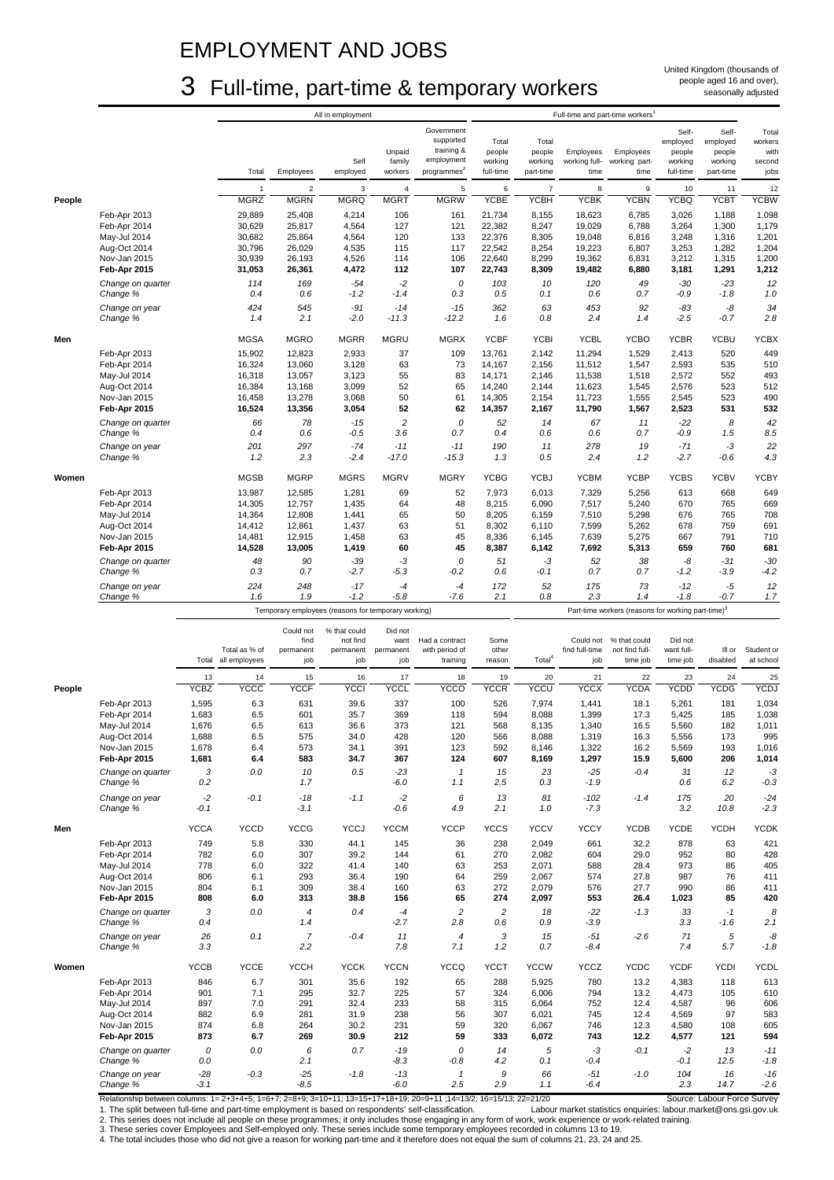# EMPLOYMENT AND JOBS

## 3 Full-time, part-time & temporary workers

United Kingdom (thousands of people aged 16 and over), seasonally adjusted

| | | All in employment | | | | | Full-time and part-time workers[1] | | | | | | |
|---|---|---|---|---|---|---|---|---|---|---|---|---|---|
| | | Total | Employees | Self employed | Unpaid family workers | Government supported training & employment programmes[2] | Total people working full-time | Total people working part-time | Employees working full-time | Employees working part-time | Self-employed people working full-time | Self-employed people working part-time | Total workers with second jobs |
| | | 1 | 2 | 3 | 4 | 5 | 6 | 7 | 8 | 9 | 10 | 11 | 12 |
| **People** | | MGRZ | MGRN | MGRQ | MGRT | MGRW | YCBE | YCBH | YCBK | YCBN | YCBQ | YCBT | YCBW |
| | Feb-Apr 2013 | 29,889 | 25,408 | 4,214 | 106 | 161 | 21,734 | 8,155 | 18,623 | 6,785 | 3,026 | 1,188 | 1,098 |
| | Feb-Apr 2014 | 30,629 | 25,817 | 4,564 | 127 | 121 | 22,382 | 8,247 | 19,029 | 6,788 | 3,264 | 1,300 | 1,179 |
| | May-Jul 2014 | 30,682 | 25,864 | 4,564 | 120 | 133 | 22,376 | 8,305 | 19,048 | 6,816 | 3,248 | 1,316 | 1,201 |
| | Aug-Oct 2014 | 30,796 | 26,029 | 4,535 | 115 | 117 | 22,542 | 8,254 | 19,223 | 6,807 | 3,253 | 1,282 | 1,204 |
| | Nov-Jan 2015 | 30,939 | 26,193 | 4,526 | 114 | 106 | 22,640 | 8,299 | 19,362 | 6,831 | 3,212 | 1,315 | 1,200 |
| | **Feb-Apr 2015** | **31,053** | **26,361** | **4,472** | **112** | **107** | **22,743** | **8,309** | **19,482** | **6,880** | **3,181** | **1,291** | **1,212** |
| | *Change on quarter* | *114* | *169* | *-54* | *-2* | *0* | *103* | *10* | *120* | *49* | *-30* | *-23* | *12* |
| | *Change %* | *0.4* | *0.6* | *-1.2* | *-1.4* | *0.3* | *0.5* | *0.1* | *0.6* | *0.7* | *-0.9* | *-1.8* | *1.0* |
| | *Change on year* | *424* | *545* | *-91* | *-14* | *-15* | *362* | *63* | *453* | *92* | *-83* | *-8* | *34* |
| | *Change %* | *1.4* | *2.1* | *-2.0* | *-11.3* | *-12.2* | *1.6* | *0.8* | *2.4* | *1.4* | *-2.5* | *-0.7* | *2.8* |
| **Men** | | MGSA | MGRO | MGRR | MGRU | MGRX | YCBF | YCBI | YCBL | YCBO | YCBR | YCBU | YCBX |
| | Feb-Apr 2013 | 15,902 | 12,823 | 2,933 | 37 | 109 | 13,761 | 2,142 | 11,294 | 1,529 | 2,413 | 520 | 449 |
| | Feb-Apr 2014 | 16,324 | 13,060 | 3,128 | 63 | 73 | 14,167 | 2,156 | 11,512 | 1,547 | 2,593 | 535 | 510 |
| | May-Jul 2014 | 16,318 | 13,057 | 3,123 | 55 | 83 | 14,171 | 2,146 | 11,538 | 1,518 | 2,572 | 552 | 493 |
| | Aug-Oct 2014 | 16,384 | 13,168 | 3,099 | 52 | 65 | 14,240 | 2,144 | 11,623 | 1,545 | 2,576 | 523 | 512 |
| | Nov-Jan 2015 | 16,458 | 13,278 | 3,068 | 50 | 61 | 14,305 | 2,154 | 11,723 | 1,555 | 2,545 | 523 | 490 |
| | **Feb-Apr 2015** | **16,524** | **13,356** | **3,054** | **52** | **62** | **14,357** | **2,167** | **11,790** | **1,567** | **2,523** | **531** | **532** |
| | *Change on quarter* | *66* | *78* | *-15* | *2* | *0* | *52* | *14* | *67* | *11* | *-22* | *8* | *42* |
| | *Change %* | *0.4* | *0.6* | *-0.5* | *3.6* | *0.7* | *0.4* | *0.6* | *0.6* | *0.7* | *-0.9* | *1.5* | *8.5* |
| | *Change on year* | *201* | *297* | *-74* | *-11* | *-11* | *190* | *11* | *278* | *19* | *-71* | *-3* | *22* |
| | *Change %* | *1.2* | *2.3* | *-2.4* | *-17.0* | *-15.3* | *1.3* | *0.5* | *2.4* | *1.2* | *-2.7* | *-0.6* | *4.3* |
| **Women** | | MGSB | MGRP | MGRS | MGRV | MGRY | YCBG | YCBJ | YCBM | YCBP | YCBS | YCBV | YCBY |
| | Feb-Apr 2013 | 13,987 | 12,585 | 1,281 | 69 | 52 | 7,973 | 6,013 | 7,329 | 5,256 | 613 | 668 | 649 |
| | Feb-Apr 2014 | 14,305 | 12,757 | 1,435 | 64 | 48 | 8,215 | 6,090 | 7,517 | 5,240 | 670 | 765 | 669 |
| | May-Jul 2014 | 14,364 | 12,808 | 1,441 | 65 | 50 | 8,205 | 6,159 | 7,510 | 5,298 | 676 | 765 | 708 |
| | Aug-Oct 2014 | 14,412 | 12,861 | 1,437 | 63 | 51 | 8,302 | 6,110 | 7,599 | 5,262 | 678 | 759 | 691 |
| | Nov-Jan 2015 | 14,481 | 12,915 | 1,458 | 63 | 45 | 8,336 | 6,145 | 7,639 | 5,275 | 667 | 791 | 710 |
| | **Feb-Apr 2015** | **14,528** | **13,005** | **1,419** | **60** | **45** | **8,387** | **6,142** | **7,692** | **5,313** | **659** | **760** | **681** |
| | *Change on quarter* | *48* | *90* | *-39* | *-3* | *0* | *51* | *-3* | *52* | *38* | *-8* | *-31* | *-30* |
| | *Change %* | *0.3* | *0.7* | *-2.7* | *-5.3* | *-0.2* | *0.6* | *-0.1* | *0.7* | *0.7* | *-1.2* | *-3.9* | *-4.2* |
| | *Change on year* | *224* | *248* | *-17* | *-4* | *-4* | *172* | *52* | *175* | *73* | *-12* | *-5* | *12* |
| | *Change %* | *1.6* | *1.9* | *-1.2* | *-5.8* | *-7.6* | *2.1* | *0.8* | *2.3* | *1.4* | *-1.8* | *-0.7* | *1.7* |

| | | Temporary employees (reasons for temporary working) | | | | | | | Part-time workers (reasons for working part-time)[3] | | | | | |
|---|---|---|---|---|---|---|---|---|---|---|---|---|---|---|
| | | Total | Total as % of all employees | Could not find permanent job | % that could not find permanent job | Did not want permanent job | Had a contract with period of training | Some other reason | Total[4] | Could not find full-time job | % that could not find full-time job | Did not want full-time job | Ill or disabled | Student or at school |
| | | 13 | 14 | 15 | 16 | 17 | 18 | 19 | 20 | 21 | 22 | 23 | 24 | 25 |
| **People** | | YCBZ | YCCC | YCCF | YCCI | YCCL | YCCO | YCCR | YCCU | YCCX | YCDA | YCDD | YCDG | YCDJ |
| | Feb-Apr 2013 | 1,595 | 6.3 | 631 | 39.6 | 337 | 100 | 526 | 7,974 | 1,441 | 18.1 | 5,261 | 181 | 1,034 |
| | Feb-Apr 2014 | 1,683 | 6.5 | 601 | 35.7 | 369 | 118 | 594 | 8,088 | 1,399 | 17.3 | 5,425 | 185 | 1,038 |
| | May-Jul 2014 | 1,676 | 6.5 | 613 | 36.6 | 373 | 121 | 568 | 8,135 | 1,340 | 16.5 | 5,560 | 182 | 1,011 |
| | Aug-Oct 2014 | 1,688 | 6.5 | 575 | 34.0 | 428 | 120 | 566 | 8,088 | 1,319 | 16.3 | 5,556 | 173 | 995 |
| | Nov-Jan 2015 | 1,678 | 6.4 | 573 | 34.1 | 391 | 123 | 592 | 8,146 | 1,322 | 16.2 | 5,569 | 193 | 1,016 |
| | **Feb-Apr 2015** | **1,681** | **6.4** | **583** | **34.7** | **367** | **124** | **607** | **8,169** | **1,297** | **15.9** | **5,600** | **206** | **1,014** |
| | *Change on quarter* | *3* | *0.0* | *10* | *0.5* | *-23* | *1* | *15* | *23* | *-25* | *-0.4* | *31* | *12* | *-3* |
| | *Change %* | *0.2* | | *1.7* | | *-6.0* | *1.1* | *2.5* | *0.3* | *-1.9* | | *0.6* | *6.2* | *-0.3* |
| | *Change on year* | *-2* | *-0.1* | *-18* | *-1.1* | *-2* | *6* | *13* | *81* | *-102* | *-1.4* | *175* | *20* | *-24* |
| | *Change %* | *-0.1* | | *-3.1* | | *-0.6* | *4.9* | *2.1* | *1.0* | *-7.3* | | *3.2* | *10.8* | *-2.3* |
| **Men** | | YCCA | YCCD | YCCG | YCCJ | YCCM | YCCP | YCCS | YCCV | YCCY | YCDB | YCDE | YCDH | YCDK |
| | Feb-Apr 2013 | 749 | 5.8 | 330 | 44.1 | 145 | 36 | 238 | 2,049 | 661 | 32.2 | 878 | 63 | 421 |
| | Feb-Apr 2014 | 782 | 6.0 | 307 | 39.2 | 144 | 61 | 270 | 2,082 | 604 | 29.0 | 952 | 80 | 428 |
| | May-Jul 2014 | 778 | 6.0 | 322 | 41.4 | 140 | 63 | 253 | 2,071 | 588 | 28.4 | 973 | 86 | 405 |
| | Aug-Oct 2014 | 806 | 6.1 | 293 | 36.4 | 190 | 64 | 259 | 2,067 | 574 | 27.8 | 987 | 76 | 411 |
| | Nov-Jan 2015 | 804 | 6.1 | 309 | 38.4 | 160 | 63 | 272 | 2,079 | 576 | 27.7 | 990 | 86 | 411 |
| | **Feb-Apr 2015** | **808** | **6.0** | **313** | **38.8** | **156** | **65** | **274** | **2,097** | **553** | **26.4** | **1,023** | **85** | **420** |
| | *Change on quarter* | *3* | *0.0* | *4* | *0.4* | *-4* | *2* | *2* | *18* | *-22* | *-1.3* | *33* | *-1* | *8* |
| | *Change %* | *0.4* | | *1.4* | | *-2.7* | *2.8* | *0.6* | *0.9* | *-3.9* | | *3.3* | *-1.6* | *2.1* |
| | *Change on year* | *26* | *0.1* | *7* | *-0.4* | *11* | *4* | *3* | *15* | *-51* | *-2.6* | *71* | *5* | *-8* |
| | *Change %* | *3.3* | | *2.2* | | *7.8* | *7.1* | *1.2* | *0.7* | *-8.4* | | *7.4* | *5.7* | *-1.8* |
| **Women** | | YCCB | YCCE | YCCH | YCCK | YCCN | YCCQ | YCCT | YCCW | YCCZ | YCDC | YCDF | YCDI | YCDL |
| | Feb-Apr 2013 | 846 | 6.7 | 301 | 35.6 | 192 | 65 | 288 | 5,925 | 780 | 13.2 | 4,383 | 118 | 613 |
| | Feb-Apr 2014 | 901 | 7.1 | 295 | 32.7 | 225 | 57 | 324 | 6,006 | 794 | 13.2 | 4,473 | 105 | 610 |
| | May-Jul 2014 | 897 | 7.0 | 291 | 32.4 | 233 | 58 | 315 | 6,064 | 752 | 12.4 | 4,587 | 96 | 606 |
| | Aug-Oct 2014 | 882 | 6.9 | 281 | 31.9 | 238 | 56 | 307 | 6,021 | 745 | 12.4 | 4,569 | 97 | 583 |
| | Nov-Jan 2015 | 874 | 6.8 | 264 | 30.2 | 231 | 59 | 320 | 6,067 | 746 | 12.3 | 4,580 | 108 | 605 |
| | **Feb-Apr 2015** | **873** | **6.7** | **269** | **30.9** | **212** | **59** | **333** | **6,072** | **743** | **12.2** | **4,577** | **121** | **594** |
| | *Change on quarter* | *0* | *0.0* | *6* | *0.7* | *-19* | *0* | *14* | *5* | *-3* | *-0.1* | *-2* | *13* | *-11* |
| | *Change %* | *0.0* | | *2.1* | | *-8.3* | *-0.8* | *4.2* | *0.1* | *-0.4* | | *-0.1* | *12.5* | *-1.8* |
| | *Change on year* | *-28* | *-0.3* | *-25* | *-1.8* | *-13* | *1* | *9* | *66* | *-51* | *-1.0* | *104* | *16* | *-16* |
| | *Change %* | *-3.1* | | *-8.5* | | *-6.0* | *2.5* | *2.9* | *1.1* | *-6.4* | | *2.3* | *14.7* | *-2.6* |

Relationship between columns: 1= 2+3+4+5; 1=6+7; 2=8+9; 3=10+11; 13=15+17+18+19; 20=9+11 ;14=13/2; 16=15/13; 22=21/20

Source: Labour Force Survey

1. The split between full-time and part-time employment is based on respondents' self-classification.

Labour market statistics enquiries: labour.market@ons.gsi.gov.uk

2. This series does not include all people on these programmes; it only includes those engaging in any form of work, work experience or work-related training.
3. These series cover Employees and Self-employed only. These series include some temporary employees recorded in columns 13 to 19.
4. The total includes those who did not give a reason for working part-time and it therefore does not equal the sum of columns 21, 23, 24 and 25.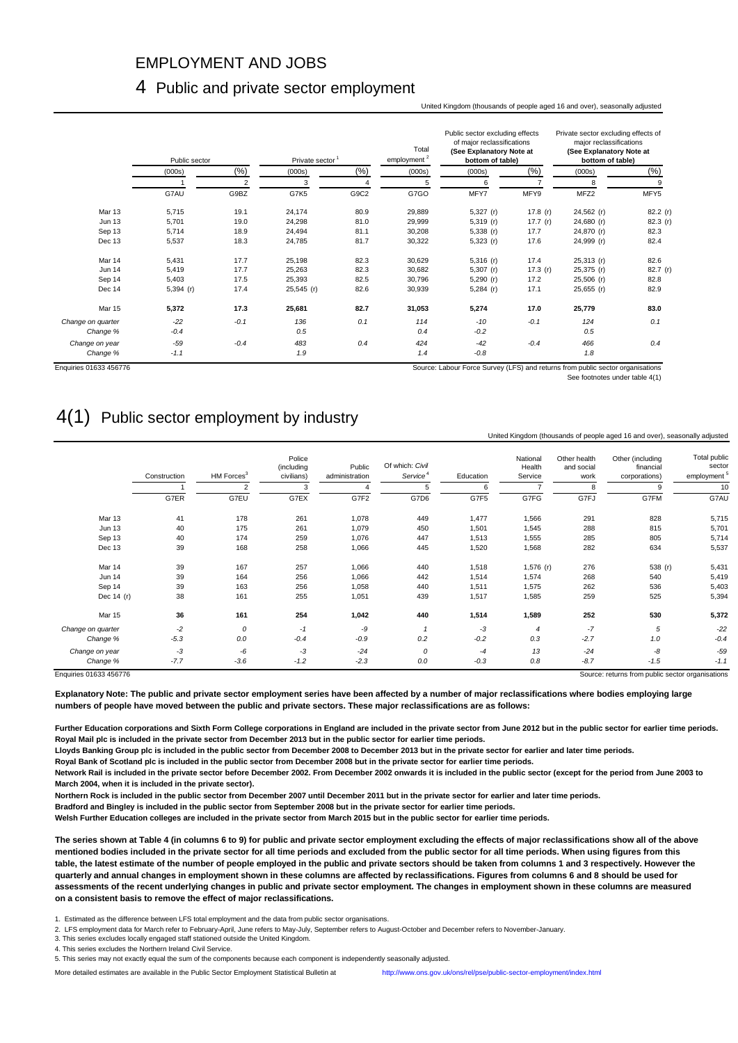# EMPLOYMENT AND JOBS

## 4 Public and private sector employment

United Kingdom (thousands of people aged 16 and over), seasonally adjusted

| | Public sector | | Private sector [1] | | Total employment [2] | Public sector excluding effects of major reclassifications (See Explanatory Note at bottom of table) | | Private sector excluding effects of major reclassifications (See Explanatory Note at bottom of table) | |
|---|---|---|---|---|---|---|---|---|---|
| | (000s) | (%) | (000s) | (%) | (000s) | (000s) | (%) | (000s) | (%) |
| | 1 | 2 | 3 | 4 | 5 | 6 | 7 | 8 | 9 |
| | G7AU | G9BZ | G7K5 | G9C2 | G7GO | MFY7 | MFY9 | MFZ2 | MFY5 |
| Mar 13 | 5,715 | 19.1 | 24,174 | 80.9 | 29,889 | 5,327 (r) | 17.8 (r) | 24,562 (r) | 82.2 (r) |
| Jun 13 | 5,701 | 19.0 | 24,298 | 81.0 | 29,999 | 5,319 (r) | 17.7 (r) | 24,680 (r) | 82.3 (r) |
| Sep 13 | 5,714 | 18.9 | 24,494 | 81.1 | 30,208 | 5,338 (r) | 17.7 | 24,870 (r) | 82.3 |
| Dec 13 | 5,537 | 18.3 | 24,785 | 81.7 | 30,322 | 5,323 (r) | 17.6 | 24,999 (r) | 82.4 |
| Mar 14 | 5,431 | 17.7 | 25,198 | 82.3 | 30,629 | 5,316 (r) | 17.4 | 25,313 (r) | 82.6 |
| Jun 14 | 5,419 | 17.7 | 25,263 | 82.3 | 30,682 | 5,307 (r) | 17.3 (r) | 25,375 (r) | 82.7 (r) |
| Sep 14 | 5,403 | 17.5 | 25,393 | 82.5 | 30,796 | 5,290 (r) | 17.2 | 25,506 (r) | 82.8 |
| Dec 14 | 5,394 (r) | 17.4 | 25,545 (r) | 82.6 | 30,939 | 5,284 (r) | 17.1 | 25,655 (r) | 82.9 |
| Mar 15 | **5,372** | **17.3** | **25,681** | **82.7** | **31,053** | **5,274** | **17.0** | **25,779** | **83.0** |
| *Change on quarter* | *-22* | *-0.1* | *136* | *0.1* | *114* | *-10* | *-0.1* | *124* | *0.1* |
| *Change %* | *-0.4* | | *0.5* | | *0.4* | *-0.2* | | *0.5* | |
| *Change on year* | *-59* | *-0.4* | *483* | *0.4* | *424* | *-42* | *-0.4* | *466* | *0.4* |
| *Change %* | *-1.1* | | *1.9* | | *1.4* | *-0.8* | | *1.8* | |

Enquiries 01633 456776

Source: Labour Force Survey (LFS) and returns from public sector organisations

See footnotes under table 4(1)

## 4(1) Public sector employment by industry

United Kingdom (thousands of people aged 16 and over), seasonally adjusted

| | Construction | HM Forces [3] | Police (including civilians) | Public administration | Of which: *Civil Service* [4] | Education | National Health Service | Other health and social work | Other (including financial corporations) | Total public sector employment [5] |
|---|---|---|---|---|---|---|---|---|---|---|
| | 1 | 2 | 3 | 4 | 5 | 6 | 7 | 8 | 9 | 10 |
| | G7ER | G7EU | G7EX | G7F2 | G7D6 | G7F5 | G7FG | G7FJ | G7FM | G7AU |
| Mar 13 | 41 | 178 | 261 | 1,078 | 449 | 1,477 | 1,566 | 291 | 828 | 5,715 |
| Jun 13 | 40 | 175 | 261 | 1,079 | 450 | 1,501 | 1,545 | 288 | 815 | 5,701 |
| Sep 13 | 40 | 174 | 259 | 1,076 | 447 | 1,513 | 1,555 | 285 | 805 | 5,714 |
| Dec 13 | 39 | 168 | 258 | 1,066 | 445 | 1,520 | 1,568 | 282 | 634 | 5,537 |
| Mar 14 | 39 | 167 | 257 | 1,066 | 440 | 1,518 | 1,576 (r) | 276 | 538 (r) | 5,431 |
| Jun 14 | 39 | 164 | 256 | 1,066 | 442 | 1,514 | 1,574 | 268 | 540 | 5,419 |
| Sep 14 | 39 | 163 | 256 | 1,058 | 440 | 1,511 | 1,575 | 262 | 536 | 5,403 |
| Dec 14 (r) | 38 | 161 | 255 | 1,051 | 439 | 1,517 | 1,585 | 259 | 525 | 5,394 |
| Mar 15 | **36** | **161** | **254** | **1,042** | **440** | **1,514** | **1,589** | **252** | **530** | **5,372** |
| *Change on quarter* | *-2* | *0* | *-1* | *-9* | *1* | *-3* | *4* | *-7* | *5* | *-22* |
| *Change %* | *-5.3* | *0.0* | *-0.4* | *-0.9* | *0.2* | *-0.2* | *0.3* | *-2.7* | *1.0* | *-0.4* |
| *Change on year* | *-3* | *-6* | *-3* | *-24* | *0* | *-4* | *13* | *-24* | *-8* | *-59* |
| *Change %* | *-7.7* | *-3.6* | *-1.2* | *-2.3* | *0.0* | *-0.3* | *0.8* | *-8.7* | *-1.5* | *-1.1* |

Enquiries 01633 456776

Source: returns from public sector organisations

**Explanatory Note: The public and private sector employment series have been affected by a number of major reclassifications where bodies employing large numbers of people have moved between the public and private sectors. These major reclassifications are as follows:**

**Further Education corporations and Sixth Form College corporations in England are included in the private sector from June 2012 but in the public sector for earlier time periods.**
**Royal Mail plc is included in the private sector from December 2013 but in the public sector for earlier time periods.**
**Lloyds Banking Group plc is included in the public sector from December 2008 to December 2013 but in the private sector for earlier and later time periods.**
**Royal Bank of Scotland plc is included in the public sector from December 2008 but in the private sector for earlier time periods.**
**Network Rail is included in the private sector before December 2002. From December 2002 onwards it is included in the public sector (except for the period from June 2003 to March 2004, when it is included in the private sector).**
**Northern Rock is included in the public sector from December 2007 until December 2011 but in the private sector for earlier and later time periods.**
**Bradford and Bingley is included in the public sector from September 2008 but in the private sector for earlier time periods.**
**Welsh Further Education colleges are included in the private sector from March 2015 but in the public sector for earlier time periods.**

**The series shown at Table 4 (in columns 6 to 9) for public and private sector employment excluding the effects of major reclassifications show all of the above mentioned bodies included in the private sector for all time periods and excluded from the public sector for all time periods. When using figures from this table, the latest estimate of the number of people employed in the public and private sectors should be taken from columns 1 and 3 respectively. However the quarterly and annual changes in employment shown in these columns are affected by reclassifications. Figures from columns 6 and 8 should be used for assessments of the recent underlying changes in public and private sector employment. The changes in employment shown in these columns are measured on a consistent basis to remove the effect of major reclassifications.**

1. Estimated as the difference between LFS total employment and the data from public sector organisations.
2. LFS employment data for March refer to February-April, June refers to May-July, September refers to August-October and December refers to November-January.
3. This series excludes locally engaged staff stationed outside the United Kingdom.
4. This series excludes the Northern Ireland Civil Service.
5. This series may not exactly equal the sum of the components because each component is independently seasonally adjusted.

More detailed estimates are available in the Public Sector Employment Statistical Bulletin at http://www.ons.gov.uk/ons/rel/pse/public-sector-employment/index.html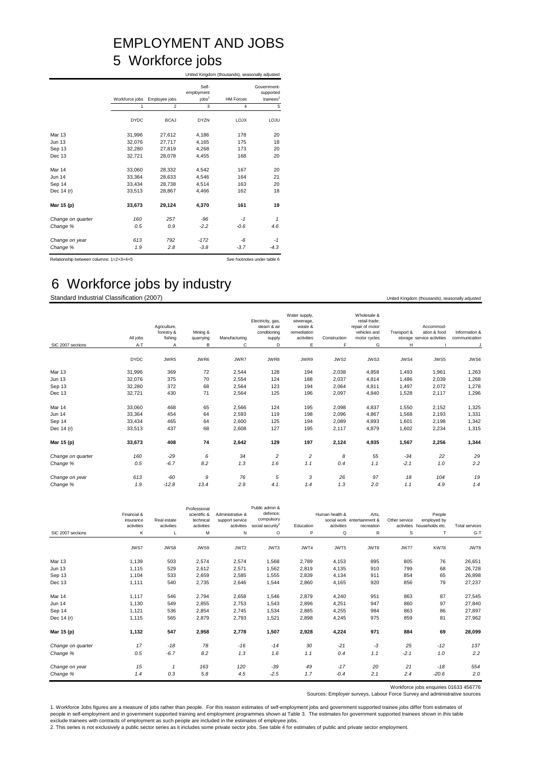# EMPLOYMENT AND JOBS

## 5 Workforce jobs

United Kingdom (thousands), seasonally adjusted

| | Workforce jobs | Employee jobs | Self-employment jobs[1] | HM Forces | Government-supported trainees[1] |
|---|---|---|---|---|---|
| | 1 | 2 | 3 | 4 | 5 |
| | DYDC | BCAJ | DYZN | LOJX | LOJU |
| Mar 13 | 31,996 | 27,612 | 4,186 | 178 | 20 |
| Jun 13 | 32,076 | 27,717 | 4,165 | 175 | 18 |
| Sep 13 | 32,280 | 27,819 | 4,268 | 173 | 20 |
| Dec 13 | 32,721 | 28,078 | 4,455 | 168 | 20 |
| Mar 14 | 33,060 | 28,332 | 4,542 | 167 | 20 |
| Jun 14 | 33,364 | 28,633 | 4,546 | 164 | 21 |
| Sep 14 | 33,434 | 28,738 | 4,514 | 163 | 20 |
| Dec 14 (r) | 33,513 | 28,867 | 4,466 | 162 | 18 |
| **Mar 15 (p)** | **33,673** | **29,124** | **4,370** | **161** | **19** |
| *Change on quarter* | *160* | *257* | *-96* | *-1* | *1* |
| *Change %* | *0.5* | *0.9* | *-2.2* | *-0.6* | *4.6* |
| *Change on year* | *613* | *792* | *-172* | *-6* | *-1* |
| *Change %* | *1.9* | *2.8* | *-3.8* | *-3.7* | *-4.3* |

Relationship between columns: 1=2+3+4+5

See footnotes under table 6

## 6 Workforce jobs by industry

Standard Industrial Classification (2007)

United Kingdom (thousands), seasonally adjusted

| SIC 2007 sections | All jobs | Agriculture, forestry & fishing | Mining & quarrying | Manufacturing | Electricity, gas, steam & air conditioning supply | Water supply, sewerage, waste & remediation activities | Construction | Wholesale & retail trade; repair of motor vehicles and motor cycles | Transport & storage | Accommod-ation & food service activities | Information & communication |
|---|---|---|---|---|---|---|---|---|---|---|---|
| | A-T | A | B | C | D | E | F | G | H | I | J |
| | DYDC | JWR5 | JWR6 | JWR7 | JWR8 | JWR9 | JWS2 | JWS3 | JWS4 | JWS5 | JWS6 |
| Mar 13 | 31,996 | 369 | 72 | 2,544 | 128 | 194 | 2,038 | 4,858 | 1,493 | 1,961 | 1,263 |
| Jun 13 | 32,076 | 375 | 70 | 2,554 | 124 | 188 | 2,037 | 4,814 | 1,486 | 2,039 | 1,268 |
| Sep 13 | 32,280 | 372 | 68 | 2,564 | 123 | 194 | 2,064 | 4,811 | 1,497 | 2,072 | 1,278 |
| Dec 13 | 32,721 | 430 | 71 | 2,564 | 125 | 196 | 2,097 | 4,840 | 1,528 | 2,117 | 1,296 |
| Mar 14 | 33,060 | 468 | 65 | 2,566 | 124 | 195 | 2,098 | 4,837 | 1,550 | 2,152 | 1,325 |
| Jun 14 | 33,364 | 454 | 64 | 2,593 | 119 | 198 | 2,096 | 4,867 | 1,568 | 2,193 | 1,331 |
| Sep 14 | 33,434 | 465 | 64 | 2,600 | 125 | 194 | 2,089 | 4,893 | 1,601 | 2,198 | 1,342 |
| Dec 14 (r) | 33,513 | 437 | 68 | 2,608 | 127 | 195 | 2,117 | 4,879 | 1,602 | 2,234 | 1,315 |
| **Mar 15 (p)** | **33,673** | **408** | **74** | **2,642** | **129** | **197** | **2,124** | **4,935** | **1,567** | **2,256** | **1,344** |
| *Change on quarter* | *160* | *-29* | *6* | *34* | *2* | *2* | *8* | *55* | *-34* | *22* | *29* |
| *Change %* | *0.5* | *-6.7* | *8.2* | *1.3* | *1.6* | *1.1* | *0.4* | *1.1* | *-2.1* | *1.0* | *2.2* |
| *Change on year* | *613* | *-60* | *9* | *76* | *5* | *3* | *26* | *97* | *18* | *104* | *19* |
| *Change %* | *1.9* | *-12.8* | *13.4* | *2.9* | *4.1* | *1.4* | *1.3* | *2.0* | *1.1* | *4.9* | *1.4* |

| SIC 2007 sections | Financial & insurance activities | Real estate activities | Professional scientific & technical activities | Administrative & support service activities | Public admin & defence; compulsory social security[2] | Education | Human health & social work activities | Arts, entertainment & recreation | Other service activities | People employed by households etc. | Total services |
|---|---|---|---|---|---|---|---|---|---|---|---|
| | K | L | M | N | O | P | Q | R | S | T | G-T |
| | JWS7 | JWS8 | JWS9 | JWT2 | JWT3 | JWT4 | JWT5 | JWT6 | JWT7 | KW78 | JWT8 |
| Mar 13 | 1,139 | 503 | 2,574 | 2,574 | 1,568 | 2,789 | 4,153 | 895 | 805 | 76 | 26,651 |
| Jun 13 | 1,115 | 529 | 2,612 | 2,571 | 1,562 | 2,819 | 4,135 | 910 | 799 | 68 | 26,728 |
| Sep 13 | 1,104 | 533 | 2,659 | 2,585 | 1,555 | 2,839 | 4,134 | 911 | 854 | 65 | 26,898 |
| Dec 13 | 1,111 | 540 | 2,735 | 2,646 | 1,544 | 2,860 | 4,165 | 920 | 856 | 79 | 27,237 |
| Mar 14 | 1,117 | 546 | 2,794 | 2,658 | 1,546 | 2,879 | 4,240 | 951 | 863 | 87 | 27,545 |
| Jun 14 | 1,130 | 549 | 2,855 | 2,753 | 1,543 | 2,896 | 4,251 | 947 | 860 | 97 | 27,840 |
| Sep 14 | 1,121 | 536 | 2,854 | 2,745 | 1,534 | 2,885 | 4,255 | 984 | 863 | 86 | 27,897 |
| Dec 14 (r) | 1,115 | 565 | 2,879 | 2,793 | 1,521 | 2,898 | 4,245 | 975 | 859 | 81 | 27,962 |
| **Mar 15 (p)** | **1,132** | **547** | **2,958** | **2,778** | **1,507** | **2,928** | **4,224** | **971** | **884** | **69** | **28,099** |
| *Change on quarter* | *17* | *-18* | *78* | *-16* | *-14* | *30* | *-21* | *-3* | *25* | *-12* | *137* |
| *Change %* | *0.5* | *-6.7* | *8.2* | *1.3* | *1.6* | *1.1* | *0.4* | *1.1* | *-2.1* | *1.0* | *2.2* |
| *Change on year* | *15* | *1* | *163* | *120* | *-39* | *49* | *-17* | *20* | *21* | *-18* | *554* |
| *Change %* | *1.4* | *0.3* | *5.8* | *4.5* | *-2.5* | *1.7* | *-0.4* | *2.1* | *2.4* | *-20.6* | *2.0* |

Workforce jobs enquiries 01633 456776

Sources: Employer surveys, Labour Force Survey and administrative sources

1. Workforce Jobs figures are a measure of jobs rather than people. For this reason estimates of self-employment jobs and government supported trainee jobs differ from estimates of people in self-employment and in government supported training and employment programmes shown at Table 3. The estimates for government supported trainees shown in this table exclude trainees with contracts of employment as such people are included in the estimates of employee jobs.
2. This series is not exclusively a public sector series as it includes some private sector jobs. See table 4 for estimates of public and private sector employment.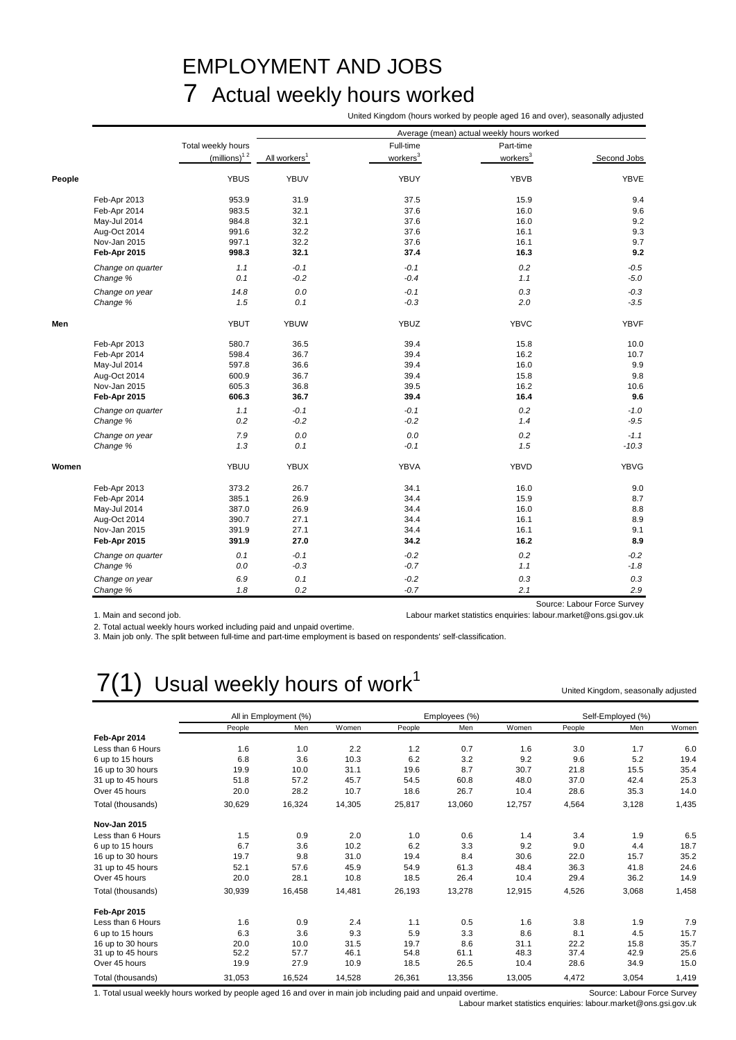# EMPLOYMENT AND JOBS

## 7 Actual weekly hours worked

United Kingdom (hours worked by people aged 16 and over), seasonally adjusted

| | | Total weekly hours (millions)[1 2] | Average (mean) actual weekly hours worked | | | |
|---|---|---|---|---|---|---|
| | | | All workers[1] | Full-time workers[3] | Part-time workers[3] | Second Jobs |
| **People** | | YBUS | YBUV | YBUY | YBVB | YBVE |
| | Feb-Apr 2013 | 953.9 | 31.9 | 37.5 | 15.9 | 9.4 |
| | Feb-Apr 2014 | 983.5 | 32.1 | 37.6 | 16.0 | 9.6 |
| | May-Jul 2014 | 984.8 | 32.1 | 37.6 | 16.0 | 9.2 |
| | Aug-Oct 2014 | 991.6 | 32.2 | 37.6 | 16.1 | 9.3 |
| | Nov-Jan 2015 | 997.1 | 32.2 | 37.6 | 16.1 | 9.7 |
| | **Feb-Apr 2015** | **998.3** | **32.1** | **37.4** | **16.3** | **9.2** |
| | *Change on quarter* | *1.1* | *-0.1* | *-0.1* | *0.2* | *-0.5* |
| | *Change %* | *0.1* | *-0.2* | *-0.4* | *1.1* | *-5.0* |
| | *Change on year* | *14.8* | *0.0* | *-0.1* | *0.3* | *-0.3* |
| | *Change %* | *1.5* | *0.1* | *-0.3* | *2.0* | *-3.5* |
| **Men** | | YBUT | YBUW | YBUZ | YBVC | YBVF |
| | Feb-Apr 2013 | 580.7 | 36.5 | 39.4 | 15.8 | 10.0 |
| | Feb-Apr 2014 | 598.4 | 36.7 | 39.4 | 16.2 | 10.7 |
| | May-Jul 2014 | 597.8 | 36.6 | 39.4 | 16.0 | 9.9 |
| | Aug-Oct 2014 | 600.9 | 36.7 | 39.4 | 15.8 | 9.8 |
| | Nov-Jan 2015 | 605.3 | 36.8 | 39.5 | 16.2 | 10.6 |
| | **Feb-Apr 2015** | **606.3** | **36.7** | **39.4** | **16.4** | **9.6** |
| | *Change on quarter* | *1.1* | *-0.1* | *-0.1* | *0.2* | *-1.0* |
| | *Change %* | *0.2* | *-0.2* | *-0.2* | *1.4* | *-9.5* |
| | *Change on year* | *7.9* | *0.0* | *0.0* | *0.2* | *-1.1* |
| | *Change %* | *1.3* | *0.1* | *-0.1* | *1.5* | *-10.3* |
| **Women** | | YBUU | YBUX | YBVA | YBVD | YBVG |
| | Feb-Apr 2013 | 373.2 | 26.7 | 34.1 | 16.0 | 9.0 |
| | Feb-Apr 2014 | 385.1 | 26.9 | 34.4 | 15.9 | 8.7 |
| | May-Jul 2014 | 387.0 | 26.9 | 34.4 | 16.0 | 8.8 |
| | Aug-Oct 2014 | 390.7 | 27.1 | 34.4 | 16.1 | 8.9 |
| | Nov-Jan 2015 | 391.9 | 27.1 | 34.4 | 16.1 | 9.1 |
| | **Feb-Apr 2015** | **391.9** | **27.0** | **34.2** | **16.2** | **8.9** |
| | *Change on quarter* | *0.1* | *-0.1* | *-0.2* | *0.2* | *-0.2* |
| | *Change %* | *0.0* | *-0.3* | *-0.7* | *1.1* | *-1.8* |
| | *Change on year* | *6.9* | *0.1* | *-0.2* | *0.3* | *0.3* |
| | *Change %* | *1.8* | *0.2* | *-0.7* | *2.1* | *2.9* |

Source: Labour Force Survey

Labour market statistics enquiries: labour.market@ons.gsi.gov.uk

1. Main and second job.
2. Total actual weekly hours worked including paid and unpaid overtime.
3. Main job only. The split between full-time and part-time employment is based on respondents' self-classification.

## 7(1) Usual weekly hours of work[1]

United Kingdom, seasonally adjusted

| | All in Employment (%) | | | Employees (%) | | | Self-Employed (%) | | |
|---|---|---|---|---|---|---|---|---|---|
| | People | Men | Women | People | Men | Women | People | Men | Women |
| **Feb-Apr 2014** | | | | | | | | | |
| Less than 6 Hours | 1.6 | 1.0 | 2.2 | 1.2 | 0.7 | 1.6 | 3.0 | 1.7 | 6.0 |
| 6 up to 15 hours | 6.8 | 3.6 | 10.3 | 6.2 | 3.2 | 9.2 | 9.6 | 5.2 | 19.4 |
| 16 up to 30 hours | 19.9 | 10.0 | 31.1 | 19.6 | 8.7 | 30.7 | 21.8 | 15.5 | 35.4 |
| 31 up to 45 hours | 51.8 | 57.2 | 45.7 | 54.5 | 60.8 | 48.0 | 37.0 | 42.4 | 25.3 |
| Over 45 hours | 20.0 | 28.2 | 10.7 | 18.6 | 26.7 | 10.4 | 28.6 | 35.3 | 14.0 |
| Total (thousands) | 30,629 | 16,324 | 14,305 | 25,817 | 13,060 | 12,757 | 4,564 | 3,128 | 1,435 |
| **Nov-Jan 2015** | | | | | | | | | |
| Less than 6 Hours | 1.5 | 0.9 | 2.0 | 1.0 | 0.6 | 1.4 | 3.4 | 1.9 | 6.5 |
| 6 up to 15 hours | 6.7 | 3.6 | 10.2 | 6.2 | 3.3 | 9.2 | 9.0 | 4.4 | 18.7 |
| 16 up to 30 hours | 19.7 | 9.8 | 31.0 | 19.4 | 8.4 | 30.6 | 22.0 | 15.7 | 35.2 |
| 31 up to 45 hours | 52.1 | 57.6 | 45.9 | 54.9 | 61.3 | 48.4 | 36.3 | 41.8 | 24.6 |
| Over 45 hours | 20.0 | 28.1 | 10.8 | 18.5 | 26.4 | 10.4 | 29.4 | 36.2 | 14.9 |
| Total (thousands) | 30,939 | 16,458 | 14,481 | 26,193 | 13,278 | 12,915 | 4,526 | 3,068 | 1,458 |
| **Feb-Apr 2015** | | | | | | | | | |
| Less than 6 Hours | 1.6 | 0.9 | 2.4 | 1.1 | 0.5 | 1.6 | 3.8 | 1.9 | 7.9 |
| 6 up to 15 hours | 6.3 | 3.6 | 9.3 | 5.9 | 3.3 | 8.6 | 8.1 | 4.5 | 15.7 |
| 16 up to 30 hours | 20.0 | 10.0 | 31.5 | 19.7 | 8.6 | 31.1 | 22.2 | 15.8 | 35.7 |
| 31 up to 45 hours | 52.2 | 57.7 | 46.1 | 54.8 | 61.1 | 48.3 | 37.4 | 42.9 | 25.6 |
| Over 45 hours | 19.9 | 27.9 | 10.9 | 18.5 | 26.5 | 10.4 | 28.6 | 34.9 | 15.0 |
| Total (thousands) | 31,053 | 16,524 | 14,528 | 26,361 | 13,356 | 13,005 | 4,472 | 3,054 | 1,419 |

1. Total usual weekly hours worked by people aged 16 and over in main job including paid and unpaid overtime.

Source: Labour Force Survey

Labour market statistics enquiries: labour.market@ons.gsi.gov.uk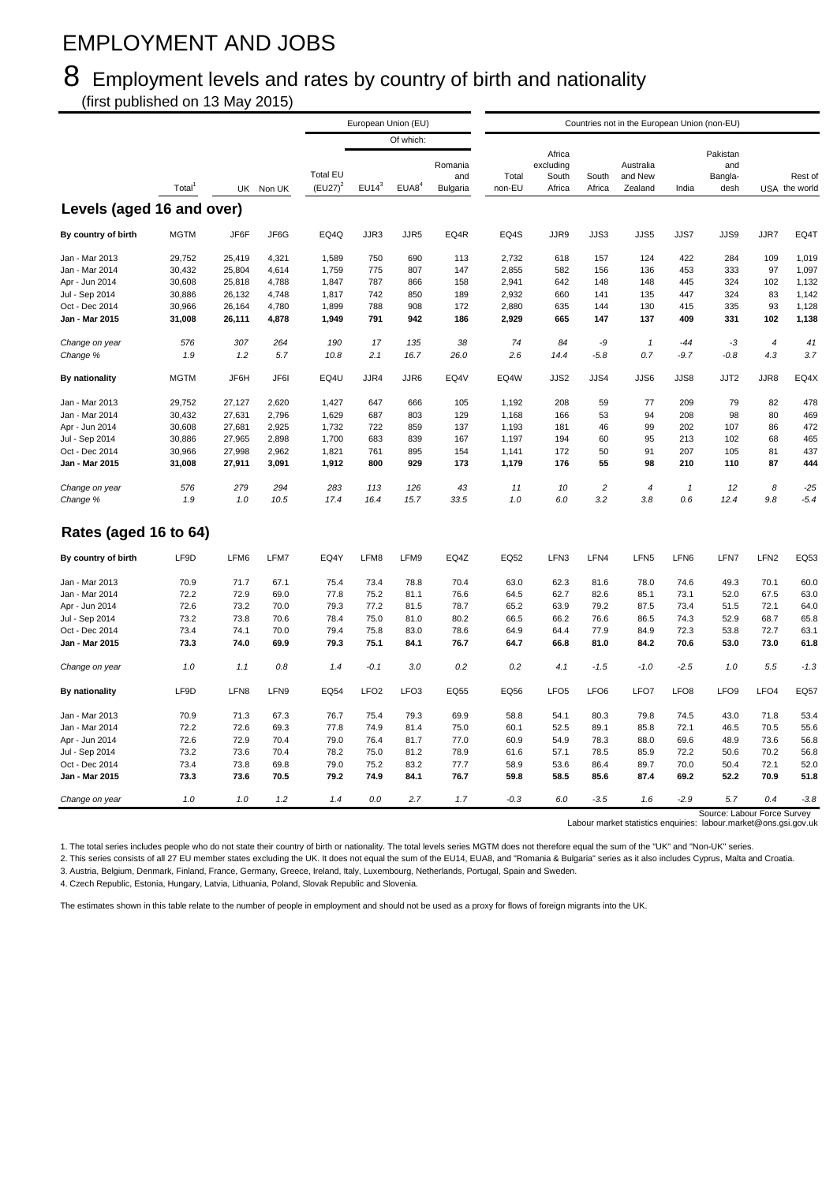# EMPLOYMENT AND JOBS

## 8 Employment levels and rates by country of birth and nationality

(first published on 13 May 2015)

| | | | | European Union (EU) | | | | Countries not in the European Union (non-EU) | | | | | | | | |
|---|---|---|---|---|---|---|---|---|---|---|---|---|---|---|---|---|
| | | | | | Of which: | | | | | | | | | | | |
| | Total[1] | UK | Non UK | Total EU (EU27)[2] | EU14[3] | EUA8[4] | Romania and Bulgaria | Total non-EU | Africa excluding South Africa | South Africa | Australia and New Zealand | India | Pakistan and Bangla-desh | USA | Rest of the world |
| **Levels (aged 16 and over)** | | | | | | | | | | | | | | | |
| **By country of birth** | MGTM | JF6F | JF6G | EQ4Q | JJR3 | JJR5 | EQ4R | EQ4S | JJR9 | JJS3 | JJS5 | JJS7 | JJS9 | JJR7 | EQ4T |
| Jan - Mar 2013 | 29,752 | 25,419 | 4,321 | 1,589 | 750 | 690 | 113 | 2,732 | 618 | 157 | 124 | 422 | 284 | 109 | 1,019 |
| Jan - Mar 2014 | 30,432 | 25,804 | 4,614 | 1,759 | 775 | 807 | 147 | 2,855 | 582 | 156 | 136 | 453 | 333 | 97 | 1,097 |
| Apr - Jun 2014 | 30,608 | 25,818 | 4,788 | 1,847 | 787 | 866 | 158 | 2,941 | 642 | 148 | 148 | 445 | 324 | 102 | 1,132 |
| Jul - Sep 2014 | 30,886 | 26,132 | 4,748 | 1,817 | 742 | 850 | 189 | 2,932 | 660 | 141 | 135 | 447 | 324 | 83 | 1,142 |
| Oct - Dec 2014 | 30,966 | 26,164 | 4,780 | 1,899 | 788 | 908 | 172 | 2,880 | 635 | 144 | 130 | 415 | 335 | 93 | 1,128 |
| **Jan - Mar 2015** | **31,008** | **26,111** | **4,878** | **1,949** | **791** | **942** | **186** | **2,929** | **665** | **147** | **137** | **409** | **331** | **102** | **1,138** |
| *Change on year* | *576* | *307* | *264* | *190* | *17* | *135* | *38* | *74* | *84* | *-9* | *1* | *-44* | *-3* | *4* | *41* |
| *Change %* | *1.9* | *1.2* | *5.7* | *10.8* | *2.1* | *16.7* | *26.0* | *2.6* | *14.4* | *-5.8* | *0.7* | *-9.7* | *-0.8* | *4.3* | *3.7* |
| **By nationality** | MGTM | JF6H | JF6I | EQ4U | JJR4 | JJR6 | EQ4V | EQ4W | JJS2 | JJS4 | JJS6 | JJS8 | JJT2 | JJR8 | EQ4X |
| Jan - Mar 2013 | 29,752 | 27,127 | 2,620 | 1,427 | 647 | 666 | 105 | 1,192 | 208 | 59 | 77 | 209 | 79 | 82 | 478 |
| Jan - Mar 2014 | 30,432 | 27,631 | 2,796 | 1,629 | 687 | 803 | 129 | 1,168 | 166 | 53 | 94 | 208 | 98 | 80 | 469 |
| Apr - Jun 2014 | 30,608 | 27,681 | 2,925 | 1,732 | 722 | 859 | 137 | 1,193 | 181 | 46 | 99 | 202 | 107 | 86 | 472 |
| Jul - Sep 2014 | 30,886 | 27,965 | 2,898 | 1,700 | 683 | 839 | 167 | 1,197 | 194 | 60 | 95 | 213 | 102 | 68 | 465 |
| Oct - Dec 2014 | 30,966 | 27,998 | 2,962 | 1,821 | 761 | 895 | 154 | 1,141 | 172 | 50 | 91 | 207 | 105 | 81 | 437 |
| **Jan - Mar 2015** | **31,008** | **27,911** | **3,091** | **1,912** | **800** | **929** | **173** | **1,179** | **176** | **55** | **98** | **210** | **110** | **87** | **444** |
| *Change on year* | *576* | *279* | *294* | *283* | *113* | *126* | *43* | *11* | *10* | *2* | *4* | *1* | *12* | *8* | *-25* |
| *Change %* | *1.9* | *1.0* | *10.5* | *17.4* | *16.4* | *15.7* | *33.5* | *1.0* | *6.0* | *3.2* | *3.8* | *0.6* | *12.4* | *9.8* | *-5.4* |
| **Rates (aged 16 to 64)** | | | | | | | | | | | | | | | |
| **By country of birth** | LF9D | LFM6 | LFM7 | EQ4Y | LFM8 | LFM9 | EQ4Z | EQ52 | LFN3 | LFN4 | LFN5 | LFN6 | LFN7 | LFN2 | EQ53 |
| Jan - Mar 2013 | 70.9 | 71.7 | 67.1 | 75.4 | 73.4 | 78.8 | 70.4 | 63.0 | 62.3 | 81.6 | 78.0 | 74.6 | 49.3 | 70.1 | 60.0 |
| Jan - Mar 2014 | 72.2 | 72.9 | 69.0 | 77.8 | 75.2 | 81.1 | 76.6 | 64.5 | 62.7 | 82.6 | 85.1 | 73.1 | 52.0 | 67.5 | 63.0 |
| Apr - Jun 2014 | 72.6 | 73.2 | 70.0 | 79.3 | 77.2 | 81.5 | 78.7 | 65.2 | 63.9 | 79.2 | 87.5 | 73.4 | 51.5 | 72.1 | 64.0 |
| Jul - Sep 2014 | 73.2 | 73.8 | 70.6 | 78.4 | 75.0 | 81.0 | 80.2 | 66.5 | 66.2 | 76.6 | 86.5 | 74.3 | 52.9 | 68.7 | 65.8 |
| Oct - Dec 2014 | 73.4 | 74.1 | 70.0 | 79.4 | 75.8 | 83.0 | 78.6 | 64.9 | 64.4 | 77.9 | 84.9 | 72.3 | 53.8 | 72.7 | 63.1 |
| **Jan - Mar 2015** | **73.3** | **74.0** | **69.9** | **79.3** | **75.1** | **84.1** | **76.7** | **64.7** | **66.8** | **81.0** | **84.2** | **70.6** | **53.0** | **73.0** | **61.8** |
| *Change on year* | *1.0* | *1.1* | *0.8* | *1.4* | *-0.1* | *3.0* | *0.2* | *0.2* | *4.1* | *-1.5* | *-1.0* | *-2.5* | *1.0* | *5.5* | *-1.3* |
| **By nationality** | LF9D | LFN8 | LFN9 | EQ54 | LFO2 | LFO3 | EQ55 | EQ56 | LFO5 | LFO6 | LFO7 | LFO8 | LFO9 | LFO4 | EQ57 |
| Jan - Mar 2013 | 70.9 | 71.3 | 67.3 | 76.7 | 75.4 | 79.3 | 69.9 | 58.8 | 54.1 | 80.3 | 79.8 | 74.5 | 43.0 | 71.8 | 53.4 |
| Jan - Mar 2014 | 72.2 | 72.6 | 69.3 | 77.8 | 74.9 | 81.4 | 75.0 | 60.1 | 52.5 | 89.1 | 85.8 | 72.1 | 46.5 | 70.5 | 55.6 |
| Apr - Jun 2014 | 72.6 | 72.9 | 70.4 | 79.0 | 76.4 | 81.7 | 77.0 | 60.9 | 54.9 | 78.3 | 88.0 | 69.6 | 48.9 | 73.6 | 56.8 |
| Jul - Sep 2014 | 73.2 | 73.6 | 70.4 | 78.2 | 75.0 | 81.2 | 78.9 | 61.6 | 57.1 | 78.5 | 85.9 | 72.2 | 50.6 | 70.2 | 56.8 |
| Oct - Dec 2014 | 73.4 | 73.8 | 69.8 | 79.0 | 75.2 | 83.2 | 77.7 | 58.9 | 53.6 | 86.4 | 89.7 | 70.0 | 50.4 | 72.1 | 52.0 |
| **Jan - Mar 2015** | **73.3** | **73.6** | **70.5** | **79.2** | **74.9** | **84.1** | **76.7** | **59.8** | **58.5** | **85.6** | **87.4** | **69.2** | **52.2** | **70.9** | **51.8** |
| *Change on year* | *1.0* | *1.0* | *1.2* | *1.4* | *0.0* | *2.7* | *1.7* | *-0.3* | *6.0* | *-3.5* | *1.6* | *-2.9* | *5.7* | *0.4* | *-3.8* |

Source: Labour Force Survey

Labour market statistics enquiries: labour.market@ons.gsi.gov.uk

1. The total series includes people who do not state their country of birth or nationality. The total levels series MGTM does not therefore equal the sum of the "UK" and "Non-UK" series.
2. This series consists of all 27 EU member states excluding the UK. It does not equal the sum of the EU14, EUA8, and "Romania & Bulgaria" series as it also includes Cyprus, Malta and Croatia.
3. Austria, Belgium, Denmark, Finland, France, Germany, Greece, Ireland, Italy, Luxembourg, Netherlands, Portugal, Spain and Sweden.
4. Czech Republic, Estonia, Hungary, Latvia, Lithuania, Poland, Slovak Republic and Slovenia.

The estimates shown in this table relate to the number of people in employment and should not be used as a proxy for flows of foreign migrants into the UK.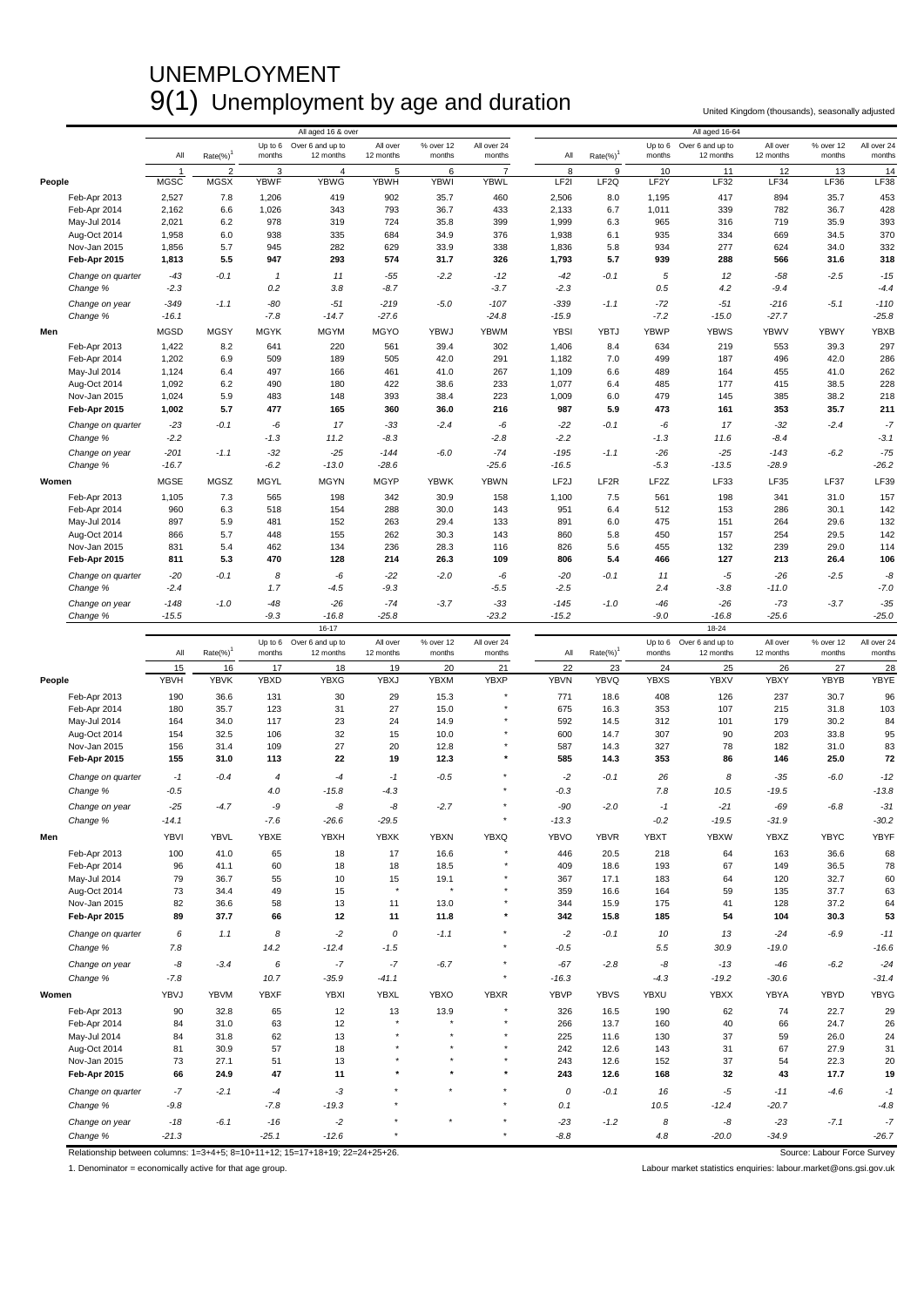# UNEMPLOYMENT

## 9(1) Unemployment by age and duration

United Kingdom (thousands), seasonally adjusted

| | All aged 16 & over | | | | | | | All aged 16-64 | | | | | | |
|---|---|---|---|---|---|---|---|---|---|---|---|---|---|---|
| | All | Rate(%)[1] | Up to 6 months | Over 6 and up to 12 months | All over 12 months | % over 12 months | All over 24 months | All | Rate(%)[1] | Up to 6 months | Over 6 and up to 12 months | All over 12 months | % over 12 months | All over 24 months |
| | 1 | 2 | 3 | 4 | 5 | 6 | 7 | 8 | 9 | 10 | 11 | 12 | 13 | 14 |
| **People** | MGSC | MGSX | YBWF | YBWG | YBWH | YBWI | YBWL | LF2I | LF2Q | LF2Y | LF32 | LF34 | LF36 | LF38 |
| Feb-Apr 2013 | 2,527 | 7.8 | 1,206 | 419 | 902 | 35.7 | 460 | 2,506 | 8.0 | 1,195 | 417 | 894 | 35.7 | 453 |
| Feb-Apr 2014 | 2,162 | 6.6 | 1,026 | 343 | 793 | 36.7 | 433 | 2,133 | 6.7 | 1,011 | 339 | 782 | 36.7 | 428 |
| May-Jul 2014 | 2,021 | 6.2 | 978 | 319 | 724 | 35.8 | 399 | 1,999 | 6.3 | 965 | 316 | 719 | 35.9 | 393 |
| Aug-Oct 2014 | 1,958 | 6.0 | 938 | 335 | 684 | 34.9 | 376 | 1,938 | 6.1 | 935 | 334 | 669 | 34.5 | 370 |
| Nov-Jan 2015 | 1,856 | 5.7 | 945 | 282 | 629 | 33.9 | 338 | 1,836 | 5.8 | 934 | 277 | 624 | 34.0 | 332 |
| **Feb-Apr 2015** | **1,813** | **5.5** | **947** | **293** | **574** | **31.7** | **326** | **1,793** | **5.7** | **939** | **288** | **566** | **31.6** | **318** |
| *Change on quarter* | *-43* | *-0.1* | *1* | *11* | *-55* | *-2.2* | *-12* | *-42* | *-0.1* | *5* | *12* | *-58* | *-2.5* | *-15* |
| *Change %* | *-2.3* | | *0.2* | *3.8* | *-8.7* | | *-3.7* | *-2.3* | | *0.5* | *4.2* | *-9.4* | | *-4.4* |
| *Change on year* | *-349* | *-1.1* | *-80* | *-51* | *-219* | *-5.0* | *-107* | *-339* | *-1.1* | *-72* | *-51* | *-216* | *-5.1* | *-110* |
| *Change %* | *-16.1* | | *-7.8* | *-14.7* | *-27.6* | | *-24.8* | *-15.9* | | *-7.2* | *-15.0* | *-27.7* | | *-25.8* |
| **Men** | MGSD | MGSY | MGYK | MGYM | MGYO | YBWJ | YBWM | YBSI | YBTJ | YBWP | YBWS | YBWV | YBWY | YBXB |
| Feb-Apr 2013 | 1,422 | 8.2 | 641 | 220 | 561 | 39.4 | 302 | 1,406 | 8.4 | 634 | 219 | 553 | 39.3 | 297 |
| Feb-Apr 2014 | 1,202 | 6.9 | 509 | 189 | 505 | 42.0 | 291 | 1,182 | 7.0 | 499 | 187 | 496 | 42.0 | 286 |
| May-Jul 2014 | 1,124 | 6.4 | 497 | 166 | 461 | 41.0 | 267 | 1,109 | 6.6 | 489 | 164 | 455 | 41.0 | 262 |
| Aug-Oct 2014 | 1,092 | 6.2 | 490 | 180 | 422 | 38.6 | 233 | 1,077 | 6.4 | 485 | 177 | 415 | 38.5 | 228 |
| Nov-Jan 2015 | 1,024 | 5.9 | 483 | 148 | 393 | 38.4 | 223 | 1,009 | 6.0 | 479 | 145 | 385 | 38.2 | 218 |
| **Feb-Apr 2015** | **1,002** | **5.7** | **477** | **165** | **360** | **36.0** | **216** | **987** | **5.9** | **473** | **161** | **353** | **35.7** | **211** |
| *Change on quarter* | *-23* | *-0.1* | *-6* | *17* | *-33* | *-2.4* | *-6* | *-22* | *-0.1* | *-6* | *17* | *-32* | *-2.4* | *-7* |
| *Change %* | *-2.2* | | *-1.3* | *11.2* | *-8.3* | | *-2.8* | *-2.2* | | *-1.3* | *11.6* | *-8.4* | | *-3.1* |
| *Change on year* | *-201* | *-1.1* | *-32* | *-25* | *-144* | *-6.0* | *-74* | *-195* | *-1.1* | *-26* | *-25* | *-143* | *-6.2* | *-75* |
| *Change %* | *-16.7* | | *-6.2* | *-13.0* | *-28.6* | | *-25.6* | *-16.5* | | *-5.3* | *-13.5* | *-28.9* | | *-26.2* |
| **Women** | MGSE | MGSZ | MGYL | MGYN | MGYP | YBWK | YBWN | LF2J | LF2R | LF2Z | LF33 | LF35 | LF37 | LF39 |
| Feb-Apr 2013 | 1,105 | 7.3 | 565 | 198 | 342 | 30.9 | 158 | 1,100 | 7.5 | 561 | 198 | 341 | 31.0 | 157 |
| Feb-Apr 2014 | 960 | 6.3 | 518 | 154 | 288 | 30.0 | 143 | 951 | 6.4 | 512 | 153 | 286 | 30.1 | 142 |
| May-Jul 2014 | 897 | 5.9 | 481 | 152 | 263 | 29.4 | 133 | 891 | 6.0 | 475 | 151 | 264 | 29.6 | 132 |
| Aug-Oct 2014 | 866 | 5.7 | 448 | 155 | 262 | 30.3 | 143 | 860 | 5.8 | 450 | 157 | 254 | 29.5 | 142 |
| Nov-Jan 2015 | 831 | 5.4 | 462 | 134 | 236 | 28.3 | 116 | 826 | 5.6 | 455 | 132 | 239 | 29.0 | 114 |
| **Feb-Apr 2015** | **811** | **5.3** | **470** | **128** | **214** | **26.3** | **109** | **806** | **5.4** | **466** | **127** | **213** | **26.4** | **106** |
| *Change on quarter* | *-20* | *-0.1* | *8* | *-6* | *-22* | *-2.0* | *-6* | *-20* | *-0.1* | *11* | *-5* | *-26* | *-2.5* | *-8* |
| *Change %* | *-2.4* | | *1.7* | *-4.5* | *-9.3* | | *-5.5* | *-2.5* | | *2.4* | *-3.8* | *-11.0* | | *-7.0* |
| *Change on year* | *-148* | *-1.0* | *-48* | *-26* | *-74* | *-3.7* | *-33* | *-145* | *-1.0* | *-46* | *-26* | *-73* | *-3.7* | *-35* |
| *Change %* | *-15.5* | | *-9.3* | *-16.8* | *-25.8* | | *-23.2* | *-15.2* | | *-9.0* | *-16.8* | *-25.6* | | *-25.0* |

| | 16-17 | | | | | | | 18-24 | | | | | | |
|---|---|---|---|---|---|---|---|---|---|---|---|---|---|---|
| | All | Rate(%)[1] | Up to 6 months | Over 6 and up to 12 months | All over 12 months | % over 12 months | All over 24 months | All | Rate(%)[1] | Up to 6 months | Over 6 and up to 12 months | All over 12 months | % over 12 months | All over 24 months |
| | 15 | 16 | 17 | 18 | 19 | 20 | 21 | 22 | 23 | 24 | 25 | 26 | 27 | 28 |
| **People** | YBVH | YBVK | YBXD | YBXG | YBXJ | YBXM | YBXP | YBVN | YBVQ | YBXS | YBXV | YBXY | YBYB | YBYE |
| Feb-Apr 2013 | 190 | 36.6 | 131 | 30 | 29 | 15.3 | * | 771 | 18.6 | 408 | 126 | 237 | 30.7 | 96 |
| Feb-Apr 2014 | 180 | 35.7 | 123 | 31 | 27 | 15.0 | * | 675 | 16.3 | 353 | 107 | 215 | 31.8 | 103 |
| May-Jul 2014 | 164 | 34.0 | 117 | 23 | 24 | 14.9 | * | 592 | 14.5 | 312 | 101 | 179 | 30.2 | 84 |
| Aug-Oct 2014 | 154 | 32.5 | 106 | 32 | 15 | 10.0 | * | 600 | 14.7 | 307 | 90 | 203 | 33.8 | 95 |
| Nov-Jan 2015 | 156 | 31.4 | 109 | 27 | 20 | 12.8 | * | 587 | 14.3 | 327 | 78 | 182 | 31.0 | 83 |
| **Feb-Apr 2015** | **155** | **31.0** | **113** | **22** | **19** | **12.3** | ***** | **585** | **14.3** | **353** | **86** | **146** | **25.0** | **72** |
| *Change on quarter* | *-1* | *-0.4* | *4* | *-4* | *-1* | *-0.5* | * | *-2* | *-0.1* | *26* | *8* | *-35* | *-6.0* | *-12* |
| *Change %* | *-0.5* | | *4.0* | *-15.8* | *-4.3* | | * | *-0.3* | | *7.8* | *10.5* | *-19.5* | | *-13.8* |
| *Change on year* | *-25* | *-4.7* | *-9* | *-8* | *-8* | *-2.7* | * | *-90* | *-2.0* | *-1* | *-21* | *-69* | *-6.8* | *-31* |
| *Change %* | *-14.1* | | *-7.6* | *-26.6* | *-29.5* | | * | *-13.3* | | *-0.2* | *-19.5* | *-31.9* | | *-30.2* |
| **Men** | YBVI | YBVL | YBXE | YBXH | YBXK | YBXN | YBXQ | YBVO | YBVR | YBXT | YBXW | YBXZ | YBYC | YBYF |
| Feb-Apr 2013 | 100 | 41.0 | 65 | 18 | 17 | 16.6 | * | 446 | 20.5 | 218 | 64 | 163 | 36.6 | 68 |
| Feb-Apr 2014 | 96 | 41.1 | 60 | 18 | 18 | 18.5 | * | 409 | 18.6 | 193 | 67 | 149 | 36.5 | 78 |
| May-Jul 2014 | 79 | 36.7 | 55 | 10 | 15 | 19.1 | * | 367 | 17.1 | 183 | 64 | 120 | 32.7 | 60 |
| Aug-Oct 2014 | 73 | 34.4 | 49 | 15 | * | * | * | 359 | 16.6 | 164 | 59 | 135 | 37.7 | 63 |
| Nov-Jan 2015 | 82 | 36.6 | 58 | 13 | 11 | 13.0 | * | 344 | 15.9 | 175 | 41 | 128 | 37.2 | 64 |
| **Feb-Apr 2015** | **89** | **37.7** | **66** | **12** | **11** | **11.8** | ***** | **342** | **15.8** | **185** | **54** | **104** | **30.3** | **53** |
| *Change on quarter* | *6* | *1.1* | *8* | *-2* | *0* | *-1.1* | * | *-2* | *-0.1* | *10* | *13* | *-24* | *-6.9* | *-11* |
| *Change %* | *7.8* | | *14.2* | *-12.4* | *-1.5* | | * | *-0.5* | | *5.5* | *30.9* | *-19.0* | | *-16.6* |
| *Change on year* | *-8* | *-3.4* | *6* | *-7* | *-7* | *-6.7* | * | *-67* | *-2.8* | *-8* | *-13* | *-46* | *-6.2* | *-24* |
| *Change %* | *-7.8* | | *10.7* | *-35.9* | *-41.1* | | * | *-16.3* | | *-4.3* | *-19.2* | *-30.6* | | *-31.4* |
| **Women** | YBVJ | YBVM | YBXF | YBXI | YBXL | YBXO | YBXR | YBVP | YBVS | YBXU | YBXX | YBYA | YBYD | YBYG |
| Feb-Apr 2013 | 90 | 32.8 | 65 | 12 | 13 | 13.9 | * | 326 | 16.5 | 190 | 62 | 74 | 22.7 | 29 |
| Feb-Apr 2014 | 84 | 31.0 | 63 | 12 | * | * | * | 266 | 13.7 | 160 | 40 | 66 | 24.7 | 26 |
| May-Jul 2014 | 84 | 31.8 | 62 | 13 | * | * | * | 225 | 11.6 | 130 | 37 | 59 | 26.0 | 24 |
| Aug-Oct 2014 | 81 | 30.9 | 57 | 18 | * | * | * | 242 | 12.6 | 143 | 31 | 67 | 27.9 | 31 |
| Nov-Jan 2015 | 73 | 27.1 | 51 | 13 | * | * | * | 243 | 12.6 | 152 | 37 | 54 | 22.3 | 20 |
| **Feb-Apr 2015** | **66** | **24.9** | **47** | **11** | ***** | ***** | ***** | **243** | **12.6** | **168** | **32** | **43** | **17.7** | **19** |
| *Change on quarter* | *-7* | *-2.1* | *-4* | *-3* | * | * | * | *0* | *-0.1* | *16* | *-5* | *-11* | *-4.6* | *-1* |
| *Change %* | *-9.8* | | *-7.8* | *-19.3* | * | | * | *0.1* | | *10.5* | *-12.4* | *-20.7* | | *-4.8* |
| *Change on year* | *-18* | *-6.1* | *-16* | *-2* | * | * | * | *-23* | *-1.2* | *8* | *-8* | *-23* | *-7.1* | *-7* |
| *Change %* | *-21.3* | | *-25.1* | *-12.6* | * | | * | *-8.8* | | *4.8* | *-20.0* | *-34.9* | | *-26.7* |

Relationship between columns: 1=3+4+5; 8=10+11+12; 15=17+18+19; 22=24+25+26.

1. Denominator = economically active for that age group.

Source: Labour Force Survey

Labour market statistics enquiries: labour.market@ons.gsi.gov.uk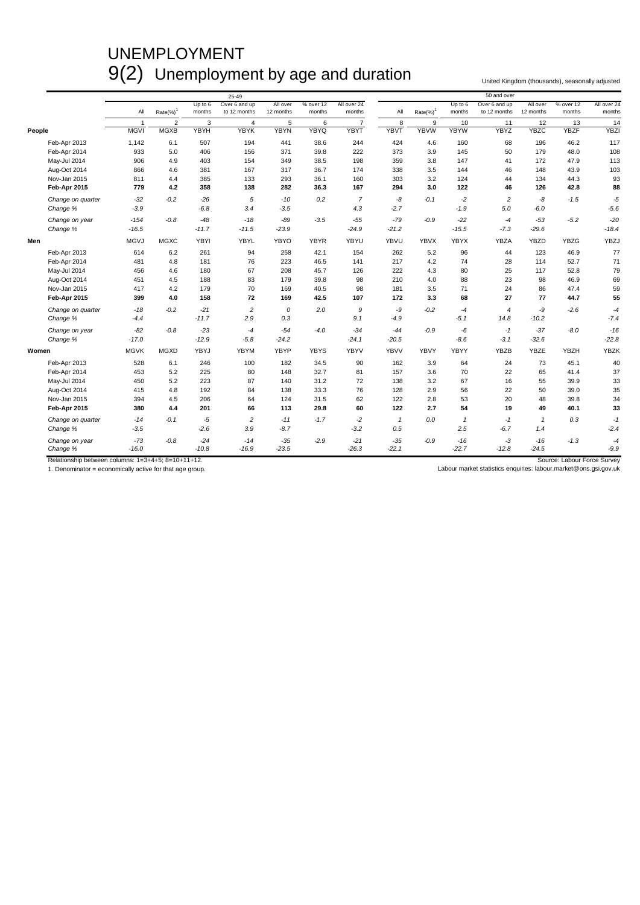# UNEMPLOYMENT

## 9(2) Unemployment by age and duration

United Kingdom (thousands), seasonally adjusted

| | 25-49 | | | | | | | 50 and over | | | | | | |
|---|---|---|---|---|---|---|---|---|---|---|---|---|---|---|
| | All | Rate(%)[1] | Up to 6 months | Over 6 and up to 12 months | All over 12 months | % over 12 months | All over 24 months | All | Rate(%)[1] | Up to 6 months | Over 6 and up to 12 months | All over 12 months | % over 12 months | All over 24 months |
| | 1 | 2 | 3 | 4 | 5 | 6 | 7 | 8 | 9 | 10 | 11 | 12 | 13 | 14 |
| **People** | MGVI | MGXB | YBYH | YBYK | YBYN | YBYQ | YBYT | YBVT | YBVW | YBYW | YBYZ | YBZC | YBZF | YBZI |
| Feb-Apr 2013 | 1,142 | 6.1 | 507 | 194 | 441 | 38.6 | 244 | 424 | 4.6 | 160 | 68 | 196 | 46.2 | 117 |
| Feb-Apr 2014 | 933 | 5.0 | 406 | 156 | 371 | 39.8 | 222 | 373 | 3.9 | 145 | 50 | 179 | 48.0 | 108 |
| May-Jul 2014 | 906 | 4.9 | 403 | 154 | 349 | 38.5 | 198 | 359 | 3.8 | 147 | 41 | 172 | 47.9 | 113 |
| Aug-Oct 2014 | 866 | 4.6 | 381 | 167 | 317 | 36.7 | 174 | 338 | 3.5 | 144 | 46 | 148 | 43.9 | 103 |
| Nov-Jan 2015 | 811 | 4.4 | 385 | 133 | 293 | 36.1 | 160 | 303 | 3.2 | 124 | 44 | 134 | 44.3 | 93 |
| **Feb-Apr 2015** | **779** | **4.2** | **358** | **138** | **282** | **36.3** | **167** | **294** | **3.0** | **122** | **46** | **126** | **42.8** | **88** |
| *Change on quarter* | *-32* | *-0.2* | *-26* | *5* | *-10* | *0.2* | *7* | *-8* | *-0.1* | *-2* | *2* | *-8* | *-1.5* | *-5* |
| *Change %* | *-3.9* | | *-6.8* | *3.4* | *-3.5* | | *4.3* | *-2.7* | | *-1.9* | *5.0* | *-6.0* | | *-5.6* |
| *Change on year* | *-154* | *-0.8* | *-48* | *-18* | *-89* | *-3.5* | *-55* | *-79* | *-0.9* | *-22* | *-4* | *-53* | *-5.2* | *-20* |
| *Change %* | *-16.5* | | *-11.7* | *-11.5* | *-23.9* | | *-24.9* | *-21.2* | | *-15.5* | *-7.3* | *-29.6* | | *-18.4* |
| **Men** | MGVJ | MGXC | YBYI | YBYL | YBYO | YBYR | YBYU | YBVU | YBVX | YBYX | YBZA | YBZD | YBZG | YBZJ |
| Feb-Apr 2013 | 614 | 6.2 | 261 | 94 | 258 | 42.1 | 154 | 262 | 5.2 | 96 | 44 | 123 | 46.9 | 77 |
| Feb-Apr 2014 | 481 | 4.8 | 181 | 76 | 223 | 46.5 | 141 | 217 | 4.2 | 74 | 28 | 114 | 52.7 | 71 |
| May-Jul 2014 | 456 | 4.6 | 180 | 67 | 208 | 45.7 | 126 | 222 | 4.3 | 80 | 25 | 117 | 52.8 | 79 |
| Aug-Oct 2014 | 451 | 4.5 | 188 | 83 | 179 | 39.8 | 98 | 210 | 4.0 | 88 | 23 | 98 | 46.9 | 69 |
| Nov-Jan 2015 | 417 | 4.2 | 179 | 70 | 169 | 40.5 | 98 | 181 | 3.5 | 71 | 24 | 86 | 47.4 | 59 |
| **Feb-Apr 2015** | **399** | **4.0** | **158** | **72** | **169** | **42.5** | **107** | **172** | **3.3** | **68** | **27** | **77** | **44.7** | **55** |
| *Change on quarter* | *-18* | *-0.2* | *-21* | *2* | *0* | *2.0* | *9* | *-9* | *-0.2* | *-4* | *4* | *-9* | *-2.6* | *-4* |
| *Change %* | *-4.4* | | *-11.7* | *2.9* | *0.3* | | *9.1* | *-4.9* | | *-5.1* | *14.8* | *-10.2* | | *-7.4* |
| *Change on year* | *-82* | *-0.8* | *-23* | *-4* | *-54* | *-4.0* | *-34* | *-44* | *-0.9* | *-6* | *-1* | *-37* | *-8.0* | *-16* |
| *Change %* | *-17.0* | | *-12.9* | *-5.8* | *-24.2* | | *-24.1* | *-20.5* | | *-8.6* | *-3.1* | *-32.6* | | *-22.8* |
| **Women** | MGVK | MGXD | YBYJ | YBYM | YBYP | YBYS | YBYV | YBVV | YBVY | YBYY | YBZB | YBZE | YBZH | YBZK |
| Feb-Apr 2013 | 528 | 6.1 | 246 | 100 | 182 | 34.5 | 90 | 162 | 3.9 | 64 | 24 | 73 | 45.1 | 40 |
| Feb-Apr 2014 | 453 | 5.2 | 225 | 80 | 148 | 32.7 | 81 | 157 | 3.6 | 70 | 22 | 65 | 41.4 | 37 |
| May-Jul 2014 | 450 | 5.2 | 223 | 87 | 140 | 31.2 | 72 | 138 | 3.2 | 67 | 16 | 55 | 39.9 | 33 |
| Aug-Oct 2014 | 415 | 4.8 | 192 | 84 | 138 | 33.3 | 76 | 128 | 2.9 | 56 | 22 | 50 | 39.0 | 35 |
| Nov-Jan 2015 | 394 | 4.5 | 206 | 64 | 124 | 31.5 | 62 | 122 | 2.8 | 53 | 20 | 48 | 39.8 | 34 |
| **Feb-Apr 2015** | **380** | **4.4** | **201** | **66** | **113** | **29.8** | **60** | **122** | **2.7** | **54** | **19** | **49** | **40.1** | **33** |
| *Change on quarter* | *-14* | *-0.1* | *-5* | *2* | *-11* | *-1.7* | *-2* | *1* | *0.0* | *1* | *-1* | *1* | *0.3* | *-1* |
| *Change %* | *-3.5* | | *-2.6* | *3.9* | *-8.7* | | *-3.2* | *0.5* | | *2.5* | *-6.7* | *1.4* | | *-2.4* |
| *Change on year* | *-73* | *-0.8* | *-24* | *-14* | *-35* | *-2.9* | *-21* | *-35* | *-0.9* | *-16* | *-3* | *-16* | *-1.3* | *-4* |
| *Change %* | *-16.0* | | *-10.8* | *-16.9* | *-23.5* | | *-26.3* | *-22.1* | | *-22.7* | *-12.8* | *-24.5* | | *-9.9* |

Relationship between columns: 1=3+4+5; 8=10+11+12.

1. Denominator = economically active for that age group.

Source: Labour Force Survey

Labour market statistics enquiries: labour.market@ons.gsi.gov.uk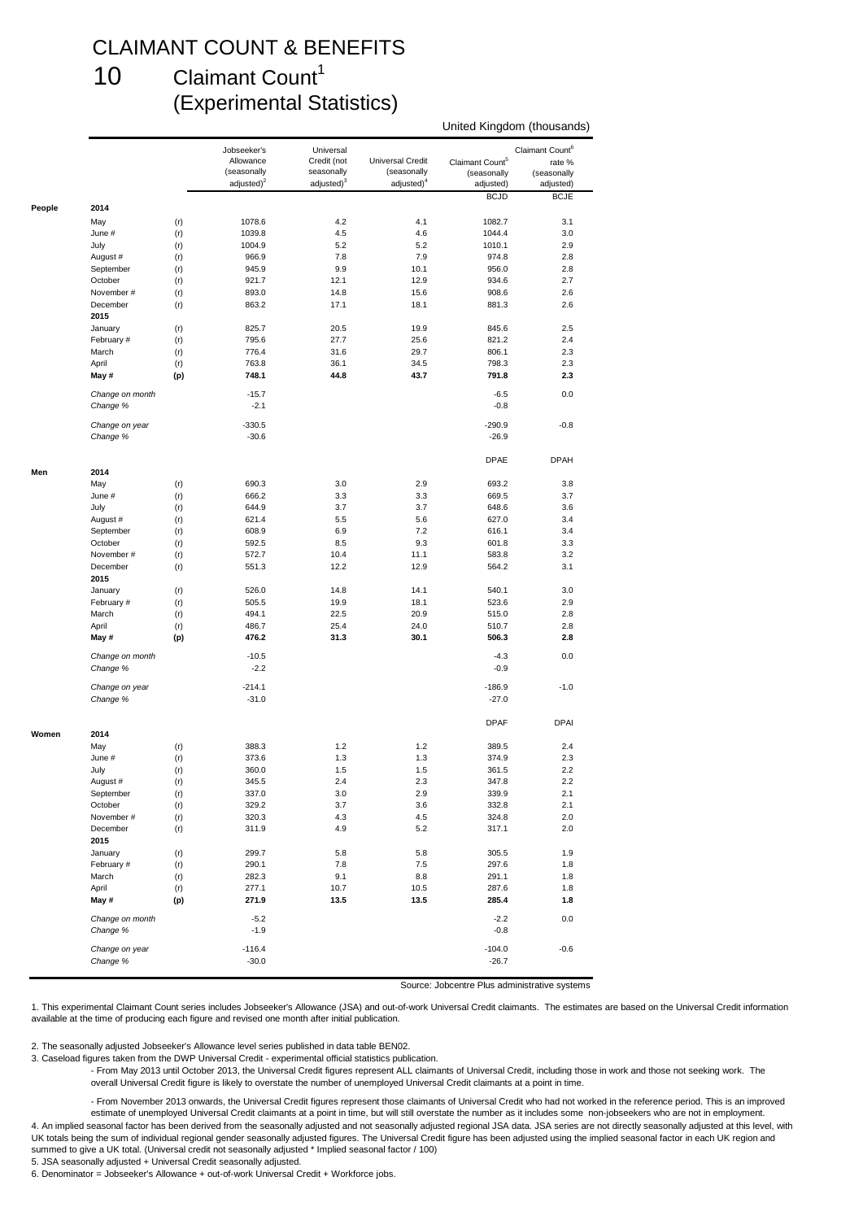# CLAIMANT COUNT & BENEFITS

## 10 Claimant Count[1] (Experimental Statistics)

United Kingdom (thousands)

| | | | Jobseeker's Allowance (seasonally adjusted)[2] | Universal Credit (not seasonally adjusted)[3] | Universal Credit (seasonally adjusted)[4] | Claimant Count[5] (seasonally adjusted) | Claimant Count[6] rate % (seasonally adjusted) |
|---|---|---|---|---|---|---|---|
| | | | | | | BCJD | BCJE |
| **People** | **2014** | | | | | | |
| | May | (r) | 1078.6 | 4.2 | 4.1 | 1082.7 | 3.1 |
| | June # | (r) | 1039.8 | 4.5 | 4.6 | 1044.4 | 3.0 |
| | July | (r) | 1004.9 | 5.2 | 5.2 | 1010.1 | 2.9 |
| | August # | (r) | 966.9 | 7.8 | 7.9 | 974.8 | 2.8 |
| | September | (r) | 945.9 | 9.9 | 10.1 | 956.0 | 2.8 |
| | October | (r) | 921.7 | 12.1 | 12.9 | 934.6 | 2.7 |
| | November # | (r) | 893.0 | 14.8 | 15.6 | 908.6 | 2.6 |
| | December | (r) | 863.2 | 17.1 | 18.1 | 881.3 | 2.6 |
| | **2015** | | | | | | |
| | January | (r) | 825.7 | 20.5 | 19.9 | 845.6 | 2.5 |
| | February # | (r) | 795.6 | 27.7 | 25.6 | 821.2 | 2.4 |
| | March | (r) | 776.4 | 31.6 | 29.7 | 806.1 | 2.3 |
| | April | (r) | 763.8 | 36.1 | 34.5 | 798.3 | 2.3 |
| | **May #** | **(p)** | **748.1** | **44.8** | **43.7** | **791.8** | **2.3** |
| | *Change on month* | | -15.7 | | | -6.5 | 0.0 |
| | *Change %* | | -2.1 | | | -0.8 | |
| | *Change on year* | | -330.5 | | | -290.9 | -0.8 |
| | *Change %* | | -30.6 | | | -26.9 | |
| | | | | | | DPAE | DPAH |
| **Men** | **2014** | | | | | | |
| | May | (r) | 690.3 | 3.0 | 2.9 | 693.2 | 3.8 |
| | June # | (r) | 666.2 | 3.3 | 3.3 | 669.5 | 3.7 |
| | July | (r) | 644.9 | 3.7 | 3.7 | 648.6 | 3.6 |
| | August # | (r) | 621.4 | 5.5 | 5.6 | 627.0 | 3.4 |
| | September | (r) | 608.9 | 6.9 | 7.2 | 616.1 | 3.4 |
| | October | (r) | 592.5 | 8.5 | 9.3 | 601.8 | 3.3 |
| | November # | (r) | 572.7 | 10.4 | 11.1 | 583.8 | 3.2 |
| | December | (r) | 551.3 | 12.2 | 12.9 | 564.2 | 3.1 |
| | **2015** | | | | | | |
| | January | (r) | 526.0 | 14.8 | 14.1 | 540.1 | 3.0 |
| | February # | (r) | 505.5 | 19.9 | 18.1 | 523.6 | 2.9 |
| | March | (r) | 494.1 | 22.5 | 20.9 | 515.0 | 2.8 |
| | April | (r) | 486.7 | 25.4 | 24.0 | 510.7 | 2.8 |
| | **May #** | **(p)** | **476.2** | **31.3** | **30.1** | **506.3** | **2.8** |
| | *Change on month* | | -10.5 | | | -4.3 | 0.0 |
| | *Change %* | | -2.2 | | | -0.9 | |
| | *Change on year* | | -214.1 | | | -186.9 | -1.0 |
| | *Change %* | | -31.0 | | | -27.0 | |
| | | | | | | DPAF | DPAI |
| **Women** | **2014** | | | | | | |
| | May | (r) | 388.3 | 1.2 | 1.2 | 389.5 | 2.4 |
| | June # | (r) | 373.6 | 1.3 | 1.3 | 374.9 | 2.3 |
| | July | (r) | 360.0 | 1.5 | 1.5 | 361.5 | 2.2 |
| | August # | (r) | 345.5 | 2.4 | 2.3 | 347.8 | 2.2 |
| | September | (r) | 337.0 | 3.0 | 2.9 | 339.9 | 2.1 |
| | October | (r) | 329.2 | 3.7 | 3.6 | 332.8 | 2.1 |
| | November # | (r) | 320.3 | 4.3 | 4.5 | 324.8 | 2.0 |
| | December | (r) | 311.9 | 4.9 | 5.2 | 317.1 | 2.0 |
| | **2015** | | | | | | |
| | January | (r) | 299.7 | 5.8 | 5.8 | 305.5 | 1.9 |
| | February # | (r) | 290.1 | 7.8 | 7.5 | 297.6 | 1.8 |
| | March | (r) | 282.3 | 9.1 | 8.8 | 291.1 | 1.8 |
| | April | (r) | 277.1 | 10.7 | 10.5 | 287.6 | 1.8 |
| | **May #** | **(p)** | **271.9** | **13.5** | **13.5** | **285.4** | **1.8** |
| | *Change on month* | | -5.2 | | | -2.2 | 0.0 |
| | *Change %* | | -1.9 | | | -0.8 | |
| | *Change on year* | | -116.4 | | | -104.0 | -0.6 |
| | *Change %* | | -30.0 | | | -26.7 | |

Source: Jobcentre Plus administrative systems

1. This experimental Claimant Count series includes Jobseeker's Allowance (JSA) and out-of-work Universal Credit claimants. The estimates are based on the Universal Credit information available at the time of producing each figure and revised one month after initial publication.

2. The seasonally adjusted Jobseeker's Allowance level series published in data table BEN02.

3. Caseload figures taken from the DWP Universal Credit - experimental official statistics publication.

- From May 2013 until October 2013, the Universal Credit figures represent ALL claimants of Universal Credit, including those in work and those not seeking work. The overall Universal Credit figure is likely to overstate the number of unemployed Universal Credit claimants at a point in time.

- From November 2013 onwards, the Universal Credit figures represent those claimants of Universal Credit who had not worked in the reference period. This is an improved estimate of unemployed Universal Credit claimants at a point in time, but will still overstate the number as it includes some non-jobseekers who are not in employment.

4. An implied seasonal factor has been derived from the seasonally adjusted and not seasonally adjusted regional JSA data. JSA series are not directly seasonally adjusted at this level, with UK totals being the sum of individual regional gender seasonally adjusted figures. The Universal Credit figure has been adjusted using the implied seasonal factor in each UK region and summed to give a UK total. (Universal credit not seasonally adjusted * Implied seasonal factor / 100)

5. JSA seasonally adjusted + Universal Credit seasonally adjusted.

6. Denominator = Jobseeker's Allowance + out-of-work Universal Credit + Workforce jobs.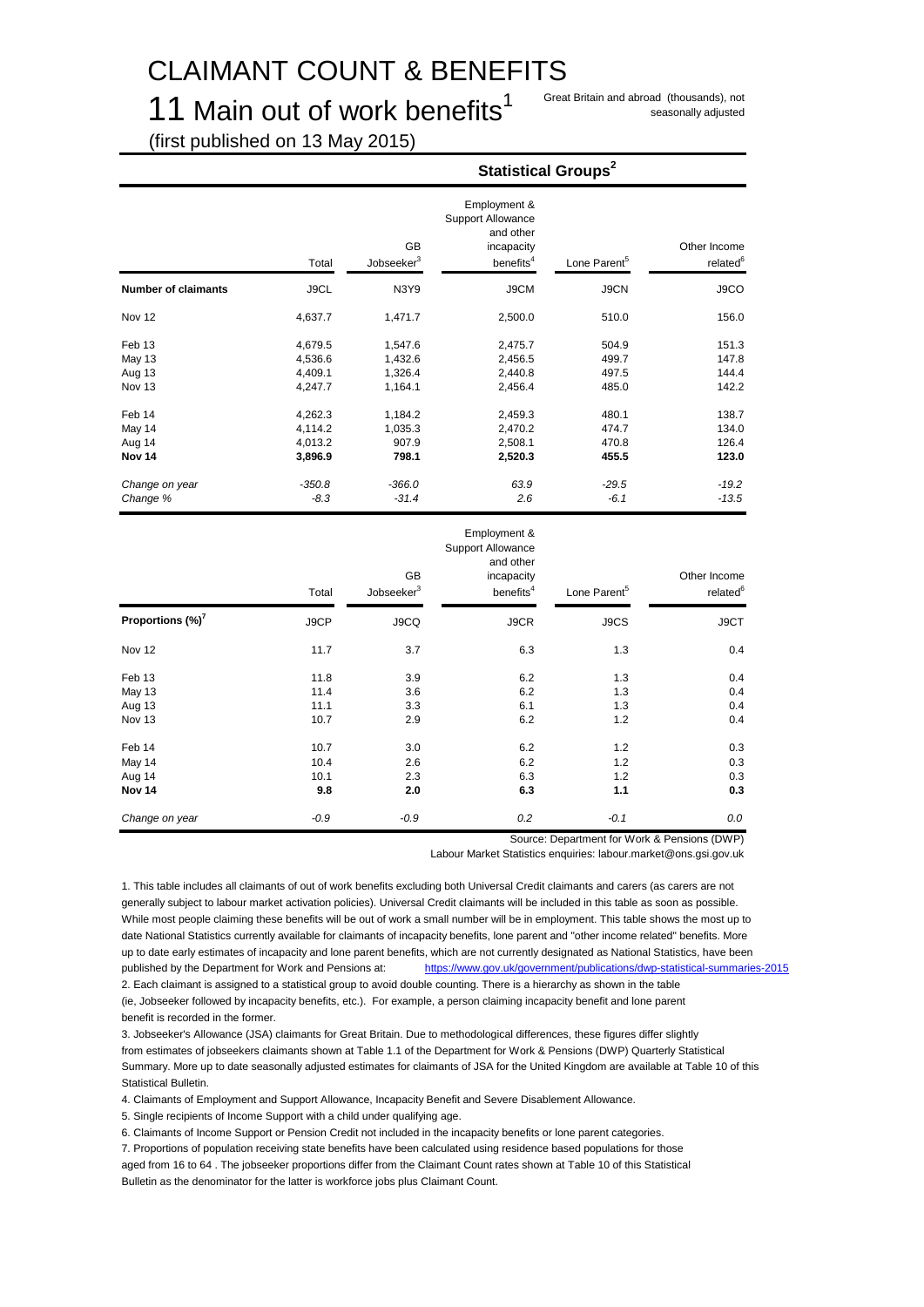# CLAIMANT COUNT & BENEFITS

## 11 Main out of work benefits[1]

Great Britain and abroad (thousands), not seasonally adjusted

(first published on 13 May 2015)

| | | Statistical Groups[2] | | | |
|---|---|---|---|---|---|
| | Total | GB Jobseeker[3] | Employment & Support Allowance and other incapacity benefits[4] | Lone Parent[5] | Other Income related[6] |
| **Number of claimants** | J9CL | N3Y9 | J9CM | J9CN | J9CO |
| Nov 12 | 4,637.7 | 1,471.7 | 2,500.0 | 510.0 | 156.0 |
| Feb 13 | 4,679.5 | 1,547.6 | 2,475.7 | 504.9 | 151.3 |
| May 13 | 4,536.6 | 1,432.6 | 2,456.5 | 499.7 | 147.8 |
| Aug 13 | 4,409.1 | 1,326.4 | 2,440.8 | 497.5 | 144.4 |
| Nov 13 | 4,247.7 | 1,164.1 | 2,456.4 | 485.0 | 142.2 |
| Feb 14 | 4,262.3 | 1,184.2 | 2,459.3 | 480.1 | 138.7 |
| May 14 | 4,114.2 | 1,035.3 | 2,470.2 | 474.7 | 134.0 |
| Aug 14 | 4,013.2 | 907.9 | 2,508.1 | 470.8 | 126.4 |
| **Nov 14** | **3,896.9** | **798.1** | **2,520.3** | **455.5** | **123.0** |
| *Change on year* | *-350.8* | *-366.0* | *63.9* | *-29.5* | *-19.2* |
| *Change %* | *-8.3* | *-31.4* | *2.6* | *-6.1* | *-13.5* |

| | Total | GB Jobseeker[3] | Employment & Support Allowance and other incapacity benefits[4] | Lone Parent[5] | Other Income related[6] |
|---|---|---|---|---|---|
| **Proportions (%)[7]** | J9CP | J9CQ | J9CR | J9CS | J9CT |
| Nov 12 | 11.7 | 3.7 | 6.3 | 1.3 | 0.4 |
| Feb 13 | 11.8 | 3.9 | 6.2 | 1.3 | 0.4 |
| May 13 | 11.4 | 3.6 | 6.2 | 1.3 | 0.4 |
| Aug 13 | 11.1 | 3.3 | 6.1 | 1.3 | 0.4 |
| Nov 13 | 10.7 | 2.9 | 6.2 | 1.2 | 0.4 |
| Feb 14 | 10.7 | 3.0 | 6.2 | 1.2 | 0.3 |
| May 14 | 10.4 | 2.6 | 6.2 | 1.2 | 0.3 |
| Aug 14 | 10.1 | 2.3 | 6.3 | 1.2 | 0.3 |
| **Nov 14** | **9.8** | **2.0** | **6.3** | **1.1** | **0.3** |
| *Change on year* | *-0.9* | *-0.9* | *0.2* | *-0.1* | *0.0* |

Source: Department for Work & Pensions (DWP)

Labour Market Statistics enquiries: labour.market@ons.gsi.gov.uk

1. This table includes all claimants of out of work benefits excluding both Universal Credit claimants and carers (as carers are not generally subject to labour market activation policies). Universal Credit claimants will be included in this table as soon as possible. While most people claiming these benefits will be out of work a small number will be in employment. This table shows the most up to date National Statistics currently available for claimants of incapacity benefits, lone parent and "other income related" benefits. More up to date early estimates of incapacity and lone parent benefits, which are not currently designated as National Statistics, have been published by the Department for Work and Pensions at: https://www.gov.uk/government/publications/dwp-statistical-summaries-2015
2. Each claimant is assigned to a statistical group to avoid double counting. There is a hierarchy as shown in the table (ie, Jobseeker followed by incapacity benefits, etc.). For example, a person claiming incapacity benefit and lone parent benefit is recorded in the former.
3. Jobseeker's Allowance (JSA) claimants for Great Britain. Due to methodological differences, these figures differ slightly from estimates of jobseekers claimants shown at Table 1.1 of the Department for Work & Pensions (DWP) Quarterly Statistical Summary. More up to date seasonally adjusted estimates for claimants of JSA for the United Kingdom are available at Table 10 of this Statistical Bulletin.
4. Claimants of Employment and Support Allowance, Incapacity Benefit and Severe Disablement Allowance.
5. Single recipients of Income Support with a child under qualifying age.
6. Claimants of Income Support or Pension Credit not included in the incapacity benefits or lone parent categories.
7. Proportions of population receiving state benefits have been calculated using residence based populations for those aged from 16 to 64 . The jobseeker proportions differ from the Claimant Count rates shown at Table 10 of this Statistical Bulletin as the denominator for the latter is workforce jobs plus Claimant Count.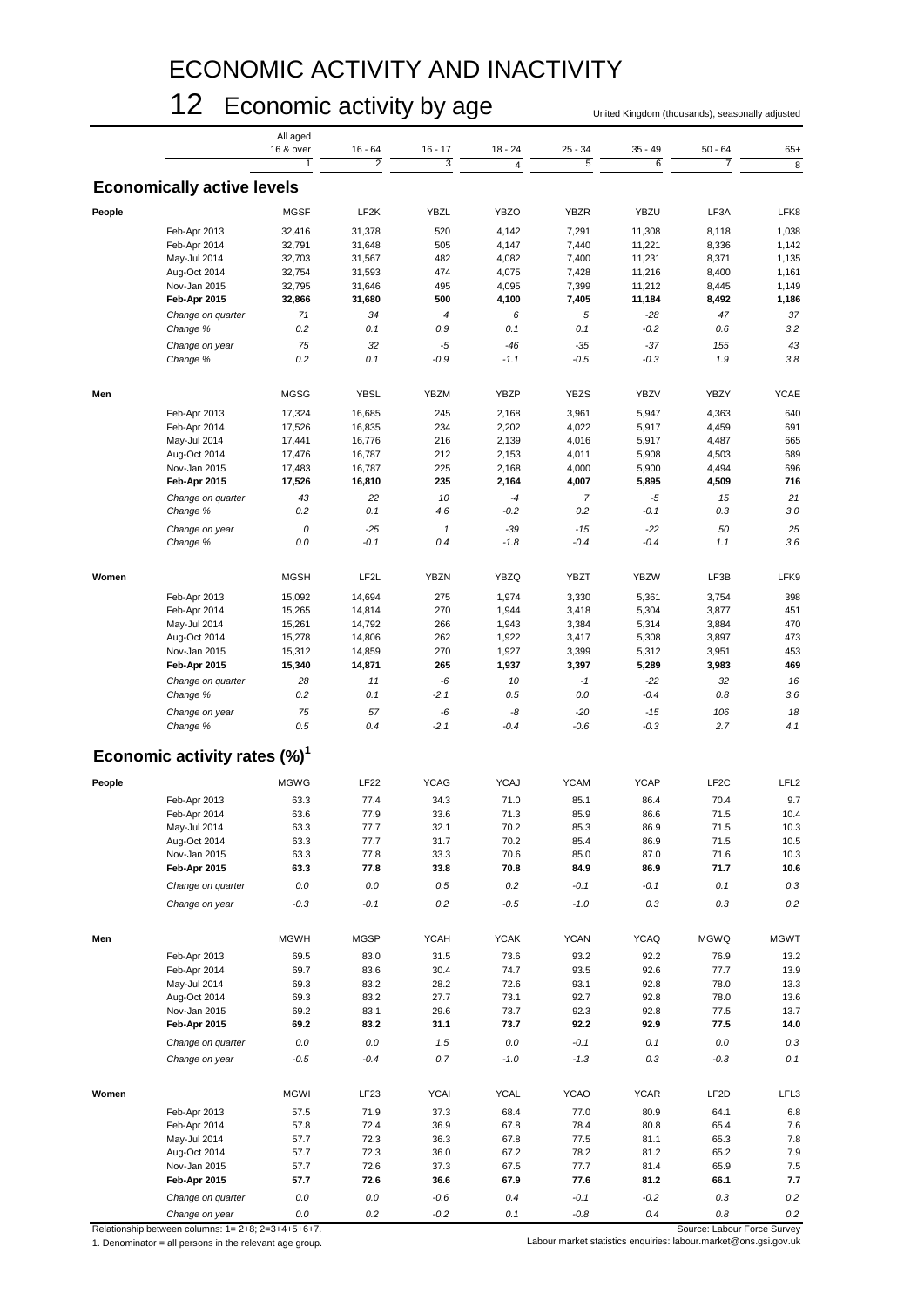# ECONOMIC ACTIVITY AND INACTIVITY

## 12 Economic activity by age

United Kingdom (thousands), seasonally adjusted

| | | All aged 16 & over | 16 - 64 | 16 - 17 | 18 - 24 | 25 - 34 | 35 - 49 | 50 - 64 | 65+ |
|---|---|---|---|---|---|---|---|---|---|
| | | 1 | 2 | 3 | 4 | 5 | 6 | 7 | 8 |
| **Economically active levels** | | | | | | | | | |
| **People** | | MGSF | LF2K | YBZL | YBZO | YBZR | YBZU | LF3A | LFK8 |
| | Feb-Apr 2013 | 32,416 | 31,378 | 520 | 4,142 | 7,291 | 11,308 | 8,118 | 1,038 |
| | Feb-Apr 2014 | 32,791 | 31,648 | 505 | 4,147 | 7,440 | 11,221 | 8,336 | 1,142 |
| | May-Jul 2014 | 32,703 | 31,567 | 482 | 4,082 | 7,400 | 11,231 | 8,371 | 1,135 |
| | Aug-Oct 2014 | 32,754 | 31,593 | 474 | 4,075 | 7,428 | 11,216 | 8,400 | 1,161 |
| | Nov-Jan 2015 | 32,795 | 31,646 | 495 | 4,095 | 7,399 | 11,212 | 8,445 | 1,149 |
| | **Feb-Apr 2015** | **32,866** | **31,680** | **500** | **4,100** | **7,405** | **11,184** | **8,492** | **1,186** |
| | *Change on quarter* | *71* | *34* | *4* | *6* | *5* | *-28* | *47* | *37* |
| | *Change %* | *0.2* | *0.1* | *0.9* | *0.1* | *0.1* | *-0.2* | *0.6* | *3.2* |
| | *Change on year* | *75* | *32* | *-5* | *-46* | *-35* | *-37* | *155* | *43* |
| | *Change %* | *0.2* | *0.1* | *-0.9* | *-1.1* | *-0.5* | *-0.3* | *1.9* | *3.8* |
| **Men** | | MGSG | YBSL | YBZM | YBZP | YBZS | YBZV | YBZY | YCAE |
| | Feb-Apr 2013 | 17,324 | 16,685 | 245 | 2,168 | 3,961 | 5,947 | 4,363 | 640 |
| | Feb-Apr 2014 | 17,526 | 16,835 | 234 | 2,202 | 4,022 | 5,917 | 4,459 | 691 |
| | May-Jul 2014 | 17,441 | 16,776 | 216 | 2,139 | 4,016 | 5,917 | 4,487 | 665 |
| | Aug-Oct 2014 | 17,476 | 16,787 | 212 | 2,153 | 4,011 | 5,908 | 4,503 | 689 |
| | Nov-Jan 2015 | 17,483 | 16,787 | 225 | 2,168 | 4,000 | 5,900 | 4,494 | 696 |
| | **Feb-Apr 2015** | **17,526** | **16,810** | **235** | **2,164** | **4,007** | **5,895** | **4,509** | **716** |
| | *Change on quarter* | *43* | *22* | *10* | *-4* | *7* | *-5* | *15* | *21* |
| | *Change %* | *0.2* | *0.1* | *4.6* | *-0.2* | *0.2* | *-0.1* | *0.3* | *3.0* |
| | *Change on year* | *0* | *-25* | *1* | *-39* | *-15* | *-22* | *50* | *25* |
| | *Change %* | *0.0* | *-0.1* | *0.4* | *-1.8* | *-0.4* | *-0.4* | *1.1* | *3.6* |
| **Women** | | MGSH | LF2L | YBZN | YBZQ | YBZT | YBZW | LF3B | LFK9 |
| | Feb-Apr 2013 | 15,092 | 14,694 | 275 | 1,974 | 3,330 | 5,361 | 3,754 | 398 |
| | Feb-Apr 2014 | 15,265 | 14,814 | 270 | 1,944 | 3,418 | 5,304 | 3,877 | 451 |
| | May-Jul 2014 | 15,261 | 14,792 | 266 | 1,943 | 3,384 | 5,314 | 3,884 | 470 |
| | Aug-Oct 2014 | 15,278 | 14,806 | 262 | 1,922 | 3,417 | 5,308 | 3,897 | 473 |
| | Nov-Jan 2015 | 15,312 | 14,859 | 270 | 1,927 | 3,399 | 5,312 | 3,951 | 453 |
| | **Feb-Apr 2015** | **15,340** | **14,871** | **265** | **1,937** | **3,397** | **5,289** | **3,983** | **469** |
| | *Change on quarter* | *28* | *11* | *-6* | *10* | *-1* | *-22* | *32* | *16* |
| | *Change %* | *0.2* | *0.1* | *-2.1* | *0.5* | *0.0* | *-0.4* | *0.8* | *3.6* |
| | *Change on year* | *75* | *57* | *-6* | *-8* | *-20* | *-15* | *106* | *18* |
| | *Change %* | *0.5* | *0.4* | *-2.1* | *-0.4* | *-0.6* | *-0.3* | *2.7* | *4.1* |
| **Economic activity rates (%)[1]** | | | | | | | | | |
| **People** | | MGWG | LF22 | YCAG | YCAJ | YCAM | YCAP | LF2C | LFL2 |
| | Feb-Apr 2013 | 63.3 | 77.4 | 34.3 | 71.0 | 85.1 | 86.4 | 70.4 | 9.7 |
| | Feb-Apr 2014 | 63.6 | 77.9 | 33.6 | 71.3 | 85.9 | 86.6 | 71.5 | 10.4 |
| | May-Jul 2014 | 63.3 | 77.7 | 32.1 | 70.2 | 85.3 | 86.9 | 71.5 | 10.3 |
| | Aug-Oct 2014 | 63.3 | 77.7 | 31.7 | 70.2 | 85.4 | 86.9 | 71.5 | 10.5 |
| | Nov-Jan 2015 | 63.3 | 77.8 | 33.3 | 70.6 | 85.0 | 87.0 | 71.6 | 10.3 |
| | **Feb-Apr 2015** | **63.3** | **77.8** | **33.8** | **70.8** | **84.9** | **86.9** | **71.7** | **10.6** |
| | *Change on quarter* | *0.0* | *0.0* | *0.5* | *0.2* | *-0.1* | *-0.1* | *0.1* | *0.3* |
| | *Change on year* | *-0.3* | *-0.1* | *0.2* | *-0.5* | *-1.0* | *0.3* | *0.3* | *0.2* |
| **Men** | | MGWH | MGSP | YCAH | YCAK | YCAN | YCAQ | MGWQ | MGWT |
| | Feb-Apr 2013 | 69.5 | 83.0 | 31.5 | 73.6 | 93.2 | 92.2 | 76.9 | 13.2 |
| | Feb-Apr 2014 | 69.7 | 83.6 | 30.4 | 74.7 | 93.5 | 92.6 | 77.7 | 13.9 |
| | May-Jul 2014 | 69.3 | 83.2 | 28.2 | 72.6 | 93.1 | 92.8 | 78.0 | 13.3 |
| | Aug-Oct 2014 | 69.3 | 83.2 | 27.7 | 73.1 | 92.7 | 92.8 | 78.0 | 13.6 |
| | Nov-Jan 2015 | 69.2 | 83.1 | 29.6 | 73.7 | 92.3 | 92.8 | 77.5 | 13.7 |
| | **Feb-Apr 2015** | **69.2** | **83.2** | **31.1** | **73.7** | **92.2** | **92.9** | **77.5** | **14.0** |
| | *Change on quarter* | *0.0* | *0.0* | *1.5* | *0.0* | *-0.1* | *0.1* | *0.0* | *0.3* |
| | *Change on year* | *-0.5* | *-0.4* | *0.7* | *-1.0* | *-1.3* | *0.3* | *-0.3* | *0.1* |
| **Women** | | MGWI | LF23 | YCAI | YCAL | YCAO | YCAR | LF2D | LFL3 |
| | Feb-Apr 2013 | 57.5 | 71.9 | 37.3 | 68.4 | 77.0 | 80.9 | 64.1 | 6.8 |
| | Feb-Apr 2014 | 57.8 | 72.4 | 36.9 | 67.8 | 78.4 | 80.8 | 65.4 | 7.6 |
| | May-Jul 2014 | 57.7 | 72.3 | 36.3 | 67.8 | 77.5 | 81.1 | 65.3 | 7.8 |
| | Aug-Oct 2014 | 57.7 | 72.3 | 36.0 | 67.2 | 78.2 | 81.2 | 65.2 | 7.9 |
| | Nov-Jan 2015 | 57.7 | 72.6 | 37.3 | 67.5 | 77.7 | 81.4 | 65.9 | 7.5 |
| | **Feb-Apr 2015** | **57.7** | **72.6** | **36.6** | **67.9** | **77.6** | **81.2** | **66.1** | **7.7** |
| | *Change on quarter* | *0.0* | *0.0* | *-0.6* | *0.4* | *-0.1* | *-0.2* | *0.3* | *0.2* |
| | *Change on year* | *0.0* | *0.2* | *-0.2* | *0.1* | *-0.8* | *0.4* | *0.8* | *0.2* |

Relationship between columns: 1= 2+8; 2=3+4+5+6+7.

1. Denominator = all persons in the relevant age group.

Source: Labour Force Survey

Labour market statistics enquiries: labour.market@ons.gsi.gov.uk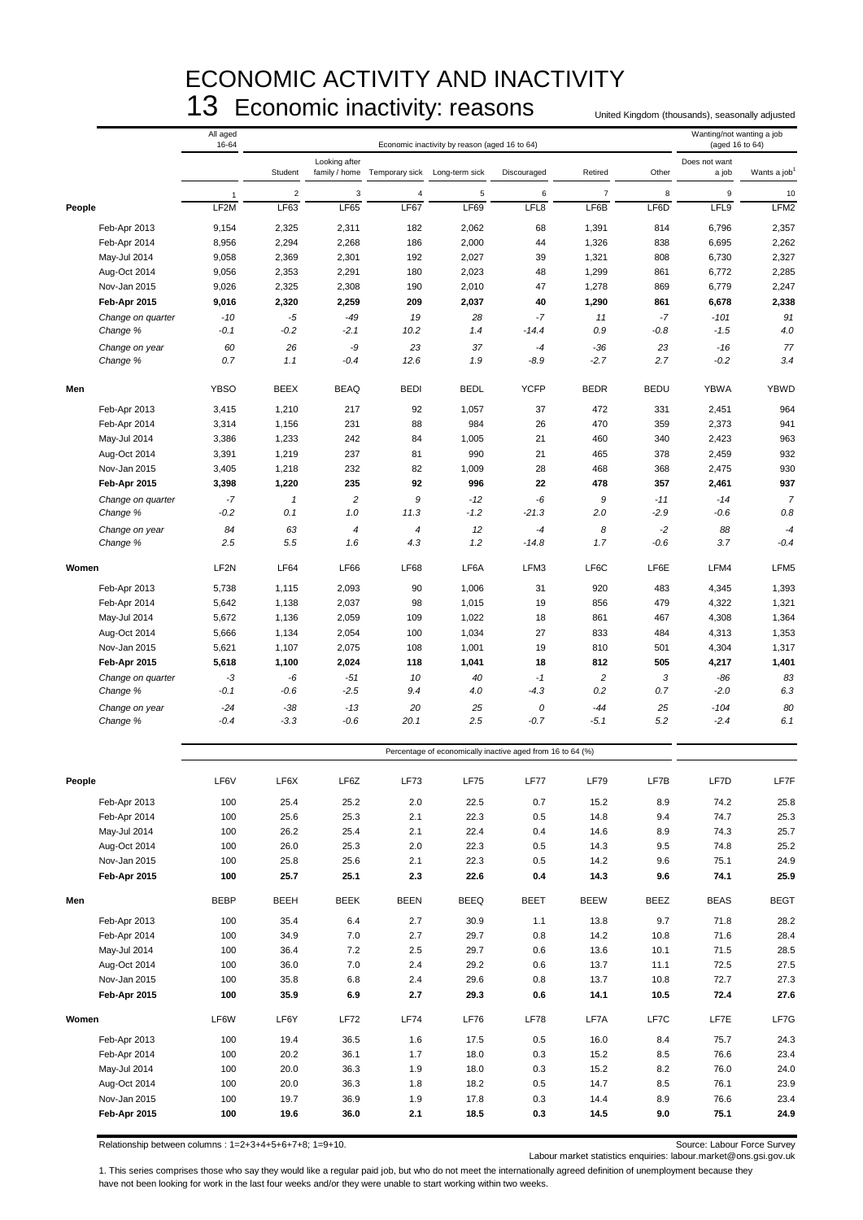# ECONOMIC ACTIVITY AND INACTIVITY

## 13 Economic inactivity: reasons

United Kingdom (thousands), seasonally adjusted

| | All aged 16-64 | Economic inactivity by reason (aged 16 to 64) | | | | | | | Wanting/not wanting a job (aged 16 to 64) | |
|---|---|---|---|---|---|---|---|---|---|---|
| | | Student | Looking after family / home | Temporary sick | Long-term sick | Discouraged | Retired | Other | Does not want a job | Wants a job[1] |
| | 1 | 2 | 3 | 4 | 5 | 6 | 7 | 8 | 9 | 10 |
| **People** | LF2M | LF63 | LF65 | LF67 | LF69 | LFL8 | LF6B | LF6D | LFL9 | LFM2 |
| Feb-Apr 2013 | 9,154 | 2,325 | 2,311 | 182 | 2,062 | 68 | 1,391 | 814 | 6,796 | 2,357 |
| Feb-Apr 2014 | 8,956 | 2,294 | 2,268 | 186 | 2,000 | 44 | 1,326 | 838 | 6,695 | 2,262 |
| May-Jul 2014 | 9,058 | 2,369 | 2,301 | 192 | 2,027 | 39 | 1,321 | 808 | 6,730 | 2,327 |
| Aug-Oct 2014 | 9,056 | 2,353 | 2,291 | 180 | 2,023 | 48 | 1,299 | 861 | 6,772 | 2,285 |
| Nov-Jan 2015 | 9,026 | 2,325 | 2,308 | 190 | 2,010 | 47 | 1,278 | 869 | 6,779 | 2,247 |
| **Feb-Apr 2015** | **9,016** | **2,320** | **2,259** | **209** | **2,037** | **40** | **1,290** | **861** | **6,678** | **2,338** |
| *Change on quarter* | *-10* | *-5* | *-49* | *19* | *28* | *-7* | *11* | *-7* | *-101* | *91* |
| *Change %* | *-0.1* | *-0.2* | *-2.1* | *10.2* | *1.4* | *-14.4* | *0.9* | *-0.8* | *-1.5* | *4.0* |
| *Change on year* | *60* | *26* | *-9* | *23* | *37* | *-4* | *-36* | *23* | *-16* | *77* |
| *Change %* | *0.7* | *1.1* | *-0.4* | *12.6* | *1.9* | *-8.9* | *-2.7* | *2.7* | *-0.2* | *3.4* |
| **Men** | YBSO | BEEX | BEAQ | BEDI | BEDL | YCFP | BEDR | BEDU | YBWA | YBWD |
| Feb-Apr 2013 | 3,415 | 1,210 | 217 | 92 | 1,057 | 37 | 472 | 331 | 2,451 | 964 |
| Feb-Apr 2014 | 3,314 | 1,156 | 231 | 88 | 984 | 26 | 470 | 359 | 2,373 | 941 |
| May-Jul 2014 | 3,386 | 1,233 | 242 | 84 | 1,005 | 21 | 460 | 340 | 2,423 | 963 |
| Aug-Oct 2014 | 3,391 | 1,219 | 237 | 81 | 990 | 21 | 465 | 378 | 2,459 | 932 |
| Nov-Jan 2015 | 3,405 | 1,218 | 232 | 82 | 1,009 | 28 | 468 | 368 | 2,475 | 930 |
| **Feb-Apr 2015** | **3,398** | **1,220** | **235** | **92** | **996** | **22** | **478** | **357** | **2,461** | **937** |
| *Change on quarter* | *-7* | *1* | *2* | *9* | *-12* | *-6* | *9* | *-11* | *-14* | *7* |
| *Change %* | *-0.2* | *0.1* | *1.0* | *11.3* | *-1.2* | *-21.3* | *2.0* | *-2.9* | *-0.6* | *0.8* |
| *Change on year* | *84* | *63* | *4* | *4* | *12* | *-4* | *8* | *-2* | *88* | *-4* |
| *Change %* | *2.5* | *5.5* | *1.6* | *4.3* | *1.2* | *-14.8* | *1.7* | *-0.6* | *3.7* | *-0.4* |
| **Women** | LF2N | LF64 | LF66 | LF68 | LF6A | LFM3 | LF6C | LF6E | LFM4 | LFM5 |
| Feb-Apr 2013 | 5,738 | 1,115 | 2,093 | 90 | 1,006 | 31 | 920 | 483 | 4,345 | 1,393 |
| Feb-Apr 2014 | 5,642 | 1,138 | 2,037 | 98 | 1,015 | 19 | 856 | 479 | 4,322 | 1,321 |
| May-Jul 2014 | 5,672 | 1,136 | 2,059 | 109 | 1,022 | 18 | 861 | 467 | 4,308 | 1,364 |
| Aug-Oct 2014 | 5,666 | 1,134 | 2,054 | 100 | 1,034 | 27 | 833 | 484 | 4,313 | 1,353 |
| Nov-Jan 2015 | 5,621 | 1,107 | 2,075 | 108 | 1,001 | 19 | 810 | 501 | 4,304 | 1,317 |
| **Feb-Apr 2015** | **5,618** | **1,100** | **2,024** | **118** | **1,041** | **18** | **812** | **505** | **4,217** | **1,401** |
| *Change on quarter* | *-3* | *-6* | *-51* | *10* | *40* | *-1* | *2* | *3* | *-86* | *83* |
| *Change %* | *-0.1* | *-0.6* | *-2.5* | *9.4* | *4.0* | *-4.3* | *0.2* | *0.7* | *-2.0* | *6.3* |
| *Change on year* | *-24* | *-38* | *-13* | *20* | *25* | *0* | *-44* | *25* | *-104* | *80* |
| *Change %* | *-0.4* | *-3.3* | *-0.6* | *20.1* | *2.5* | *-0.7* | *-5.1* | *5.2* | *-2.4* | *6.1* |
| | Percentage of economically inactive aged from 16 to 64 (%) | | | | | | | | | |
| **People** | LF6V | LF6X | LF6Z | LF73 | LF75 | LF77 | LF79 | LF7B | LF7D | LF7F |
| Feb-Apr 2013 | 100 | 25.4 | 25.2 | 2.0 | 22.5 | 0.7 | 15.2 | 8.9 | 74.2 | 25.8 |
| Feb-Apr 2014 | 100 | 25.6 | 25.3 | 2.1 | 22.3 | 0.5 | 14.8 | 9.4 | 74.7 | 25.3 |
| May-Jul 2014 | 100 | 26.2 | 25.4 | 2.1 | 22.4 | 0.4 | 14.6 | 8.9 | 74.3 | 25.7 |
| Aug-Oct 2014 | 100 | 26.0 | 25.3 | 2.0 | 22.3 | 0.5 | 14.3 | 9.5 | 74.8 | 25.2 |
| Nov-Jan 2015 | 100 | 25.8 | 25.6 | 2.1 | 22.3 | 0.5 | 14.2 | 9.6 | 75.1 | 24.9 |
| **Feb-Apr 2015** | **100** | **25.7** | **25.1** | **2.3** | **22.6** | **0.4** | **14.3** | **9.6** | **74.1** | **25.9** |
| **Men** | BEBP | BEEH | BEEK | BEEN | BEEQ | BEET | BEEW | BEEZ | BEAS | BEGT |
| Feb-Apr 2013 | 100 | 35.4 | 6.4 | 2.7 | 30.9 | 1.1 | 13.8 | 9.7 | 71.8 | 28.2 |
| Feb-Apr 2014 | 100 | 34.9 | 7.0 | 2.7 | 29.7 | 0.8 | 14.2 | 10.8 | 71.6 | 28.4 |
| May-Jul 2014 | 100 | 36.4 | 7.2 | 2.5 | 29.7 | 0.6 | 13.6 | 10.1 | 71.5 | 28.5 |
| Aug-Oct 2014 | 100 | 36.0 | 7.0 | 2.4 | 29.2 | 0.6 | 13.7 | 11.1 | 72.5 | 27.5 |
| Nov-Jan 2015 | 100 | 35.8 | 6.8 | 2.4 | 29.6 | 0.8 | 13.7 | 10.8 | 72.7 | 27.3 |
| **Feb-Apr 2015** | **100** | **35.9** | **6.9** | **2.7** | **29.3** | **0.6** | **14.1** | **10.5** | **72.4** | **27.6** |
| **Women** | LF6W | LF6Y | LF72 | LF74 | LF76 | LF78 | LF7A | LF7C | LF7E | LF7G |
| Feb-Apr 2013 | 100 | 19.4 | 36.5 | 1.6 | 17.5 | 0.5 | 16.0 | 8.4 | 75.7 | 24.3 |
| Feb-Apr 2014 | 100 | 20.2 | 36.1 | 1.7 | 18.0 | 0.3 | 15.2 | 8.5 | 76.6 | 23.4 |
| May-Jul 2014 | 100 | 20.0 | 36.3 | 1.9 | 18.0 | 0.3 | 15.2 | 8.2 | 76.0 | 24.0 |
| Aug-Oct 2014 | 100 | 20.0 | 36.3 | 1.8 | 18.2 | 0.5 | 14.7 | 8.5 | 76.1 | 23.9 |
| Nov-Jan 2015 | 100 | 19.7 | 36.9 | 1.9 | 17.8 | 0.3 | 14.4 | 8.9 | 76.6 | 23.4 |
| **Feb-Apr 2015** | **100** | **19.6** | **36.0** | **2.1** | **18.5** | **0.3** | **14.5** | **9.0** | **75.1** | **24.9** |

Relationship between columns : 1=2+3+4+5+6+7+8; 1=9+10.

Source: Labour Force Survey

Labour market statistics enquiries: labour.market@ons.gsi.gov.uk

1. This series comprises those who say they would like a regular paid job, but who do not meet the internationally agreed definition of unemployment because they have not been looking for work in the last four weeks and/or they were unable to start working within two weeks.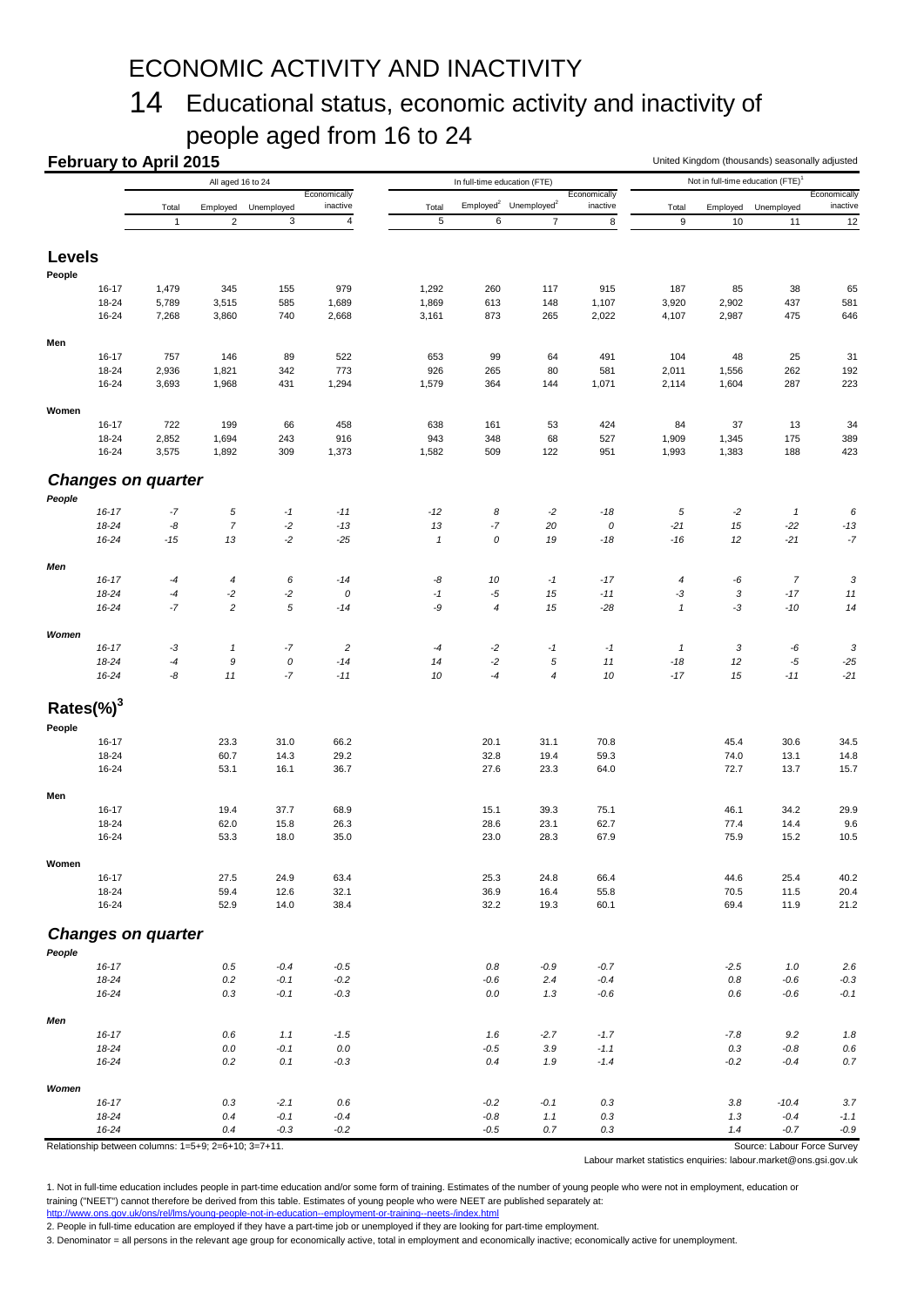# ECONOMIC ACTIVITY AND INACTIVITY

## 14 Educational status, economic activity and inactivity of people aged from 16 to 24

**February to April 2015**

United Kingdom (thousands) seasonally adjusted

| | All aged 16 to 24 | | | | In full-time education (FTE) | | | | Not in full-time education (FTE)[1] | | | |
|---|---|---|---|---|---|---|---|---|---|---|---|---|
| | Total | Employed | Unemployed | Economically inactive | Total | Employed[2] | Unemployed[2] | Economically inactive | Total | Employed | Unemployed | Economically inactive |
| | 1 | 2 | 3 | 4 | 5 | 6 | 7 | 8 | 9 | 10 | 11 | 12 |
| **Levels** | | | | | | | | | | | | |
| **People** | | | | | | | | | | | | |
| 16-17 | 1,479 | 345 | 155 | 979 | 1,292 | 260 | 117 | 915 | 187 | 85 | 38 | 65 |
| 18-24 | 5,789 | 3,515 | 585 | 1,689 | 1,869 | 613 | 148 | 1,107 | 3,920 | 2,902 | 437 | 581 |
| 16-24 | 7,268 | 3,860 | 740 | 2,668 | 3,161 | 873 | 265 | 2,022 | 4,107 | 2,987 | 475 | 646 |
| **Men** | | | | | | | | | | | | |
| 16-17 | 757 | 146 | 89 | 522 | 653 | 99 | 64 | 491 | 104 | 48 | 25 | 31 |
| 18-24 | 2,936 | 1,821 | 342 | 773 | 926 | 265 | 80 | 581 | 2,011 | 1,556 | 262 | 192 |
| 16-24 | 3,693 | 1,968 | 431 | 1,294 | 1,579 | 364 | 144 | 1,071 | 2,114 | 1,604 | 287 | 223 |
| **Women** | | | | | | | | | | | | |
| 16-17 | 722 | 199 | 66 | 458 | 638 | 161 | 53 | 424 | 84 | 37 | 13 | 34 |
| 18-24 | 2,852 | 1,694 | 243 | 916 | 943 | 348 | 68 | 527 | 1,909 | 1,345 | 175 | 389 |
| 16-24 | 3,575 | 1,892 | 309 | 1,373 | 1,582 | 509 | 122 | 951 | 1,993 | 1,383 | 188 | 423 |
| ***Changes on quarter*** | | | | | | | | | | | | |
| ***People*** | | | | | | | | | | | | |
| *16-17* | *-7* | *5* | *-1* | *-11* | *-12* | *8* | *-2* | *-18* | *5* | *-2* | *1* | *6* |
| *18-24* | *-8* | *7* | *-2* | *-13* | *13* | *-7* | *20* | *0* | *-21* | *15* | *-22* | *-13* |
| *16-24* | *-15* | *13* | *-2* | *-25* | *1* | *0* | *19* | *-18* | *-16* | *12* | *-21* | *-7* |
| ***Men*** | | | | | | | | | | | | |
| *16-17* | *-4* | *4* | *6* | *-14* | *-8* | *10* | *-1* | *-17* | *4* | *-6* | *7* | *3* |
| *18-24* | *-4* | *-2* | *-2* | *0* | *-1* | *-5* | *15* | *-11* | *-3* | *3* | *-17* | *11* |
| *16-24* | *-7* | *2* | *5* | *-14* | *-9* | *4* | *15* | *-28* | *1* | *-3* | *-10* | *14* |
| ***Women*** | | | | | | | | | | | | |
| *16-17* | *-3* | *1* | *-7* | *2* | *-4* | *-2* | *-1* | *-1* | *1* | *3* | *-6* | *3* |
| *18-24* | *-4* | *9* | *0* | *-14* | *14* | *-2* | *5* | *11* | *-18* | *12* | *-5* | *-25* |
| *16-24* | *-8* | *11* | *-7* | *-11* | *10* | *-4* | *4* | *10* | *-17* | *15* | *-11* | *-21* |
| **Rates(%)[3]** | | | | | | | | | | | | |
| **People** | | | | | | | | | | | | |
| 16-17 | | 23.3 | 31.0 | 66.2 | | 20.1 | 31.1 | 70.8 | | 45.4 | 30.6 | 34.5 |
| 18-24 | | 60.7 | 14.3 | 29.2 | | 32.8 | 19.4 | 59.3 | | 74.0 | 13.1 | 14.8 |
| 16-24 | | 53.1 | 16.1 | 36.7 | | 27.6 | 23.3 | 64.0 | | 72.7 | 13.7 | 15.7 |
| **Men** | | | | | | | | | | | | |
| 16-17 | | 19.4 | 37.7 | 68.9 | | 15.1 | 39.3 | 75.1 | | 46.1 | 34.2 | 29.9 |
| 18-24 | | 62.0 | 15.8 | 26.3 | | 28.6 | 23.1 | 62.7 | | 77.4 | 14.4 | 9.6 |
| 16-24 | | 53.3 | 18.0 | 35.0 | | 23.0 | 28.3 | 67.9 | | 75.9 | 15.2 | 10.5 |
| **Women** | | | | | | | | | | | | |
| 16-17 | | 27.5 | 24.9 | 63.4 | | 25.3 | 24.8 | 66.4 | | 44.6 | 25.4 | 40.2 |
| 18-24 | | 59.4 | 12.6 | 32.1 | | 36.9 | 16.4 | 55.8 | | 70.5 | 11.5 | 20.4 |
| 16-24 | | 52.9 | 14.0 | 38.4 | | 32.2 | 19.3 | 60.1 | | 69.4 | 11.9 | 21.2 |
| ***Changes on quarter*** | | | | | | | | | | | | |
| ***People*** | | | | | | | | | | | | |
| *16-17* | | *0.5* | *-0.4* | *-0.5* | | *0.8* | *-0.9* | *-0.7* | | *-2.5* | *1.0* | *2.6* |
| *18-24* | | *0.2* | *-0.1* | *-0.2* | | *-0.6* | *2.4* | *-0.4* | | *0.8* | *-0.6* | *-0.3* |
| *16-24* | | *0.3* | *-0.1* | *-0.3* | | *0.0* | *1.3* | *-0.6* | | *0.6* | *-0.6* | *-0.1* |
| ***Men*** | | | | | | | | | | | | |
| *16-17* | | *0.6* | *1.1* | *-1.5* | | *1.6* | *-2.7* | *-1.7* | | *-7.8* | *9.2* | *1.8* |
| *18-24* | | *0.0* | *-0.1* | *0.0* | | *-0.5* | *3.9* | *-1.1* | | *0.3* | *-0.8* | *0.6* |
| *16-24* | | *0.2* | *0.1* | *-0.3* | | *0.4* | *1.9* | *-1.4* | | *-0.2* | *-0.4* | *0.7* |
| ***Women*** | | | | | | | | | | | | |
| *16-17* | | *0.3* | *-2.1* | *0.6* | | *-0.2* | *-0.1* | *0.3* | | *3.8* | *-10.4* | *3.7* |
| *18-24* | | *0.4* | *-0.1* | *-0.4* | | *-0.8* | *1.1* | *0.3* | | *1.3* | *-0.4* | *-1.1* |
| *16-24* | | *0.4* | *-0.3* | *-0.2* | | *-0.5* | *0.7* | *0.3* | | *1.4* | *-0.7* | *-0.9* |

Relationship between columns: 1=5+9; 2=6+10; 3=7+11.

Source: Labour Force Survey

Labour market statistics enquiries: labour.market@ons.gsi.gov.uk

1. Not in full-time education includes people in part-time education and/or some form of training. Estimates of the number of young people who were not in employment, education or training ("NEET") cannot therefore be derived from this table. Estimates of young people who were NEET are published separately at: http://www.ons.gov.uk/ons/rel/lms/young-people-not-in-education--employment-or-training--neets-/index.html

2. People in full-time education are employed if they have a part-time job or unemployed if they are looking for part-time employment.

3. Denominator = all persons in the relevant age group for economically active, total in employment and economically inactive; economically active for unemployment.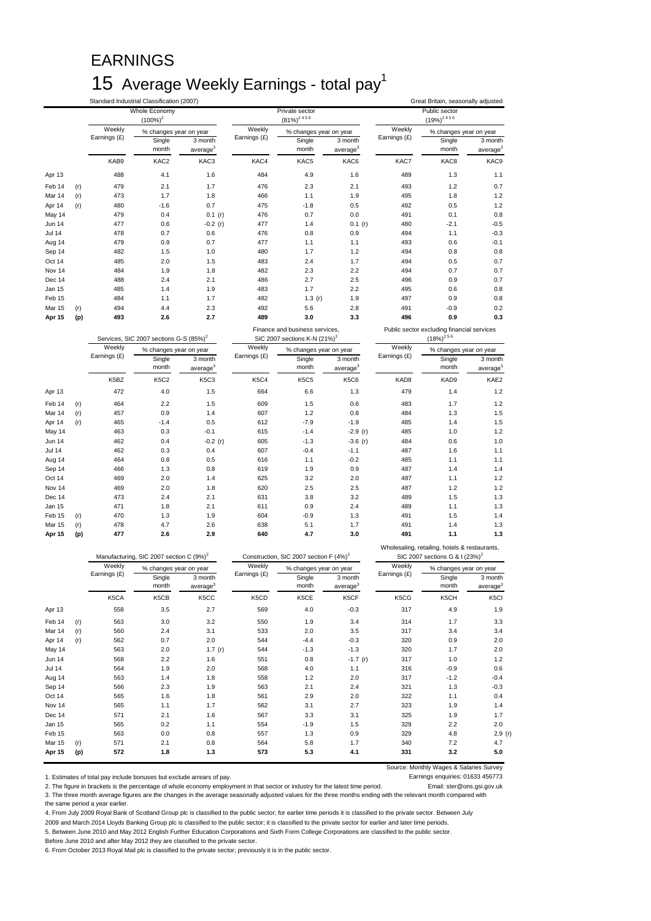# EARNINGS

## 15 Average Weekly Earnings - total pay[1]

Standard Industrial Classification (2007)

Great Britain, seasonally adjusted

| | | Whole Economy (100%)[2] | | | Private sector (81%)[2 4 5 6] | | | Public sector (19%)[2 4 5 6] | | |
|---|---|---|---|---|---|---|---|---|---|---|
| | | Weekly Earnings (£) | % changes year on year | | Weekly Earnings (£) | % changes year on year | | Weekly Earnings (£) | % changes year on year | |
| | | | Single month | 3 month average[3] | | Single month | 3 month average[3] | | Single month | 3 month average[3] |
| | | KAB9 | KAC2 | KAC3 | KAC4 | KAC5 | KAC6 | KAC7 | KAC8 | KAC9 |
| Apr 13 | | 488 | 4.1 | 1.6 | 484 | 4.9 | 1.6 | 489 | 1.3 | 1.1 |
| Feb 14 | (r) | 479 | 2.1 | 1.7 | 476 | 2.3 | 2.1 | 493 | 1.2 | 0.7 |
| Mar 14 | (r) | 473 | 1.7 | 1.8 | 466 | 1.1 | 1.9 | 495 | 1.8 | 1.2 |
| Apr 14 | (r) | 480 | -1.6 | 0.7 | 475 | -1.8 | 0.5 | 492 | 0.5 | 1.2 |
| May 14 | | 479 | 0.4 | 0.1 (r) | 476 | 0.7 | 0.0 | 491 | 0.1 | 0.8 |
| Jun 14 | | 477 | 0.6 | -0.2 (r) | 477 | 1.4 | 0.1 (r) | 480 | -2.1 | -0.5 |
| Jul 14 | | 478 | 0.7 | 0.6 | 476 | 0.8 | 0.9 | 494 | 1.1 | -0.3 |
| Aug 14 | | 479 | 0.9 | 0.7 | 477 | 1.1 | 1.1 | 493 | 0.6 | -0.1 |
| Sep 14 | | 482 | 1.5 | 1.0 | 480 | 1.7 | 1.2 | 494 | 0.8 | 0.8 |
| Oct 14 | | 485 | 2.0 | 1.5 | 483 | 2.4 | 1.7 | 494 | 0.5 | 0.7 |
| Nov 14 | | 484 | 1.9 | 1.8 | 482 | 2.3 | 2.2 | 494 | 0.7 | 0.7 |
| Dec 14 | | 488 | 2.4 | 2.1 | 486 | 2.7 | 2.5 | 496 | 0.9 | 0.7 |
| Jan 15 | | 485 | 1.4 | 1.9 | 483 | 1.7 | 2.2 | 495 | 0.6 | 0.8 |
| Feb 15 | | 484 | 1.1 | 1.7 | 482 | 1.3 (r) | 1.9 | 497 | 0.9 | 0.8 |
| Mar 15 | (r) | 494 | 4.4 | 2.3 | 492 | 5.6 | 2.8 | 491 | -0.9 | 0.2 |
| **Apr 15** | **(p)** | **493** | **2.6** | **2.7** | **489** | **3.0** | **3.3** | **496** | **0.9** | **0.3** |

| | | Services, SIC 2007 sections G-S (85%)[2] | | | Finance and business services, SIC 2007 sections K-N (21%)[2] | | | Public sector excluding financial services (18%)[2 5 6] | | |
|---|---|---|---|---|---|---|---|---|---|---|
| | | Weekly Earnings (£) | % changes year on year | | Weekly Earnings (£) | % changes year on year | | Weekly Earnings (£) | % changes year on year | |
| | | | Single month | 3 month average[3] | | Single month | 3 month average[3] | | Single month | 3 month average[3] |
| | | K5BZ | K5C2 | K5C3 | K5C4 | K5C5 | K5C6 | KAD8 | KAD9 | KAE2 |
| Apr 13 | | 472 | 4.0 | 1.5 | 664 | 6.6 | 1.3 | 479 | 1.4 | 1.2 |
| Feb 14 | (r) | 464 | 2.2 | 1.5 | 609 | 1.5 | 0.6 | 483 | 1.7 | 1.2 |
| Mar 14 | (r) | 457 | 0.9 | 1.4 | 607 | 1.2 | 0.8 | 484 | 1.3 | 1.5 |
| Apr 14 | (r) | 465 | -1.4 | 0.5 | 612 | -7.9 | -1.9 | 485 | 1.4 | 1.5 |
| May 14 | | 463 | 0.3 | -0.1 | 615 | -1.4 | -2.9 (r) | 485 | 1.0 | 1.2 |
| Jun 14 | | 462 | 0.4 | -0.2 (r) | 605 | -1.3 | -3.6 (r) | 484 | 0.6 | 1.0 |
| Jul 14 | | 462 | 0.3 | 0.4 | 607 | -0.4 | -1.1 | 487 | 1.6 | 1.1 |
| Aug 14 | | 464 | 0.8 | 0.5 | 616 | 1.1 | -0.2 | 485 | 1.1 | 1.1 |
| Sep 14 | | 466 | 1.3 | 0.8 | 619 | 1.9 | 0.9 | 487 | 1.4 | 1.4 |
| Oct 14 | | 469 | 2.0 | 1.4 | 625 | 3.2 | 2.0 | 487 | 1.1 | 1.2 |
| Nov 14 | | 469 | 2.0 | 1.8 | 620 | 2.5 | 2.5 | 487 | 1.2 | 1.2 |
| Dec 14 | | 473 | 2.4 | 2.1 | 631 | 3.8 | 3.2 | 489 | 1.5 | 1.3 |
| Jan 15 | | 471 | 1.8 | 2.1 | 611 | 0.9 | 2.4 | 489 | 1.1 | 1.3 |
| Feb 15 | (r) | 470 | 1.3 | 1.9 | 604 | -0.9 | 1.3 | 491 | 1.5 | 1.4 |
| Mar 15 | (r) | 478 | 4.7 | 2.6 | 638 | 5.1 | 1.7 | 491 | 1.4 | 1.3 |
| **Apr 15** | **(p)** | **477** | **2.6** | **2.9** | **640** | **4.7** | **3.0** | **491** | **1.1** | **1.3** |

| | | Manufacturing, SIC 2007 section C (9%)[2] | | | Construction, SIC 2007 section F (4%)[2] | | | Wholesaling, retailing, hotels & restaurants, SIC 2007 sections G & I (23%)[2] | | |
|---|---|---|---|---|---|---|---|---|---|---|
| | | Weekly Earnings (£) | % changes year on year | | Weekly Earnings (£) | % changes year on year | | Weekly Earnings (£) | % changes year on year | |
| | | | Single month | 3 month average[3] | | Single month | 3 month average[3] | | Single month | 3 month average[3] |
| | | K5CA | K5CB | K5CC | K5CD | K5CE | K5CF | K5CG | K5CH | K5CI |
| Apr 13 | | 558 | 3.5 | 2.7 | 569 | 4.0 | -0.3 | 317 | 4.9 | 1.9 |
| Feb 14 | (r) | 563 | 3.0 | 3.2 | 550 | 1.9 | 3.4 | 314 | 1.7 | 3.3 |
| Mar 14 | (r) | 560 | 2.4 | 3.1 | 533 | 2.0 | 3.5 | 317 | 3.4 | 3.4 |
| Apr 14 | (r) | 562 | 0.7 | 2.0 | 544 | -4.4 | -0.3 | 320 | 0.9 | 2.0 |
| May 14 | | 563 | 2.0 | 1.7 (r) | 544 | -1.3 | -1.3 | 320 | 1.7 | 2.0 |
| Jun 14 | | 568 | 2.2 | 1.6 | 551 | 0.8 | -1.7 (r) | 317 | 1.0 | 1.2 |
| Jul 14 | | 564 | 1.9 | 2.0 | 568 | 4.0 | 1.1 | 316 | -0.9 | 0.6 |
| Aug 14 | | 563 | 1.4 | 1.8 | 558 | 1.2 | 2.0 | 317 | -1.2 | -0.4 |
| Sep 14 | | 566 | 2.3 | 1.9 | 563 | 2.1 | 2.4 | 321 | 1.3 | -0.3 |
| Oct 14 | | 565 | 1.6 | 1.8 | 561 | 2.9 | 2.0 | 322 | 1.1 | 0.4 |
| Nov 14 | | 565 | 1.1 | 1.7 | 562 | 3.1 | 2.7 | 323 | 1.9 | 1.4 |
| Dec 14 | | 571 | 2.1 | 1.6 | 567 | 3.3 | 3.1 | 325 | 1.9 | 1.7 |
| Jan 15 | | 565 | 0.2 | 1.1 | 554 | -1.9 | 1.5 | 329 | 2.2 | 2.0 |
| Feb 15 | | 563 | 0.0 | 0.8 | 557 | 1.3 | 0.9 | 329 | 4.8 | 2.9 (r) |
| Mar 15 | (r) | 571 | 2.1 | 0.8 | 564 | 5.8 | 1.7 | 340 | 7.2 | 4.7 |
| **Apr 15** | **(p)** | **572** | **1.8** | **1.3** | **573** | **5.3** | **4.1** | **331** | **3.2** | **5.0** |

Source: Monthly Wages & Salaries Survey

Earnings enquiries: 01633 456773

Email: ster@ons.gsi.gov.uk

1. Estimates of total pay include bonuses but exclude arrears of pay.
2. The figure in brackets is the percentage of whole economy employment in that sector or industry for the latest time period.
3. The three month average figures are the changes in the average seasonally adjusted values for the three months ending with the relevant month compared with the same period a year earlier.
4. From July 2009 Royal Bank of Scotland Group plc is classified to the public sector; for earlier time periods it is classified to the private sector. Between July 2009 and March 2014 Lloyds Banking Group plc is classified to the public sector; it is classified to the private sector for earlier and later time periods.
5. Between June 2010 and May 2012 English Further Education Corporations and Sixth Form College Corporations are classified to the public sector. Before June 2010 and after May 2012 they are classified to the private sector.
6. From October 2013 Royal Mail plc is classified to the private sector; previously it is in the public sector.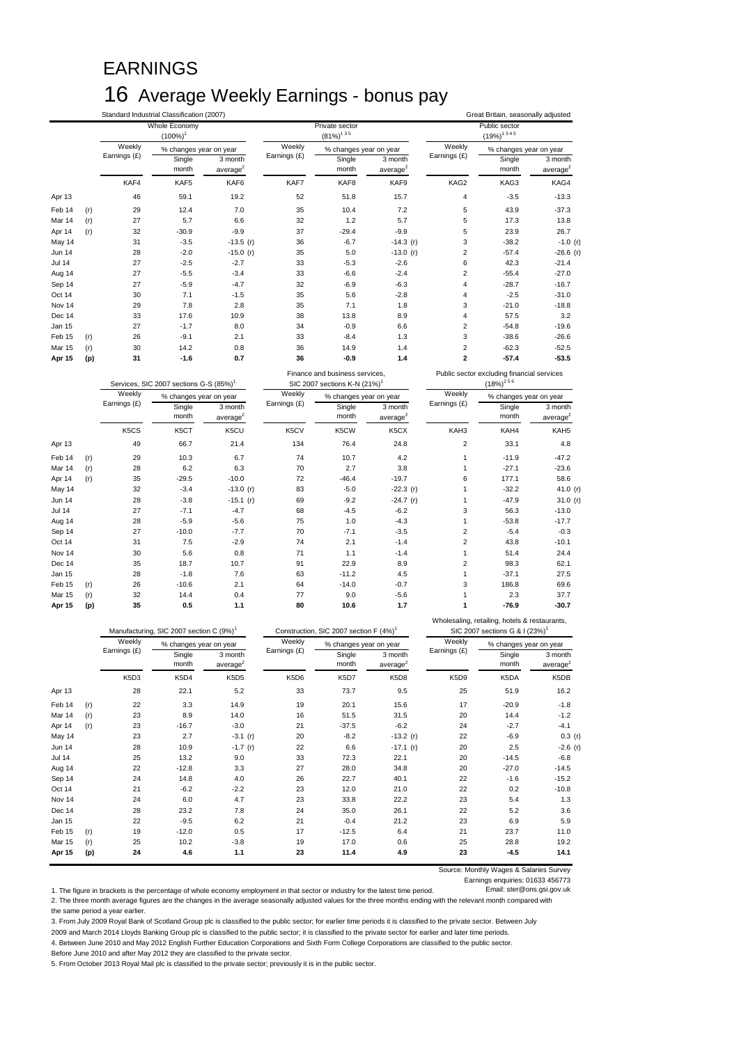# EARNINGS

## 16 Average Weekly Earnings - bonus pay

Standard Industrial Classification (2007) — Great Britain, seasonally adjusted

| | | Whole Economy (100%)[1] | | | Private sector (81%)[1 3 5] | | | Public sector (19%)[1 3 4 5] | | |
|---|---|---|---|---|---|---|---|---|---|---|
| | | Weekly Earnings (£) | % changes year on year: Single month | % changes year on year: 3 month average[2] | Weekly Earnings (£) | % changes year on year: Single month | % changes year on year: 3 month average[2] | Weekly Earnings (£) | % changes year on year: Single month | % changes year on year: 3 month average[2] |
| | | KAF4 | KAF5 | KAF6 | KAF7 | KAF8 | KAF9 | KAG2 | KAG3 | KAG4 |
| Apr 13 | | 46 | 59.1 | 19.2 | 52 | 51.8 | 15.7 | 4 | -3.5 | -13.3 |
| Feb 14 | (r) | 29 | 12.4 | 7.0 | 35 | 10.4 | 7.2 | 5 | 43.9 | -37.3 |
| Mar 14 | (r) | 27 | 5.7 | 6.6 | 32 | 1.2 | 5.7 | 5 | 17.3 | 13.8 |
| Apr 14 | (r) | 32 | -30.9 | -9.9 | 37 | -29.4 | -9.9 | 5 | 23.9 | 26.7 |
| May 14 | | 31 | -3.5 | -13.5 (r) | 36 | -6.7 | -14.3 (r) | 3 | -38.2 | -1.0 (r) |
| Jun 14 | | 28 | -2.0 | -15.0 (r) | 35 | 5.0 | -13.0 (r) | 2 | -57.4 | -26.6 (r) |
| Jul 14 | | 27 | -2.5 | -2.7 | 33 | -5.3 | -2.6 | 6 | 42.3 | -21.4 |
| Aug 14 | | 27 | -5.5 | -3.4 | 33 | -6.6 | -2.4 | 2 | -55.4 | -27.0 |
| Sep 14 | | 27 | -5.9 | -4.7 | 32 | -6.9 | -6.3 | 4 | -28.7 | -16.7 |
| Oct 14 | | 30 | 7.1 | -1.5 | 35 | 5.6 | -2.8 | 4 | -2.5 | -31.0 |
| Nov 14 | | 29 | 7.8 | 2.8 | 35 | 7.1 | 1.8 | 3 | -21.0 | -18.8 |
| Dec 14 | | 33 | 17.6 | 10.9 | 38 | 13.8 | 8.9 | 4 | 57.5 | 3.2 |
| Jan 15 | | 27 | -1.7 | 8.0 | 34 | -0.9 | 6.6 | 2 | -54.8 | -19.6 |
| Feb 15 | (r) | 26 | -9.1 | 2.1 | 33 | -8.4 | 1.3 | 3 | -38.6 | -26.6 |
| Mar 15 | (r) | 30 | 14.2 | 0.8 | 36 | 14.9 | 1.4 | 2 | -62.3 | -52.5 |
| **Apr 15** | **(p)** | **31** | **-1.6** | **0.7** | **36** | **-0.9** | **1.4** | **2** | **-57.4** | **-53.5** |

| | | Services, SIC 2007 sections G-S (85%)[1] | | | Finance and business services, SIC 2007 sections K-N (21%)[1] | | | Public sector excluding financial services (18%)[2 5 6] | | |
|---|---|---|---|---|---|---|---|---|---|---|
| | | Weekly Earnings (£) | % changes year on year: Single month | % changes year on year: 3 month average[2] | Weekly Earnings (£) | % changes year on year: Single month | % changes year on year: 3 month average[2] | Weekly Earnings (£) | % changes year on year: Single month | % changes year on year: 3 month average[2] |
| | | K5CS | K5CT | K5CU | K5CV | K5CW | K5CX | KAH3 | KAH4 | KAH5 |
| Apr 13 | | 49 | 66.7 | 21.4 | 134 | 76.4 | 24.8 | 2 | 33.1 | 4.8 |
| Feb 14 | (r) | 29 | 10.3 | 6.7 | 74 | 10.7 | 4.2 | 1 | -11.9 | -47.2 |
| Mar 14 | (r) | 28 | 6.2 | 6.3 | 70 | 2.7 | 3.8 | 1 | -27.1 | -23.6 |
| Apr 14 | (r) | 35 | -29.5 | -10.0 | 72 | -46.4 | -19.7 | 6 | 177.1 | 58.6 |
| May 14 | | 32 | -3.4 | -13.0 (r) | 83 | -5.0 | -22.3 (r) | 1 | -32.2 | 41.0 (r) |
| Jun 14 | | 28 | -3.8 | -15.1 (r) | 69 | -9.2 | -24.7 (r) | 1 | -47.9 | 31.0 (r) |
| Jul 14 | | 27 | -7.1 | -4.7 | 68 | -4.5 | -6.2 | 3 | 56.3 | -13.0 |
| Aug 14 | | 28 | -5.9 | -5.6 | 75 | 1.0 | -4.3 | 1 | -53.8 | -17.7 |
| Sep 14 | | 27 | -10.0 | -7.7 | 70 | -7.1 | -3.5 | 2 | -5.4 | -0.3 |
| Oct 14 | | 31 | 7.5 | -2.9 | 74 | 2.1 | -1.4 | 2 | 43.8 | -10.1 |
| Nov 14 | | 30 | 5.6 | 0.8 | 71 | 1.1 | -1.4 | 1 | 51.4 | 24.4 |
| Dec 14 | | 35 | 18.7 | 10.7 | 91 | 22.9 | 8.9 | 2 | 98.3 | 62.1 |
| Jan 15 | | 28 | -1.8 | 7.6 | 63 | -11.2 | 4.5 | 1 | -37.1 | 27.5 |
| Feb 15 | (r) | 26 | -10.6 | 2.1 | 64 | -14.0 | -0.7 | 3 | 186.8 | 69.6 |
| Mar 15 | (r) | 32 | 14.4 | 0.4 | 77 | 9.0 | -5.6 | 1 | 2.3 | 37.7 |
| **Apr 15** | **(p)** | **35** | **0.5** | **1.1** | **80** | **10.6** | **1.7** | **1** | **-76.9** | **-30.7** |

| | | Manufacturing, SIC 2007 section C (9%)[1] | | | Construction, SIC 2007 section F (4%)[1] | | | Wholesaling, retailing, hotels & restaurants, SIC 2007 sections G & I (23%)[1] | | |
|---|---|---|---|---|---|---|---|---|---|---|
| | | Weekly Earnings (£) | % changes year on year: Single month | % changes year on year: 3 month average[2] | Weekly Earnings (£) | % changes year on year: Single month | % changes year on year: 3 month average[2] | Weekly Earnings (£) | % changes year on year: Single month | % changes year on year: 3 month average[2] |
| | | K5D3 | K5D4 | K5D5 | K5D6 | K5D7 | K5D8 | K5D9 | K5DA | K5DB |
| Apr 13 | | 28 | 22.1 | 5.2 | 33 | 73.7 | 9.5 | 25 | 51.9 | 16.2 |
| Feb 14 | (r) | 22 | 3.3 | 14.9 | 19 | 20.1 | 15.6 | 17 | -20.9 | -1.8 |
| Mar 14 | (r) | 23 | 8.9 | 14.0 | 16 | 51.5 | 31.5 | 20 | 14.4 | -1.2 |
| Apr 14 | (r) | 23 | -16.7 | -3.0 | 21 | -37.5 | -6.2 | 24 | -2.7 | -4.1 |
| May 14 | | 23 | 2.7 | -3.1 (r) | 20 | -8.2 | -13.2 (r) | 22 | -6.9 | 0.3 (r) |
| Jun 14 | | 28 | 10.9 | -1.7 (r) | 22 | 6.6 | -17.1 (r) | 20 | 2.5 | -2.6 (r) |
| Jul 14 | | 25 | 13.2 | 9.0 | 33 | 72.3 | 22.1 | 20 | -14.5 | -6.8 |
| Aug 14 | | 22 | -12.8 | 3.3 | 27 | 28.0 | 34.8 | 20 | -27.0 | -14.5 |
| Sep 14 | | 24 | 14.8 | 4.0 | 26 | 22.7 | 40.1 | 22 | -1.6 | -15.2 |
| Oct 14 | | 21 | -6.2 | -2.2 | 23 | 12.0 | 21.0 | 22 | 0.2 | -10.8 |
| Nov 14 | | 24 | 6.0 | 4.7 | 23 | 33.8 | 22.2 | 23 | 5.4 | 1.3 |
| Dec 14 | | 28 | 23.2 | 7.8 | 24 | 35.0 | 26.1 | 22 | 5.2 | 3.6 |
| Jan 15 | | 22 | -9.5 | 6.2 | 21 | -0.4 | 21.2 | 23 | 6.9 | 5.9 |
| Feb 15 | (r) | 19 | -12.0 | 0.5 | 17 | -12.5 | 6.4 | 21 | 23.7 | 11.0 |
| Mar 15 | (r) | 25 | 10.2 | -3.8 | 19 | 17.0 | 0.6 | 25 | 28.8 | 19.2 |
| **Apr 15** | **(p)** | **24** | **4.6** | **1.1** | **23** | **11.4** | **4.9** | **23** | **-4.5** | **14.1** |

Source: Monthly Wages & Salaries Survey
Earnings enquiries: 01633 456773
Email: ster@ons.gsi.gov.uk

1. The figure in brackets is the percentage of whole economy employment in that sector or industry for the latest time period.
2. The three month average figures are the changes in the average seasonally adjusted values for the three months ending with the relevant month compared with the same period a year earlier.
3. From July 2009 Royal Bank of Scotland Group plc is classified to the public sector; for earlier time periods it is classified to the private sector. Between July 2009 and March 2014 Lloyds Banking Group plc is classified to the public sector; it is classified to the private sector for earlier and later time periods.
4. Between June 2010 and May 2012 English Further Education Corporations and Sixth Form College Corporations are classified to the public sector. Before June 2010 and after May 2012 they are classified to the private sector.
5. From October 2013 Royal Mail plc is classified to the private sector; previously it is in the public sector.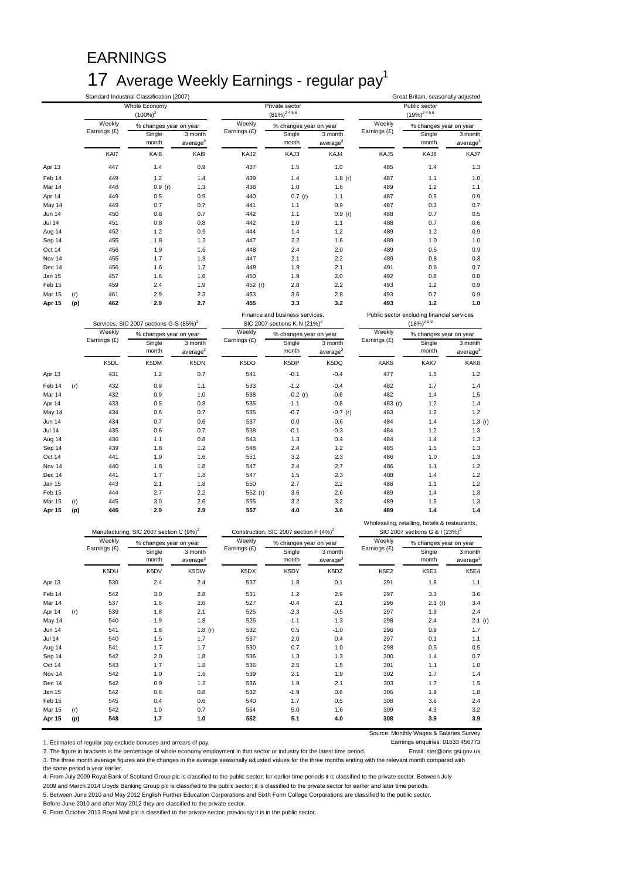# EARNINGS

## 17 Average Weekly Earnings - regular pay[1]

Standard Industrial Classification (2007) | Great Britain, seasonally adjusted

| | | Whole Economy (100%)[2] | | | Private sector (81%)[2 4 5 6] | | | Public sector (19%)[2 4 5 6] | | |
|---|---|---|---|---|---|---|---|---|---|---|
| | | Weekly Earnings (£) | % changes year on year | | Weekly Earnings (£) | % changes year on year | | Weekly Earnings (£) | % changes year on year | |
| | | | Single month | 3 month average[3] | | Single month | 3 month average[3] | | Single month | 3 month average[3] |
| | | KAI7 | KAI8 | KAI9 | KAJ2 | KAJ3 | KAJ4 | KAJ5 | KAJ6 | KAJ7 |
| Apr 13 | | 447 | 1.4 | 0.9 | 437 | 1.5 | 1.0 | 485 | 1.4 | 1.3 |
| Feb 14 | | 449 | 1.2 | 1.4 | 439 | 1.4 | 1.8 (r) | 487 | 1.1 | 1.0 |
| Mar 14 | | 448 | 0.9 (r) | 1.3 | 438 | 1.0 | 1.6 | 489 | 1.2 | 1.1 |
| Apr 14 | | 449 | 0.5 | 0.9 | 440 | 0.7 (r) | 1.1 | 487 | 0.5 | 0.9 |
| May 14 | | 449 | 0.7 | 0.7 | 441 | 1.1 | 0.9 | 487 | 0.3 | 0.7 |
| Jun 14 | | 450 | 0.8 | 0.7 | 442 | 1.1 | 0.9 (r) | 488 | 0.7 | 0.5 |
| Jul 14 | | 451 | 0.8 | 0.8 | 442 | 1.0 | 1.1 | 488 | 0.7 | 0.6 |
| Aug 14 | | 452 | 1.2 | 0.9 | 444 | 1.4 | 1.2 | 489 | 1.2 | 0.9 |
| Sep 14 | | 455 | 1.8 | 1.2 | 447 | 2.2 | 1.6 | 489 | 1.0 | 1.0 |
| Oct 14 | | 456 | 1.9 | 1.6 | 448 | 2.4 | 2.0 | 489 | 0.5 | 0.9 |
| Nov 14 | | 455 | 1.7 | 1.8 | 447 | 2.1 | 2.2 | 489 | 0.8 | 0.8 |
| Dec 14 | | 456 | 1.6 | 1.7 | 448 | 1.9 | 2.1 | 491 | 0.6 | 0.7 |
| Jan 15 | | 457 | 1.6 | 1.6 | 450 | 1.9 | 2.0 | 492 | 0.8 | 0.8 |
| Feb 15 | | 459 | 2.4 | 1.9 | 452 (r) | 2.8 | 2.2 | 493 | 1.2 | 0.9 |
| Mar 15 | (r) | 461 | 2.9 | 2.3 | 453 | 3.6 | 2.8 | 493 | 0.7 | 0.9 |
| **Apr 15** | **(p)** | **462** | **2.9** | **2.7** | **455** | **3.3** | **3.2** | **493** | **1.2** | **1.0** |

| | | Services, SIC 2007 sections G-S (85%)[2] | | | Finance and business services, SIC 2007 sections K-N (21%)[2] | | | Public sector excluding financial services (18%)[2 5 6] | | |
|---|---|---|---|---|---|---|---|---|---|---|
| | | Weekly Earnings (£) | % changes year on year | | Weekly Earnings (£) | % changes year on year | | Weekly Earnings (£) | % changes year on year | |
| | | | Single month | 3 month average[3] | | Single month | 3 month average[3] | | Single month | 3 month average[3] |
| | | K5DL | K5DM | K5DN | K5DO | K5DP | K5DQ | KAK6 | KAK7 | KAK8 |
| Apr 13 | | 431 | 1.2 | 0.7 | 541 | -0.1 | -0.4 | 477 | 1.5 | 1.2 |
| Feb 14 | (r) | 432 | 0.9 | 1.1 | 533 | -1.2 | -0.4 | 482 | 1.7 | 1.4 |
| Mar 14 | | 432 | 0.9 | 1.0 | 538 | -0.2 (r) | -0.6 | 482 | 1.4 | 1.5 |
| Apr 14 | | 433 | 0.5 | 0.8 | 535 | -1.1 | -0.8 | 483 (r) | 1.2 | 1.4 |
| May 14 | | 434 | 0.6 | 0.7 | 535 | -0.7 | -0.7 (r) | 483 | 1.2 | 1.2 |
| Jun 14 | | 434 | 0.7 | 0.6 | 537 | 0.0 | -0.6 | 484 | 1.4 | 1.3 (r) |
| Jul 14 | | 435 | 0.6 | 0.7 | 538 | -0.1 | -0.3 | 484 | 1.2 | 1.3 |
| Aug 14 | | 436 | 1.1 | 0.8 | 543 | 1.3 | 0.4 | 484 | 1.4 | 1.3 |
| Sep 14 | | 439 | 1.8 | 1.2 | 548 | 2.4 | 1.2 | 485 | 1.5 | 1.3 |
| Oct 14 | | 441 | 1.9 | 1.6 | 551 | 3.2 | 2.3 | 486 | 1.0 | 1.3 |
| Nov 14 | | 440 | 1.8 | 1.8 | 547 | 2.4 | 2.7 | 486 | 1.1 | 1.2 |
| Dec 14 | | 441 | 1.7 | 1.8 | 547 | 1.5 | 2.3 | 488 | 1.4 | 1.2 |
| Jan 15 | | 443 | 2.1 | 1.8 | 550 | 2.7 | 2.2 | 488 | 1.1 | 1.2 |
| Feb 15 | | 444 | 2.7 | 2.2 | 552 (r) | 3.6 | 2.6 | 489 | 1.4 | 1.3 |
| Mar 15 | (r) | 445 | 3.0 | 2.6 | 555 | 3.2 | 3.2 | 489 | 1.5 | 1.3 |
| **Apr 15** | **(p)** | **446** | **2.9** | **2.9** | **557** | **4.0** | **3.6** | **489** | **1.4** | **1.4** |

| | | Manufacturing, SIC 2007 section C (9%)[2] | | | Construction, SIC 2007 section F (4%)[2] | | | Wholesaling, retailing, hotels & restaurants, SIC 2007 sections G & I (23%)[2] | | |
|---|---|---|---|---|---|---|---|---|---|---|
| | | Weekly Earnings (£) | % changes year on year | | Weekly Earnings (£) | % changes year on year | | Weekly Earnings (£) | % changes year on year | |
| | | | Single month | 3 month average[3] | | Single month | 3 month average[3] | | Single month | 3 month average[3] |
| | | K5DU | K5DV | K5DW | K5DX | K5DY | K5DZ | K5E2 | K5E3 | K5E4 |
| Apr 13 | | 530 | 2.4 | 2.4 | 537 | 1.8 | 0.1 | 291 | 1.8 | 1.1 |
| Feb 14 | | 542 | 3.0 | 2.8 | 531 | 1.2 | 2.9 | 297 | 3.3 | 3.6 |
| Mar 14 | | 537 | 1.6 | 2.6 | 527 | -0.4 | 2.1 | 296 | 2.1 (r) | 3.4 |
| Apr 14 | (r) | 539 | 1.8 | 2.1 | 525 | -2.3 | -0.5 | 297 | 1.9 | 2.4 |
| May 14 | | 540 | 1.9 | 1.8 | 526 | -1.1 | -1.3 | 298 | 2.4 | 2.1 (r) |
| Jun 14 | | 541 | 1.8 | 1.8 (r) | 532 | 0.5 | -1.0 | 296 | 0.9 | 1.7 |
| Jul 14 | | 540 | 1.5 | 1.7 | 537 | 2.0 | 0.4 | 297 | 0.1 | 1.1 |
| Aug 14 | | 541 | 1.7 | 1.7 | 530 | 0.7 | 1.0 | 298 | 0.5 | 0.5 |
| Sep 14 | | 542 | 2.0 | 1.8 | 536 | 1.3 | 1.3 | 300 | 1.4 | 0.7 |
| Oct 14 | | 543 | 1.7 | 1.8 | 536 | 2.5 | 1.5 | 301 | 1.1 | 1.0 |
| Nov 14 | | 542 | 1.0 | 1.6 | 539 | 2.1 | 1.9 | 302 | 1.7 | 1.4 |
| Dec 14 | | 542 | 0.9 | 1.2 | 536 | 1.9 | 2.1 | 303 | 1.7 | 1.5 |
| Jan 15 | | 542 | 0.6 | 0.8 | 532 | -1.9 | 0.6 | 306 | 1.9 | 1.8 |
| Feb 15 | | 545 | 0.4 | 0.6 | 540 | 1.7 | 0.5 | 308 | 3.6 | 2.4 |
| Mar 15 | (r) | 542 | 1.0 | 0.7 | 554 | 5.0 | 1.6 | 309 | 4.3 | 3.2 |
| **Apr 15** | **(p)** | **548** | **1.7** | **1.0** | **552** | **5.1** | **4.0** | **308** | **3.9** | **3.9** |

Source: Monthly Wages & Salaries Survey

Earnings enquiries: 01633 456773

Email: ster@ons.gsi.gov.uk

1. Estimates of regular pay exclude bonuses and arrears of pay.
2. The figure in brackets is the percentage of whole economy employment in that sector or industry for the latest time period.
3. The three month average figures are the changes in the average seasonally adjusted values for the three months ending with the relevant month compared with the same period a year earlier.
4. From July 2009 Royal Bank of Scotland Group plc is classified to the public sector; for earlier time periods it is classified to the private sector. Between July 2009 and March 2014 Lloyds Banking Group plc is classified to the public sector; it is classified to the private sector for earlier and later time periods.
5. Between June 2010 and May 2012 English Further Education Corporations and Sixth Form College Corporations are classified to the public sector. Before June 2010 and after May 2012 they are classified to the private sector.
6. From October 2013 Royal Mail plc is classified to the private sector; previously it is in the public sector.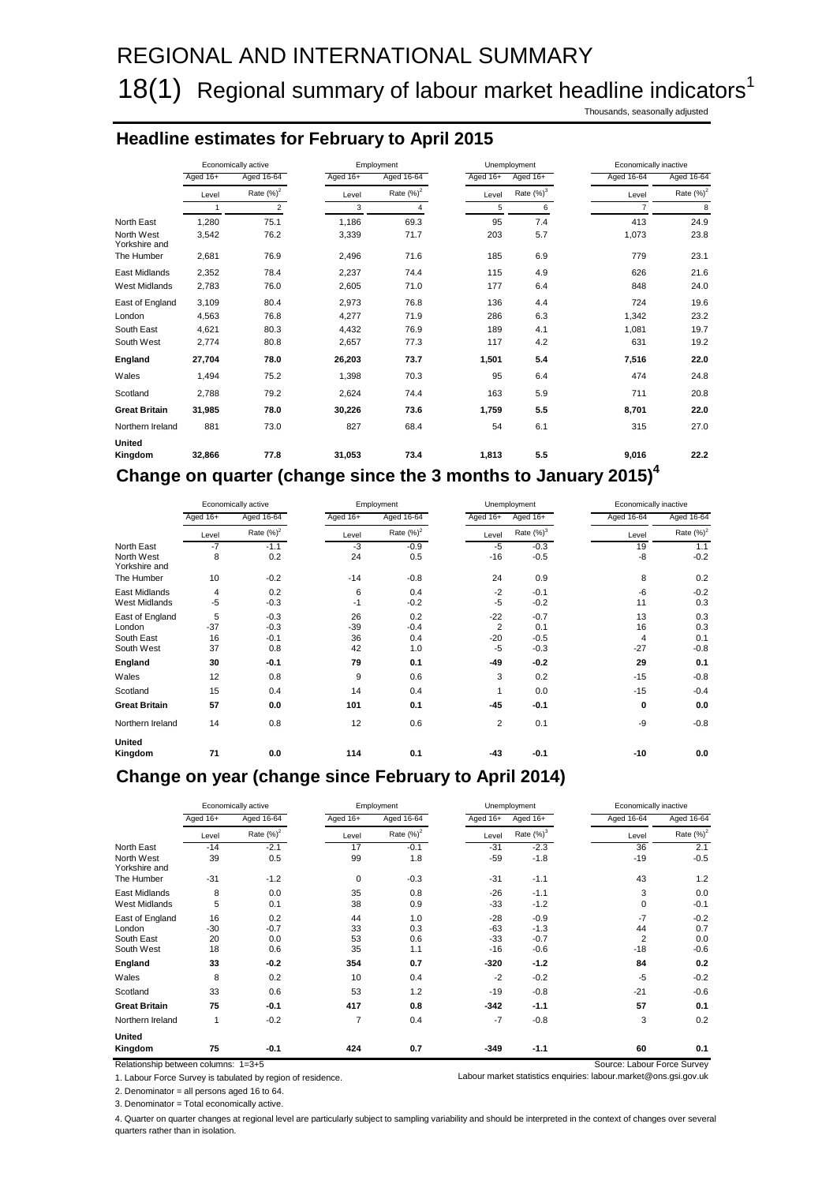# REGIONAL AND INTERNATIONAL SUMMARY

## 18(1) Regional summary of labour market headline indicators[1]

Thousands, seasonally adjusted

### Headline estimates for February to April 2015

| | Economically active | | Employment | | Unemployment | | Economically inactive | |
|---|---|---|---|---|---|---|---|---|
| | Aged 16+ | Aged 16-64 | Aged 16+ | Aged 16-64 | Aged 16+ | Aged 16+ | Aged 16-64 | Aged 16-64 |
| | Level | Rate (%)[2] | Level | Rate (%)[2] | Level | Rate (%)[3] | Level | Rate (%)[2] |
| | 1 | 2 | 3 | 4 | 5 | 6 | 7 | 8 |
| North East | 1,280 | 75.1 | 1,186 | 69.3 | 95 | 7.4 | 413 | 24.9 |
| North West | 3,542 | 76.2 | 3,339 | 71.7 | 203 | 5.7 | 1,073 | 23.8 |
| Yorkshire and The Humber | 2,681 | 76.9 | 2,496 | 71.6 | 185 | 6.9 | 779 | 23.1 |
| East Midlands | 2,352 | 78.4 | 2,237 | 74.4 | 115 | 4.9 | 626 | 21.6 |
| West Midlands | 2,783 | 76.0 | 2,605 | 71.0 | 177 | 6.4 | 848 | 24.0 |
| East of England | 3,109 | 80.4 | 2,973 | 76.8 | 136 | 4.4 | 724 | 19.6 |
| London | 4,563 | 76.8 | 4,277 | 71.9 | 286 | 6.3 | 1,342 | 23.2 |
| South East | 4,621 | 80.3 | 4,432 | 76.9 | 189 | 4.1 | 1,081 | 19.7 |
| South West | 2,774 | 80.8 | 2,657 | 77.3 | 117 | 4.2 | 631 | 19.2 |
| **England** | **27,704** | **78.0** | **26,203** | **73.7** | **1,501** | **5.4** | **7,516** | **22.0** |
| Wales | 1,494 | 75.2 | 1,398 | 70.3 | 95 | 6.4 | 474 | 24.8 |
| Scotland | 2,788 | 79.2 | 2,624 | 74.4 | 163 | 5.9 | 711 | 20.8 |
| **Great Britain** | **31,985** | **78.0** | **30,226** | **73.6** | **1,759** | **5.5** | **8,701** | **22.0** |
| Northern Ireland | 881 | 73.0 | 827 | 68.4 | 54 | 6.1 | 315 | 27.0 |
| **United Kingdom** | **32,866** | **77.8** | **31,053** | **73.4** | **1,813** | **5.5** | **9,016** | **22.2** |

### Change on quarter (change since the 3 months to January 2015)[4]

| | Economically active | | Employment | | Unemployment | | Economically inactive | |
|---|---|---|---|---|---|---|---|---|
| | Aged 16+ | Aged 16-64 | Aged 16+ | Aged 16-64 | Aged 16+ | Aged 16+ | Aged 16-64 | Aged 16-64 |
| | Level | Rate (%)[2] | Level | Rate (%)[2] | Level | Rate (%)[3] | Level | Rate (%)[2] |
| North East | -7 | -1.1 | -3 | -0.9 | -5 | -0.3 | 19 | 1.1 |
| North West | 8 | 0.2 | 24 | 0.5 | -16 | -0.5 | -8 | -0.2 |
| Yorkshire and The Humber | 10 | -0.2 | -14 | -0.8 | 24 | 0.9 | 8 | 0.2 |
| East Midlands | 4 | 0.2 | 6 | 0.4 | -2 | -0.1 | -6 | -0.2 |
| West Midlands | -5 | -0.3 | -1 | -0.2 | -5 | -0.2 | 11 | 0.3 |
| East of England | 5 | -0.3 | 26 | 0.2 | -22 | -0.7 | 13 | 0.3 |
| London | -37 | -0.3 | -39 | -0.4 | 2 | 0.1 | 16 | 0.3 |
| South East | 16 | -0.1 | 36 | 0.4 | -20 | -0.5 | 4 | 0.1 |
| South West | 37 | 0.8 | 42 | 1.0 | -5 | -0.3 | -27 | -0.8 |
| **England** | **30** | **-0.1** | **79** | **0.1** | **-49** | **-0.2** | **29** | **0.1** |
| Wales | 12 | 0.8 | 9 | 0.6 | 3 | 0.2 | -15 | -0.8 |
| Scotland | 15 | 0.4 | 14 | 0.4 | 1 | 0.0 | -15 | -0.4 |
| **Great Britain** | **57** | **0.0** | **101** | **0.1** | **-45** | **-0.1** | **0** | **0.0** |
| Northern Ireland | 14 | 0.8 | 12 | 0.6 | 2 | 0.1 | -9 | -0.8 |
| **United Kingdom** | **71** | **0.0** | **114** | **0.1** | **-43** | **-0.1** | **-10** | **0.0** |

### Change on year (change since February to April 2014)

| | Economically active | | Employment | | Unemployment | | Economically inactive | |
|---|---|---|---|---|---|---|---|---|
| | Aged 16+ | Aged 16-64 | Aged 16+ | Aged 16-64 | Aged 16+ | Aged 16+ | Aged 16-64 | Aged 16-64 |
| | Level | Rate (%)[2] | Level | Rate (%)[2] | Level | Rate (%)[3] | Level | Rate (%)[2] |
| North East | -14 | -2.1 | 17 | -0.1 | -31 | -2.3 | 36 | 2.1 |
| North West | 39 | 0.5 | 99 | 1.8 | -59 | -1.8 | -19 | -0.5 |
| Yorkshire and The Humber | -31 | -1.2 | 0 | -0.3 | -31 | -1.1 | 43 | 1.2 |
| East Midlands | 8 | 0.0 | 35 | 0.8 | -26 | -1.1 | 3 | 0.0 |
| West Midlands | 5 | 0.1 | 38 | 0.9 | -33 | -1.2 | 0 | -0.1 |
| East of England | 16 | 0.2 | 44 | 1.0 | -28 | -0.9 | -7 | -0.2 |
| London | -30 | -0.7 | 33 | 0.3 | -63 | -1.3 | 44 | 0.7 |
| South East | 20 | 0.0 | 53 | 0.6 | -33 | -0.7 | 2 | 0.0 |
| South West | 18 | 0.6 | 35 | 1.1 | -16 | -0.6 | -18 | -0.6 |
| **England** | **33** | **-0.2** | **354** | **0.7** | **-320** | **-1.2** | **84** | **0.2** |
| Wales | 8 | 0.2 | 10 | 0.4 | -2 | -0.2 | -5 | -0.2 |
| Scotland | 33 | 0.6 | 53 | 1.2 | -19 | -0.8 | -21 | -0.6 |
| **Great Britain** | **75** | **-0.1** | **417** | **0.8** | **-342** | **-1.1** | **57** | **0.1** |
| Northern Ireland | 1 | -0.2 | 7 | 0.4 | -7 | -0.8 | 3 | 0.2 |
| **United Kingdom** | **75** | **-0.1** | **424** | **0.7** | **-349** | **-1.1** | **60** | **0.1** |

Relationship between columns: 1=3+5

Source: Labour Force Survey

Labour market statistics enquiries: labour.market@ons.gsi.gov.uk

1. Labour Force Survey is tabulated by region of residence.

2. Denominator = all persons aged 16 to 64.

3. Denominator = Total economically active.

4. Quarter on quarter changes at regional level are particularly subject to sampling variability and should be interpreted in the context of changes over several quarters rather than in isolation.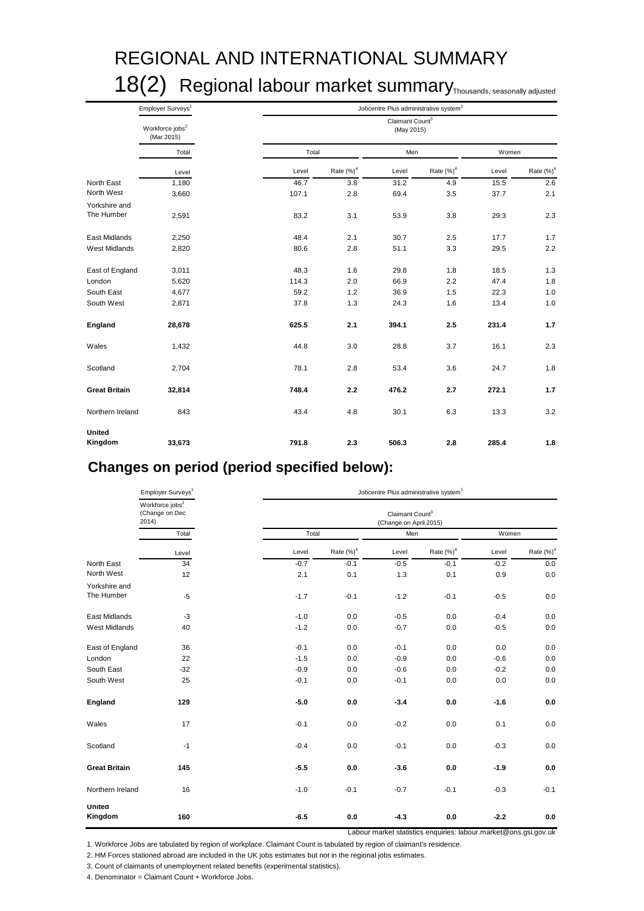# REGIONAL AND INTERNATIONAL SUMMARY

## 18(2) Regional labour market summary

Thousands, seasonally adjusted

| | Employer Surveys[1] | Jobcentre Plus administrative system[1] | | | | | |
|---|---|---|---|---|---|---|---|
| | Workforce jobs[2] (Mar 2015) | Claimant Count[3] (May 2015) | | | | | |
| | Total | Total | | Men | | Women | |
| | Level | Level | Rate (%)[4] | Level | Rate (%)[4] | Level | Rate (%)[4] |
| North East | 1,180 | 46.7 | 3.8 | 31.2 | 4.9 | 15.5 | 2.6 |
| North West | 3,660 | 107.1 | 2.8 | 69.4 | 3.5 | 37.7 | 2.1 |
| Yorkshire and The Humber | 2,591 | 83.2 | 3.1 | 53.9 | 3.8 | 29.3 | 2.3 |
| East Midlands | 2,250 | 48.4 | 2.1 | 30.7 | 2.5 | 17.7 | 1.7 |
| West Midlands | 2,820 | 80.6 | 2.8 | 51.1 | 3.3 | 29.5 | 2.2 |
| East of England | 3,011 | 48.3 | 1.6 | 29.8 | 1.8 | 18.5 | 1.3 |
| London | 5,620 | 114.3 | 2.0 | 66.9 | 2.2 | 47.4 | 1.8 |
| South East | 4,677 | 59.2 | 1.2 | 36.9 | 1.5 | 22.3 | 1.0 |
| South West | 2,871 | 37.8 | 1.3 | 24.3 | 1.6 | 13.4 | 1.0 |
| **England** | **28,678** | **625.5** | **2.1** | **394.1** | **2.5** | **231.4** | **1.7** |
| Wales | 1,432 | 44.8 | 3.0 | 28.8 | 3.7 | 16.1 | 2.3 |
| Scotland | 2,704 | 78.1 | 2.8 | 53.4 | 3.6 | 24.7 | 1.8 |
| **Great Britain** | **32,814** | **748.4** | **2.2** | **476.2** | **2.7** | **272.1** | **1.7** |
| Northern Ireland | 843 | 43.4 | 4.8 | 30.1 | 6.3 | 13.3 | 3.2 |
| **United Kingdom** | **33,673** | **791.8** | **2.3** | **506.3** | **2.8** | **285.4** | **1.8** |

## Changes on period (period specified below):

| | Employer Surveys[1] | Jobcentre Plus administrative system[1] | | | | | |
|---|---|---|---|---|---|---|---|
| | Workforce jobs[2] (Change on Dec 2014) | Claimant Count[3] (Change on April 2015) | | | | | |
| | Total | Total | | Men | | Women | |
| | Level | Level | Rate (%)[4] | Level | Rate (%)[4] | Level | Rate (%)[4] |
| North East | 34 | -0.7 | -0.1 | -0.5 | -0.1 | -0.2 | 0.0 |
| North West | 12 | 2.1 | 0.1 | 1.3 | 0.1 | 0.9 | 0.0 |
| Yorkshire and The Humber | -5 | -1.7 | -0.1 | -1.2 | -0.1 | -0.5 | 0.0 |
| East Midlands | -3 | -1.0 | 0.0 | -0.5 | 0.0 | -0.4 | 0.0 |
| West Midlands | 40 | -1.2 | 0.0 | -0.7 | 0.0 | -0.5 | 0.0 |
| East of England | 36 | -0.1 | 0.0 | -0.1 | 0.0 | 0.0 | 0.0 |
| London | 22 | -1.5 | 0.0 | -0.9 | 0.0 | -0.6 | 0.0 |
| South East | -32 | -0.9 | 0.0 | -0.6 | 0.0 | -0.2 | 0.0 |
| South West | 25 | -0.1 | 0.0 | -0.1 | 0.0 | 0.0 | 0.0 |
| **England** | **129** | **-5.0** | **0.0** | **-3.4** | **0.0** | **-1.6** | **0.0** |
| Wales | 17 | -0.1 | 0.0 | -0.2 | 0.0 | 0.1 | 0.0 |
| Scotland | -1 | -0.4 | 0.0 | -0.1 | 0.0 | -0.3 | 0.0 |
| **Great Britain** | **145** | **-5.5** | **0.0** | **-3.6** | **0.0** | **-1.9** | **0.0** |
| Northern Ireland | 16 | -1.0 | -0.1 | -0.7 | -0.1 | -0.3 | -0.1 |
| **United Kingdom** | **160** | **-6.5** | **0.0** | **-4.3** | **0.0** | **-2.2** | **0.0** |

Labour market statistics enquiries: labour.market@ons.gsi.gov.uk

1. Workforce Jobs are tabulated by region of workplace. Claimant Count is tabulated by region of claimant's residence.
2. HM Forces stationed abroad are included in the UK jobs estimates but not in the regional jobs estimates.
3. Count of claimants of unemployment related benefits (experimental statistics).
4. Denominator = Claimant Count + Workforce Jobs.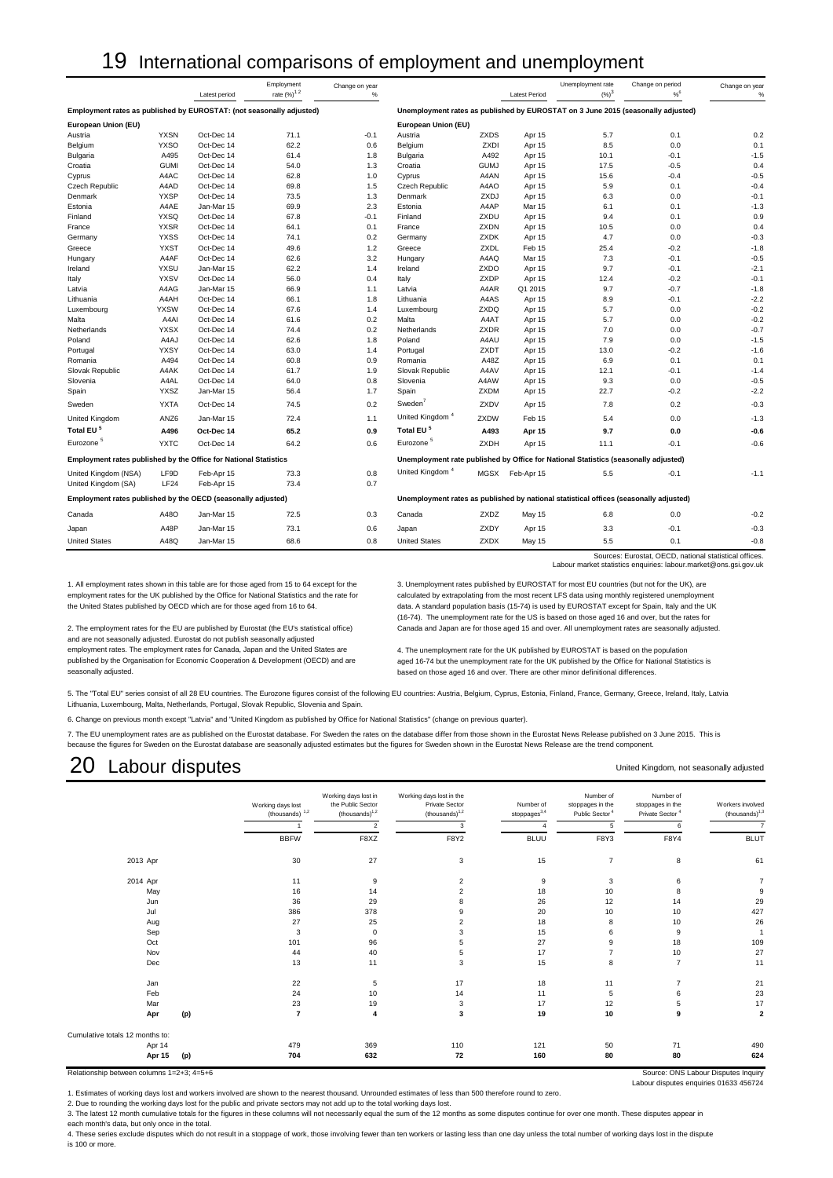# 19 International comparisons of employment and unemployment

| | | Latest period | Employment rate (%)[1 2] | Change on year % |
|---|---|---|---|---|
| **Employment rates as published by EUROSTAT: (not seasonally adjusted)** | | | | |
| **European Union (EU)** | | | | |
| Austria | YXSN | Oct-Dec 14 | 71.1 | -0.1 |
| Belgium | YXSO | Oct-Dec 14 | 62.2 | 0.6 |
| Bulgaria | A495 | Oct-Dec 14 | 61.4 | 1.8 |
| Croatia | GUMI | Oct-Dec 14 | 54.0 | 1.3 |
| Cyprus | A4AC | Oct-Dec 14 | 62.8 | 1.0 |
| Czech Republic | A4AD | Oct-Dec 14 | 69.8 | 1.5 |
| Denmark | YXSP | Oct-Dec 14 | 73.5 | 1.3 |
| Estonia | A4AE | Jan-Mar 15 | 69.9 | 2.3 |
| Finland | YXSQ | Oct-Dec 14 | 67.8 | -0.1 |
| France | YXSR | Oct-Dec 14 | 64.1 | 0.1 |
| Germany | YXSS | Oct-Dec 14 | 74.1 | 0.2 |
| Greece | YXST | Oct-Dec 14 | 49.6 | 1.2 |
| Hungary | A4AF | Oct-Dec 14 | 62.6 | 3.2 |
| Ireland | YXSU | Jan-Mar 15 | 62.2 | 1.4 |
| Italy | YXSV | Oct-Dec 14 | 56.0 | 0.4 |
| Latvia | A4AG | Jan-Mar 15 | 66.9 | 1.1 |
| Lithuania | A4AH | Oct-Dec 14 | 66.1 | 1.8 |
| Luxembourg | YXSW | Oct-Dec 14 | 67.6 | 1.4 |
| Malta | A4AI | Oct-Dec 14 | 61.6 | 0.2 |
| Netherlands | YXSX | Oct-Dec 14 | 74.4 | 0.2 |
| Poland | A4AJ | Oct-Dec 14 | 62.6 | 1.8 |
| Portugal | YXSY | Oct-Dec 14 | 63.0 | 1.4 |
| Romania | A494 | Oct-Dec 14 | 60.8 | 0.9 |
| Slovak Republic | A4AK | Oct-Dec 14 | 61.7 | 1.9 |
| Slovenia | A4AL | Oct-Dec 14 | 64.0 | 0.8 |
| Spain | YXSZ | Jan-Mar 15 | 56.4 | 1.7 |
| Sweden | YXTA | Oct-Dec 14 | 74.5 | 0.2 |
| United Kingdom | ANZ6 | Jan-Mar 15 | 72.4 | 1.1 |
| **Total EU [5]** | **A496** | **Oct-Dec 14** | **65.2** | **0.9** |
| Eurozone [5] | YXTC | Oct-Dec 14 | 64.2 | 0.6 |
| **Employment rates published by the Office for National Statistics** | | | | |
| United Kingdom (NSA) | LF9D | Feb-Apr 15 | 73.3 | 0.8 |
| United Kingdom (SA) | LF24 | Feb-Apr 15 | 73.4 | 0.7 |
| **Employment rates as published by the OECD (seasonally adjusted)** | | | | |
| Canada | A48O | Jan-Mar 15 | 72.5 | 0.3 |
| Japan | A48P | Jan-Mar 15 | 73.1 | 0.6 |
| United States | A48Q | Jan-Mar 15 | 68.6 | 0.8 |

| | | Latest Period | Unemployment rate (%)[3] | Change on period %[6] | Change on year % |
|---|---|---|---|---|---|
| **Unemployment rates as published by EUROSTAT on 3 June 2015 (seasonally adjusted)** | | | | | |
| **European Union (EU)** | | | | | |
| Austria | ZXDS | Apr 15 | 5.7 | 0.1 | 0.2 |
| Belgium | ZXDI | Apr 15 | 8.5 | 0.0 | 0.1 |
| Bulgaria | A492 | Apr 15 | 10.1 | -0.1 | -1.5 |
| Croatia | GUMJ | Apr 15 | 17.5 | -0.5 | 0.4 |
| Cyprus | A4AN | Apr 15 | 15.6 | -0.4 | -0.5 |
| Czech Republic | A4AO | Apr 15 | 5.9 | 0.1 | -0.4 |
| Denmark | ZXDJ | Apr 15 | 6.3 | 0.0 | -0.1 |
| Estonia | A4AP | Mar 15 | 6.1 | 0.1 | -1.3 |
| Finland | ZXDU | Apr 15 | 9.4 | 0.1 | 0.9 |
| France | ZXDN | Apr 15 | 10.5 | 0.0 | 0.4 |
| Germany | ZXDK | Apr 15 | 4.7 | 0.0 | -0.3 |
| Greece | ZXDL | Feb 15 | 25.4 | -0.2 | -1.8 |
| Hungary | A4AQ | Mar 15 | 7.3 | -0.1 | -0.5 |
| Ireland | ZXDO | Apr 15 | 9.7 | -0.1 | -2.1 |
| Italy | ZXDP | Apr 15 | 12.4 | -0.2 | -0.1 |
| Latvia | A4AR | Q1 2015 | 9.7 | -0.7 | -1.8 |
| Lithuania | A4AS | Apr 15 | 8.9 | -0.1 | -2.2 |
| Luxembourg | ZXDQ | Apr 15 | 5.7 | 0.0 | -0.2 |
| Malta | A4AT | Apr 15 | 5.7 | 0.0 | -0.2 |
| Netherlands | ZXDR | Apr 15 | 7.0 | 0.0 | -0.7 |
| Poland | A4AU | Apr 15 | 7.9 | 0.0 | -1.5 |
| Portugal | ZXDT | Apr 15 | 13.0 | -0.2 | -1.6 |
| Romania | A48Z | Apr 15 | 6.9 | 0.1 | 0.1 |
| Slovak Republic | A4AV | Apr 15 | 12.1 | -0.1 | -1.4 |
| Slovenia | A4AW | Apr 15 | 9.3 | 0.0 | -0.5 |
| Spain | ZXDM | Apr 15 | 22.7 | -0.2 | -2.2 |
| Sweden[7] | ZXDV | Apr 15 | 7.8 | 0.2 | -0.3 |
| United Kingdom [4] | ZXDW | Feb 15 | 5.4 | 0.0 | -1.3 |
| **Total EU [5]** | **A493** | **Apr 15** | **9.7** | **0.0** | **-0.6** |
| Eurozone [5] | ZXDH | Apr 15 | 11.1 | -0.1 | -0.6 |
| **Unemployment rate published by Office for National Statistics (seasonally adjusted)** | | | | | |
| United Kingdom [4] | MGSX | Feb-Apr 15 | 5.5 | -0.1 | -1.1 |
| **Unemployment rates as published by national statistical offices (seasonally adjusted)** | | | | | |
| Canada | ZXDZ | May 15 | 6.8 | 0.0 | -0.2 |
| Japan | ZXDY | Apr 15 | 3.3 | -0.1 | -0.3 |
| United States | ZXDX | May 15 | 5.5 | 0.1 | -0.8 |

Sources: Eurostat, OECD, national statistical offices.
Labour market statistics enquiries: labour.market@ons.gsi.gov.uk

1. All employment rates shown in this table are for those aged from 15 to 64 except for the employment rates for the UK published by the Office for National Statistics and the rate for the United States published by OECD which are for those aged from 16 to 64.

2. The employment rates for the EU are published by Eurostat (the EU's statistical office) and are not seasonally adjusted. Eurostat do not publish seasonally adjusted employment rates. The employment rates for Canada, Japan and the United States are published by the Organisation for Economic Cooperation & Development (OECD) and are seasonally adjusted.

3. Unemployment rates published by EUROSTAT for most EU countries (but not for the UK), are calculated by extrapolating from the most recent LFS data using monthly registered unemployment data. A standard population basis (15-74) is used by EUROSTAT except for Spain, Italy and the UK (16-74). The unemployment rate for the US is based on those aged 16 and over, but the rates for Canada and Japan are for those aged 15 and over. All unemployment rates are seasonally adjusted.

4. The unemployment rate for the UK published by EUROSTAT is based on the population aged 16-74 but the unemployment rate for the UK published by the Office for National Statistics is based on those aged 16 and over. There are other minor definitional differences.

5. The "Total EU" series consist of all 28 EU countries. The Eurozone figures consist of the following EU countries: Austria, Belgium, Cyprus, Estonia, Finland, France, Germany, Greece, Ireland, Italy, Latvia Lithuania, Luxembourg, Malta, Netherlands, Portugal, Slovak Republic, Slovenia and Spain.

6. Change on previous month except "Latvia" and "United Kingdom as published by Office for National Statistics" (change on previous quarter).

7. The EU unemployment rates are as published on the Eurostat database. For Sweden the rates on the database differ from those shown in the Eurostat News Release published on 3 June 2015. This is because the figures for Sweden on the Eurostat database are seasonally adjusted estimates but the figures for Sweden shown in the Eurostat News Release are the trend component.

# 20 Labour disputes

United Kingdom, not seasonally adjusted

| | Working days lost (thousands) [1,2] | Working days lost in the Public Sector (thousands)[1,2] | Working days lost in the Private Sector (thousands)[1,2] | Number of stoppages[3,4] | Number of stoppages in the Public Sector [4] | Number of stoppages in the Private Sector [4] | Workers involved (thousands)[1,3] |
|---|---|---|---|---|---|---|---|
| | 1 | 2 | 3 | 4 | 5 | 6 | 7 |
| | BBFW | F8XZ | F8Y2 | BLUU | F8Y3 | F8Y4 | BLUT |
| 2013 Apr | 30 | 27 | 3 | 15 | 7 | 8 | 61 |
| 2014 Apr | 11 | 9 | 2 | 9 | 3 | 6 | 7 |
| May | 16 | 14 | 2 | 18 | 10 | 8 | 9 |
| Jun | 36 | 29 | 8 | 26 | 12 | 14 | 29 |
| Jul | 386 | 378 | 9 | 20 | 10 | 10 | 427 |
| Aug | 27 | 25 | 2 | 18 | 8 | 10 | 26 |
| Sep | 3 | 0 | 3 | 15 | 6 | 9 | 1 |
| Oct | 101 | 96 | 5 | 27 | 9 | 18 | 109 |
| Nov | 44 | 40 | 5 | 17 | 7 | 10 | 27 |
| Dec | 13 | 11 | 3 | 15 | 8 | 7 | 11 |
| Jan | 22 | 5 | 17 | 18 | 11 | 7 | 21 |
| Feb | 24 | 10 | 14 | 11 | 5 | 6 | 23 |
| Mar | 23 | 19 | 3 | 17 | 12 | 5 | 17 |
| **Apr (p)** | **7** | **4** | **3** | **19** | **10** | **9** | **2** |
| Cumulative totals 12 months to: | | | | | | | |
| Apr 14 | 479 | 369 | 110 | 121 | 50 | 71 | 490 |
| **Apr 15 (p)** | **704** | **632** | **72** | **160** | **80** | **80** | **624** |

Relationship between columns 1=2+3; 4=5+6

Source: ONS Labour Disputes Inquiry
Labour disputes enquiries 01633 456724

1. Estimates of working days lost and workers involved are shown to the nearest thousand. Unrounded estimates of less than 500 therefore round to zero.
2. Due to rounding the working days lost for the public and private sectors may not add up to the total working days lost.
3. The latest 12 month cumulative totals for the figures in these columns will not necessarily equal the sum of the 12 months as some disputes continue for over one month. These disputes appear in each month's data, but only once in the total.
4. These series exclude disputes which do not result in a stoppage of work, those involving fewer than ten workers or lasting less than one day unless the total number of working days lost in the dispute is 100 or more.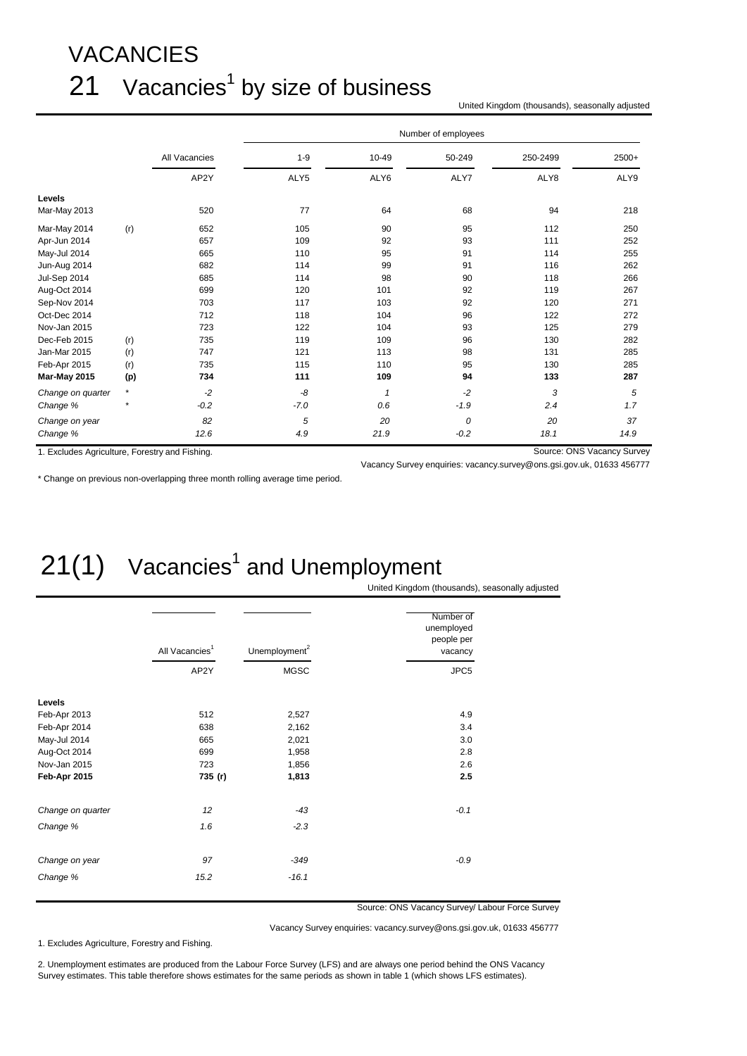# VACANCIES

## 21 Vacancies[1] by size of business

United Kingdom (thousands), seasonally adjusted

| | | All Vacancies | Number of employees | | | | |
|---|---|---|---|---|---|---|---|
| | | | 1-9 | 10-49 | 50-249 | 250-2499 | 2500+ |
| | | AP2Y | ALY5 | ALY6 | ALY7 | ALY8 | ALY9 |
| **Levels** | | | | | | | |
| Mar-May 2013 | | 520 | 77 | 64 | 68 | 94 | 218 |
| Mar-May 2014 | (r) | 652 | 105 | 90 | 95 | 112 | 250 |
| Apr-Jun 2014 | | 657 | 109 | 92 | 93 | 111 | 252 |
| May-Jul 2014 | | 665 | 110 | 95 | 91 | 114 | 255 |
| Jun-Aug 2014 | | 682 | 114 | 99 | 91 | 116 | 262 |
| Jul-Sep 2014 | | 685 | 114 | 98 | 90 | 118 | 266 |
| Aug-Oct 2014 | | 699 | 120 | 101 | 92 | 119 | 267 |
| Sep-Nov 2014 | | 703 | 117 | 103 | 92 | 120 | 271 |
| Oct-Dec 2014 | | 712 | 118 | 104 | 96 | 122 | 272 |
| Nov-Jan 2015 | | 723 | 122 | 104 | 93 | 125 | 279 |
| Dec-Feb 2015 | (r) | 735 | 119 | 109 | 96 | 130 | 282 |
| Jan-Mar 2015 | (r) | 747 | 121 | 113 | 98 | 131 | 285 |
| Feb-Apr 2015 | (r) | 735 | 115 | 110 | 95 | 130 | 285 |
| **Mar-May 2015** | **(p)** | **734** | **111** | **109** | **94** | **133** | **287** |
| *Change on quarter* | * | *-2* | *-8* | *1* | *-2* | *3* | *5* |
| *Change %* | * | *-0.2* | *-7.0* | *0.6* | *-1.9* | *2.4* | *1.7* |
| *Change on year* | | *82* | *5* | *20* | *0* | *20* | *37* |
| *Change %* | | *12.6* | *4.9* | *21.9* | *-0.2* | *18.1* | *14.9* |

1. Excludes Agriculture, Forestry and Fishing.

Source: ONS Vacancy Survey

Vacancy Survey enquiries: vacancy.survey@ons.gsi.gov.uk, 01633 456777

\* Change on previous non-overlapping three month rolling average time period.

## 21(1) Vacancies[1] and Unemployment

United Kingdom (thousands), seasonally adjusted

| | All Vacancies[1] | Unemployment[2] | Number of unemployed people per vacancy |
|---|---|---|---|
| | AP2Y | MGSC | JPC5 |
| **Levels** | | | |
| Feb-Apr 2013 | 512 | 2,527 | 4.9 |
| Feb-Apr 2014 | 638 | 2,162 | 3.4 |
| May-Jul 2014 | 665 | 2,021 | 3.0 |
| Aug-Oct 2014 | 699 | 1,958 | 2.8 |
| Nov-Jan 2015 | 723 | 1,856 | 2.6 |
| **Feb-Apr 2015** | **735 (r)** | **1,813** | **2.5** |
| *Change on quarter* | *12* | *-43* | *-0.1* |
| *Change %* | *1.6* | *-2.3* | |
| *Change on year* | *97* | *-349* | *-0.9* |
| *Change %* | *15.2* | *-16.1* | |

Source: ONS Vacancy Survey/ Labour Force Survey

Vacancy Survey enquiries: vacancy.survey@ons.gsi.gov.uk, 01633 456777

1. Excludes Agriculture, Forestry and Fishing.

2. Unemployment estimates are produced from the Labour Force Survey (LFS) and are always one period behind the ONS Vacancy Survey estimates. This table therefore shows estimates for the same periods as shown in table 1 (which shows LFS estimates).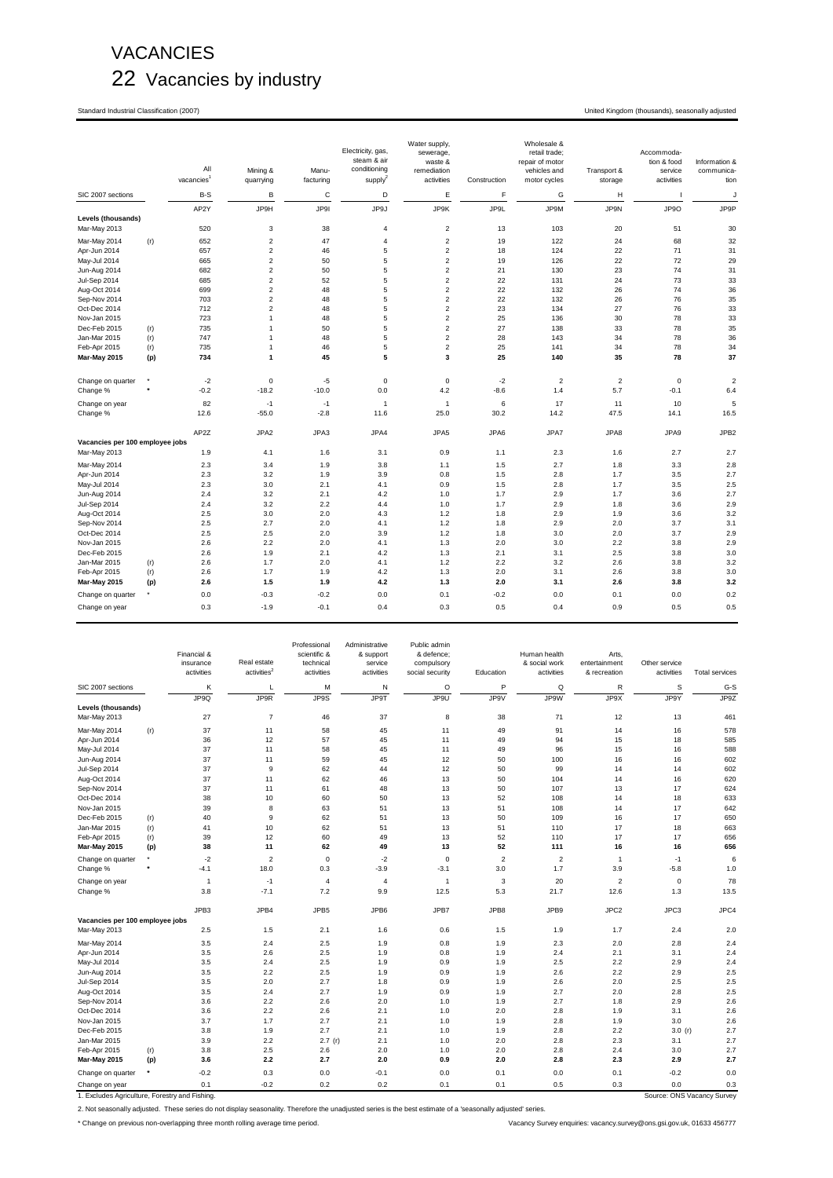# VACANCIES

## 22 Vacancies by industry

Standard Industrial Classification (2007) — United Kingdom (thousands), seasonally adjusted

| | | All vacancies[1] | Mining & quarrying | Manu-facturing | Electricity, gas, steam & air conditioning supply[2] | Water supply, sewerage, waste & remediation activities | Construction | Wholesale & retail trade; repair of motor vehicles and motor cycles | Transport & storage | Accommoda-tion & food service activities | Information & communica-tion |
|---|---|---|---|---|---|---|---|---|---|---|---|
| SIC 2007 sections | | B-S | B | C | D | E | F | G | H | I | J |
| | | AP2Y | JP9H | JP9I | JP9J | JP9K | JP9L | JP9M | JP9N | JP9O | JP9P |
| **Levels (thousands)** | | | | | | | | | | | |
| Mar-May 2013 | | 520 | 3 | 38 | 4 | 2 | 13 | 103 | 20 | 51 | 30 |
| Mar-May 2014 | (r) | 652 | 2 | 47 | 4 | 2 | 19 | 122 | 24 | 68 | 32 |
| Apr-Jun 2014 | | 657 | 2 | 46 | 5 | 2 | 18 | 124 | 22 | 71 | 31 |
| May-Jul 2014 | | 665 | 2 | 50 | 5 | 2 | 19 | 126 | 22 | 72 | 29 |
| Jun-Aug 2014 | | 682 | 2 | 50 | 5 | 2 | 21 | 130 | 23 | 74 | 31 |
| Jul-Sep 2014 | | 685 | 2 | 52 | 5 | 2 | 22 | 131 | 24 | 73 | 33 |
| Aug-Oct 2014 | | 699 | 2 | 48 | 5 | 2 | 22 | 132 | 26 | 74 | 36 |
| Sep-Nov 2014 | | 703 | 2 | 48 | 5 | 2 | 22 | 132 | 26 | 76 | 35 |
| Oct-Dec 2014 | | 712 | 2 | 48 | 5 | 2 | 23 | 134 | 27 | 76 | 33 |
| Nov-Jan 2015 | | 723 | 1 | 48 | 5 | 2 | 25 | 136 | 30 | 78 | 33 |
| Dec-Feb 2015 | (r) | 735 | 1 | 50 | 5 | 2 | 27 | 138 | 33 | 78 | 35 |
| Jan-Mar 2015 | (r) | 747 | 1 | 48 | 5 | 2 | 28 | 143 | 34 | 78 | 36 |
| Feb-Apr 2015 | (r) | 735 | 1 | 46 | 5 | 2 | 25 | 141 | 34 | 78 | 34 |
| **Mar-May 2015** | **(p)** | **734** | **1** | **45** | **5** | **3** | **25** | **140** | **35** | **78** | **37** |
| Change on quarter | * | -2 | 0 | -5 | 0 | 0 | -2 | 2 | 2 | 0 | 2 |
| Change % | * | -0.2 | -18.2 | -10.0 | 0.0 | 4.2 | -8.6 | 1.4 | 5.7 | -0.1 | 6.4 |
| Change on year | | 82 | -1 | -1 | 1 | 1 | 6 | 17 | 11 | 10 | 5 |
| Change % | | 12.6 | -55.0 | -2.8 | 11.6 | 25.0 | 30.2 | 14.2 | 47.5 | 14.1 | 16.5 |
| | | AP2Z | JPA2 | JPA3 | JPA4 | JPA5 | JPA6 | JPA7 | JPA8 | JPA9 | JPB2 |
| **Vacancies per 100 employee jobs** | | | | | | | | | | | |
| Mar-May 2013 | | 1.9 | 4.1 | 1.6 | 3.1 | 0.9 | 1.1 | 2.3 | 1.6 | 2.7 | 2.7 |
| Mar-May 2014 | | 2.3 | 3.4 | 1.9 | 3.8 | 1.1 | 1.5 | 2.7 | 1.8 | 3.3 | 2.8 |
| Apr-Jun 2014 | | 2.3 | 3.2 | 1.9 | 3.9 | 0.8 | 1.5 | 2.8 | 1.7 | 3.5 | 2.7 |
| May-Jul 2014 | | 2.3 | 3.0 | 2.1 | 4.1 | 0.9 | 1.5 | 2.8 | 1.7 | 3.5 | 2.5 |
| Jun-Aug 2014 | | 2.4 | 3.2 | 2.1 | 4.2 | 1.0 | 1.7 | 2.9 | 1.7 | 3.6 | 2.7 |
| Jul-Sep 2014 | | 2.4 | 3.2 | 2.2 | 4.4 | 1.0 | 1.7 | 2.9 | 1.8 | 3.6 | 2.9 |
| Aug-Oct 2014 | | 2.5 | 3.0 | 2.0 | 4.3 | 1.2 | 1.8 | 2.9 | 1.9 | 3.6 | 3.2 |
| Sep-Nov 2014 | | 2.5 | 2.7 | 2.0 | 4.1 | 1.2 | 1.8 | 2.9 | 2.0 | 3.7 | 3.1 |
| Oct-Dec 2014 | | 2.5 | 2.5 | 2.0 | 3.9 | 1.2 | 1.8 | 3.0 | 2.0 | 3.7 | 2.9 |
| Nov-Jan 2015 | | 2.6 | 2.2 | 2.0 | 4.1 | 1.3 | 2.0 | 3.0 | 2.2 | 3.8 | 2.9 |
| Dec-Feb 2015 | | 2.6 | 1.9 | 2.1 | 4.2 | 1.3 | 2.1 | 3.1 | 2.5 | 3.8 | 3.0 |
| Jan-Mar 2015 | (r) | 2.6 | 1.7 | 2.0 | 4.1 | 1.2 | 2.2 | 3.2 | 2.6 | 3.8 | 3.2 |
| Feb-Apr 2015 | (r) | 2.6 | 1.7 | 1.9 | 4.2 | 1.3 | 2.0 | 3.1 | 2.6 | 3.8 | 3.0 |
| **Mar-May 2015** | **(p)** | **2.6** | **1.5** | **1.9** | **4.2** | **1.3** | **2.0** | **3.1** | **2.6** | **3.8** | **3.2** |
| Change on quarter | * | 0.0 | -0.3 | -0.2 | 0.0 | 0.1 | -0.2 | 0.0 | 0.1 | 0.0 | 0.2 |
| Change on year | | 0.3 | -1.9 | -0.1 | 0.4 | 0.3 | 0.5 | 0.4 | 0.9 | 0.5 | 0.5 |

| | | Financial & insurance activities | Real estate activities[2] | Professional scientific & technical activities | Administrative & support service activities | Public admin & defence; compulsory social security | Education | Human health & social work activities | Arts, entertainment & recreation | Other service activities | Total services |
|---|---|---|---|---|---|---|---|---|---|---|---|
| SIC 2007 sections | | K | L | M | N | O | P | Q | R | S | G-S |
| | | JP9Q | JP9R | JP9S | JP9T | JP9U | JP9V | JP9W | JP9X | JP9Y | JP9Z |
| **Levels (thousands)** | | | | | | | | | | | |
| Mar-May 2013 | | 27 | 7 | 46 | 37 | 8 | 38 | 71 | 12 | 13 | 461 |
| Mar-May 2014 | (r) | 37 | 11 | 58 | 45 | 11 | 49 | 91 | 14 | 16 | 578 |
| Apr-Jun 2014 | | 36 | 12 | 57 | 45 | 11 | 49 | 94 | 15 | 18 | 585 |
| May-Jul 2014 | | 37 | 11 | 58 | 45 | 11 | 49 | 96 | 15 | 16 | 588 |
| Jun-Aug 2014 | | 37 | 11 | 59 | 45 | 12 | 50 | 100 | 16 | 16 | 602 |
| Jul-Sep 2014 | | 37 | 9 | 62 | 44 | 12 | 50 | 99 | 14 | 14 | 602 |
| Aug-Oct 2014 | | 37 | 11 | 62 | 46 | 13 | 50 | 104 | 14 | 16 | 620 |
| Sep-Nov 2014 | | 37 | 11 | 61 | 48 | 13 | 50 | 107 | 13 | 17 | 624 |
| Oct-Dec 2014 | | 38 | 10 | 60 | 50 | 13 | 52 | 108 | 14 | 18 | 633 |
| Nov-Jan 2015 | | 39 | 8 | 63 | 51 | 13 | 51 | 108 | 14 | 17 | 642 |
| Dec-Feb 2015 | (r) | 40 | 9 | 62 | 51 | 13 | 50 | 109 | 16 | 17 | 650 |
| Jan-Mar 2015 | (r) | 41 | 10 | 62 | 51 | 13 | 51 | 110 | 17 | 18 | 663 |
| Feb-Apr 2015 | (r) | 39 | 12 | 60 | 49 | 13 | 52 | 110 | 17 | 17 | 656 |
| **Mar-May 2015** | **(p)** | **38** | **11** | **62** | **49** | **13** | **52** | **111** | **16** | **16** | **656** |
| Change on quarter | * | -2 | 2 | 0 | -2 | 0 | 2 | 2 | 1 | -1 | 6 |
| Change % | * | -4.1 | 18.0 | 0.3 | -3.9 | -3.1 | 3.0 | 1.7 | 3.9 | -5.8 | 1.0 |
| Change on year | | 1 | -1 | 4 | 4 | 1 | 3 | 20 | 2 | 0 | 78 |
| Change % | | 3.8 | -7.1 | 7.2 | 9.9 | 12.5 | 5.3 | 21.7 | 12.6 | 1.3 | 13.5 |
| | | JPB3 | JPB4 | JPB5 | JPB6 | JPB7 | JPB8 | JPB9 | JPC2 | JPC3 | JPC4 |
| **Vacancies per 100 employee jobs** | | | | | | | | | | | |
| Mar-May 2013 | | 2.5 | 1.5 | 2.1 | 1.6 | 0.6 | 1.5 | 1.9 | 1.7 | 2.4 | 2.0 |
| Mar-May 2014 | | 3.5 | 2.4 | 2.5 | 1.9 | 0.8 | 1.9 | 2.3 | 2.0 | 2.8 | 2.4 |
| Apr-Jun 2014 | | 3.5 | 2.6 | 2.5 | 1.9 | 0.8 | 1.9 | 2.4 | 2.1 | 3.1 | 2.4 |
| May-Jul 2014 | | 3.5 | 2.4 | 2.5 | 1.9 | 0.9 | 1.9 | 2.5 | 2.2 | 2.9 | 2.4 |
| Jun-Aug 2014 | | 3.5 | 2.2 | 2.5 | 1.9 | 0.9 | 1.9 | 2.6 | 2.2 | 2.9 | 2.5 |
| Jul-Sep 2014 | | 3.5 | 2.0 | 2.7 | 1.8 | 0.9 | 1.9 | 2.6 | 2.0 | 2.5 | 2.5 |
| Aug-Oct 2014 | | 3.5 | 2.4 | 2.7 | 1.9 | 0.9 | 1.9 | 2.7 | 2.0 | 2.8 | 2.5 |
| Sep-Nov 2014 | | 3.6 | 2.2 | 2.6 | 2.0 | 1.0 | 1.9 | 2.7 | 1.8 | 2.9 | 2.6 |
| Oct-Dec 2014 | | 3.6 | 2.2 | 2.6 | 2.1 | 1.0 | 2.0 | 2.8 | 1.9 | 3.1 | 2.6 |
| Nov-Jan 2015 | | 3.7 | 1.7 | 2.7 | 2.1 | 1.0 | 1.9 | 2.8 | 1.9 | 3.0 | 2.6 |
| Dec-Feb 2015 | | 3.8 | 1.9 | 2.7 | 2.1 | 1.0 | 1.9 | 2.8 | 2.2 | 3.0 (r) | 2.7 |
| Jan-Mar 2015 | | 3.9 | 2.2 | 2.7 (r) | 2.1 | 1.0 | 2.0 | 2.8 | 2.3 | 3.1 | 2.7 |
| Feb-Apr 2015 | (r) | 3.8 | 2.5 | 2.6 | 2.0 | 1.0 | 2.0 | 2.8 | 2.4 | 3.0 | 2.7 |
| **Mar-May 2015** | **(p)** | **3.6** | **2.2** | **2.7** | **2.0** | **0.9** | **2.0** | **2.8** | **2.3** | **2.9** | **2.7** |
| Change on quarter | * | -0.2 | 0.3 | 0.0 | -0.1 | 0.0 | 0.1 | 0.0 | 0.1 | -0.2 | 0.0 |
| Change on year | | 0.1 | -0.2 | 0.2 | 0.2 | 0.1 | 0.1 | 0.5 | 0.3 | 0.0 | 0.3 |

1. Excludes Agriculture, Forestry and Fishing.

2. Not seasonally adjusted. These series do not display seasonality. Therefore the unadjusted series is the best estimate of a 'seasonally adjusted' series.

* Change on previous non-overlapping three month rolling average time period.

Source: ONS Vacancy Survey

Vacancy Survey enquiries: vacancy.survey@ons.gsi.gov.uk, 01633 456777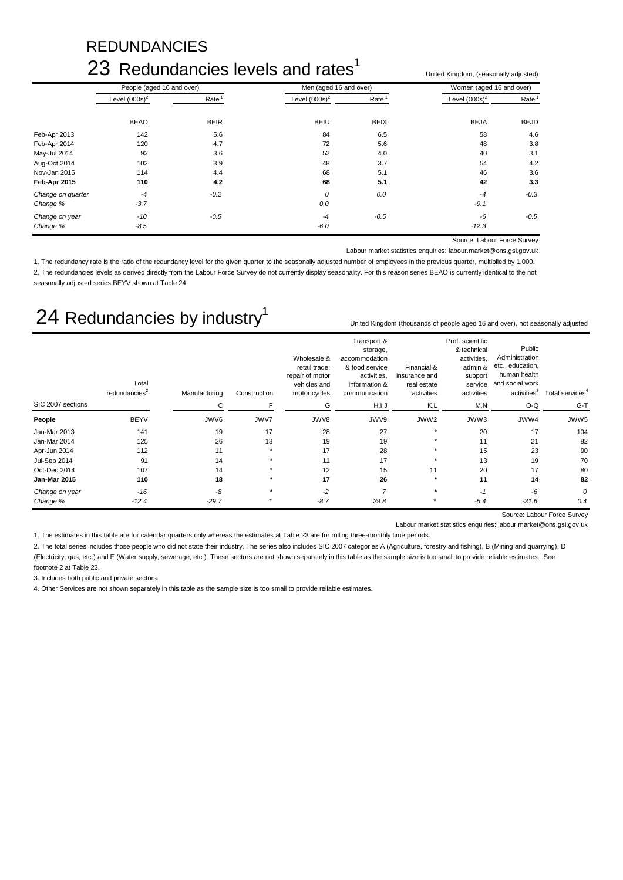# REDUNDANCIES

## 23 Redundancies levels and rates[1]

United Kingdom, (seasonally adjusted)

| | People (aged 16 and over) | | Men (aged 16 and over) | | Women (aged 16 and over) | |
|---|---|---|---|---|---|---|
| | Level (000s)[2] | Rate[1] | Level (000s)[2] | Rate[1] | Level (000s)[2] | Rate[1] |
| | BEAO | BEIR | BEIU | BEIX | BEJA | BEJD |
| Feb-Apr 2013 | 142 | 5.6 | 84 | 6.5 | 58 | 4.6 |
| Feb-Apr 2014 | 120 | 4.7 | 72 | 5.6 | 48 | 3.8 |
| May-Jul 2014 | 92 | 3.6 | 52 | 4.0 | 40 | 3.1 |
| Aug-Oct 2014 | 102 | 3.9 | 48 | 3.7 | 54 | 4.2 |
| Nov-Jan 2015 | 114 | 4.4 | 68 | 5.1 | 46 | 3.6 |
| **Feb-Apr 2015** | **110** | **4.2** | **68** | **5.1** | **42** | **3.3** |
| *Change on quarter* | *-4* | *-0.2* | *0* | *0.0* | *-4* | *-0.3* |
| *Change %* | *-3.7* | | *0.0* | | *-9.1* | |
| *Change on year* | *-10* | *-0.5* | *-4* | *-0.5* | *-6* | *-0.5* |
| *Change %* | *-8.5* | | *-6.0* | | *-12.3* | |

Source: Labour Force Survey

Labour market statistics enquiries: labour.market@ons.gsi.gov.uk

1. The redundancy rate is the ratio of the redundancy level for the given quarter to the seasonally adjusted number of employees in the previous quarter, multiplied by 1,000.
2. The redundancies levels as derived directly from the Labour Force Survey do not currently display seasonality. For this reason series BEAO is currently identical to the not seasonally adjusted series BEYV shown at Table 24.

## 24 Redundancies by industry[1]

United Kingdom (thousands of people aged 16 and over), not seasonally adjusted

| | Total redundancies[2] | Manufacturing | Construction | Wholesale & retail trade; repair of motor vehicles and motor cycles | Transport & storage, accommodation & food service activities, information & communication | Financial & insurance and real estate activities | Prof. scientific & technical activities, admin & support service activities | Public Administration etc., education, human health and social work activities[3] | Total services[4] |
|---|---|---|---|---|---|---|---|---|---|
| SIC 2007 sections | | C | F | G | H,I,J | K,L | M,N | O-Q | G-T |
| **People** | BEYV | JWV6 | JWV7 | JWV8 | JWV9 | JWW2 | JWW3 | JWW4 | JWW5 |
| Jan-Mar 2013 | 141 | 19 | 17 | 28 | 27 | * | 20 | 17 | 104 |
| Jan-Mar 2014 | 125 | 26 | 13 | 19 | 19 | * | 11 | 21 | 82 |
| Apr-Jun 2014 | 112 | 11 | * | 17 | 28 | * | 15 | 23 | 90 |
| Jul-Sep 2014 | 91 | 14 | * | 11 | 17 | * | 13 | 19 | 70 |
| Oct-Dec 2014 | 107 | 14 | * | 12 | 15 | 11 | 20 | 17 | 80 |
| **Jan-Mar 2015** | **110** | **18** | **\*** | **17** | **26** | **\*** | **11** | **14** | **82** |
| *Change on year* | *-16* | *-8* | * | *-2* | *7* | * | *-1* | *-6* | *0* |
| *Change %* | *-12.4* | *-29.7* | * | *-8.7* | *39.8* | * | *-5.4* | *-31.6* | *0.4* |

Source: Labour Force Survey

Labour market statistics enquiries: labour.market@ons.gsi.gov.uk

1. The estimates in this table are for calendar quarters only whereas the estimates at Table 23 are for rolling three-monthly time periods.
2. The total series includes those people who did not state their industry. The series also includes SIC 2007 categories A (Agriculture, forestry and fishing), B (Mining and quarrying), D (Electricity, gas, etc.) and E (Water supply, sewerage, etc.). These sectors are not shown separately in this table as the sample size is too small to provide reliable estimates. See footnote 2 at Table 23.
3. Includes both public and private sectors.
4. Other Services are not shown separately in this table as the sample size is too small to provide reliable estimates.